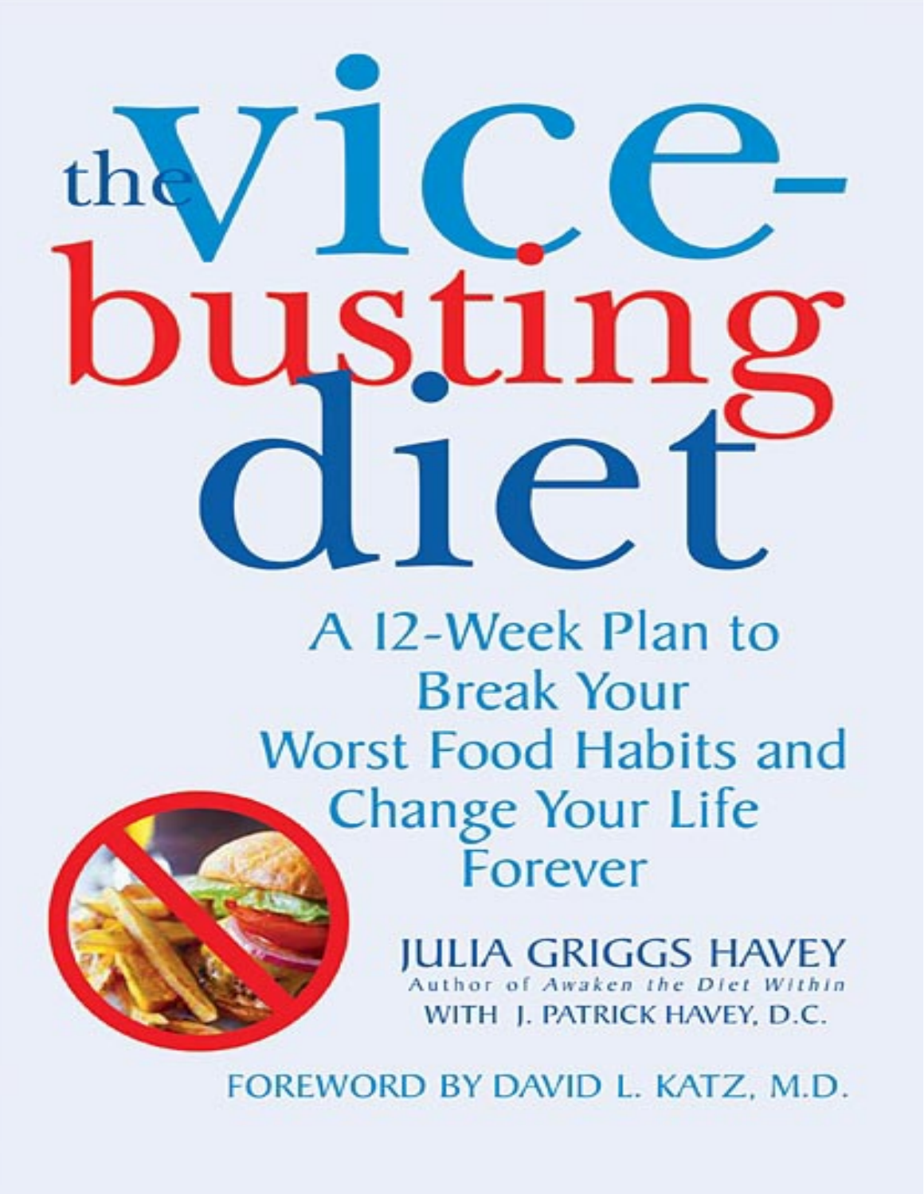# the vice-busting diet

## A 12-Week Plan to Break Your Worst Food Habits and Change Your Life Forever

**JULIA GRIGGS HAVEY**

Author of *Awaken the Diet Within*

**WITH J. PATRICK HAVEY, D.C.**

FOREWORD BY DAVID L. KATZ, M.D.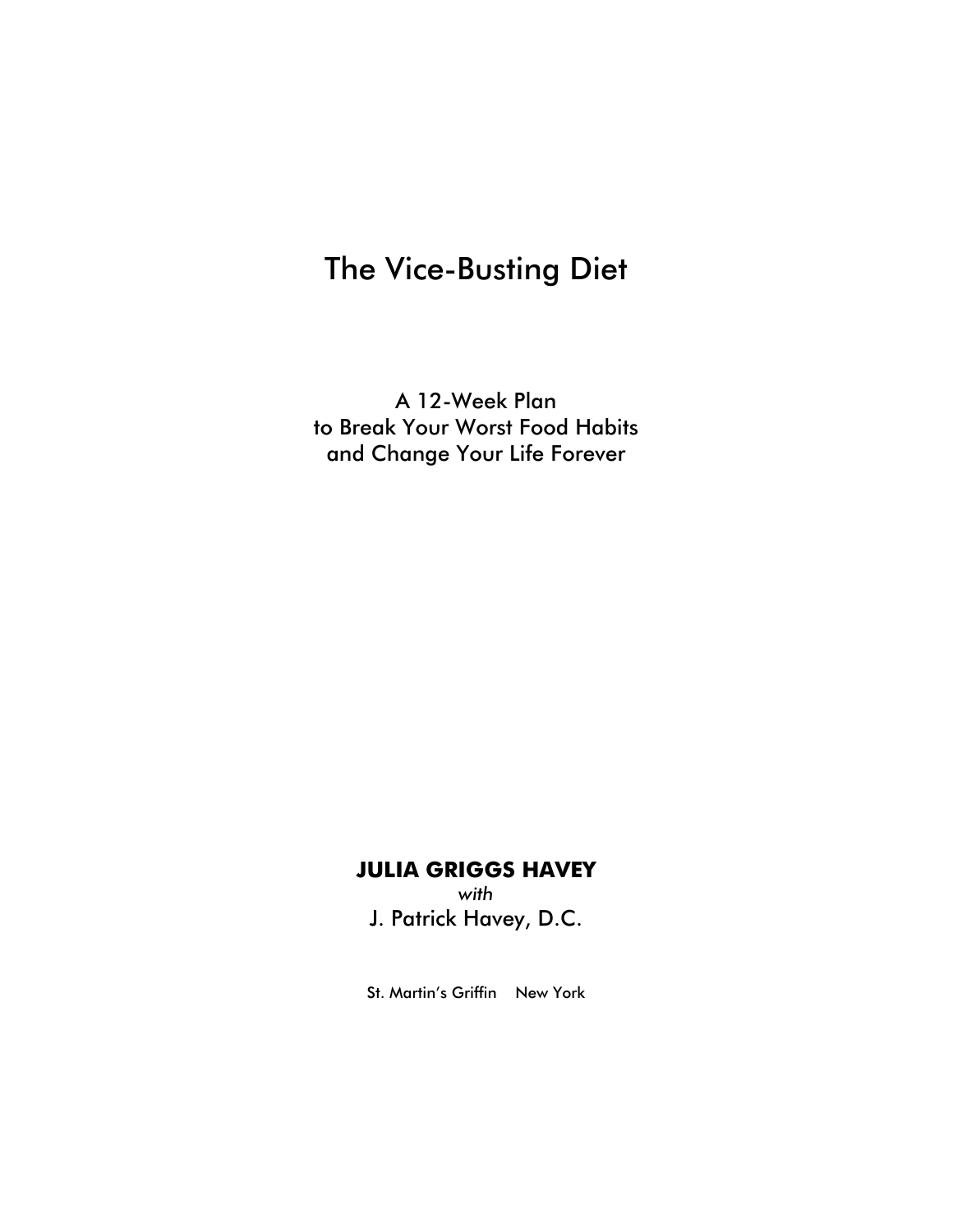# The Vice-Busting Diet

A 12-Week Plan
to Break Your Worst Food Habits
and Change Your Life Forever

**JULIA GRIGGS HAVEY**

*with*

J. Patrick Havey, D.C.

St. Martin's Griffin New York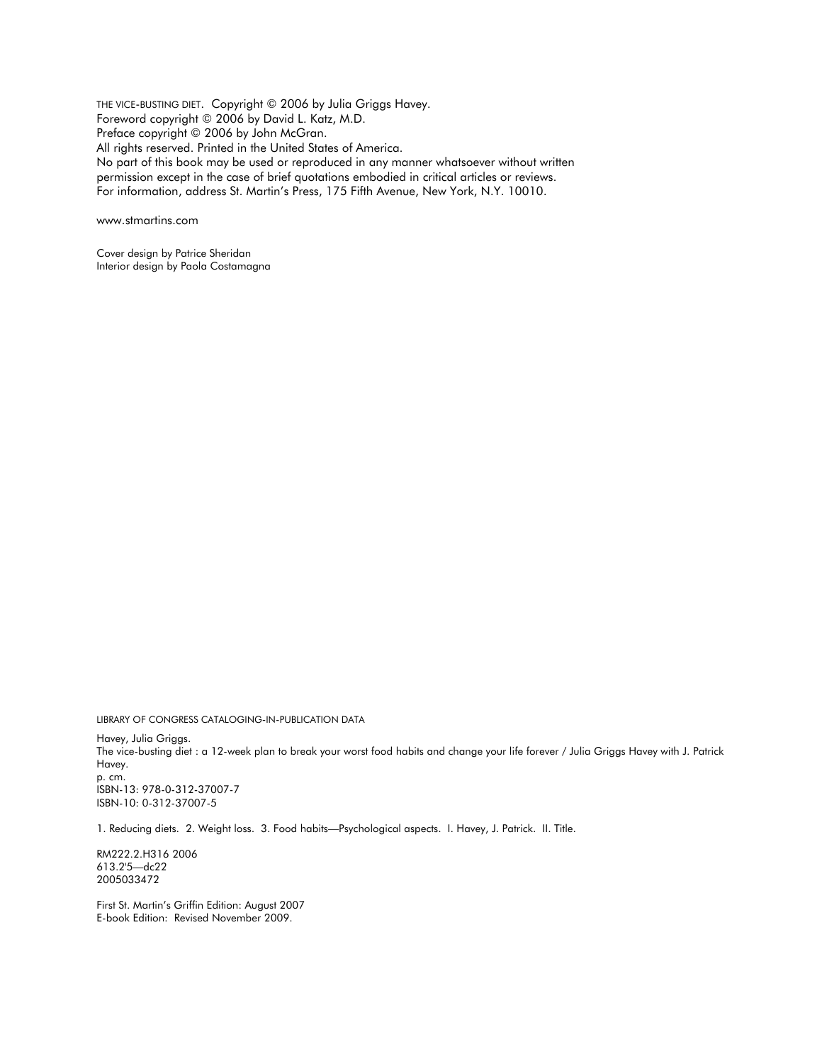THE VICE-BUSTING DIET. Copyright © 2006 by Julia Griggs Havey.
Foreword copyright © 2006 by David L. Katz, M.D.
Preface copyright © 2006 by John McGran.
All rights reserved. Printed in the United States of America.
No part of this book may be used or reproduced in any manner whatsoever without written permission except in the case of brief quotations embodied in critical articles or reviews.
For information, address St. Martin's Press, 175 Fifth Avenue, New York, N.Y. 10010.

www.stmartins.com

Cover design by Patrice Sheridan
Interior design by Paola Costamagna

LIBRARY OF CONGRESS CATALOGING-IN-PUBLICATION DATA

Havey, Julia Griggs.
The vice-busting diet : a 12-week plan to break your worst food habits and change your life forever / Julia Griggs Havey with J. Patrick Havey.
p. cm.
ISBN-13: 978-0-312-37007-7
ISBN-10: 0-312-37007-5

1. Reducing diets. 2. Weight loss. 3. Food habits—Psychological aspects. I. Havey, J. Patrick. II. Title.

RM222.2.H316 2006
613.2'5—dc22
2005033472

First St. Martin's Griffin Edition: August 2007
E-book Edition: Revised November 2009.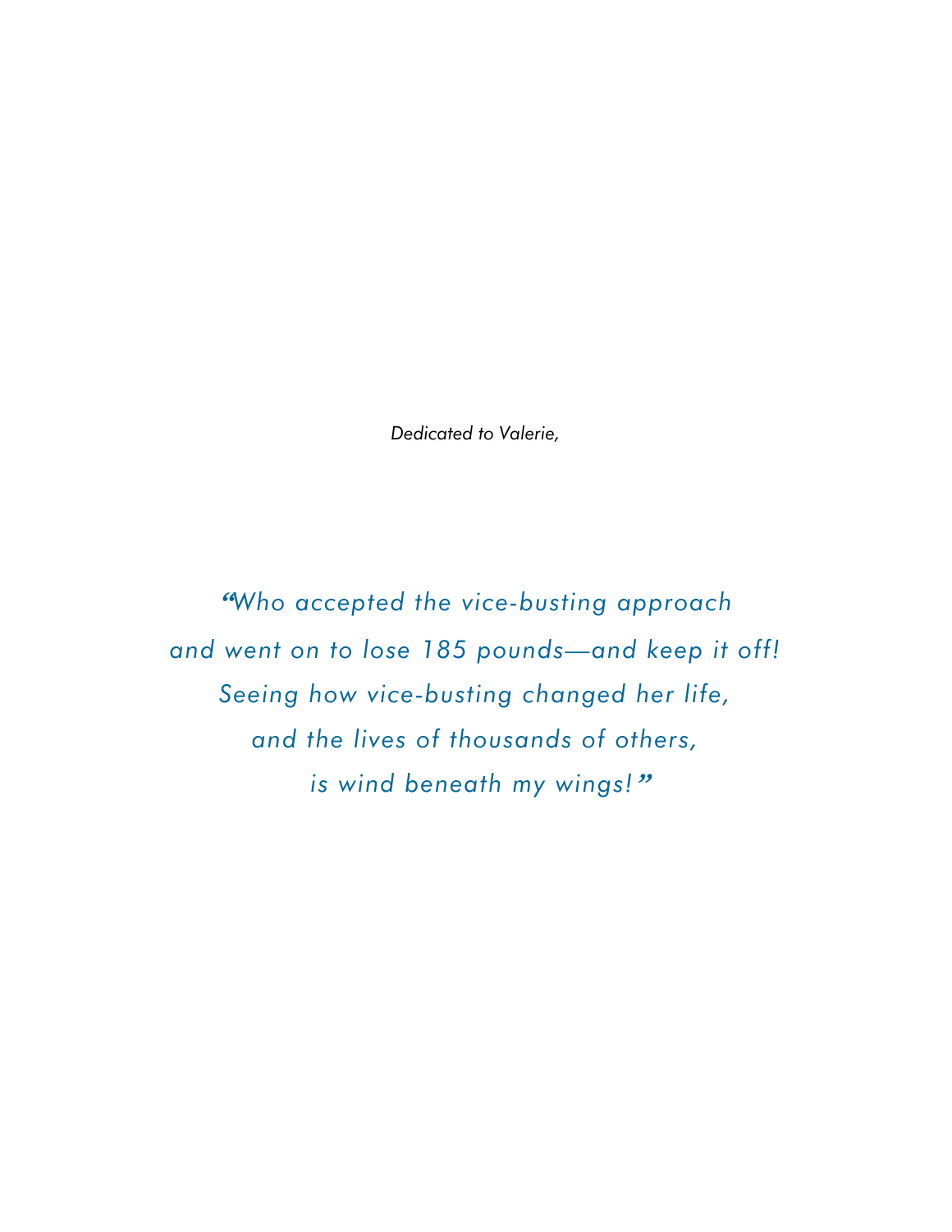*Dedicated to Valerie,*

*"Who accepted the vice-busting approach*
*and went on to lose 185 pounds—and keep it off!*
*Seeing how vice-busting changed her life,*
*and the lives of thousands of others,*
*is wind beneath my wings!"*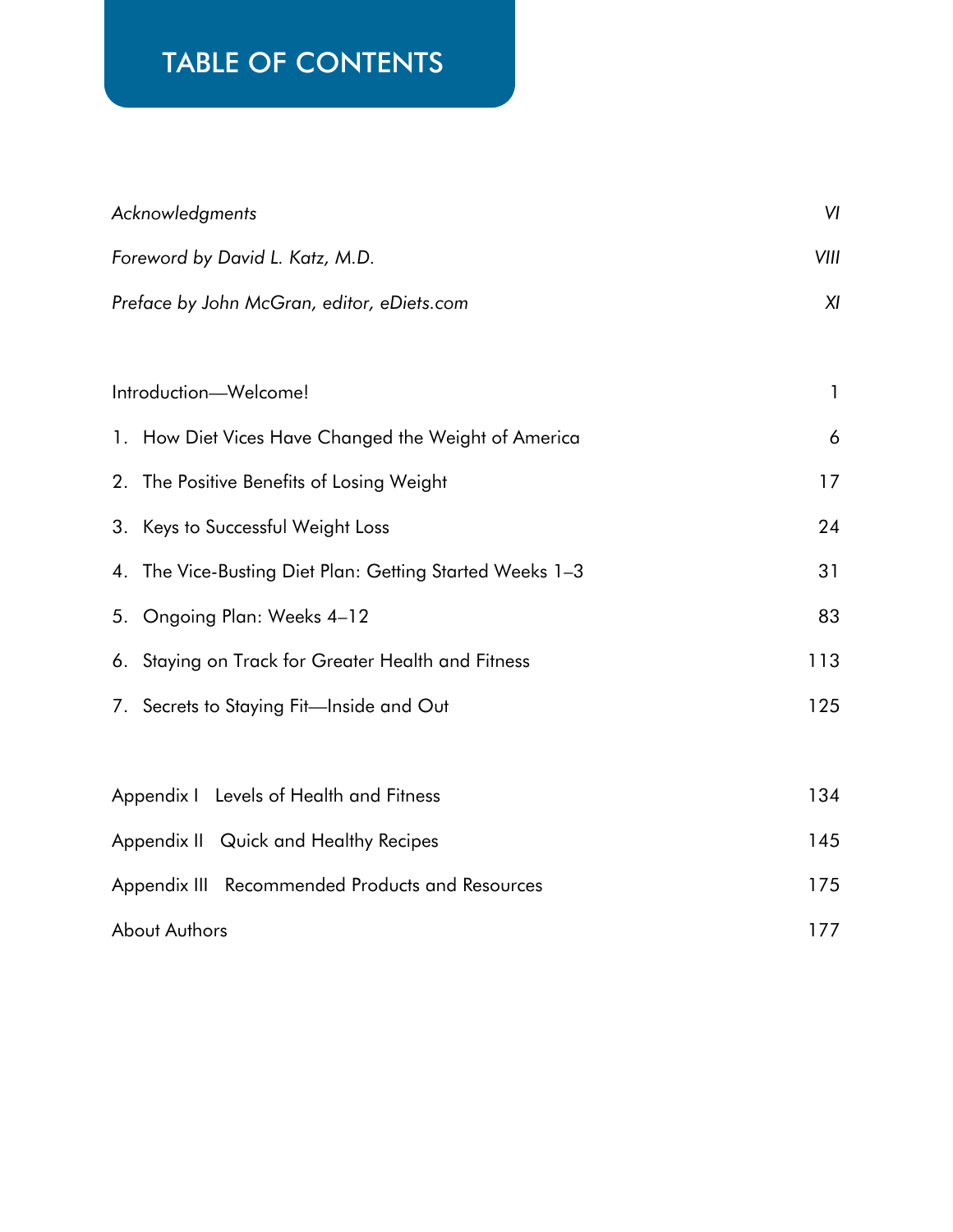# TABLE OF CONTENTS

| | |
|---|---|
| *Acknowledgments* | *VI* |
| *Foreword by David L. Katz, M.D.* | *VIII* |
| *Preface by John McGran, editor, eDiets.com* | *XI* |
| Introduction—Welcome! | 1 |
| 1. How Diet Vices Have Changed the Weight of America | 6 |
| 2. The Positive Benefits of Losing Weight | 17 |
| 3. Keys to Successful Weight Loss | 24 |
| 4. The Vice-Busting Diet Plan: Getting Started Weeks 1–3 | 31 |
| 5. Ongoing Plan: Weeks 4–12 | 83 |
| 6. Staying on Track for Greater Health and Fitness | 113 |
| 7. Secrets to Staying Fit—Inside and Out | 125 |
| Appendix I Levels of Health and Fitness | 134 |
| Appendix II Quick and Healthy Recipes | 145 |
| Appendix III Recommended Products and Resources | 175 |
| About Authors | 177 |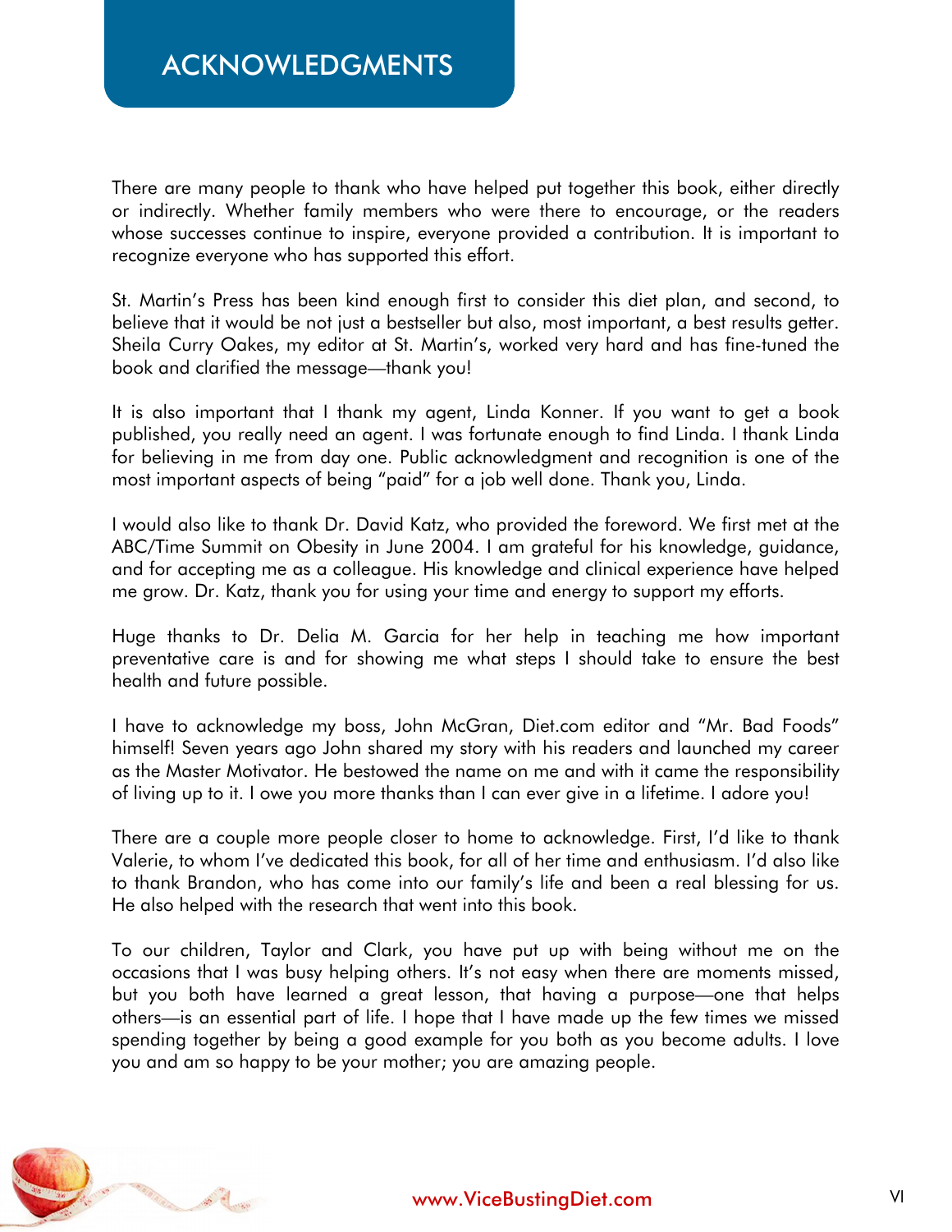# ACKNOWLEDGMENTS

There are many people to thank who have helped put together this book, either directly or indirectly. Whether family members who were there to encourage, or the readers whose successes continue to inspire, everyone provided a contribution. It is important to recognize everyone who has supported this effort.

St. Martin's Press has been kind enough first to consider this diet plan, and second, to believe that it would be not just a bestseller but also, most important, a best results getter. Sheila Curry Oakes, my editor at St. Martin's, worked very hard and has fine-tuned the book and clarified the message—thank you!

It is also important that I thank my agent, Linda Konner. If you want to get a book published, you really need an agent. I was fortunate enough to find Linda. I thank Linda for believing in me from day one. Public acknowledgment and recognition is one of the most important aspects of being "paid" for a job well done. Thank you, Linda.

I would also like to thank Dr. David Katz, who provided the foreword. We first met at the ABC/Time Summit on Obesity in June 2004. I am grateful for his knowledge, guidance, and for accepting me as a colleague. His knowledge and clinical experience have helped me grow. Dr. Katz, thank you for using your time and energy to support my efforts.

Huge thanks to Dr. Delia M. Garcia for her help in teaching me how important preventative care is and for showing me what steps I should take to ensure the best health and future possible.

I have to acknowledge my boss, John McGran, Diet.com editor and "Mr. Bad Foods" himself! Seven years ago John shared my story with his readers and launched my career as the Master Motivator. He bestowed the name on me and with it came the responsibility of living up to it. I owe you more thanks than I can ever give in a lifetime. I adore you!

There are a couple more people closer to home to acknowledge. First, I'd like to thank Valerie, to whom I've dedicated this book, for all of her time and enthusiasm. I'd also like to thank Brandon, who has come into our family's life and been a real blessing for us. He also helped with the research that went into this book.

To our children, Taylor and Clark, you have put up with being without me on the occasions that I was busy helping others. It's not easy when there are moments missed, but you both have learned a great lesson, that having a purpose—one that helps others—is an essential part of life. I hope that I have made up the few times we missed spending together by being a good example for you both as you become adults. I love you and am so happy to be your mother; you are amazing people.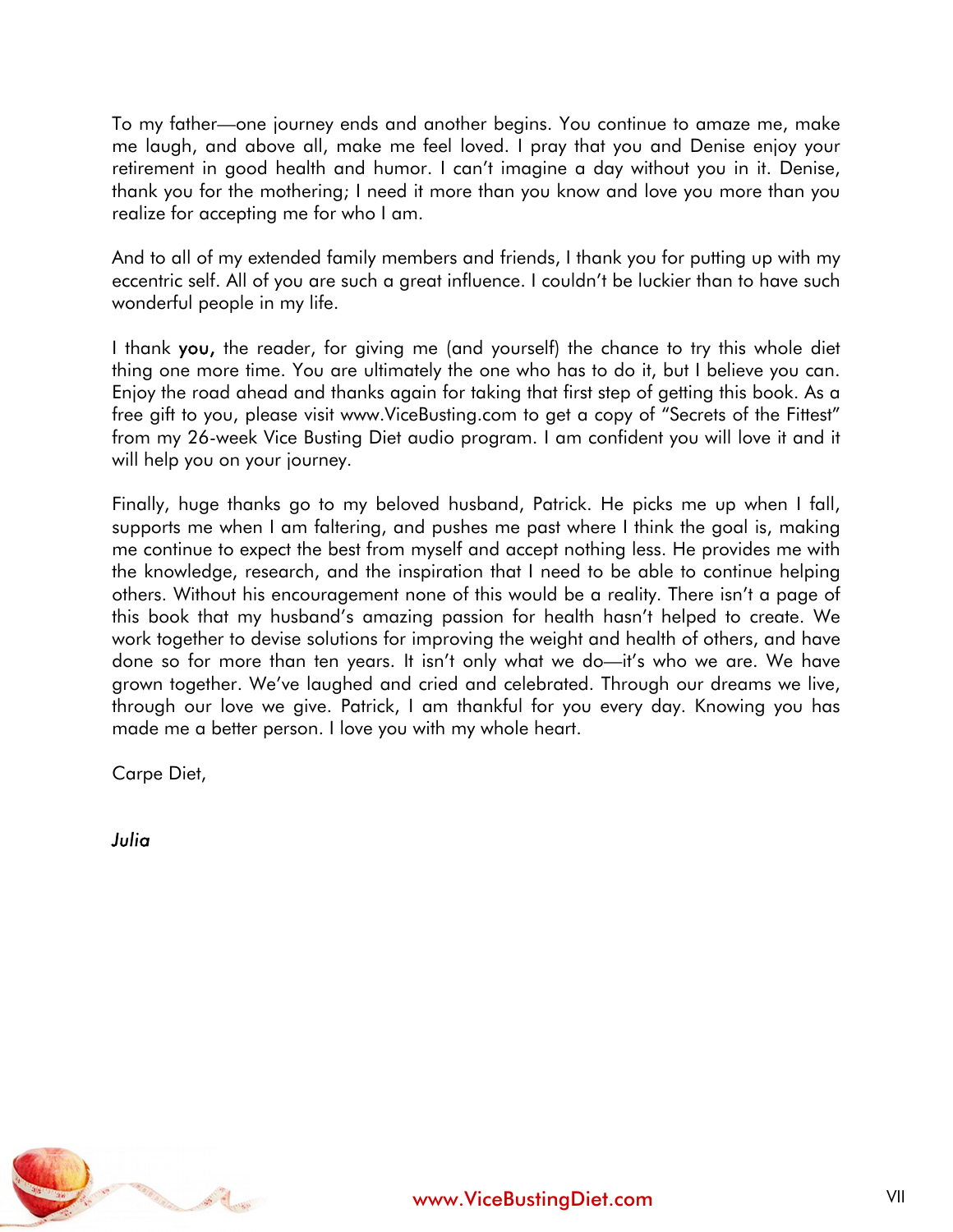To my father—one journey ends and another begins. You continue to amaze me, make me laugh, and above all, make me feel loved. I pray that you and Denise enjoy your retirement in good health and humor. I can't imagine a day without you in it. Denise, thank you for the mothering; I need it more than you know and love you more than you realize for accepting me for who I am.

And to all of my extended family members and friends, I thank you for putting up with my eccentric self. All of you are such a great influence. I couldn't be luckier than to have such wonderful people in my life.

I thank **you,** the reader, for giving me (and yourself) the chance to try this whole diet thing one more time. You are ultimately the one who has to do it, but I believe you can. Enjoy the road ahead and thanks again for taking that first step of getting this book. As a free gift to you, please visit www.ViceBusting.com to get a copy of "Secrets of the Fittest" from my 26-week Vice Busting Diet audio program. I am confident you will love it and it will help you on your journey.

Finally, huge thanks go to my beloved husband, Patrick. He picks me up when I fall, supports me when I am faltering, and pushes me past where I think the goal is, making me continue to expect the best from myself and accept nothing less. He provides me with the knowledge, research, and the inspiration that I need to be able to continue helping others. Without his encouragement none of this would be a reality. There isn't a page of this book that my husband's amazing passion for health hasn't helped to create. We work together to devise solutions for improving the weight and health of others, and have done so for more than ten years. It isn't only what we do—it's who we are. We have grown together. We've laughed and cried and celebrated. Through our dreams we live, through our love we give. Patrick, I am thankful for you every day. Knowing you has made me a better person. I love you with my whole heart.

Carpe Diet,

*Julia*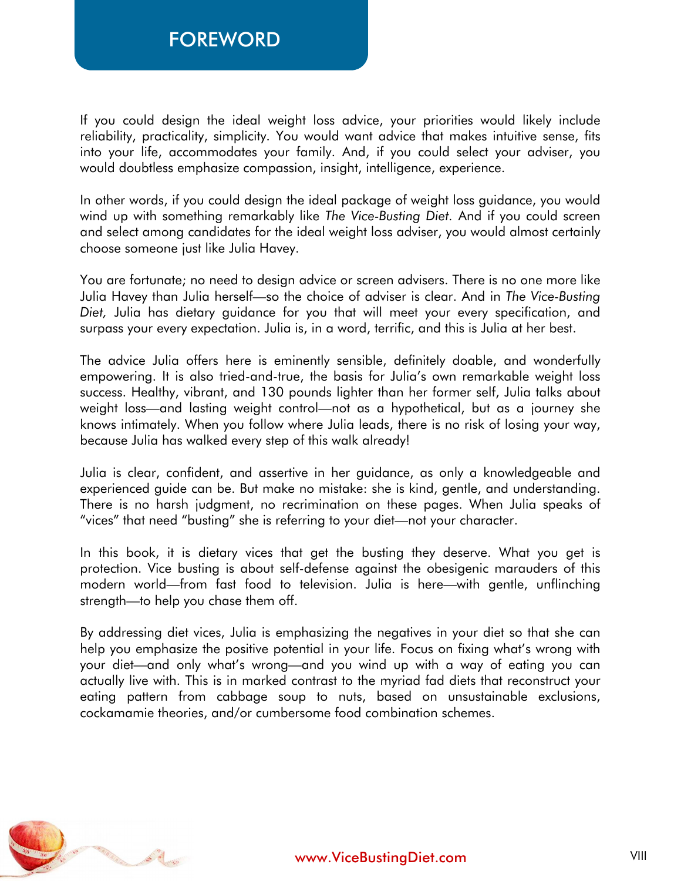# FOREWORD

If you could design the ideal weight loss advice, your priorities would likely include reliability, practicality, simplicity. You would want advice that makes intuitive sense, fits into your life, accommodates your family. And, if you could select your adviser, you would doubtless emphasize compassion, insight, intelligence, experience.

In other words, if you could design the ideal package of weight loss guidance, you would wind up with something remarkably like *The Vice-Busting Diet*. And if you could screen and select among candidates for the ideal weight loss adviser, you would almost certainly choose someone just like Julia Havey.

You are fortunate; no need to design advice or screen advisers. There is no one more like Julia Havey than Julia herself—so the choice of adviser is clear. And in *The Vice-Busting Diet,* Julia has dietary guidance for you that will meet your every specification, and surpass your every expectation. Julia is, in a word, terrific, and this is Julia at her best.

The advice Julia offers here is eminently sensible, definitely doable, and wonderfully empowering. It is also tried-and-true, the basis for Julia's own remarkable weight loss success. Healthy, vibrant, and 130 pounds lighter than her former self, Julia talks about weight loss—and lasting weight control—not as a hypothetical, but as a journey she knows intimately. When you follow where Julia leads, there is no risk of losing your way, because Julia has walked every step of this walk already!

Julia is clear, confident, and assertive in her guidance, as only a knowledgeable and experienced guide can be. But make no mistake: she is kind, gentle, and understanding. There is no harsh judgment, no recrimination on these pages. When Julia speaks of "vices" that need "busting" she is referring to your diet—not your character.

In this book, it is dietary vices that get the busting they deserve. What you get is protection. Vice busting is about self-defense against the obesigenic marauders of this modern world—from fast food to television. Julia is here—with gentle, unflinching strength—to help you chase them off.

By addressing diet vices, Julia is emphasizing the negatives in your diet so that she can help you emphasize the positive potential in your life. Focus on fixing what's wrong with your diet—and only what's wrong—and you wind up with a way of eating you can actually live with. This is in marked contrast to the myriad fad diets that reconstruct your eating pattern from cabbage soup to nuts, based on unsustainable exclusions, cockamamie theories, and/or cumbersome food combination schemes.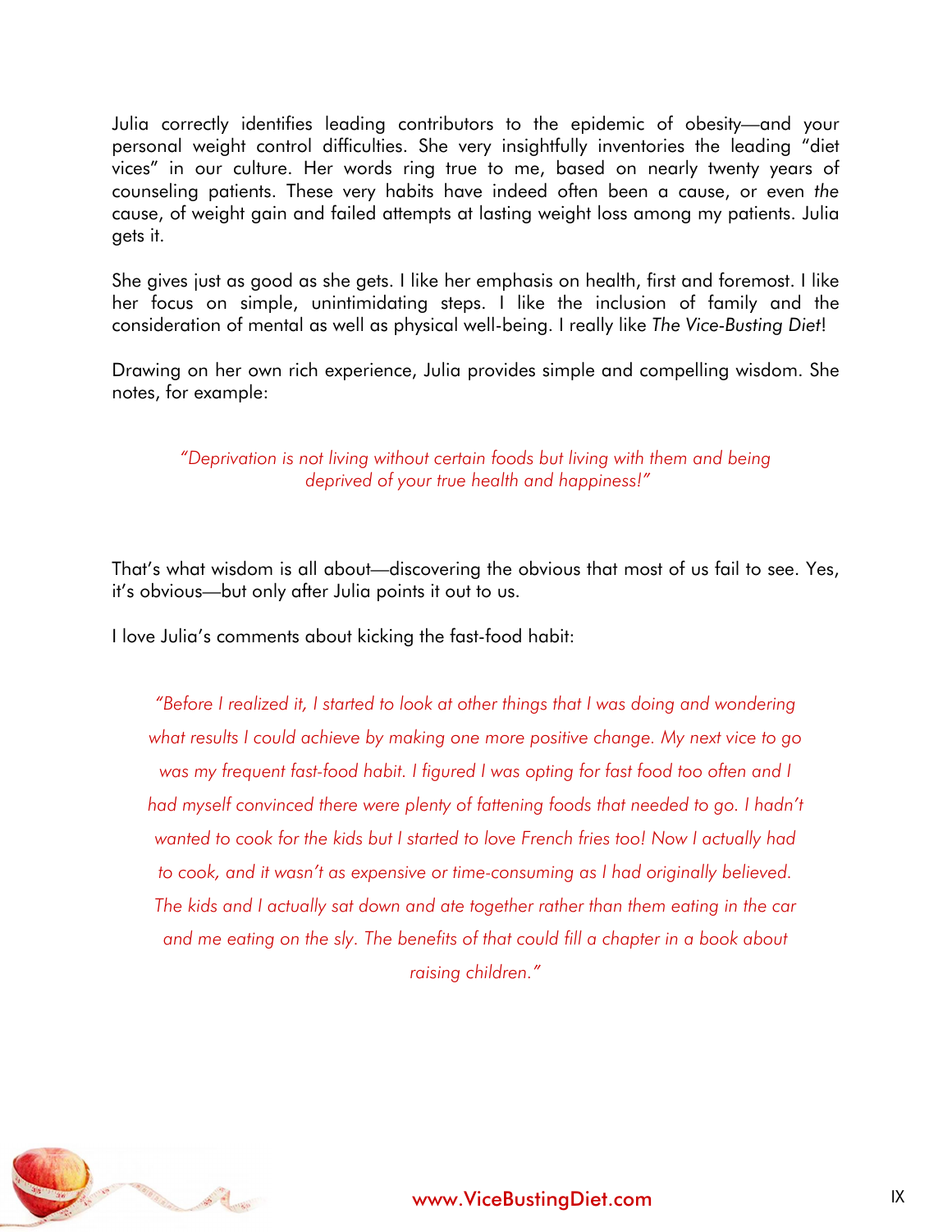Julia correctly identifies leading contributors to the epidemic of obesity—and your personal weight control difficulties. She very insightfully inventories the leading "diet vices" in our culture. Her words ring true to me, based on nearly twenty years of counseling patients. These very habits have indeed often been a cause, or even *the* cause, of weight gain and failed attempts at lasting weight loss among my patients. Julia gets it.

She gives just as good as she gets. I like her emphasis on health, first and foremost. I like her focus on simple, unintimidating steps. I like the inclusion of family and the consideration of mental as well as physical well-being. I really like *The Vice-Busting Diet*!

Drawing on her own rich experience, Julia provides simple and compelling wisdom. She notes, for example:

> *"Deprivation is not living without certain foods but living with them and being deprived of your true health and happiness!"*

That's what wisdom is all about—discovering the obvious that most of us fail to see. Yes, it's obvious—but only after Julia points it out to us.

I love Julia's comments about kicking the fast-food habit:

> *"Before I realized it, I started to look at other things that I was doing and wondering what results I could achieve by making one more positive change. My next vice to go was my frequent fast-food habit. I figured I was opting for fast food too often and I had myself convinced there were plenty of fattening foods that needed to go. I hadn't wanted to cook for the kids but I started to love French fries too! Now I actually had to cook, and it wasn't as expensive or time-consuming as I had originally believed. The kids and I actually sat down and ate together rather than them eating in the car and me eating on the sly. The benefits of that could fill a chapter in a book about raising children."*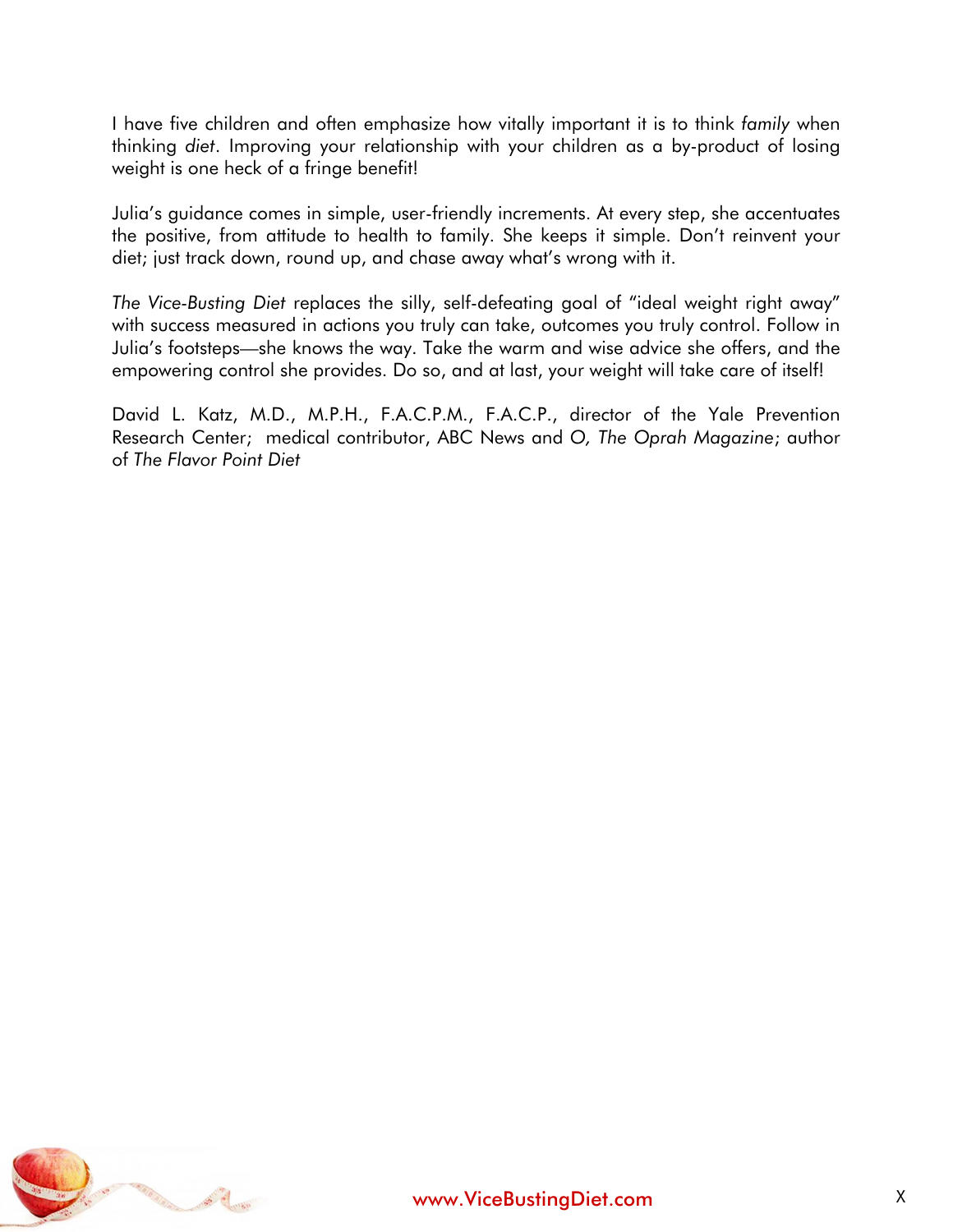I have five children and often emphasize how vitally important it is to think *family* when thinking *diet*. Improving your relationship with your children as a by-product of losing weight is one heck of a fringe benefit!

Julia's guidance comes in simple, user-friendly increments. At every step, she accentuates the positive, from attitude to health to family. She keeps it simple. Don't reinvent your diet; just track down, round up, and chase away what's wrong with it.

*The Vice-Busting Diet* replaces the silly, self-defeating goal of "ideal weight right away" with success measured in actions you truly can take, outcomes you truly control. Follow in Julia's footsteps—she knows the way. Take the warm and wise advice she offers, and the empowering control she provides. Do so, and at last, your weight will take care of itself!

David L. Katz, M.D., M.P.H., F.A.C.P.M., F.A.C.P., director of the Yale Prevention Research Center; medical contributor, ABC News and *O, The Oprah Magazine*; author of *The Flavor Point Diet*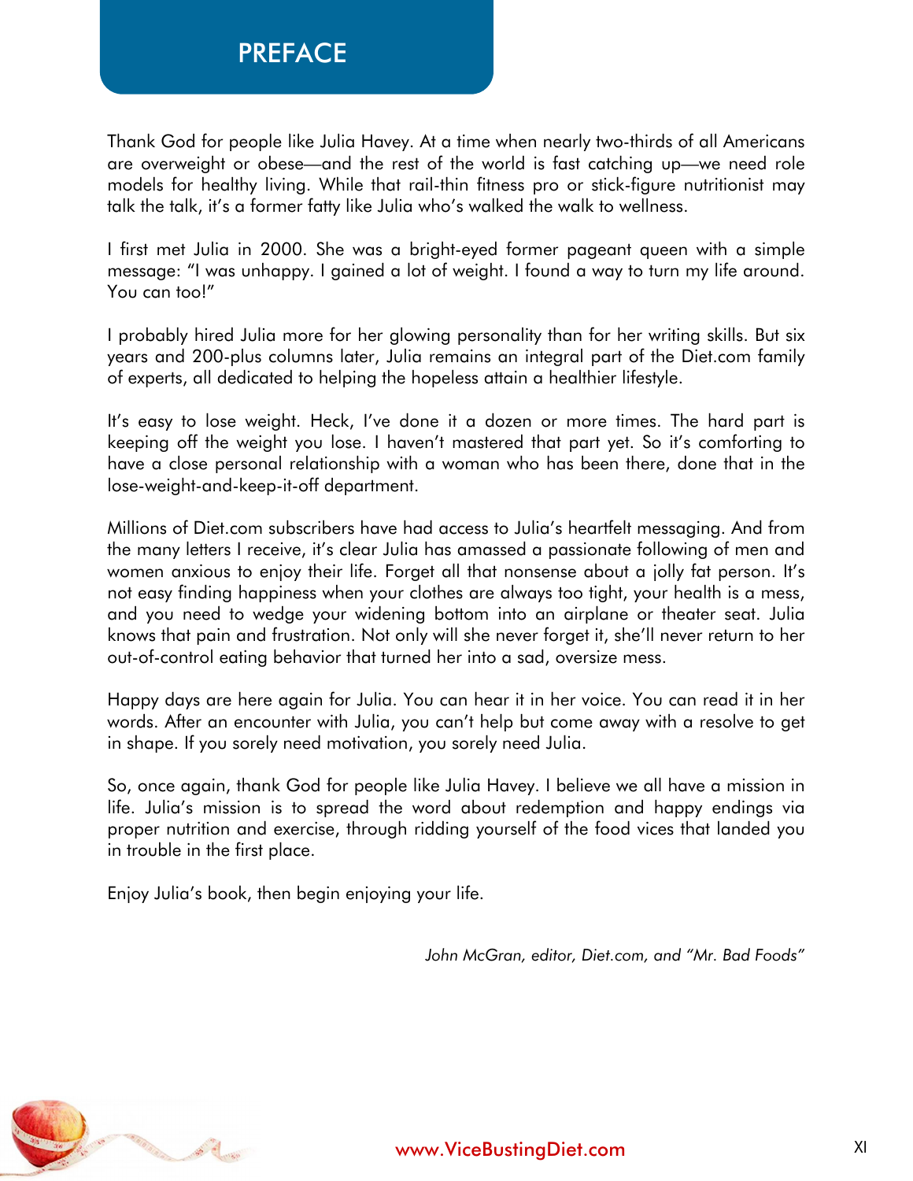# PREFACE

Thank God for people like Julia Havey. At a time when nearly two-thirds of all Americans are overweight or obese—and the rest of the world is fast catching up—we need role models for healthy living. While that rail-thin fitness pro or stick-figure nutritionist may talk the talk, it's a former fatty like Julia who's walked the walk to wellness.

I first met Julia in 2000. She was a bright-eyed former pageant queen with a simple message: "I was unhappy. I gained a lot of weight. I found a way to turn my life around. You can too!"

I probably hired Julia more for her glowing personality than for her writing skills. But six years and 200-plus columns later, Julia remains an integral part of the Diet.com family of experts, all dedicated to helping the hopeless attain a healthier lifestyle.

It's easy to lose weight. Heck, I've done it a dozen or more times. The hard part is keeping off the weight you lose. I haven't mastered that part yet. So it's comforting to have a close personal relationship with a woman who has been there, done that in the lose-weight-and-keep-it-off department.

Millions of Diet.com subscribers have had access to Julia's heartfelt messaging. And from the many letters I receive, it's clear Julia has amassed a passionate following of men and women anxious to enjoy their life. Forget all that nonsense about a jolly fat person. It's not easy finding happiness when your clothes are always too tight, your health is a mess, and you need to wedge your widening bottom into an airplane or theater seat. Julia knows that pain and frustration. Not only will she never forget it, she'll never return to her out-of-control eating behavior that turned her into a sad, oversize mess.

Happy days are here again for Julia. You can hear it in her voice. You can read it in her words. After an encounter with Julia, you can't help but come away with a resolve to get in shape. If you sorely need motivation, you sorely need Julia.

So, once again, thank God for people like Julia Havey. I believe we all have a mission in life. Julia's mission is to spread the word about redemption and happy endings via proper nutrition and exercise, through ridding yourself of the food vices that landed you in trouble in the first place.

Enjoy Julia's book, then begin enjoying your life.

*John McGran, editor, Diet.com, and "Mr. Bad Foods"*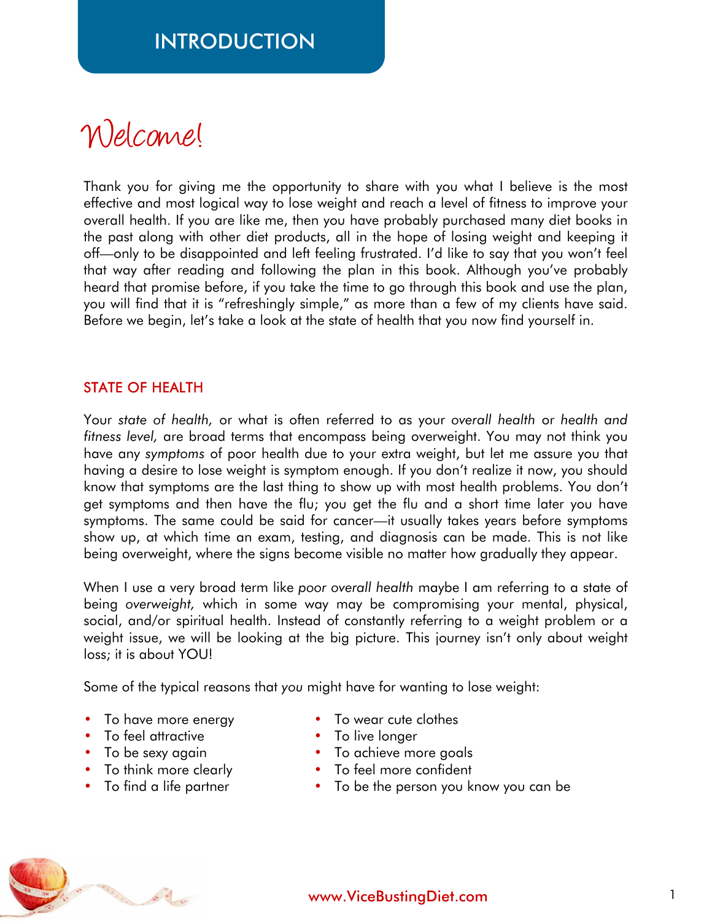# INTRODUCTION

## Welcome!

Thank you for giving me the opportunity to share with you what I believe is the most effective and most logical way to lose weight and reach a level of fitness to improve your overall health. If you are like me, then you have probably purchased many diet books in the past along with other diet products, all in the hope of losing weight and keeping it off—only to be disappointed and left feeling frustrated. I'd like to say that you won't feel that way after reading and following the plan in this book. Although you've probably heard that promise before, if you take the time to go through this book and use the plan, you will find that it is "refreshingly simple," as more than a few of my clients have said. Before we begin, let's take a look at the state of health that you now find yourself in.

### STATE OF HEALTH

Your *state of health,* or what is often referred to as your *overall health* or *health and fitness level,* are broad terms that encompass being overweight. You may not think you have any *symptoms* of poor health due to your extra weight, but let me assure you that having a desire to lose weight is symptom enough. If you don't realize it now, you should know that symptoms are the last thing to show up with most health problems. You don't get symptoms and then have the flu; you get the flu and a short time later you have symptoms. The same could be said for cancer—it usually takes years before symptoms show up, at which time an exam, testing, and diagnosis can be made. This is not like being overweight, where the signs become visible no matter how gradually they appear.

When I use a very broad term like *poor overall health* maybe I am referring to a state of being *overweight,* which in some way may be compromising your mental, physical, social, and/or spiritual health. Instead of constantly referring to a weight problem or a weight issue, we will be looking at the big picture. This journey isn't only about weight loss; it is about YOU!

Some of the typical reasons that *you* might have for wanting to lose weight:

- To have more energy
- To feel attractive
- To be sexy again
- To think more clearly
- To find a life partner
- To wear cute clothes
- To live longer
- To achieve more goals
- To feel more confident
- To be the person you know you can be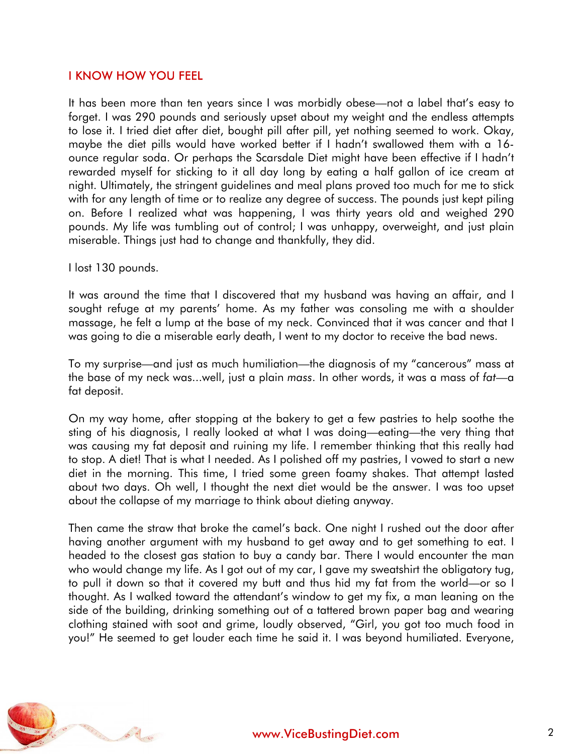## I KNOW HOW YOU FEEL

It has been more than ten years since I was morbidly obese—not a label that's easy to forget. I was 290 pounds and seriously upset about my weight and the endless attempts to lose it. I tried diet after diet, bought pill after pill, yet nothing seemed to work. Okay, maybe the diet pills would have worked better if I hadn't swallowed them with a 16-ounce regular soda. Or perhaps the Scarsdale Diet might have been effective if I hadn't rewarded myself for sticking to it all day long by eating a half gallon of ice cream at night. Ultimately, the stringent guidelines and meal plans proved too much for me to stick with for any length of time or to realize any degree of success. The pounds just kept piling on. Before I realized what was happening, I was thirty years old and weighed 290 pounds. My life was tumbling out of control; I was unhappy, overweight, and just plain miserable. Things just had to change and thankfully, they did.

I lost 130 pounds.

It was around the time that I discovered that my husband was having an affair, and I sought refuge at my parents' home. As my father was consoling me with a shoulder massage, he felt a lump at the base of my neck. Convinced that it was cancer and that I was going to die a miserable early death, I went to my doctor to receive the bad news.

To my surprise—and just as much humiliation—the diagnosis of my "cancerous" mass at the base of my neck was...well, just a plain *mass*. In other words, it was a mass of *fat*—a fat deposit.

On my way home, after stopping at the bakery to get a few pastries to help soothe the sting of his diagnosis, I really looked at what I was doing—eating—the very thing that was causing my fat deposit and ruining my life. I remember thinking that this really had to stop. A diet! That is what I needed. As I polished off my pastries, I vowed to start a new diet in the morning. This time, I tried some green foamy shakes. That attempt lasted about two days. Oh well, I thought the next diet would be the answer. I was too upset about the collapse of my marriage to think about dieting anyway.

Then came the straw that broke the camel's back. One night I rushed out the door after having another argument with my husband to get away and to get something to eat. I headed to the closest gas station to buy a candy bar. There I would encounter the man who would change my life. As I got out of my car, I gave my sweatshirt the obligatory tug, to pull it down so that it covered my butt and thus hid my fat from the world—or so I thought. As I walked toward the attendant's window to get my fix, a man leaning on the side of the building, drinking something out of a tattered brown paper bag and wearing clothing stained with soot and grime, loudly observed, "Girl, you got too much food in you!" He seemed to get louder each time he said it. I was beyond humiliated. Everyone,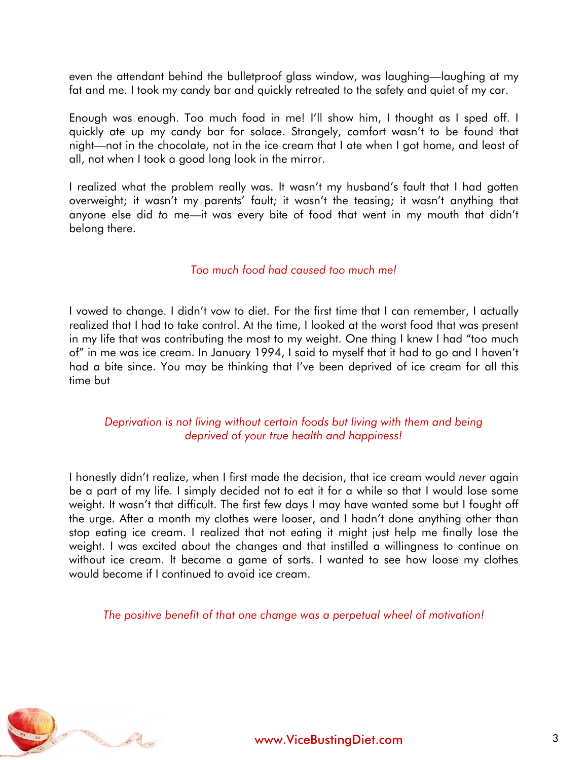even the attendant behind the bulletproof glass window, was laughing—laughing at my fat and me. I took my candy bar and quickly retreated to the safety and quiet of my car.

Enough was enough. Too much food in me! I'll show him, I thought as I sped off. I quickly ate up my candy bar for solace. Strangely, comfort wasn't to be found that night—not in the chocolate, not in the ice cream that I ate when I got home, and least of all, not when I took a good long look in the mirror.

I realized what the problem really was. It wasn't my husband's fault that I had gotten overweight; it wasn't my parents' fault; it wasn't the teasing; it wasn't anything that anyone else did *to* me—it was every bite of food that went in my mouth that didn't belong there.

*Too much food had caused too much me!*

I vowed to change. I didn't vow to diet. For the first time that I can remember, I actually realized that I had to take control. At the time, I looked at the worst food that was present in my life that was contributing the most to my weight. One thing I knew I had "too much of" in me was ice cream. In January 1994, I said to myself that it had to go and I haven't had a bite since. You may be thinking that I've been deprived of ice cream for all this time but

*Deprivation is not living without certain foods but living with them and being deprived of your true health and happiness!*

I honestly didn't realize, when I first made the decision, that ice cream would *never* again be a part of my life. I simply decided not to eat it for a while so that I would lose some weight. It wasn't that difficult. The first few days I may have wanted some but I fought off the urge. After a month my clothes were looser, and I hadn't done anything other than stop eating ice cream. I realized that not eating it might just help me finally lose the weight. I was excited about the changes and that instilled a willingness to continue on without ice cream. It became a game of sorts. I wanted to see how loose my clothes would become if I continued to avoid ice cream.

*The positive benefit of that one change was a perpetual wheel of motivation!*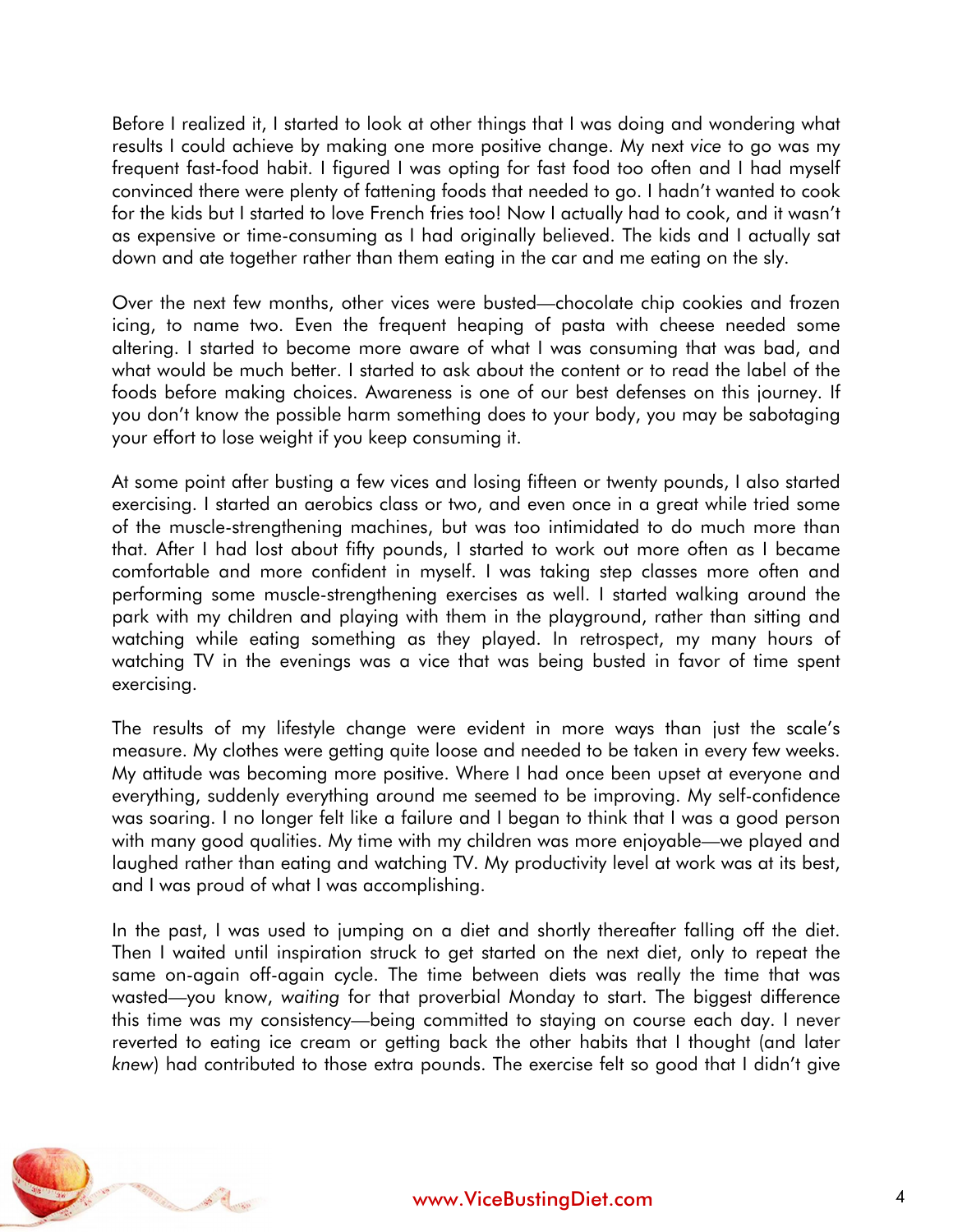Before I realized it, I started to look at other things that I was doing and wondering what results I could achieve by making one more positive change. My next *vice* to go was my frequent fast-food habit. I figured I was opting for fast food too often and I had myself convinced there were plenty of fattening foods that needed to go. I hadn't wanted to cook for the kids but I started to love French fries too! Now I actually had to cook, and it wasn't as expensive or time-consuming as I had originally believed. The kids and I actually sat down and ate together rather than them eating in the car and me eating on the sly.

Over the next few months, other vices were busted—chocolate chip cookies and frozen icing, to name two. Even the frequent heaping of pasta with cheese needed some altering. I started to become more aware of what I was consuming that was bad, and what would be much better. I started to ask about the content or to read the label of the foods before making choices. Awareness is one of our best defenses on this journey. If you don't know the possible harm something does to your body, you may be sabotaging your effort to lose weight if you keep consuming it.

At some point after busting a few vices and losing fifteen or twenty pounds, I also started exercising. I started an aerobics class or two, and even once in a great while tried some of the muscle-strengthening machines, but was too intimidated to do much more than that. After I had lost about fifty pounds, I started to work out more often as I became comfortable and more confident in myself. I was taking step classes more often and performing some muscle-strengthening exercises as well. I started walking around the park with my children and playing with them in the playground, rather than sitting and watching while eating something as they played. In retrospect, my many hours of watching TV in the evenings was a vice that was being busted in favor of time spent exercising.

The results of my lifestyle change were evident in more ways than just the scale's measure. My clothes were getting quite loose and needed to be taken in every few weeks. My attitude was becoming more positive. Where I had once been upset at everyone and everything, suddenly everything around me seemed to be improving. My self-confidence was soaring. I no longer felt like a failure and I began to think that I was a good person with many good qualities. My time with my children was more enjoyable—we played and laughed rather than eating and watching TV. My productivity level at work was at its best, and I was proud of what I was accomplishing.

In the past, I was used to jumping on a diet and shortly thereafter falling off the diet. Then I waited until inspiration struck to get started on the next diet, only to repeat the same on-again off-again cycle. The time between diets was really the time that was wasted—you know, *waiting* for that proverbial Monday to start. The biggest difference this time was my consistency—being committed to staying on course each day. I never reverted to eating ice cream or getting back the other habits that I thought (and later *knew*) had contributed to those extra pounds. The exercise felt so good that I didn't give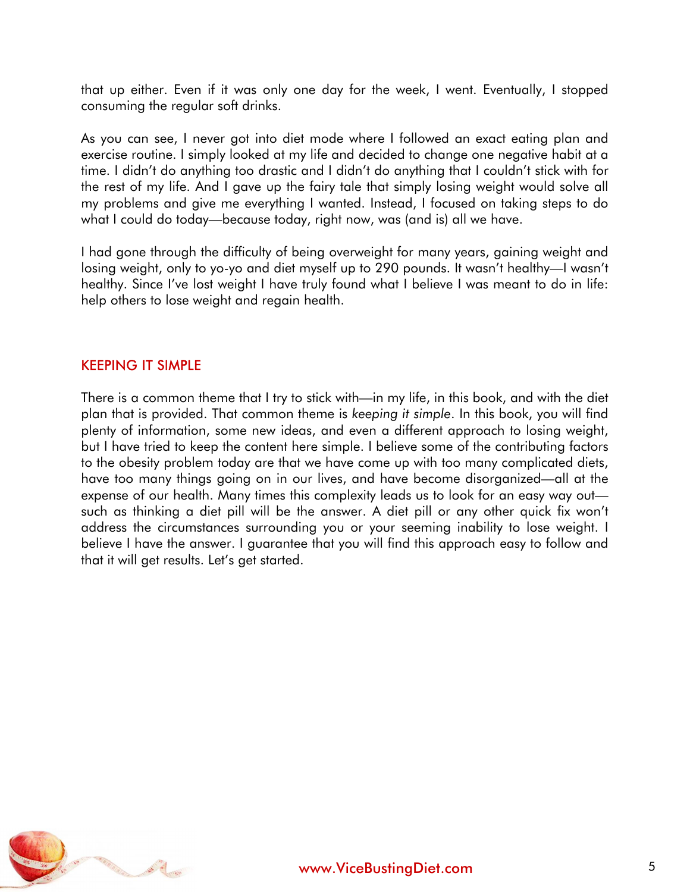that up either. Even if it was only one day for the week, I went. Eventually, I stopped consuming the regular soft drinks.

As you can see, I never got into diet mode where I followed an exact eating plan and exercise routine. I simply looked at my life and decided to change one negative habit at a time. I didn't do anything too drastic and I didn't do anything that I couldn't stick with for the rest of my life. And I gave up the fairy tale that simply losing weight would solve all my problems and give me everything I wanted. Instead, I focused on taking steps to do what I could do today—because today, right now, was (and is) all we have.

I had gone through the difficulty of being overweight for many years, gaining weight and losing weight, only to yo-yo and diet myself up to 290 pounds. It wasn't healthy—I wasn't healthy. Since I've lost weight I have truly found what I believe I was meant to do in life: help others to lose weight and regain health.

## KEEPING IT SIMPLE

There is a common theme that I try to stick with—in my life, in this book, and with the diet plan that is provided. That common theme is *keeping it simple*. In this book, you will find plenty of information, some new ideas, and even a different approach to losing weight, but I have tried to keep the content here simple. I believe some of the contributing factors to the obesity problem today are that we have come up with too many complicated diets, have too many things going on in our lives, and have become disorganized—all at the expense of our health. Many times this complexity leads us to look for an easy way out—such as thinking a diet pill will be the answer. A diet pill or any other quick fix won't address the circumstances surrounding you or your seeming inability to lose weight. I believe I have the answer. I guarantee that you will find this approach easy to follow and that it will get results. Let's get started.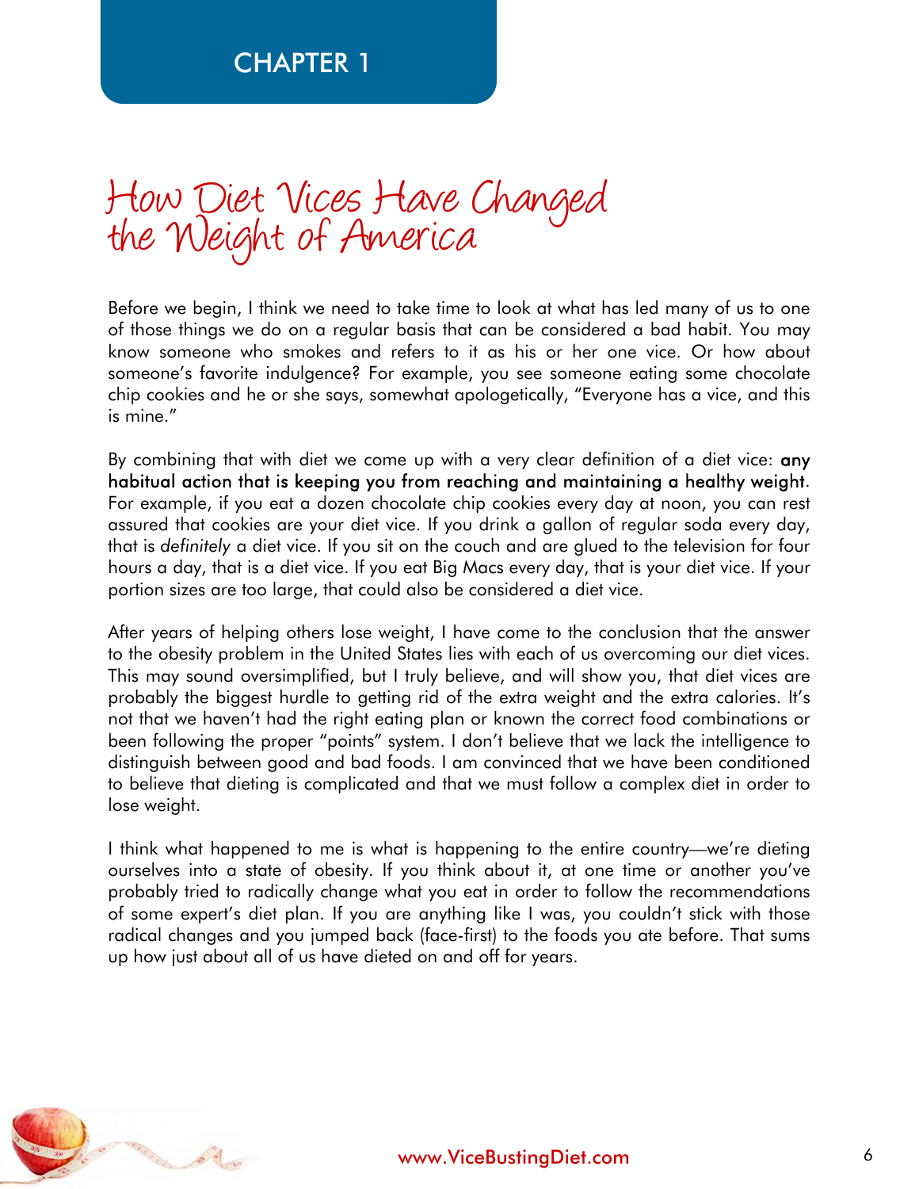## CHAPTER 1

# How Diet Vices Have Changed the Weight of America

Before we begin, I think we need to take time to look at what has led many of us to one of those things we do on a regular basis that can be considered a bad habit. You may know someone who smokes and refers to it as his or her one vice. Or how about someone's favorite indulgence? For example, you see someone eating some chocolate chip cookies and he or she says, somewhat apologetically, "Everyone has a vice, and this is mine."

By combining that with diet we come up with a very clear definition of a diet vice: **any habitual action that is keeping you from reaching and maintaining a healthy weight**. For example, if you eat a dozen chocolate chip cookies every day at noon, you can rest assured that cookies are your diet vice. If you drink a gallon of regular soda every day, that is *definitely* a diet vice. If you sit on the couch and are glued to the television for four hours a day, that is a diet vice. If you eat Big Macs every day, that is your diet vice. If your portion sizes are too large, that could also be considered a diet vice.

After years of helping others lose weight, I have come to the conclusion that the answer to the obesity problem in the United States lies with each of us overcoming our diet vices. This may sound oversimplified, but I truly believe, and will show you, that diet vices are probably the biggest hurdle to getting rid of the extra weight and the extra calories. It's not that we haven't had the right eating plan or known the correct food combinations or been following the proper "points" system. I don't believe that we lack the intelligence to distinguish between good and bad foods. I am convinced that we have been conditioned to believe that dieting is complicated and that we must follow a complex diet in order to lose weight.

I think what happened to me is what is happening to the entire country—we're dieting ourselves into a state of obesity. If you think about it, at one time or another you've probably tried to radically change what you eat in order to follow the recommendations of some expert's diet plan. If you are anything like I was, you couldn't stick with those radical changes and you jumped back (face-first) to the foods you ate before. That sums up how just about all of us have dieted on and off for years.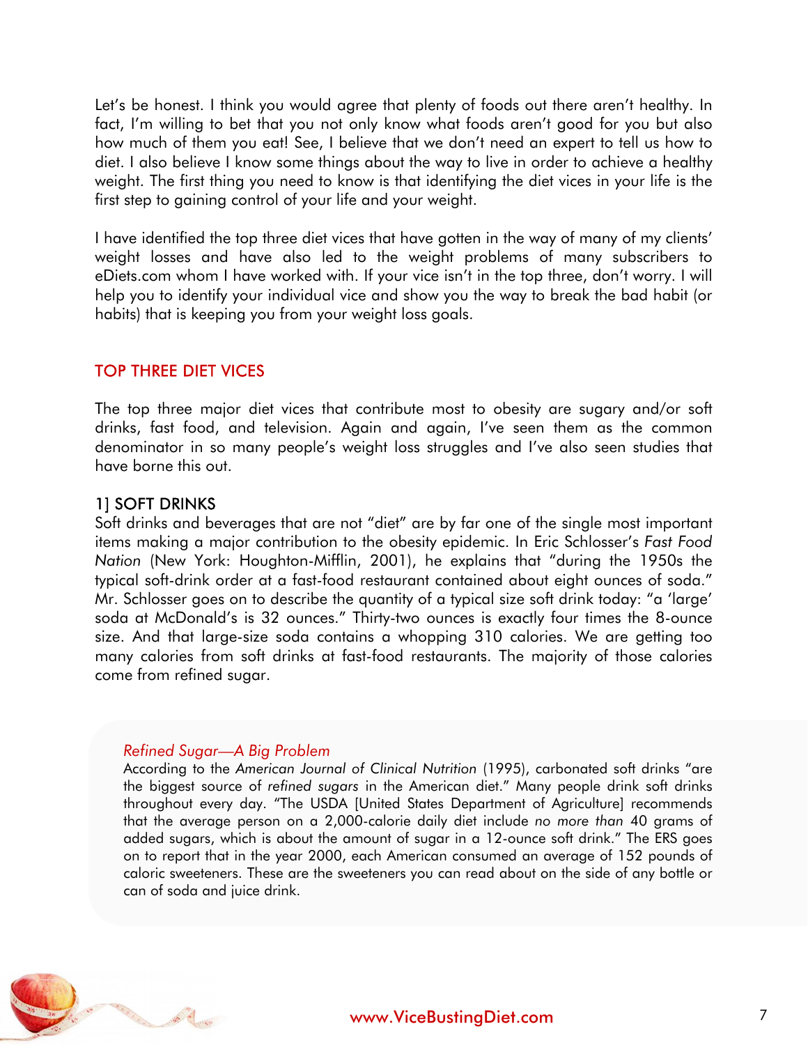Let's be honest. I think you would agree that plenty of foods out there aren't healthy. In fact, I'm willing to bet that you not only know what foods aren't good for you but also how much of them you eat! See, I believe that we don't need an expert to tell us how to diet. I also believe I know some things about the way to live in order to achieve a healthy weight. The first thing you need to know is that identifying the diet vices in your life is the first step to gaining control of your life and your weight.

I have identified the top three diet vices that have gotten in the way of many of my clients' weight losses and have also led to the weight problems of many subscribers to eDiets.com whom I have worked with. If your vice isn't in the top three, don't worry. I will help you to identify your individual vice and show you the way to break the bad habit (or habits) that is keeping you from your weight loss goals.

## TOP THREE DIET VICES

The top three major diet vices that contribute most to obesity are sugary and/or soft drinks, fast food, and television. Again and again, I've seen them as the common denominator in so many people's weight loss struggles and I've also seen studies that have borne this out.

### 1] SOFT DRINKS

Soft drinks and beverages that are not "diet" are by far one of the single most important items making a major contribution to the obesity epidemic. In Eric Schlosser's *Fast Food Nation* (New York: Houghton-Mifflin, 2001), he explains that "during the 1950s the typical soft-drink order at a fast-food restaurant contained about eight ounces of soda." Mr. Schlosser goes on to describe the quantity of a typical size soft drink today: "a 'large' soda at McDonald's is 32 ounces." Thirty-two ounces is exactly four times the 8-ounce size. And that large-size soda contains a whopping 310 calories. We are getting too many calories from soft drinks at fast-food restaurants. The majority of those calories come from refined sugar.

*Refined Sugar—A Big Problem*

According to the *American Journal of Clinical Nutrition* (1995), carbonated soft drinks "are the biggest source of *refined sugars* in the American diet." Many people drink soft drinks throughout every day. "The USDA [United States Department of Agriculture] recommends that the average person on a 2,000-calorie daily diet include *no more than* 40 grams of added sugars, which is about the amount of sugar in a 12-ounce soft drink." The ERS goes on to report that in the year 2000, each American consumed an average of 152 pounds of caloric sweeteners. These are the sweeteners you can read about on the side of any bottle or can of soda and juice drink.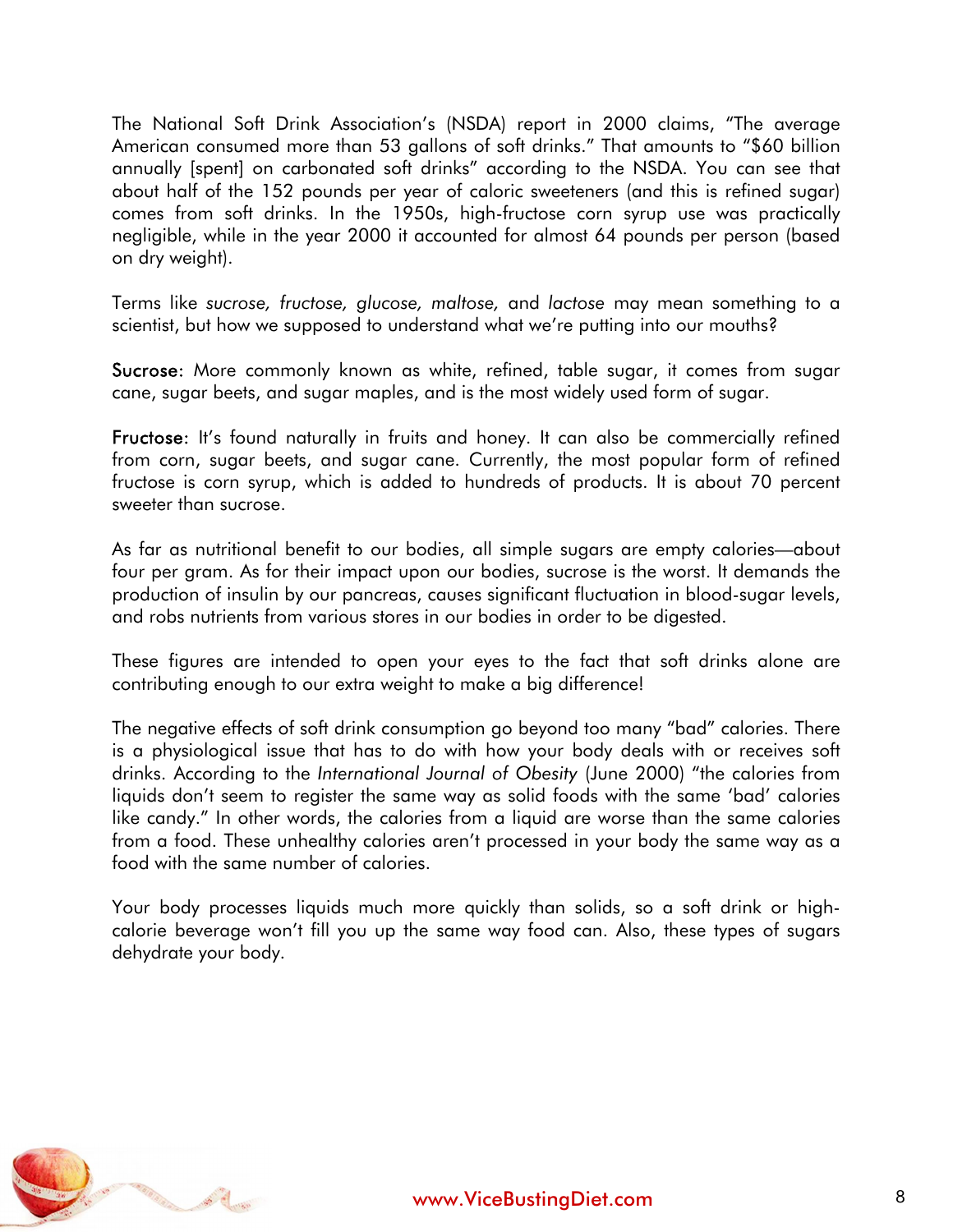The National Soft Drink Association's (NSDA) report in 2000 claims, "The average American consumed more than 53 gallons of soft drinks." That amounts to "$60 billion annually [spent] on carbonated soft drinks" according to the NSDA. You can see that about half of the 152 pounds per year of caloric sweeteners (and this is refined sugar) comes from soft drinks. In the 1950s, high-fructose corn syrup use was practically negligible, while in the year 2000 it accounted for almost 64 pounds per person (based on dry weight).

Terms like *sucrose, fructose, glucose, maltose,* and *lactose* may mean something to a scientist, but how we supposed to understand what we're putting into our mouths?

Sucrose: More commonly known as white, refined, table sugar, it comes from sugar cane, sugar beets, and sugar maples, and is the most widely used form of sugar.

Fructose: It's found naturally in fruits and honey. It can also be commercially refined from corn, sugar beets, and sugar cane. Currently, the most popular form of refined fructose is corn syrup, which is added to hundreds of products. It is about 70 percent sweeter than sucrose.

As far as nutritional benefit to our bodies, all simple sugars are empty calories—about four per gram. As for their impact upon our bodies, sucrose is the worst. It demands the production of insulin by our pancreas, causes significant fluctuation in blood-sugar levels, and robs nutrients from various stores in our bodies in order to be digested.

These figures are intended to open your eyes to the fact that soft drinks alone are contributing enough to our extra weight to make a big difference!

The negative effects of soft drink consumption go beyond too many "bad" calories. There is a physiological issue that has to do with how your body deals with or receives soft drinks. According to the *International Journal of Obesity* (June 2000) "the calories from liquids don't seem to register the same way as solid foods with the same 'bad' calories like candy." In other words, the calories from a liquid are worse than the same calories from a food. These unhealthy calories aren't processed in your body the same way as a food with the same number of calories.

Your body processes liquids much more quickly than solids, so a soft drink or high-calorie beverage won't fill you up the same way food can. Also, these types of sugars dehydrate your body.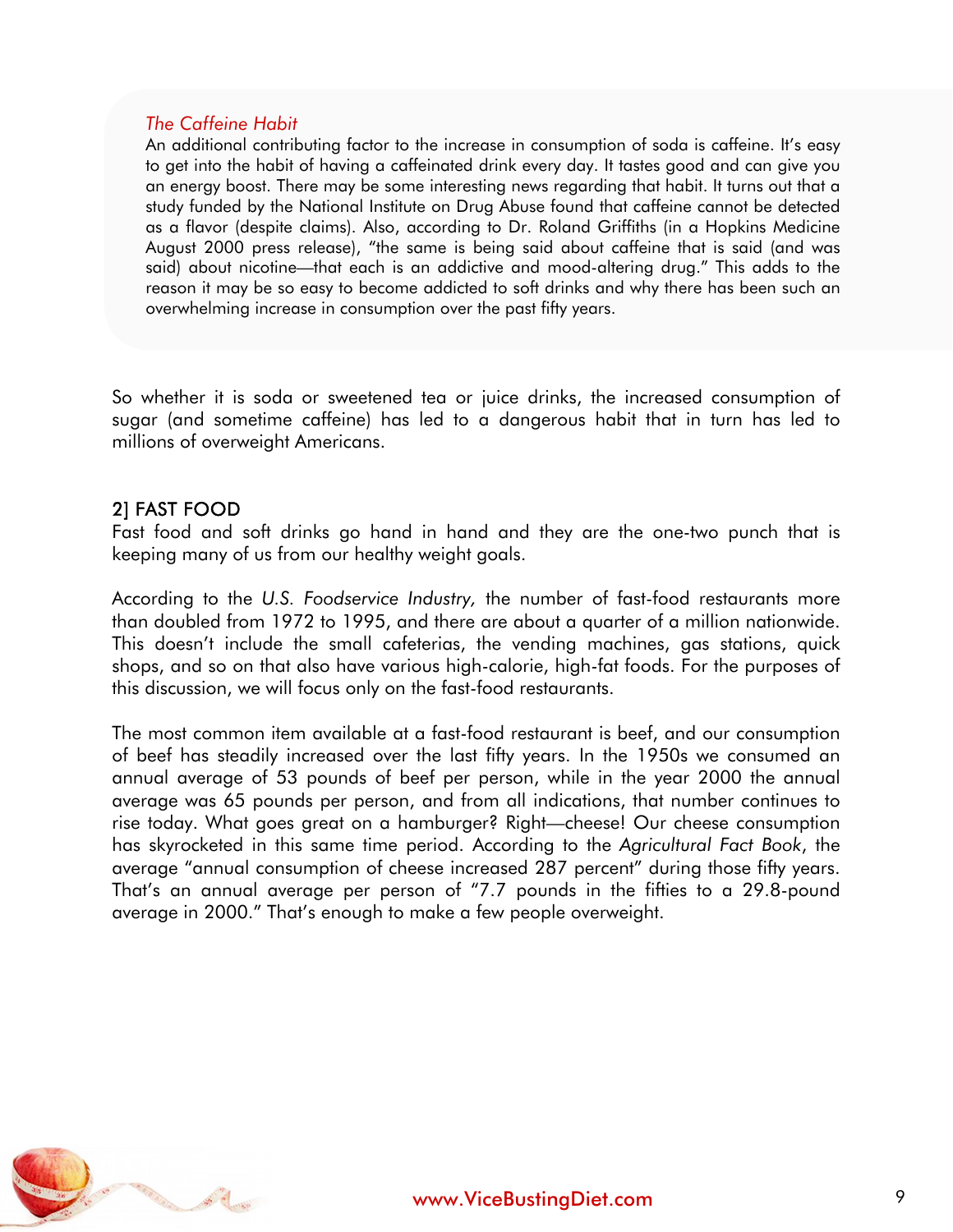*The Caffeine Habit*

An additional contributing factor to the increase in consumption of soda is caffeine. It's easy to get into the habit of having a caffeinated drink every day. It tastes good and can give you an energy boost. There may be some interesting news regarding that habit. It turns out that a study funded by the National Institute on Drug Abuse found that caffeine cannot be detected as a flavor (despite claims). Also, according to Dr. Roland Griffiths (in a Hopkins Medicine August 2000 press release), "the same is being said about caffeine that is said (and was said) about nicotine—that each is an addictive and mood-altering drug." This adds to the reason it may be so easy to become addicted to soft drinks and why there has been such an overwhelming increase in consumption over the past fifty years.

So whether it is soda or sweetened tea or juice drinks, the increased consumption of sugar (and sometime caffeine) has led to a dangerous habit that in turn has led to millions of overweight Americans.

## 2] FAST FOOD

Fast food and soft drinks go hand in hand and they are the one-two punch that is keeping many of us from our healthy weight goals.

According to the *U.S. Foodservice Industry,* the number of fast-food restaurants more than doubled from 1972 to 1995, and there are about a quarter of a million nationwide. This doesn't include the small cafeterias, the vending machines, gas stations, quick shops, and so on that also have various high-calorie, high-fat foods. For the purposes of this discussion, we will focus only on the fast-food restaurants.

The most common item available at a fast-food restaurant is beef, and our consumption of beef has steadily increased over the last fifty years. In the 1950s we consumed an annual average of 53 pounds of beef per person, while in the year 2000 the annual average was 65 pounds per person, and from all indications, that number continues to rise today. What goes great on a hamburger? Right—cheese! Our cheese consumption has skyrocketed in this same time period. According to the *Agricultural Fact Book*, the average "annual consumption of cheese increased 287 percent" during those fifty years. That's an annual average per person of "7.7 pounds in the fifties to a 29.8-pound average in 2000." That's enough to make a few people overweight.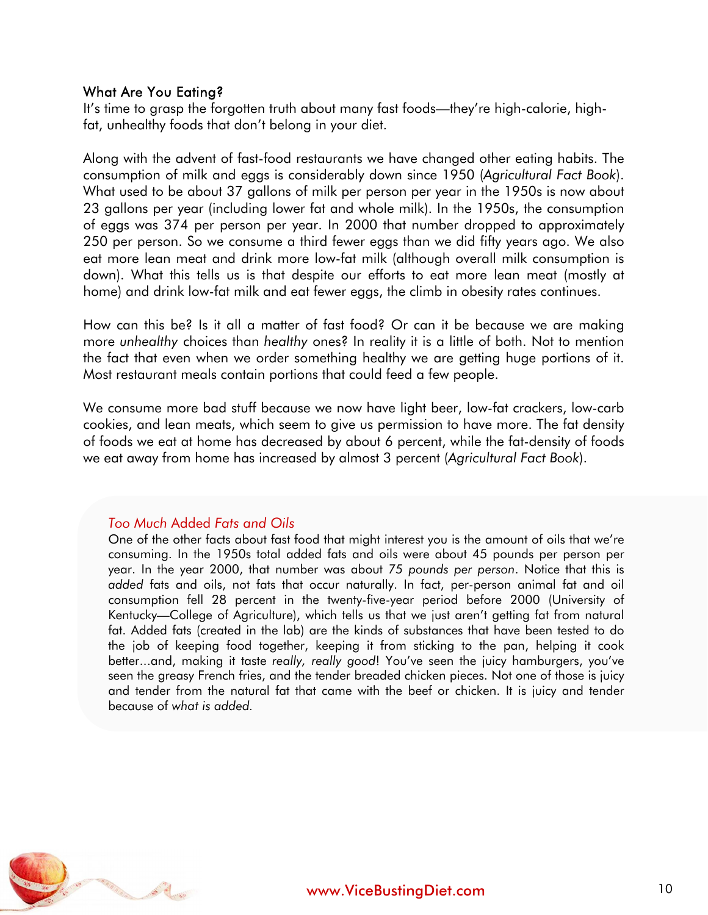## What Are You Eating?

It's time to grasp the forgotten truth about many fast foods—they're high-calorie, high-fat, unhealthy foods that don't belong in your diet.

Along with the advent of fast-food restaurants we have changed other eating habits. The consumption of milk and eggs is considerably down since 1950 (*Agricultural Fact Book*). What used to be about 37 gallons of milk per person per year in the 1950s is now about 23 gallons per year (including lower fat and whole milk). In the 1950s, the consumption of eggs was 374 per person per year. In 2000 that number dropped to approximately 250 per person. So we consume a third fewer eggs than we did fifty years ago. We also eat more lean meat and drink more low-fat milk (although overall milk consumption is down). What this tells us is that despite our efforts to eat more lean meat (mostly at home) and drink low-fat milk and eat fewer eggs, the climb in obesity rates continues.

How can this be? Is it all a matter of fast food? Or can it be because we are making more *unhealthy* choices than *healthy* ones? In reality it is a little of both. Not to mention the fact that even when we order something healthy we are getting huge portions of it. Most restaurant meals contain portions that could feed a few people.

We consume more bad stuff because we now have light beer, low-fat crackers, low-carb cookies, and lean meats, which seem to give us permission to have more. The fat density of foods we eat at home has decreased by about 6 percent, while the fat-density of foods we eat away from home has increased by almost 3 percent (*Agricultural Fact Book*).

### *Too Much* Added *Fats and Oils*

One of the other facts about fast food that might interest you is the amount of oils that we're consuming. In the 1950s total added fats and oils were about 45 pounds per person per year. In the year 2000, that number was about *75 pounds per person*. Notice that this is *added* fats and oils, not fats that occur naturally. In fact, per-person animal fat and oil consumption fell 28 percent in the twenty-five-year period before 2000 (University of Kentucky—College of Agriculture), which tells us that we just aren't getting fat from natural fat. Added fats (created in the lab) are the kinds of substances that have been tested to do the job of keeping food together, keeping it from sticking to the pan, helping it cook better...and, making it taste *really, really good*! You've seen the juicy hamburgers, you've seen the greasy French fries, and the tender breaded chicken pieces. Not one of those is juicy and tender from the natural fat that came with the beef or chicken. It is juicy and tender because of *what is added.*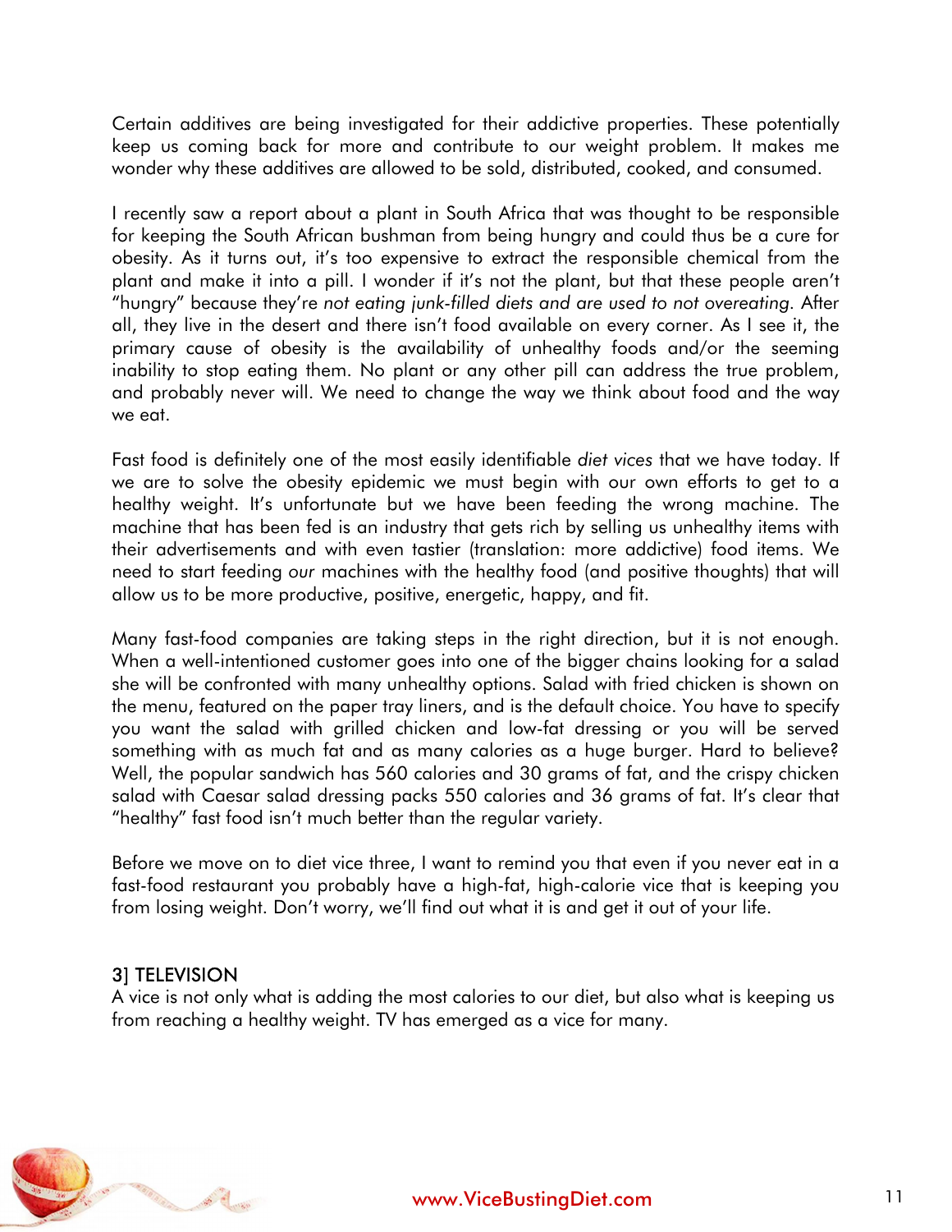Certain additives are being investigated for their addictive properties. These potentially keep us coming back for more and contribute to our weight problem. It makes me wonder why these additives are allowed to be sold, distributed, cooked, and consumed.

I recently saw a report about a plant in South Africa that was thought to be responsible for keeping the South African bushman from being hungry and could thus be a cure for obesity. As it turns out, it's too expensive to extract the responsible chemical from the plant and make it into a pill. I wonder if it's not the plant, but that these people aren't "hungry" because they're *not eating junk-filled diets and are used to not overeating.* After all, they live in the desert and there isn't food available on every corner. As I see it, the primary cause of obesity is the availability of unhealthy foods and/or the seeming inability to stop eating them. No plant or any other pill can address the true problem, and probably never will. We need to change the way we think about food and the way we eat.

Fast food is definitely one of the most easily identifiable *diet vices* that we have today. If we are to solve the obesity epidemic we must begin with our own efforts to get to a healthy weight. It's unfortunate but we have been feeding the wrong machine. The machine that has been fed is an industry that gets rich by selling us unhealthy items with their advertisements and with even tastier (translation: more addictive) food items. We need to start feeding *our* machines with the healthy food (and positive thoughts) that will allow us to be more productive, positive, energetic, happy, and fit.

Many fast-food companies are taking steps in the right direction, but it is not enough. When a well-intentioned customer goes into one of the bigger chains looking for a salad she will be confronted with many unhealthy options. Salad with fried chicken is shown on the menu, featured on the paper tray liners, and is the default choice. You have to specify you want the salad with grilled chicken and low-fat dressing or you will be served something with as much fat and as many calories as a huge burger. Hard to believe? Well, the popular sandwich has 560 calories and 30 grams of fat, and the crispy chicken salad with Caesar salad dressing packs 550 calories and 36 grams of fat. It's clear that "healthy" fast food isn't much better than the regular variety.

Before we move on to diet vice three, I want to remind you that even if you never eat in a fast-food restaurant you probably have a high-fat, high-calorie vice that is keeping you from losing weight. Don't worry, we'll find out what it is and get it out of your life.

## 3] TELEVISION

A vice is not only what is adding the most calories to our diet, but also what is keeping us from reaching a healthy weight. TV has emerged as a vice for many.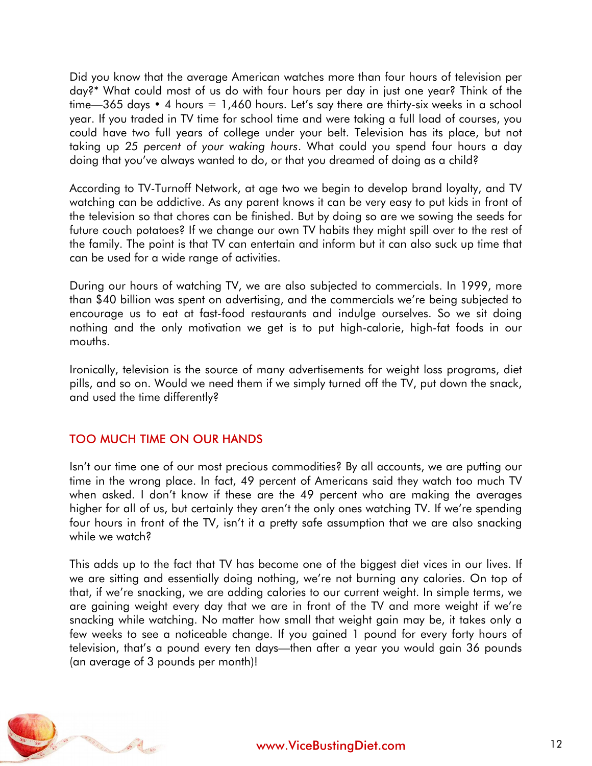Did you know that the average American watches more than four hours of television per day?* What could most of us do with four hours per day in just one year? Think of the time—365 days • 4 hours = 1,460 hours. Let's say there are thirty-six weeks in a school year. If you traded in TV time for school time and were taking a full load of courses, you could have two full years of college under your belt. Television has its place, but not taking up *25 percent of your waking hours*. What could you spend four hours a day doing that you've always wanted to do, or that you dreamed of doing as a child?

According to TV-Turnoff Network, at age two we begin to develop brand loyalty, and TV watching can be addictive. As any parent knows it can be very easy to put kids in front of the television so that chores can be finished. But by doing so are we sowing the seeds for future couch potatoes? If we change our own TV habits they might spill over to the rest of the family. The point is that TV can entertain and inform but it can also suck up time that can be used for a wide range of activities.

During our hours of watching TV, we are also subjected to commercials. In 1999, more than $40 billion was spent on advertising, and the commercials we're being subjected to encourage us to eat at fast-food restaurants and indulge ourselves. So we sit doing nothing and the only motivation we get is to put high-calorie, high-fat foods in our mouths.

Ironically, television is the source of many advertisements for weight loss programs, diet pills, and so on. Would we need them if we simply turned off the TV, put down the snack, and used the time differently?

## TOO MUCH TIME ON OUR HANDS

Isn't our time one of our most precious commodities? By all accounts, we are putting our time in the wrong place. In fact, 49 percent of Americans said they watch too much TV when asked. I don't know if these are the 49 percent who are making the averages higher for all of us, but certainly they aren't the only ones watching TV. If we're spending four hours in front of the TV, isn't it a pretty safe assumption that we are also snacking while we watch?

This adds up to the fact that TV has become one of the biggest diet vices in our lives. If we are sitting and essentially doing nothing, we're not burning any calories. On top of that, if we're snacking, we are adding calories to our current weight. In simple terms, we are gaining weight every day that we are in front of the TV and more weight if we're snacking while watching. No matter how small that weight gain may be, it takes only a few weeks to see a noticeable change. If you gained 1 pound for every forty hours of television, that's a pound every ten days—then after a year you would gain 36 pounds (an average of 3 pounds per month)!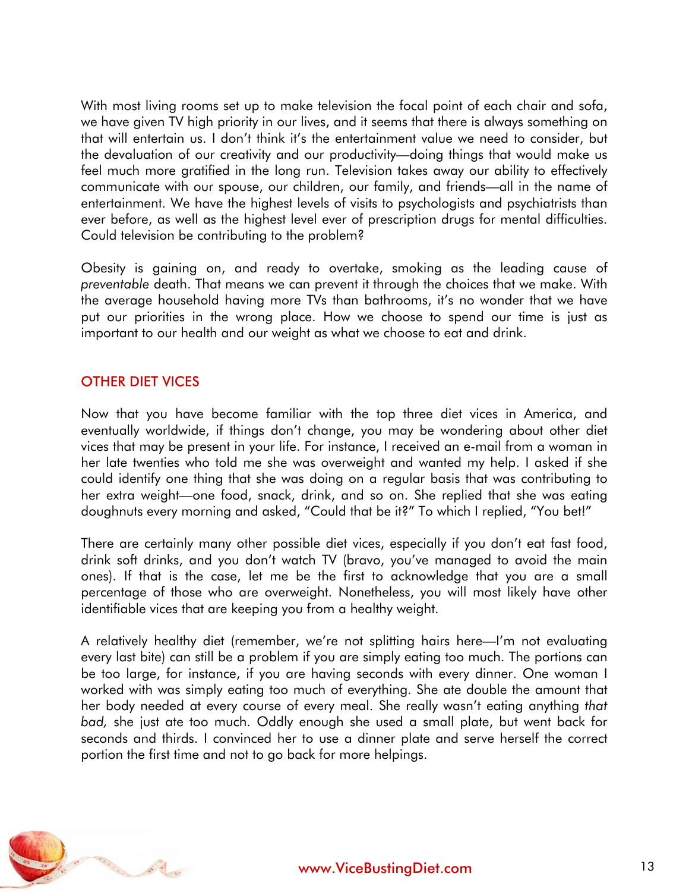With most living rooms set up to make television the focal point of each chair and sofa, we have given TV high priority in our lives, and it seems that there is always something on that will entertain us. I don't think it's the entertainment value we need to consider, but the devaluation of our creativity and our productivity—doing things that would make us feel much more gratified in the long run. Television takes away our ability to effectively communicate with our spouse, our children, our family, and friends—all in the name of entertainment. We have the highest levels of visits to psychologists and psychiatrists than ever before, as well as the highest level ever of prescription drugs for mental difficulties. Could television be contributing to the problem?

Obesity is gaining on, and ready to overtake, smoking as the leading cause of *preventable* death. That means we can prevent it through the choices that we make. With the average household having more TVs than bathrooms, it's no wonder that we have put our priorities in the wrong place. How we choose to spend our time is just as important to our health and our weight as what we choose to eat and drink.

## OTHER DIET VICES

Now that you have become familiar with the top three diet vices in America, and eventually worldwide, if things don't change, you may be wondering about other diet vices that may be present in your life. For instance, I received an e-mail from a woman in her late twenties who told me she was overweight and wanted my help. I asked if she could identify one thing that she was doing on a regular basis that was contributing to her extra weight—one food, snack, drink, and so on. She replied that she was eating doughnuts every morning and asked, "Could that be it?" To which I replied, "You bet!"

There are certainly many other possible diet vices, especially if you don't eat fast food, drink soft drinks, and you don't watch TV (bravo, you've managed to avoid the main ones). If that is the case, let me be the first to acknowledge that you are a small percentage of those who are overweight. Nonetheless, you will most likely have other identifiable vices that are keeping you from a healthy weight.

A relatively healthy diet (remember, we're not splitting hairs here—I'm not evaluating every last bite) can still be a problem if you are simply eating too much. The portions can be too large, for instance, if you are having seconds with every dinner. One woman I worked with was simply eating too much of everything. She ate double the amount that her body needed at every course of every meal. She really wasn't eating anything *that bad,* she just ate too much. Oddly enough she used a small plate, but went back for seconds and thirds. I convinced her to use a dinner plate and serve herself the correct portion the first time and not to go back for more helpings.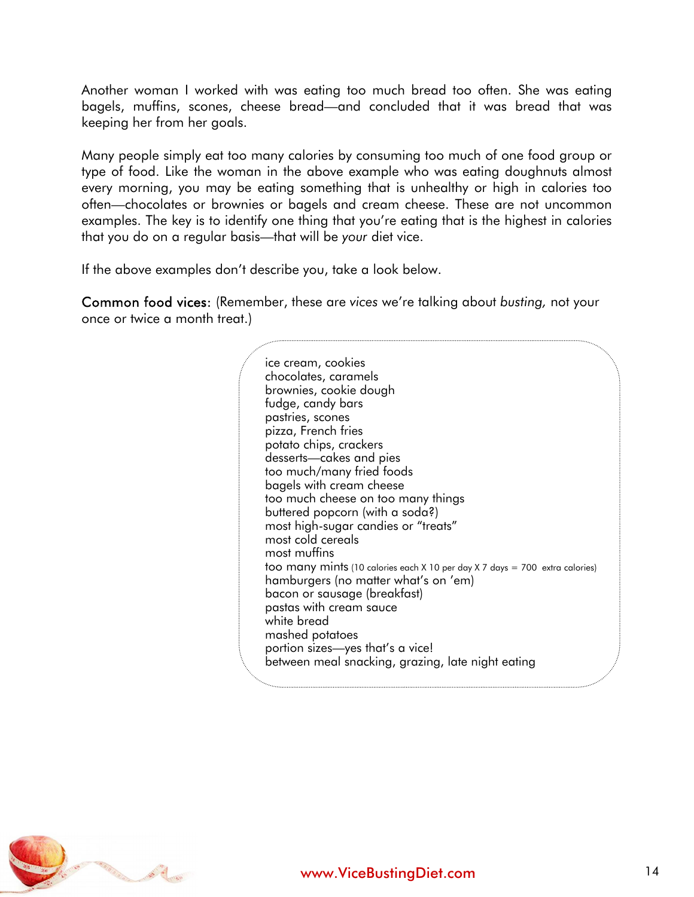Another woman I worked with was eating too much bread too often. She was eating bagels, muffins, scones, cheese bread—and concluded that it was bread that was keeping her from her goals.

Many people simply eat too many calories by consuming too much of one food group or type of food. Like the woman in the above example who was eating doughnuts almost every morning, you may be eating something that is unhealthy or high in calories too often—chocolates or brownies or bagels and cream cheese. These are not uncommon examples. The key is to identify one thing that you're eating that is the highest in calories that you do on a regular basis—that will be *your* diet vice.

If the above examples don't describe you, take a look below.

Common food vices: (Remember, these are *vices* we're talking about *busting,* not your once or twice a month treat.)

- ice cream, cookies
- chocolates, caramels
- brownies, cookie dough
- fudge, candy bars
- pastries, scones
- pizza, French fries
- potato chips, crackers
- desserts—cakes and pies
- too much/many fried foods
- bagels with cream cheese
- too much cheese on too many things
- buttered popcorn (with a soda?)
- most high-sugar candies or "treats"
- most cold cereals
- most muffins
- too many mints (10 calories each X 10 per day X 7 days = 700 extra calories)
- hamburgers (no matter what's on 'em)
- bacon or sausage (breakfast)
- pastas with cream sauce
- white bread
- mashed potatoes
- portion sizes—yes that's a vice!
- between meal snacking, grazing, late night eating

www.ViceBustingDiet.com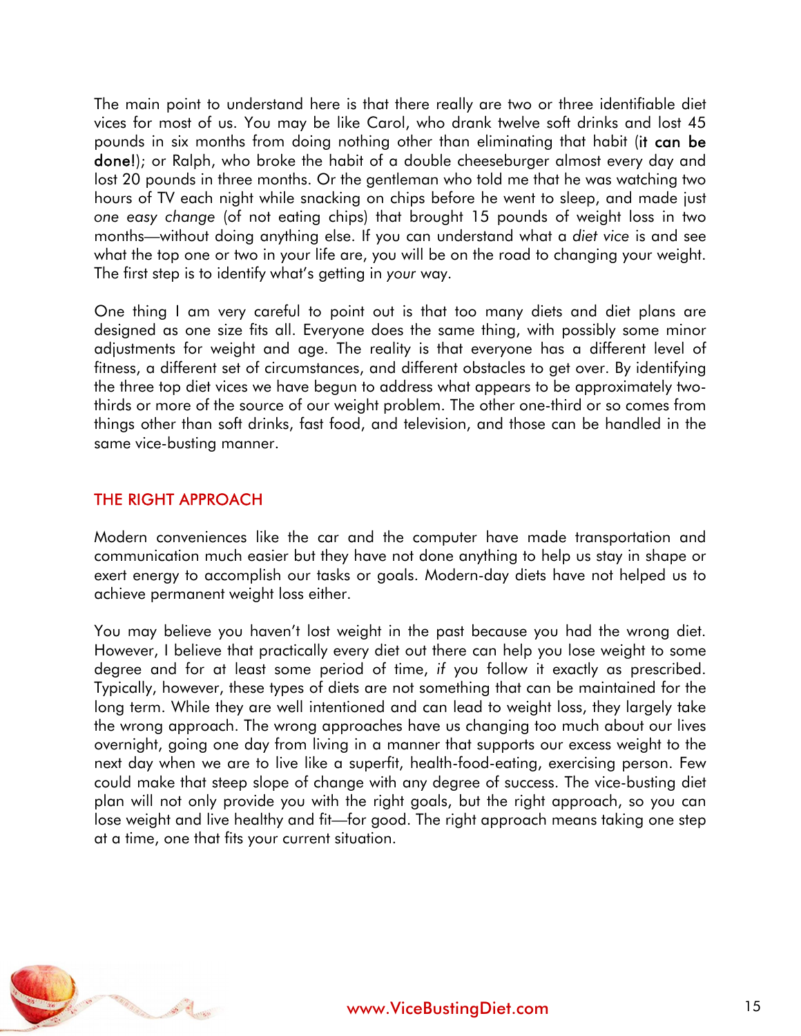The main point to understand here is that there really are two or three identifiable diet vices for most of us. You may be like Carol, who drank twelve soft drinks and lost 45 pounds in six months from doing nothing other than eliminating that habit (**it can be done!**); or Ralph, who broke the habit of a double cheeseburger almost every day and lost 20 pounds in three months. Or the gentleman who told me that he was watching two hours of TV each night while snacking on chips before he went to sleep, and made just *one easy change* (of not eating chips) that brought 15 pounds of weight loss in two months—without doing anything else. If you can understand what a *diet vice* is and see what the top one or two in your life are, you will be on the road to changing your weight. The first step is to identify what's getting in *your* way.

One thing I am very careful to point out is that too many diets and diet plans are designed as one size fits all. Everyone does the same thing, with possibly some minor adjustments for weight and age. The reality is that everyone has a different level of fitness, a different set of circumstances, and different obstacles to get over. By identifying the three top diet vices we have begun to address what appears to be approximately two-thirds or more of the source of our weight problem. The other one-third or so comes from things other than soft drinks, fast food, and television, and those can be handled in the same vice-busting manner.

## THE RIGHT APPROACH

Modern conveniences like the car and the computer have made transportation and communication much easier but they have not done anything to help us stay in shape or exert energy to accomplish our tasks or goals. Modern-day diets have not helped us to achieve permanent weight loss either.

You may believe you haven't lost weight in the past because you had the wrong diet. However, I believe that practically every diet out there can help you lose weight to some degree and for at least some period of time, *if* you follow it exactly as prescribed. Typically, however, these types of diets are not something that can be maintained for the long term. While they are well intentioned and can lead to weight loss, they largely take the wrong approach. The wrong approaches have us changing too much about our lives overnight, going one day from living in a manner that supports our excess weight to the next day when we are to live like a superfit, health-food-eating, exercising person. Few could make that steep slope of change with any degree of success. The vice-busting diet plan will not only provide you with the right goals, but the right approach, so you can lose weight and live healthy and fit—for good. The right approach means taking one step at a time, one that fits your current situation.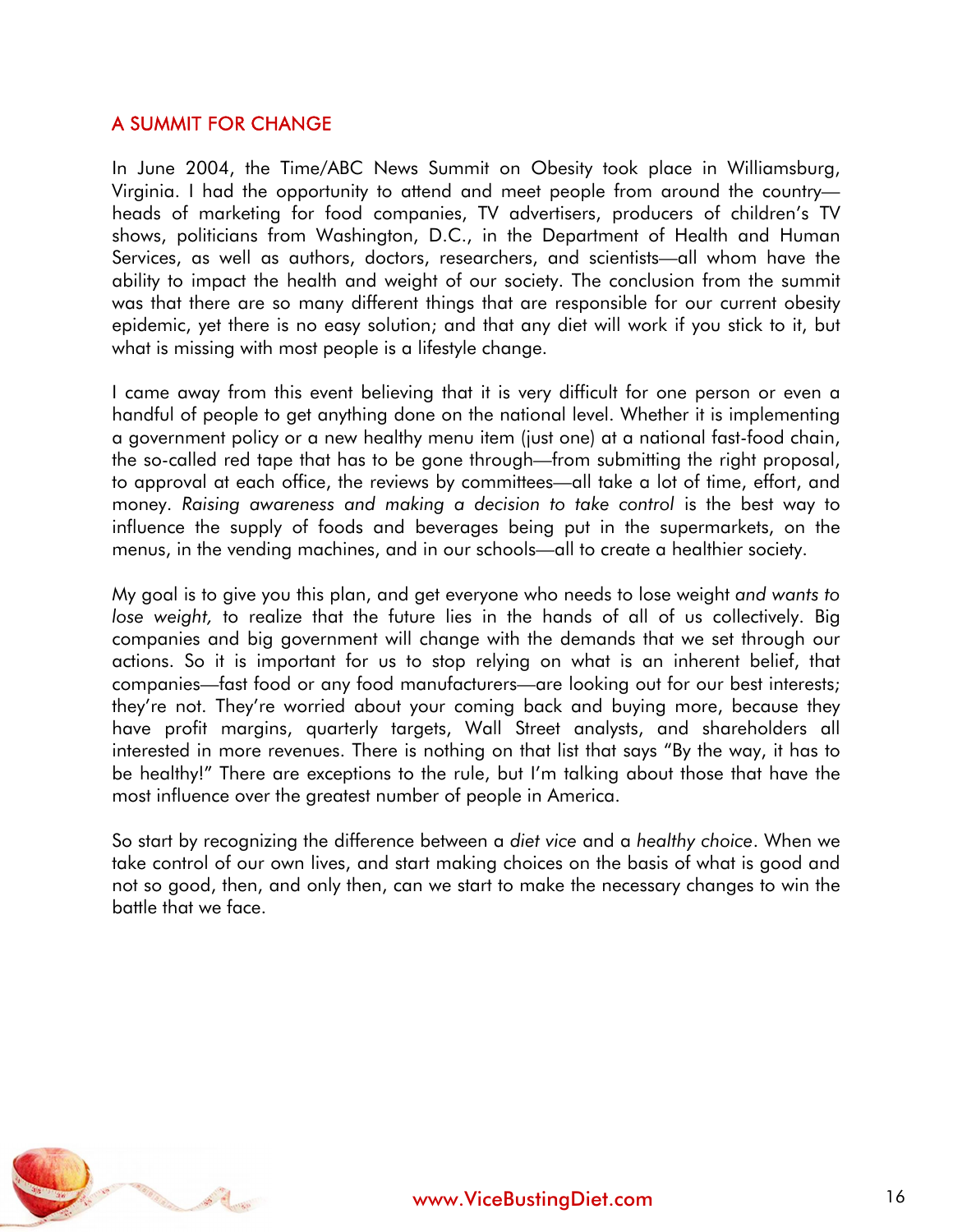## A SUMMIT FOR CHANGE

In June 2004, the Time/ABC News Summit on Obesity took place in Williamsburg, Virginia. I had the opportunity to attend and meet people from around the country—heads of marketing for food companies, TV advertisers, producers of children's TV shows, politicians from Washington, D.C., in the Department of Health and Human Services, as well as authors, doctors, researchers, and scientists—all whom have the ability to impact the health and weight of our society. The conclusion from the summit was that there are so many different things that are responsible for our current obesity epidemic, yet there is no easy solution; and that any diet will work if you stick to it, but what is missing with most people is a lifestyle change.

I came away from this event believing that it is very difficult for one person or even a handful of people to get anything done on the national level. Whether it is implementing a government policy or a new healthy menu item (just one) at a national fast-food chain, the so-called red tape that has to be gone through—from submitting the right proposal, to approval at each office, the reviews by committees—all take a lot of time, effort, and money. *Raising awareness and making a decision to take control* is the best way to influence the supply of foods and beverages being put in the supermarkets, on the menus, in the vending machines, and in our schools—all to create a healthier society.

My goal is to give you this plan, and get everyone who needs to lose weight *and wants to lose weight,* to realize that the future lies in the hands of all of us collectively. Big companies and big government will change with the demands that we set through our actions. So it is important for us to stop relying on what is an inherent belief, that companies—fast food or any food manufacturers—are looking out for our best interests; they're not. They're worried about your coming back and buying more, because they have profit margins, quarterly targets, Wall Street analysts, and shareholders all interested in more revenues. There is nothing on that list that says "By the way, it has to be healthy!" There are exceptions to the rule, but I'm talking about those that have the most influence over the greatest number of people in America.

So start by recognizing the difference between a *diet vice* and a *healthy choice*. When we take control of our own lives, and start making choices on the basis of what is good and not so good, then, and only then, can we start to make the necessary changes to win the battle that we face.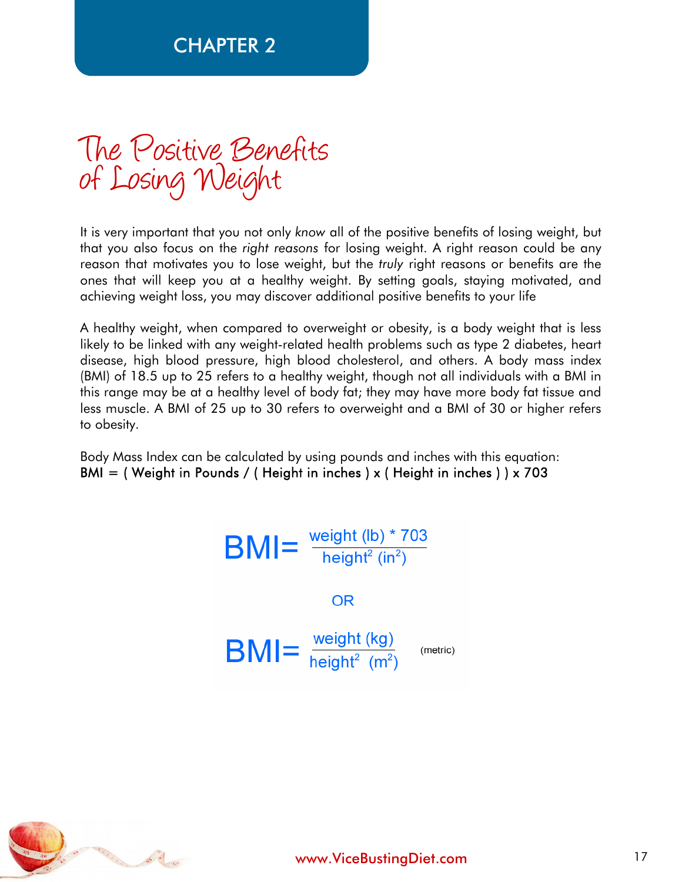## CHAPTER 2

# The Positive Benefits of Losing Weight

It is very important that you not only *know* all of the positive benefits of losing weight, but that you also focus on the *right reasons* for losing weight. A right reason could be any reason that motivates you to lose weight, but the *truly* right reasons or benefits are the ones that will keep you at a healthy weight. By setting goals, staying motivated, and achieving weight loss, you may discover additional positive benefits to your life

A healthy weight, when compared to overweight or obesity, is a body weight that is less likely to be linked with any weight-related health problems such as type 2 diabetes, heart disease, high blood pressure, high blood cholesterol, and others. A body mass index (BMI) of 18.5 up to 25 refers to a healthy weight, though not all individuals with a BMI in this range may be at a healthy level of body fat; they may have more body fat tissue and less muscle. A BMI of 25 up to 30 refers to overweight and a BMI of 30 or higher refers to obesity.

Body Mass Index can be calculated by using pounds and inches with this equation:
**BMI = ( Weight in Pounds / ( Height in inches ) x ( Height in inches ) ) x 703**

$$\text{BMI} = \frac{\text{weight (lb)} * 703}{\text{height}^2\ (\text{in}^2)}$$

OR

$$\text{BMI} = \frac{\text{weight (kg)}}{\text{height}^2\ (\text{m}^2)} \quad \text{(metric)}$$

www.ViceBustingDiet.com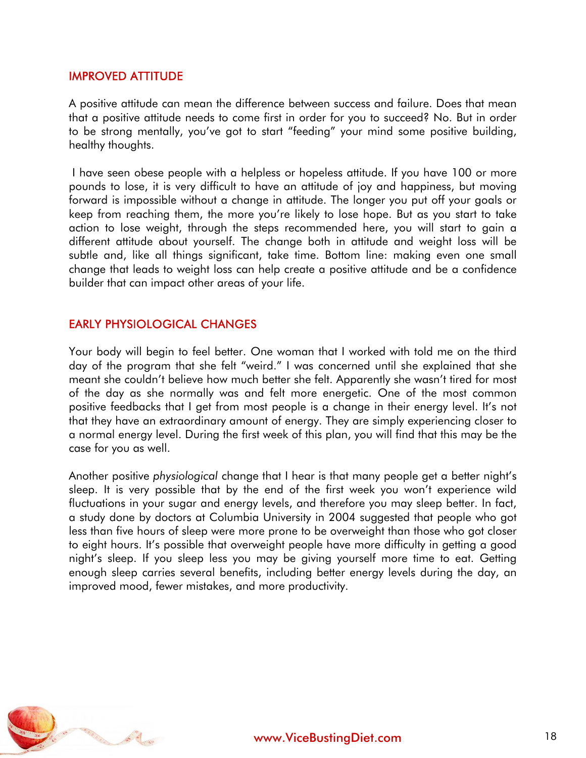## IMPROVED ATTITUDE

A positive attitude can mean the difference between success and failure. Does that mean that a positive attitude needs to come first in order for you to succeed? No. But in order to be strong mentally, you've got to start "feeding" your mind some positive building, healthy thoughts.

I have seen obese people with a helpless or hopeless attitude. If you have 100 or more pounds to lose, it is very difficult to have an attitude of joy and happiness, but moving forward is impossible without a change in attitude. The longer you put off your goals or keep from reaching them, the more you're likely to lose hope. But as you start to take action to lose weight, through the steps recommended here, you will start to gain a different attitude about yourself. The change both in attitude and weight loss will be subtle and, like all things significant, take time. Bottom line: making even one small change that leads to weight loss can help create a positive attitude and be a confidence builder that can impact other areas of your life.

## EARLY PHYSIOLOGICAL CHANGES

Your body will begin to feel better. One woman that I worked with told me on the third day of the program that she felt "weird." I was concerned until she explained that she meant she couldn't believe how much better she felt. Apparently she wasn't tired for most of the day as she normally was and felt more energetic. One of the most common positive feedbacks that I get from most people is a change in their energy level. It's not that they have an extraordinary amount of energy. They are simply experiencing closer to a normal energy level. During the first week of this plan, you will find that this may be the case for you as well.

Another positive *physiological* change that I hear is that many people get a better night's sleep. It is very possible that by the end of the first week you won't experience wild fluctuations in your sugar and energy levels, and therefore you may sleep better. In fact, a study done by doctors at Columbia University in 2004 suggested that people who got less than five hours of sleep were more prone to be overweight than those who got closer to eight hours. It's possible that overweight people have more difficulty in getting a good night's sleep. If you sleep less you may be giving yourself more time to eat. Getting enough sleep carries several benefits, including better energy levels during the day, an improved mood, fewer mistakes, and more productivity.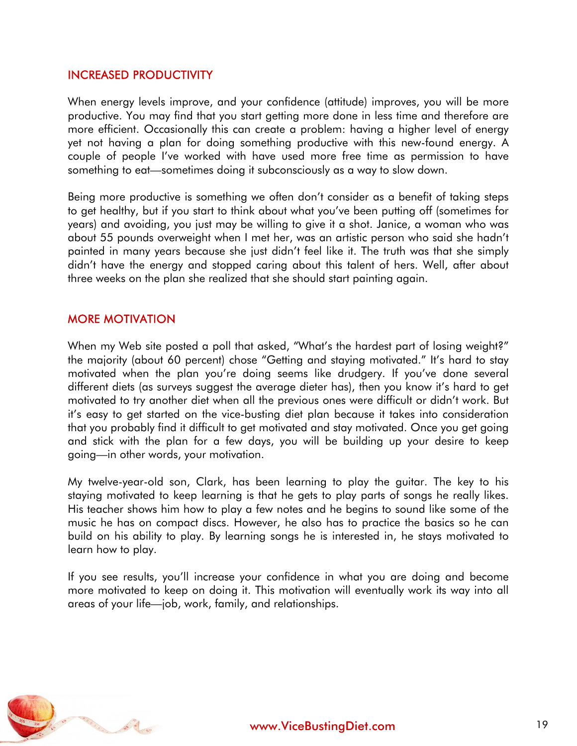## INCREASED PRODUCTIVITY

When energy levels improve, and your confidence (attitude) improves, you will be more productive. You may find that you start getting more done in less time and therefore are more efficient. Occasionally this can create a problem: having a higher level of energy yet not having a plan for doing something productive with this new-found energy. A couple of people I've worked with have used more free time as permission to have something to eat—sometimes doing it subconsciously as a way to slow down.

Being more productive is something we often don't consider as a benefit of taking steps to get healthy, but if you start to think about what you've been putting off (sometimes for years) and avoiding, you just may be willing to give it a shot. Janice, a woman who was about 55 pounds overweight when I met her, was an artistic person who said she hadn't painted in many years because she just didn't feel like it. The truth was that she simply didn't have the energy and stopped caring about this talent of hers. Well, after about three weeks on the plan she realized that she should start painting again.

## MORE MOTIVATION

When my Web site posted a poll that asked, "What's the hardest part of losing weight?" the majority (about 60 percent) chose "Getting and staying motivated." It's hard to stay motivated when the plan you're doing seems like drudgery. If you've done several different diets (as surveys suggest the average dieter has), then you know it's hard to get motivated to try another diet when all the previous ones were difficult or didn't work. But it's easy to get started on the vice-busting diet plan because it takes into consideration that you probably find it difficult to get motivated and stay motivated. Once you get going and stick with the plan for a few days, you will be building up your desire to keep going—in other words, your motivation.

My twelve-year-old son, Clark, has been learning to play the guitar. The key to his staying motivated to keep learning is that he gets to play parts of songs he really likes. His teacher shows him how to play a few notes and he begins to sound like some of the music he has on compact discs. However, he also has to practice the basics so he can build on his ability to play. By learning songs he is interested in, he stays motivated to learn how to play.

If you see results, you'll increase your confidence in what you are doing and become more motivated to keep on doing it. This motivation will eventually work its way into all areas of your life—job, work, family, and relationships.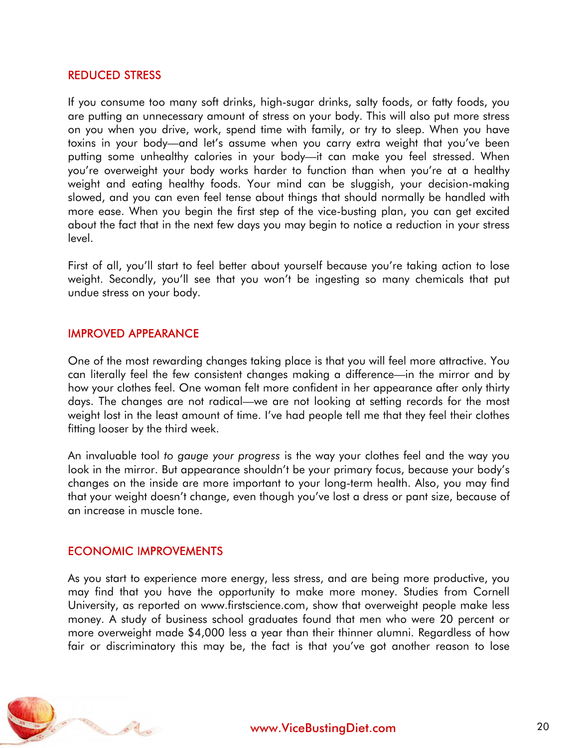## REDUCED STRESS

If you consume too many soft drinks, high-sugar drinks, salty foods, or fatty foods, you are putting an unnecessary amount of stress on your body. This will also put more stress on you when you drive, work, spend time with family, or try to sleep. When you have toxins in your body—and let's assume when you carry extra weight that you've been putting some unhealthy calories in your body—it can make you feel stressed. When you're overweight your body works harder to function than when you're at a healthy weight and eating healthy foods. Your mind can be sluggish, your decision-making slowed, and you can even feel tense about things that should normally be handled with more ease. When you begin the first step of the vice-busting plan, you can get excited about the fact that in the next few days you may begin to notice a reduction in your stress level.

First of all, you'll start to feel better about yourself because you're taking action to lose weight. Secondly, you'll see that you won't be ingesting so many chemicals that put undue stress on your body.

## IMPROVED APPEARANCE

One of the most rewarding changes taking place is that you will feel more attractive. You can literally feel the few consistent changes making a difference—in the mirror and by how your clothes feel. One woman felt more confident in her appearance after only thirty days. The changes are not radical—we are not looking at setting records for the most weight lost in the least amount of time. I've had people tell me that they feel their clothes fitting looser by the third week.

An invaluable tool *to gauge your progress* is the way your clothes feel and the way you look in the mirror. But appearance shouldn't be your primary focus, because your body's changes on the inside are more important to your long-term health. Also, you may find that your weight doesn't change, even though you've lost a dress or pant size, because of an increase in muscle tone.

## ECONOMIC IMPROVEMENTS

As you start to experience more energy, less stress, and are being more productive, you may find that you have the opportunity to make more money. Studies from Cornell University, as reported on www.firstscience.com, show that overweight people make less money. A study of business school graduates found that men who were 20 percent or more overweight made $4,000 less a year than their thinner alumni. Regardless of how fair or discriminatory this may be, the fact is that you've got another reason to lose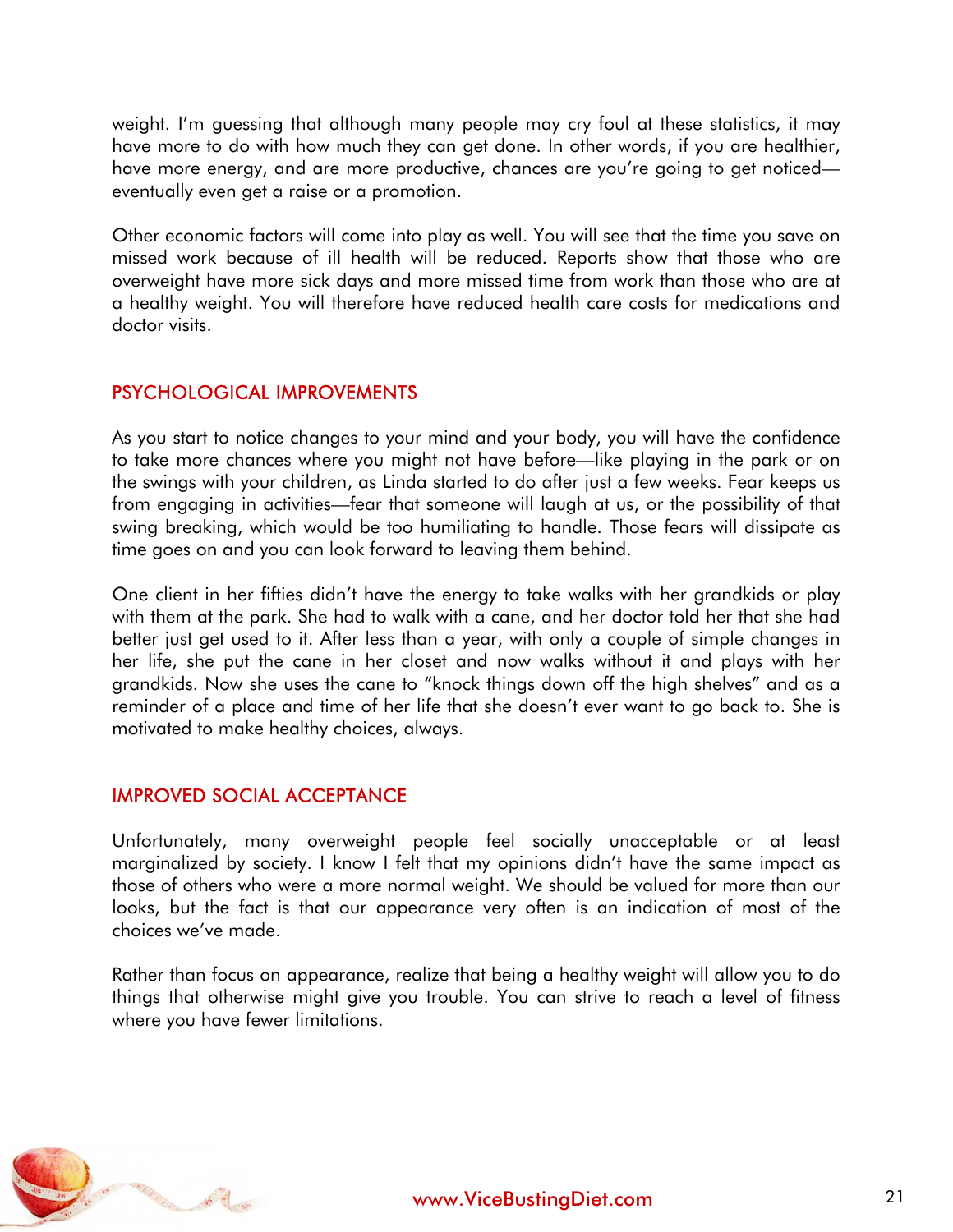weight. I'm guessing that although many people may cry foul at these statistics, it may have more to do with how much they can get done. In other words, if you are healthier, have more energy, and are more productive, chances are you're going to get noticed—eventually even get a raise or a promotion.

Other economic factors will come into play as well. You will see that the time you save on missed work because of ill health will be reduced. Reports show that those who are overweight have more sick days and more missed time from work than those who are at a healthy weight. You will therefore have reduced health care costs for medications and doctor visits.

## PSYCHOLOGICAL IMPROVEMENTS

As you start to notice changes to your mind and your body, you will have the confidence to take more chances where you might not have before—like playing in the park or on the swings with your children, as Linda started to do after just a few weeks. Fear keeps us from engaging in activities—fear that someone will laugh at us, or the possibility of that swing breaking, which would be too humiliating to handle. Those fears will dissipate as time goes on and you can look forward to leaving them behind.

One client in her fifties didn't have the energy to take walks with her grandkids or play with them at the park. She had to walk with a cane, and her doctor told her that she had better just get used to it. After less than a year, with only a couple of simple changes in her life, she put the cane in her closet and now walks without it and plays with her grandkids. Now she uses the cane to "knock things down off the high shelves" and as a reminder of a place and time of her life that she doesn't ever want to go back to. She is motivated to make healthy choices, always.

## IMPROVED SOCIAL ACCEPTANCE

Unfortunately, many overweight people feel socially unacceptable or at least marginalized by society. I know I felt that my opinions didn't have the same impact as those of others who were a more normal weight. We should be valued for more than our looks, but the fact is that our appearance very often is an indication of most of the choices we've made.

Rather than focus on appearance, realize that being a healthy weight will allow you to do things that otherwise might give you trouble. You can strive to reach a level of fitness where you have fewer limitations.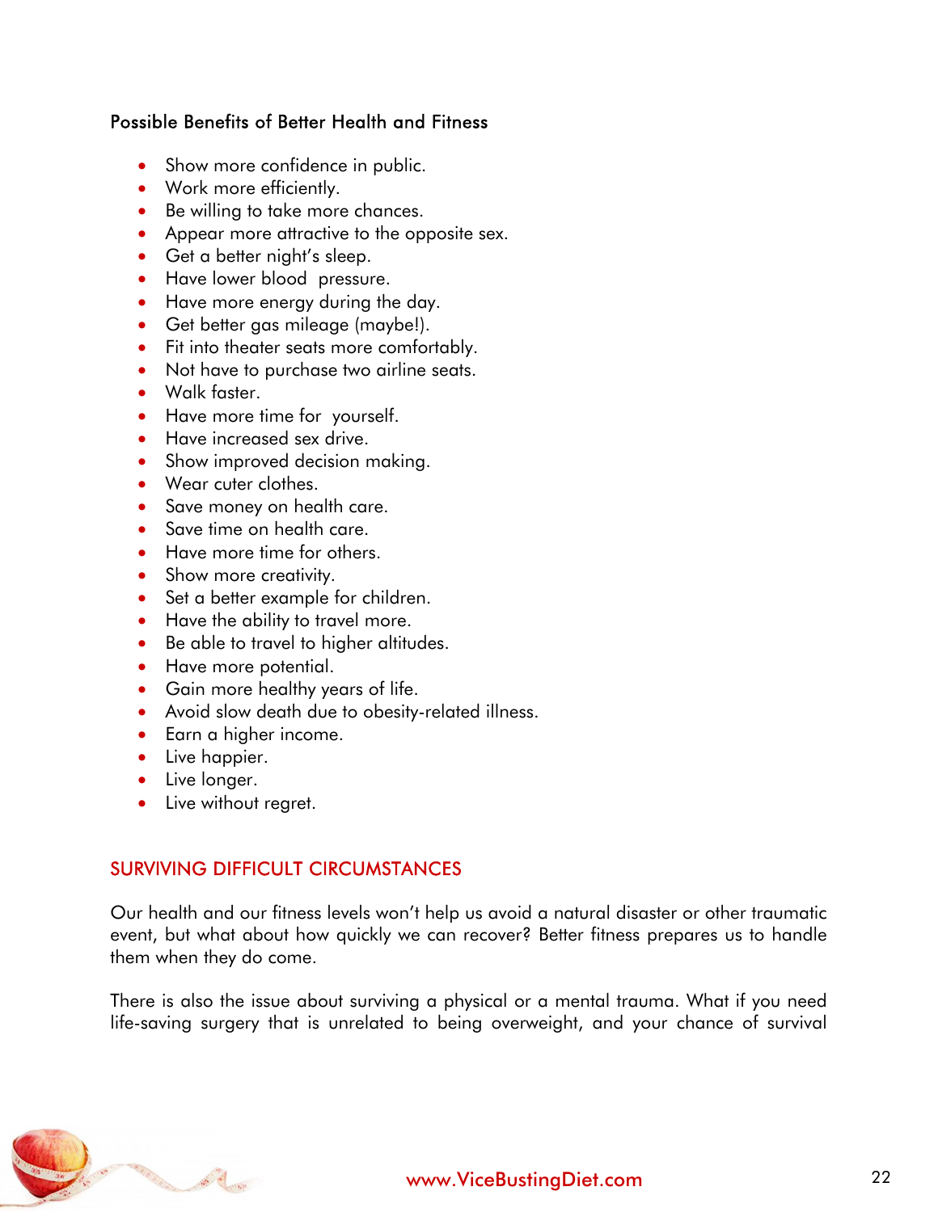### Possible Benefits of Better Health and Fitness

- Show more confidence in public.
- Work more efficiently.
- Be willing to take more chances.
- Appear more attractive to the opposite sex.
- Get a better night's sleep.
- Have lower blood pressure.
- Have more energy during the day.
- Get better gas mileage (maybe!).
- Fit into theater seats more comfortably.
- Not have to purchase two airline seats.
- Walk faster.
- Have more time for yourself.
- Have increased sex drive.
- Show improved decision making.
- Wear cuter clothes.
- Save money on health care.
- Save time on health care.
- Have more time for others.
- Show more creativity.
- Set a better example for children.
- Have the ability to travel more.
- Be able to travel to higher altitudes.
- Have more potential.
- Gain more healthy years of life.
- Avoid slow death due to obesity-related illness.
- Earn a higher income.
- Live happier.
- Live longer.
- Live without regret.

## SURVIVING DIFFICULT CIRCUMSTANCES

Our health and our fitness levels won't help us avoid a natural disaster or other traumatic event, but what about how quickly we can recover? Better fitness prepares us to handle them when they do come.

There is also the issue about surviving a physical or a mental trauma. What if you need life-saving surgery that is unrelated to being overweight, and your chance of survival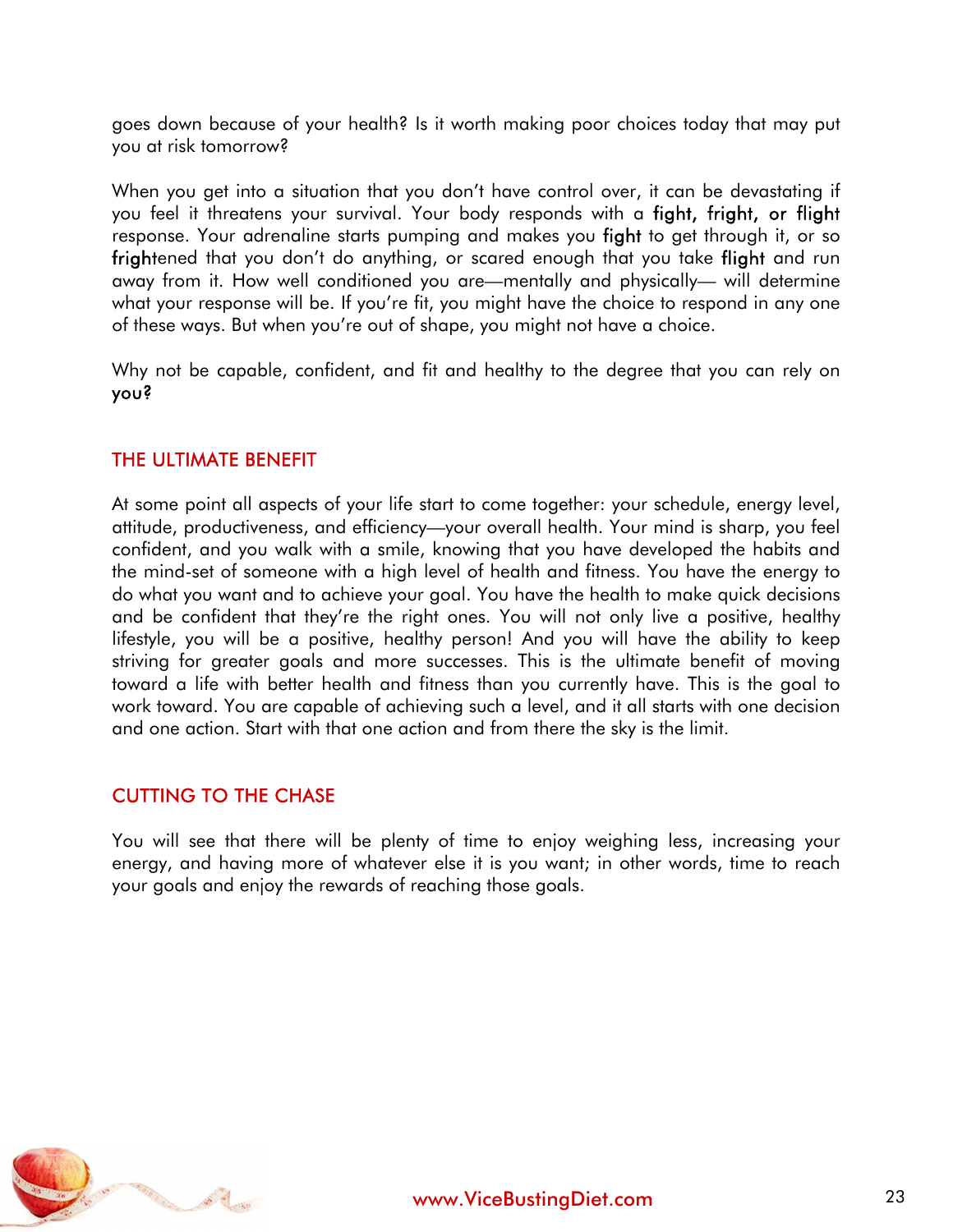goes down because of your health? Is it worth making poor choices today that may put you at risk tomorrow?

When you get into a situation that you don't have control over, it can be devastating if you feel it threatens your survival. Your body responds with a **fight, fright, or flight** response. Your adrenaline starts pumping and makes you **fight** to get through it, or so **fright**ened that you don't do anything, or scared enough that you take **flight** and run away from it. How well conditioned you are—mentally and physically— will determine what your response will be. If you're fit, you might have the choice to respond in any one of these ways. But when you're out of shape, you might not have a choice.

Why not be capable, confident, and fit and healthy to the degree that you can rely on **you?**

## THE ULTIMATE BENEFIT

At some point all aspects of your life start to come together: your schedule, energy level, attitude, productiveness, and efficiency—your overall health. Your mind is sharp, you feel confident, and you walk with a smile, knowing that you have developed the habits and the mind-set of someone with a high level of health and fitness. You have the energy to do what you want and to achieve your goal. You have the health to make quick decisions and be confident that they're the right ones. You will not only live a positive, healthy lifestyle, you will be a positive, healthy person! And you will have the ability to keep striving for greater goals and more successes. This is the ultimate benefit of moving toward a life with better health and fitness than you currently have. This is the goal to work toward. You are capable of achieving such a level, and it all starts with one decision and one action. Start with that one action and from there the sky is the limit.

## CUTTING TO THE CHASE

You will see that there will be plenty of time to enjoy weighing less, increasing your energy, and having more of whatever else it is you want; in other words, time to reach your goals and enjoy the rewards of reaching those goals.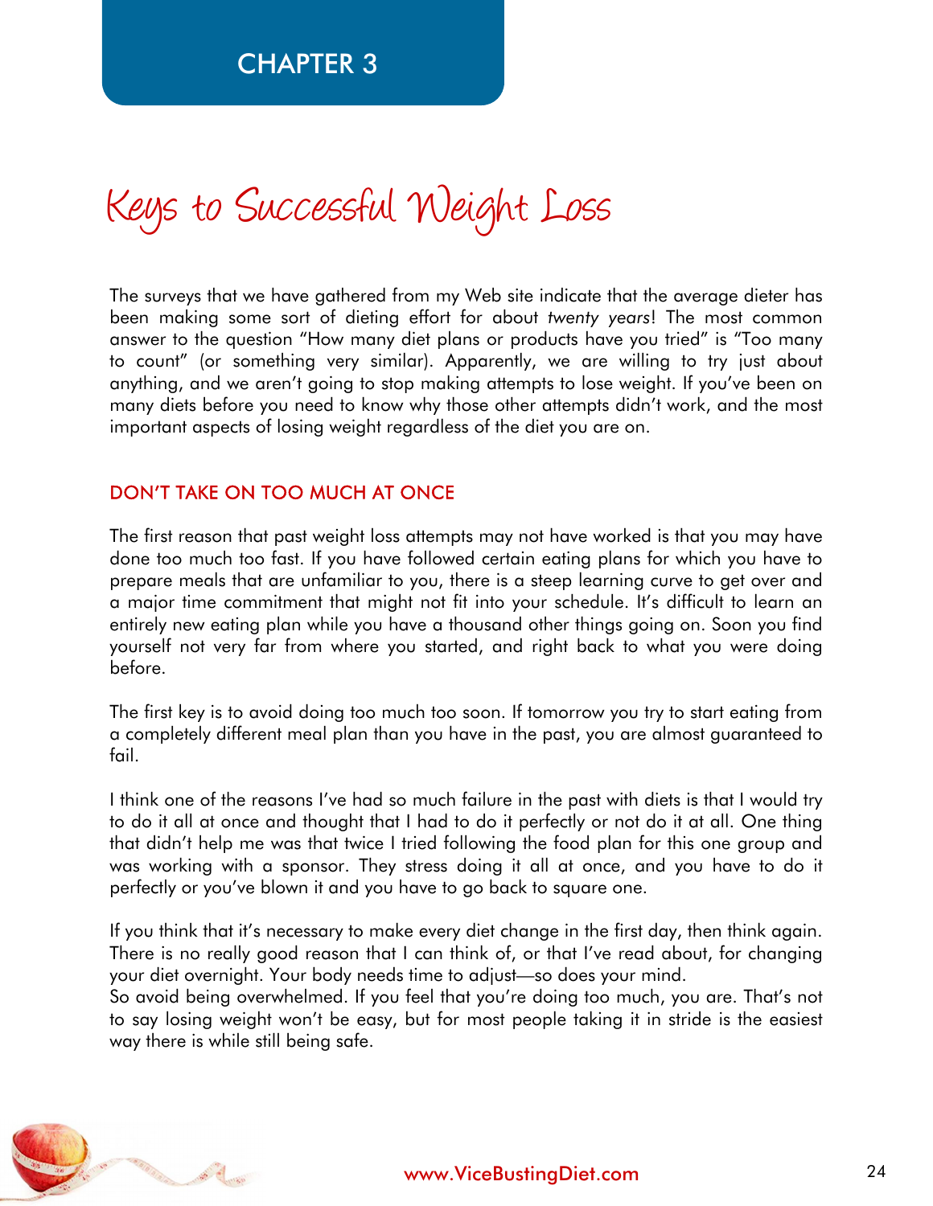CHAPTER 3

# Keys to Successful Weight Loss

The surveys that we have gathered from my Web site indicate that the average dieter has been making some sort of dieting effort for about *twenty years*! The most common answer to the question "How many diet plans or products have you tried" is "Too many to count" (or something very similar). Apparently, we are willing to try just about anything, and we aren't going to stop making attempts to lose weight. If you've been on many diets before you need to know why those other attempts didn't work, and the most important aspects of losing weight regardless of the diet you are on.

## DON'T TAKE ON TOO MUCH AT ONCE

The first reason that past weight loss attempts may not have worked is that you may have done too much too fast. If you have followed certain eating plans for which you have to prepare meals that are unfamiliar to you, there is a steep learning curve to get over and a major time commitment that might not fit into your schedule. It's difficult to learn an entirely new eating plan while you have a thousand other things going on. Soon you find yourself not very far from where you started, and right back to what you were doing before.

The first key is to avoid doing too much too soon. If tomorrow you try to start eating from a completely different meal plan than you have in the past, you are almost guaranteed to fail.

I think one of the reasons I've had so much failure in the past with diets is that I would try to do it all at once and thought that I had to do it perfectly or not do it at all. One thing that didn't help me was that twice I tried following the food plan for this one group and was working with a sponsor. They stress doing it all at once, and you have to do it perfectly or you've blown it and you have to go back to square one.

If you think that it's necessary to make every diet change in the first day, then think again. There is no really good reason that I can think of, or that I've read about, for changing your diet overnight. Your body needs time to adjust—so does your mind.
So avoid being overwhelmed. If you feel that you're doing too much, you are. That's not to say losing weight won't be easy, but for most people taking it in stride is the easiest way there is while still being safe.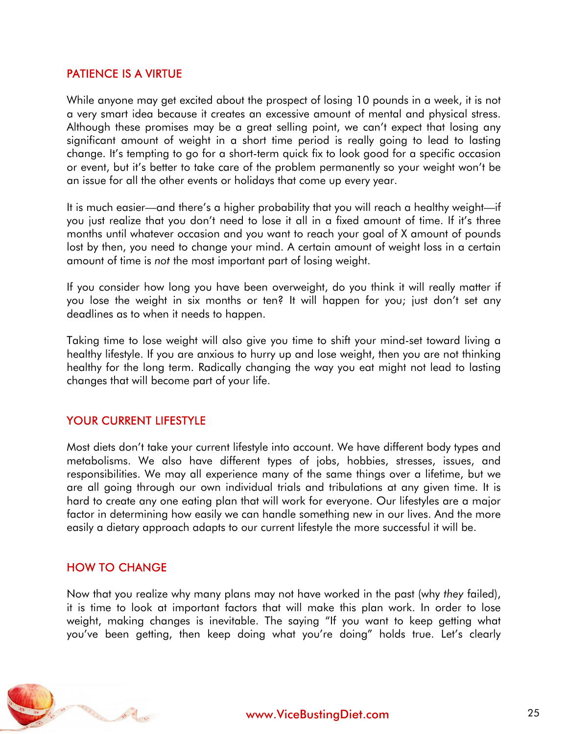## PATIENCE IS A VIRTUE

While anyone may get excited about the prospect of losing 10 pounds in a week, it is not a very smart idea because it creates an excessive amount of mental and physical stress. Although these promises may be a great selling point, we can't expect that losing any significant amount of weight in a short time period is really going to lead to lasting change. It's tempting to go for a short-term quick fix to look good for a specific occasion or event, but it's better to take care of the problem permanently so your weight won't be an issue for all the other events or holidays that come up every year.

It is much easier—and there's a higher probability that you will reach a healthy weight—if you just realize that you don't need to lose it all in a fixed amount of time. If it's three months until whatever occasion and you want to reach your goal of X amount of pounds lost by then, you need to change your mind. A certain amount of weight loss in a certain amount of time is *not* the most important part of losing weight.

If you consider how long you have been overweight, do you think it will really matter if you lose the weight in six months or ten? It will happen for you; just don't set any deadlines as to when it needs to happen.

Taking time to lose weight will also give you time to shift your mind-set toward living a healthy lifestyle. If you are anxious to hurry up and lose weight, then you are not thinking healthy for the long term. Radically changing the way you eat might not lead to lasting changes that will become part of your life.

## YOUR CURRENT LIFESTYLE

Most diets don't take your current lifestyle into account. We have different body types and metabolisms. We also have different types of jobs, hobbies, stresses, issues, and responsibilities. We may all experience many of the same things over a lifetime, but we are all going through our own individual trials and tribulations at any given time. It is hard to create any one eating plan that will work for everyone. Our lifestyles are a major factor in determining how easily we can handle something new in our lives. And the more easily a dietary approach adapts to our current lifestyle the more successful it will be.

## HOW TO CHANGE

Now that you realize why many plans may not have worked in the past (why *they* failed), it is time to look at important factors that will make this plan work. In order to lose weight, making changes is inevitable. The saying "If you want to keep getting what you've been getting, then keep doing what you're doing" holds true. Let's clearly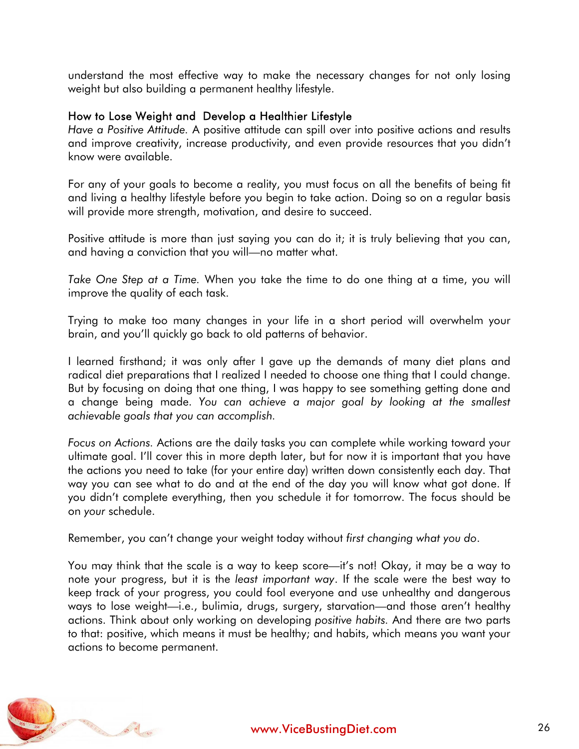understand the most effective way to make the necessary changes for not only losing weight but also building a permanent healthy lifestyle.

## How to Lose Weight and Develop a Healthier Lifestyle

*Have a Positive Attitude.* A positive attitude can spill over into positive actions and results and improve creativity, increase productivity, and even provide resources that you didn't know were available.

For any of your goals to become a reality, you must focus on all the benefits of being fit and living a healthy lifestyle before you begin to take action. Doing so on a regular basis will provide more strength, motivation, and desire to succeed.

Positive attitude is more than just saying you can do it; it is truly believing that you can, and having a conviction that you will—no matter what.

*Take One Step at a Time.* When you take the time to do one thing at a time, you will improve the quality of each task.

Trying to make too many changes in your life in a short period will overwhelm your brain, and you'll quickly go back to old patterns of behavior.

I learned firsthand; it was only after I gave up the demands of many diet plans and radical diet preparations that I realized I needed to choose one thing that I could change. But by focusing on doing that one thing, I was happy to see something getting done and a change being made. *You can achieve a major goal by looking at the smallest achievable goals that you can accomplish.*

*Focus on Actions.* Actions are the daily tasks you can complete while working toward your ultimate goal. I'll cover this in more depth later, but for now it is important that you have the actions you need to take (for your entire day) written down consistently each day. That way you can see what to do and at the end of the day you will know what got done. If you didn't complete everything, then you schedule it for tomorrow. The focus should be on *your* schedule.

Remember, you can't change your weight today without *first changing what you do*.

You may think that the scale is a way to keep score—it's not! Okay, it may be a way to note your progress, but it is the *least important way*. If the scale were the best way to keep track of your progress, you could fool everyone and use unhealthy and dangerous ways to lose weight—i.e., bulimia, drugs, surgery, starvation—and those aren't healthy actions. Think about only working on developing *positive habits.* And there are two parts to that: positive, which means it must be healthy; and habits, which means you want your actions to become permanent.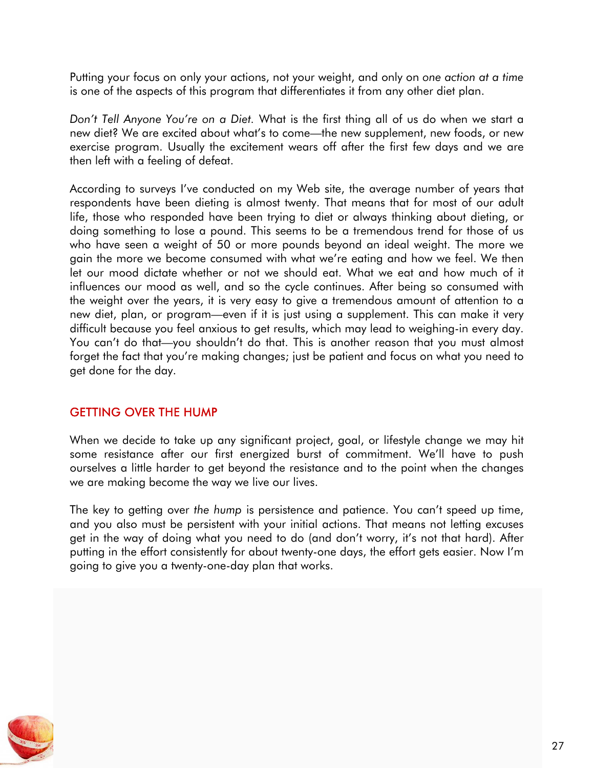Putting your focus on only your actions, not your weight, and only on *one action at a time* is one of the aspects of this program that differentiates it from any other diet plan.

*Don't Tell Anyone You're on a Diet.* What is the first thing all of us do when we start a new diet? We are excited about what's to come—the new supplement, new foods, or new exercise program. Usually the excitement wears off after the first few days and we are then left with a feeling of defeat.

According to surveys I've conducted on my Web site, the average number of years that respondents have been dieting is almost twenty. That means that for most of our adult life, those who responded have been trying to diet or always thinking about dieting, or doing something to lose a pound. This seems to be a tremendous trend for those of us who have seen a weight of 50 or more pounds beyond an ideal weight. The more we gain the more we become consumed with what we're eating and how we feel. We then let our mood dictate whether or not we should eat. What we eat and how much of it influences our mood as well, and so the cycle continues. After being so consumed with the weight over the years, it is very easy to give a tremendous amount of attention to a new diet, plan, or program—even if it is just using a supplement. This can make it very difficult because you feel anxious to get results, which may lead to weighing-in every day. You can't do that—you shouldn't do that. This is another reason that you must almost forget the fact that you're making changes; just be patient and focus on what you need to get done for the day.

## GETTING OVER THE HUMP

When we decide to take up any significant project, goal, or lifestyle change we may hit some resistance after our first energized burst of commitment. We'll have to push ourselves a little harder to get beyond the resistance and to the point when the changes we are making become the way we live our lives.

The key to getting over *the hump* is persistence and patience. You can't speed up time, and you also must be persistent with your initial actions. That means not letting excuses get in the way of doing what you need to do (and don't worry, it's not that hard). After putting in the effort consistently for about twenty-one days, the effort gets easier. Now I'm going to give you a twenty-one-day plan that works.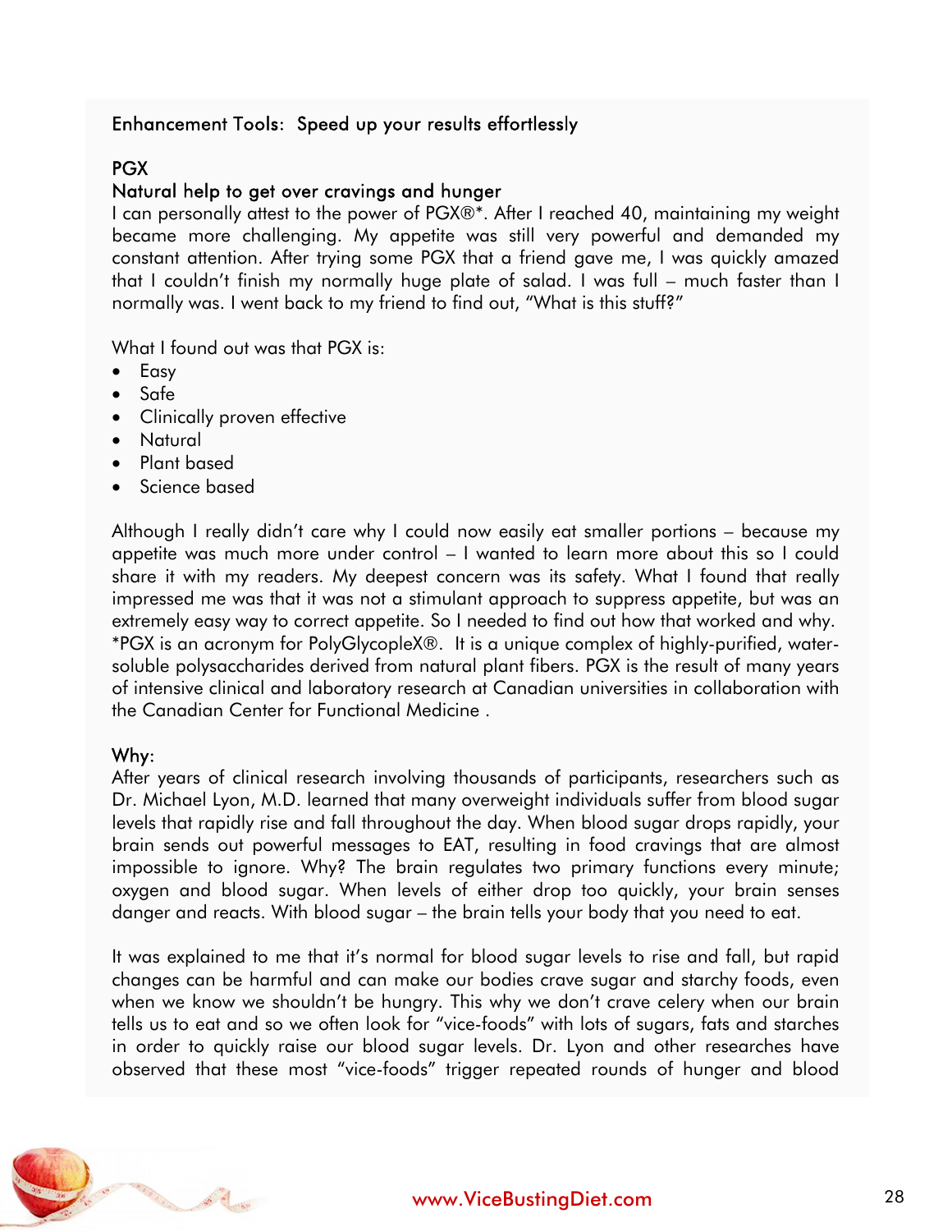## Enhancement Tools: Speed up your results effortlessly

### PGX

### Natural help to get over cravings and hunger

I can personally attest to the power of PGX®*. After I reached 40, maintaining my weight became more challenging. My appetite was still very powerful and demanded my constant attention. After trying some PGX that a friend gave me, I was quickly amazed that I couldn't finish my normally huge plate of salad. I was full – much faster than I normally was. I went back to my friend to find out, "What is this stuff?"

What I found out was that PGX is:

- Easy
- Safe
- Clinically proven effective
- Natural
- Plant based
- Science based

Although I really didn't care why I could now easily eat smaller portions – because my appetite was much more under control – I wanted to learn more about this so I could share it with my readers. My deepest concern was its safety. What I found that really impressed me was that it was not a stimulant approach to suppress appetite, but was an extremely easy way to correct appetite. So I needed to find out how that worked and why.

*PGX is an acronym for PolyGlycopleX®. It is a unique complex of highly-purified, water-soluble polysaccharides derived from natural plant fibers. PGX is the result of many years of intensive clinical and laboratory research at Canadian universities in collaboration with the Canadian Center for Functional Medicine .

### Why:

After years of clinical research involving thousands of participants, researchers such as Dr. Michael Lyon, M.D. learned that many overweight individuals suffer from blood sugar levels that rapidly rise and fall throughout the day. When blood sugar drops rapidly, your brain sends out powerful messages to EAT, resulting in food cravings that are almost impossible to ignore. Why? The brain regulates two primary functions every minute; oxygen and blood sugar. When levels of either drop too quickly, your brain senses danger and reacts. With blood sugar – the brain tells your body that you need to eat.

It was explained to me that it's normal for blood sugar levels to rise and fall, but rapid changes can be harmful and can make our bodies crave sugar and starchy foods, even when we know we shouldn't be hungry. This why we don't crave celery when our brain tells us to eat and so we often look for "vice-foods" with lots of sugars, fats and starches in order to quickly raise our blood sugar levels. Dr. Lyon and other researches have observed that these most "vice-foods" trigger repeated rounds of hunger and blood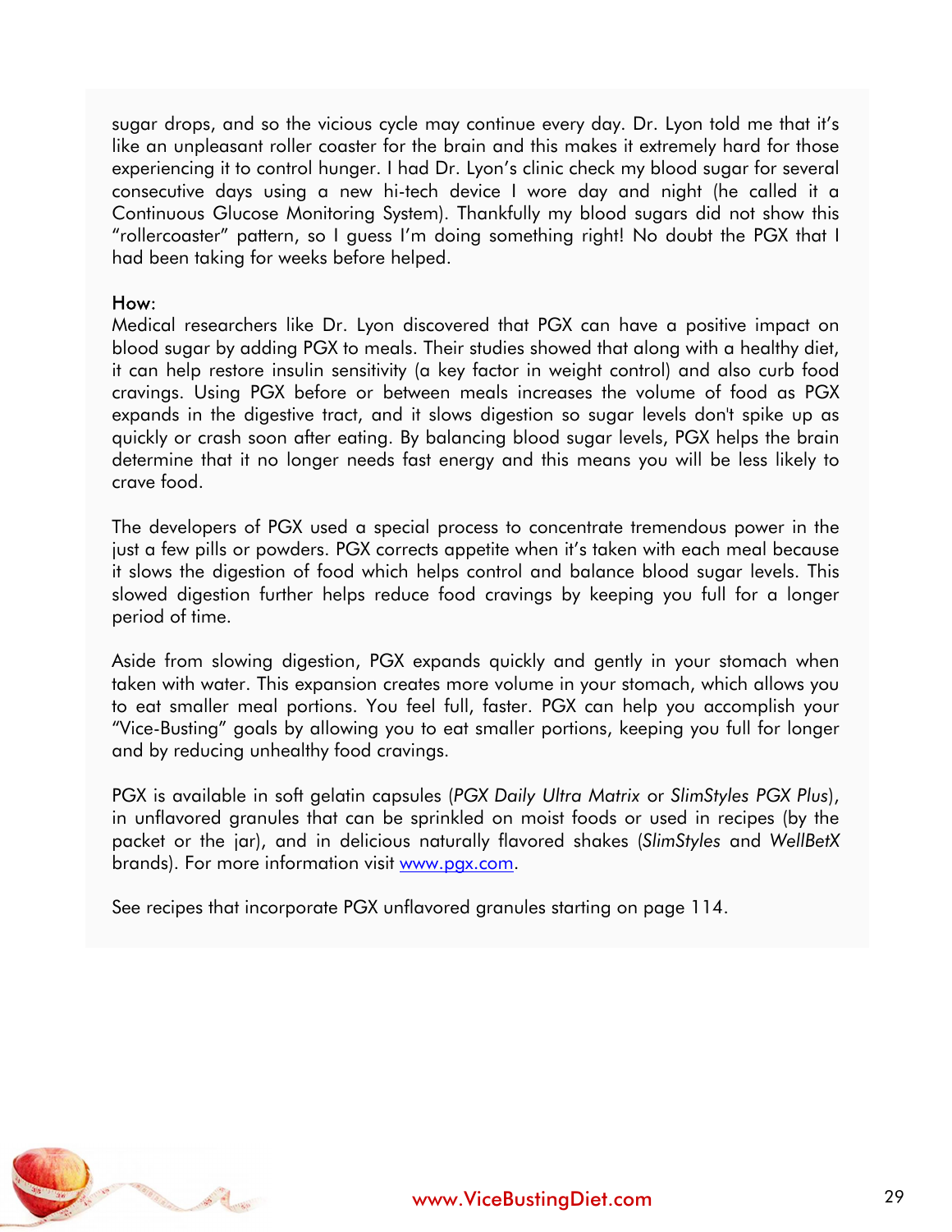sugar drops, and so the vicious cycle may continue every day. Dr. Lyon told me that it's like an unpleasant roller coaster for the brain and this makes it extremely hard for those experiencing it to control hunger. I had Dr. Lyon's clinic check my blood sugar for several consecutive days using a new hi-tech device I wore day and night (he called it a Continuous Glucose Monitoring System). Thankfully my blood sugars did not show this "rollercoaster" pattern, so I guess I'm doing something right! No doubt the PGX that I had been taking for weeks before helped.

How:
Medical researchers like Dr. Lyon discovered that PGX can have a positive impact on blood sugar by adding PGX to meals. Their studies showed that along with a healthy diet, it can help restore insulin sensitivity (a key factor in weight control) and also curb food cravings. Using PGX before or between meals increases the volume of food as PGX expands in the digestive tract, and it slows digestion so sugar levels don't spike up as quickly or crash soon after eating. By balancing blood sugar levels, PGX helps the brain determine that it no longer needs fast energy and this means you will be less likely to crave food.

The developers of PGX used a special process to concentrate tremendous power in the just a few pills or powders. PGX corrects appetite when it's taken with each meal because it slows the digestion of food which helps control and balance blood sugar levels. This slowed digestion further helps reduce food cravings by keeping you full for a longer period of time.

Aside from slowing digestion, PGX expands quickly and gently in your stomach when taken with water. This expansion creates more volume in your stomach, which allows you to eat smaller meal portions. You feel full, faster. PGX can help you accomplish your "Vice-Busting" goals by allowing you to eat smaller portions, keeping you full for longer and by reducing unhealthy food cravings.

PGX is available in soft gelatin capsules (*PGX Daily Ultra Matrix* or *SlimStyles PGX Plus*), in unflavored granules that can be sprinkled on moist foods or used in recipes (by the packet or the jar), and in delicious naturally flavored shakes (*SlimStyles* and *WellBetX* brands). For more information visit www.pgx.com.

See recipes that incorporate PGX unflavored granules starting on page 114.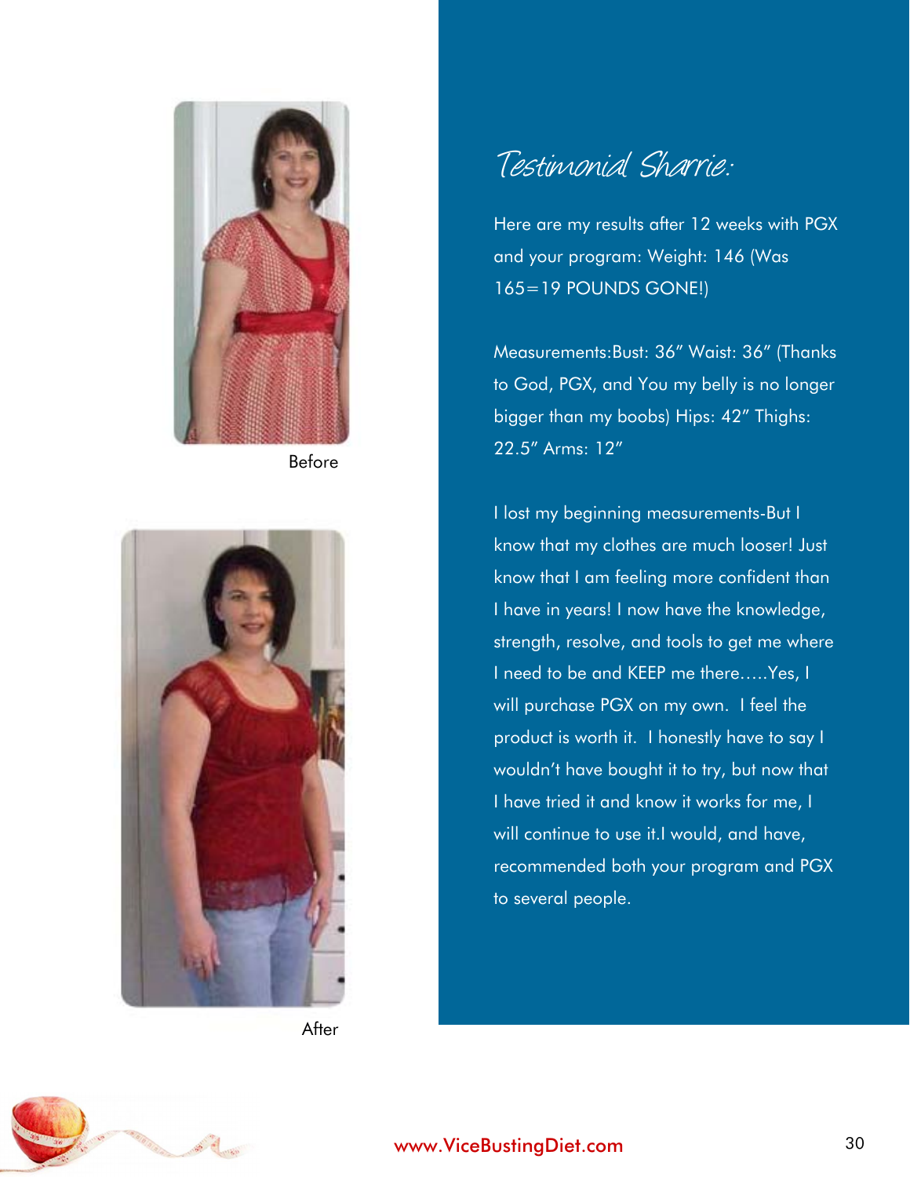Before

After

# Testimonial Sharrie:

Here are my results after 12 weeks with PGX and your program: Weight: 146 (Was 165=19 POUNDS GONE!)

Measurements:Bust: 36" Waist: 36" (Thanks to God, PGX, and You my belly is no longer bigger than my boobs) Hips: 42" Thighs: 22.5" Arms: 12"

I lost my beginning measurements-But I know that my clothes are much looser! Just know that I am feeling more confident than I have in years! I now have the knowledge, strength, resolve, and tools to get me where I need to be and KEEP me there.....Yes, I will purchase PGX on my own. I feel the product is worth it. I honestly have to say I wouldn't have bought it to try, but now that I have tried it and know it works for me, I will continue to use it.I would, and have, recommended both your program and PGX to several people.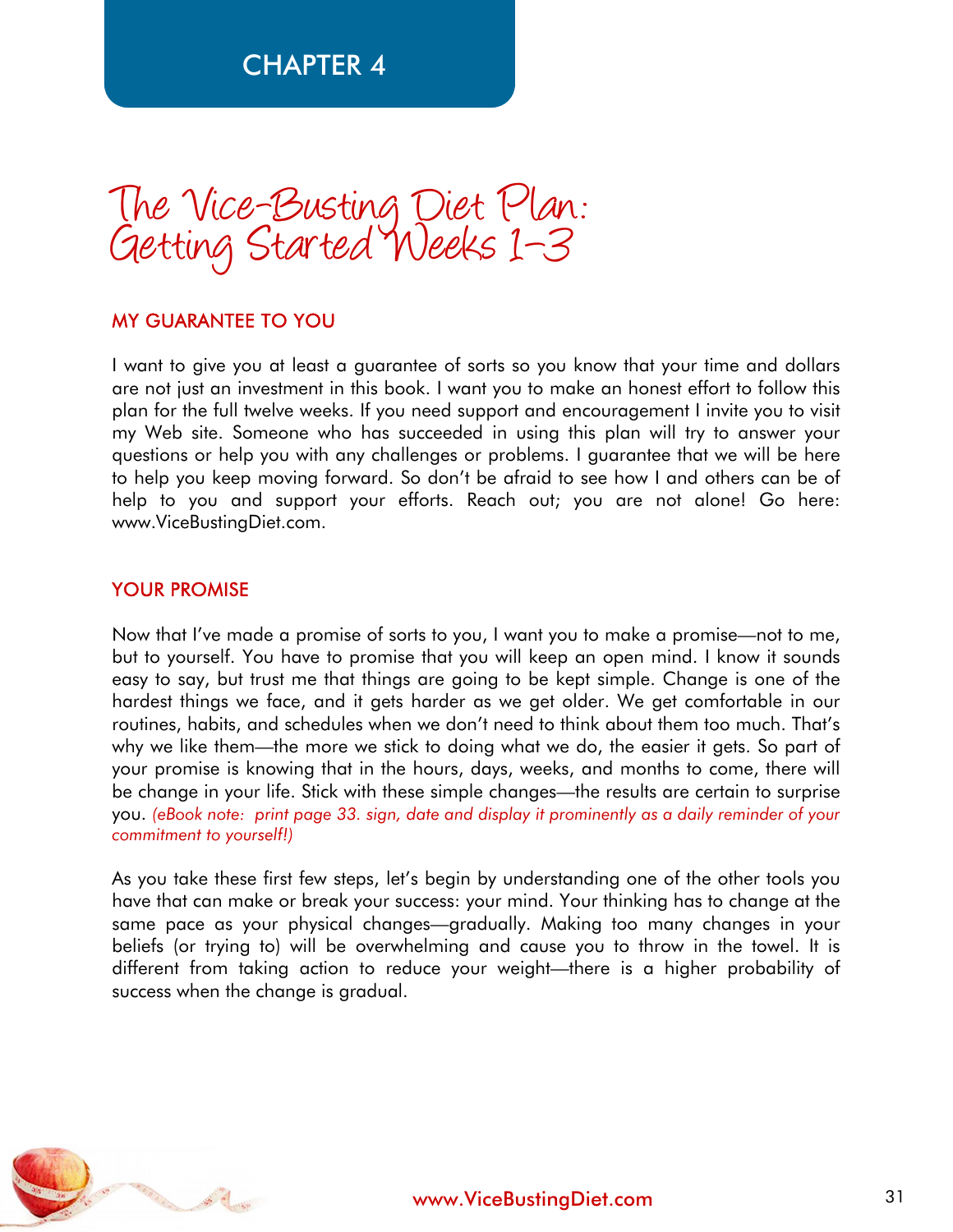# CHAPTER 4

# The Vice-Busting Diet Plan: Getting Started Weeks 1-3

## MY GUARANTEE TO YOU

I want to give you at least a guarantee of sorts so you know that your time and dollars are not just an investment in this book. I want you to make an honest effort to follow this plan for the full twelve weeks. If you need support and encouragement I invite you to visit my Web site. Someone who has succeeded in using this plan will try to answer your questions or help you with any challenges or problems. I guarantee that we will be here to help you keep moving forward. So don't be afraid to see how I and others can be of help to you and support your efforts. Reach out; you are not alone! Go here: www.ViceBustingDiet.com.

## YOUR PROMISE

Now that I've made a promise of sorts to you, I want you to make a promise—not to me, but to yourself. You have to promise that you will keep an open mind. I know it sounds easy to say, but trust me that things are going to be kept simple. Change is one of the hardest things we face, and it gets harder as we get older. We get comfortable in our routines, habits, and schedules when we don't need to think about them too much. That's why we like them—the more we stick to doing what we do, the easier it gets. So part of your promise is knowing that in the hours, days, weeks, and months to come, there will be change in your life. Stick with these simple changes—the results are certain to surprise you. *(eBook note: print page 33. sign, date and display it prominently as a daily reminder of your commitment to yourself!)*

As you take these first few steps, let's begin by understanding one of the other tools you have that can make or break your success: your mind. Your thinking has to change at the same pace as your physical changes—gradually. Making too many changes in your beliefs (or trying to) will be overwhelming and cause you to throw in the towel. It is different from taking action to reduce your weight—there is a higher probability of success when the change is gradual.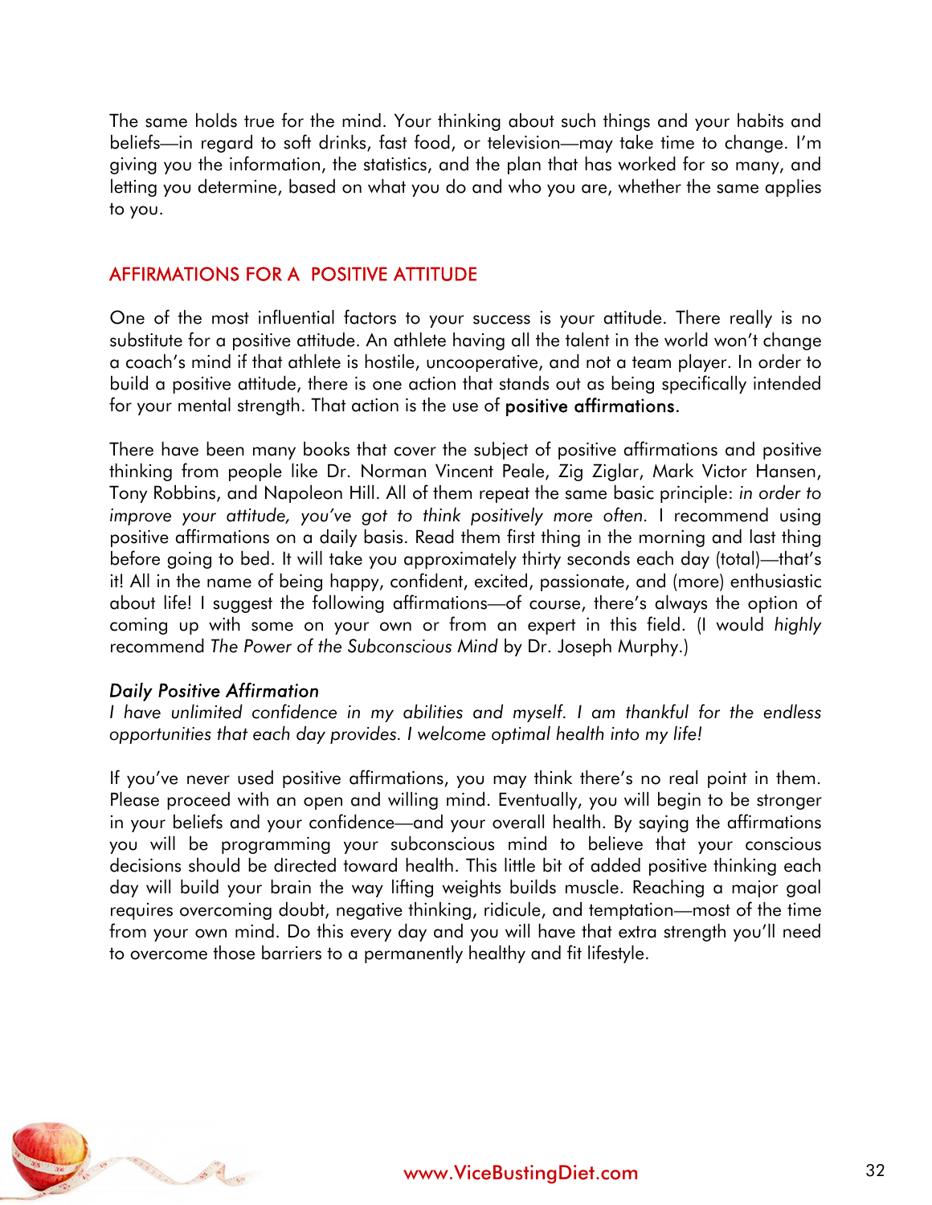The same holds true for the mind. Your thinking about such things and your habits and beliefs—in regard to soft drinks, fast food, or television—may take time to change. I'm giving you the information, the statistics, and the plan that has worked for so many, and letting you determine, based on what you do and who you are, whether the same applies to you.

## AFFIRMATIONS FOR A POSITIVE ATTITUDE

One of the most influential factors to your success is your attitude. There really is no substitute for a positive attitude. An athlete having all the talent in the world won't change a coach's mind if that athlete is hostile, uncooperative, and not a team player. In order to build a positive attitude, there is one action that stands out as being specifically intended for your mental strength. That action is the use of **positive affirmations**.

There have been many books that cover the subject of positive affirmations and positive thinking from people like Dr. Norman Vincent Peale, Zig Ziglar, Mark Victor Hansen, Tony Robbins, and Napoleon Hill. All of them repeat the same basic principle: *in order to improve your attitude, you've got to think positively more often.* I recommend using positive affirmations on a daily basis. Read them first thing in the morning and last thing before going to bed. It will take you approximately thirty seconds each day (total)—that's it! All in the name of being happy, confident, excited, passionate, and (more) enthusiastic about life! I suggest the following affirmations—of course, there's always the option of coming up with some on your own or from an expert in this field. (I would *highly* recommend *The Power of the Subconscious Mind* by Dr. Joseph Murphy.)

*Daily Positive Affirmation*
*I have unlimited confidence in my abilities and myself. I am thankful for the endless opportunities that each day provides. I welcome optimal health into my life!*

If you've never used positive affirmations, you may think there's no real point in them. Please proceed with an open and willing mind. Eventually, you will begin to be stronger in your beliefs and your confidence—and your overall health. By saying the affirmations you will be programming your subconscious mind to believe that your conscious decisions should be directed toward health. This little bit of added positive thinking each day will build your brain the way lifting weights builds muscle. Reaching a major goal requires overcoming doubt, negative thinking, ridicule, and temptation—most of the time from your own mind. Do this every day and you will have that extra strength you'll need to overcome those barriers to a permanently healthy and fit lifestyle.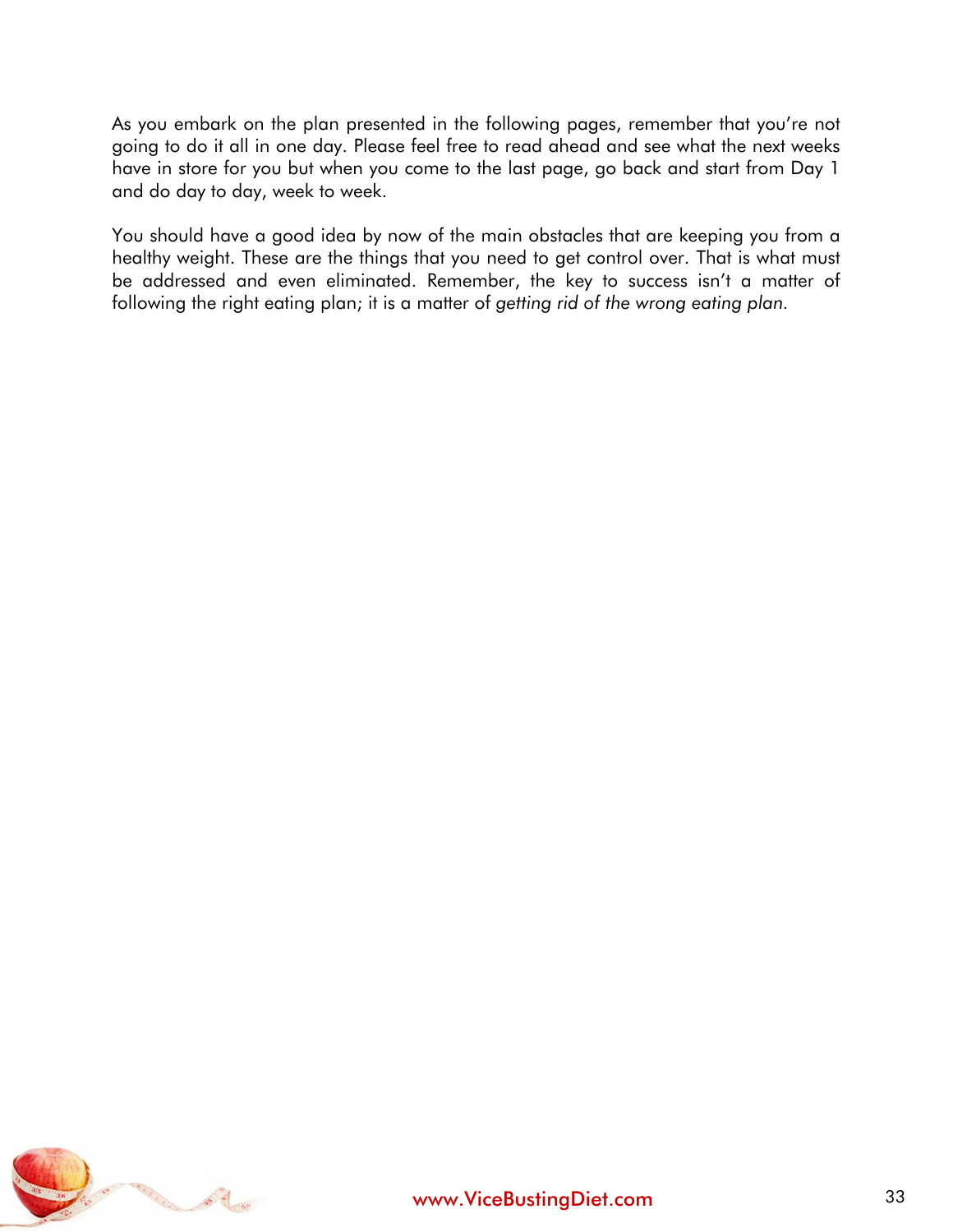As you embark on the plan presented in the following pages, remember that you're not going to do it all in one day. Please feel free to read ahead and see what the next weeks have in store for you but when you come to the last page, go back and start from Day 1 and do day to day, week to week.

You should have a good idea by now of the main obstacles that are keeping you from a healthy weight. These are the things that you need to get control over. That is what must be addressed and even eliminated. Remember, the key to success isn't a matter of following the right eating plan; it is a matter of *getting rid of the wrong eating plan.*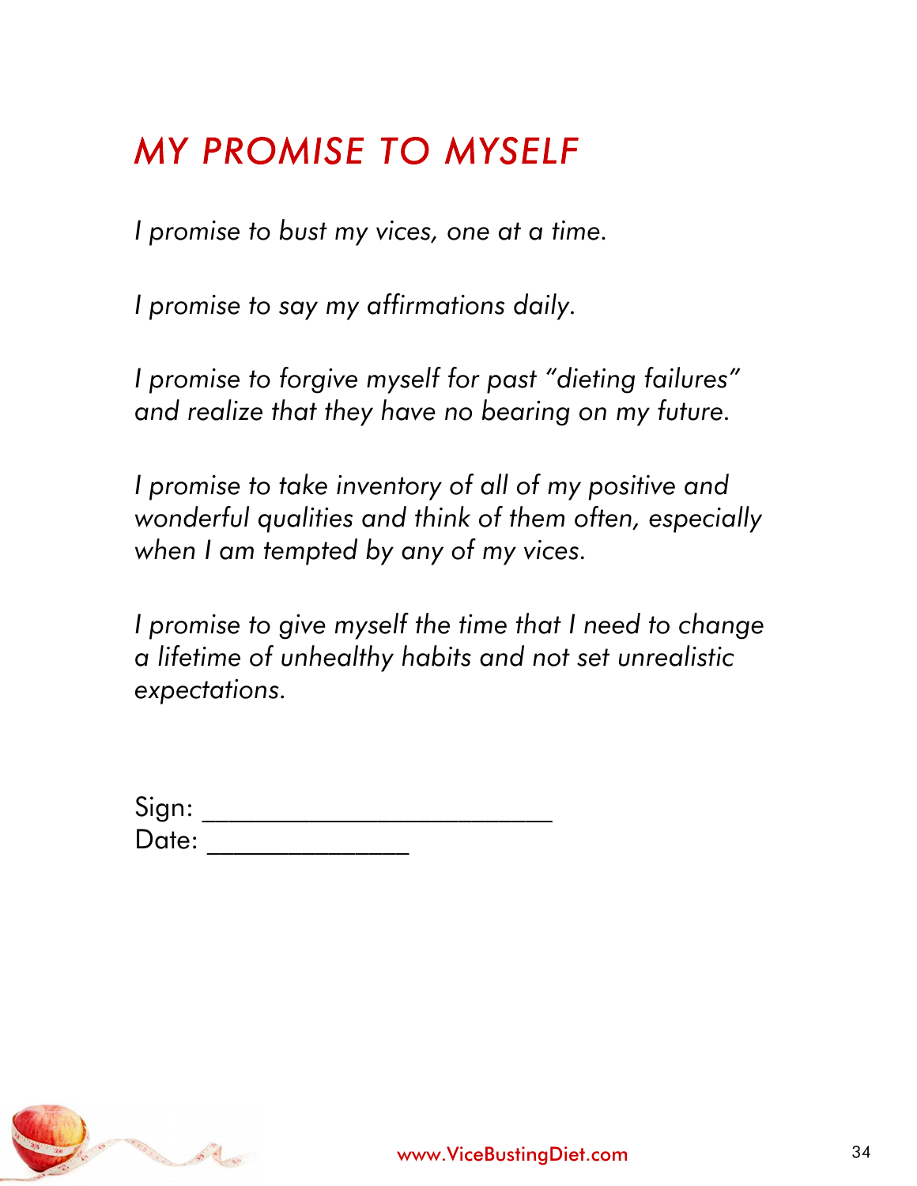# *MY PROMISE TO MYSELF*

*I promise to bust my vices, one at a time.*

*I promise to say my affirmations daily.*

*I promise to forgive myself for past "dieting failures" and realize that they have no bearing on my future.*

*I promise to take inventory of all of my positive and wonderful qualities and think of them often, especially when I am tempted by any of my vices.*

*I promise to give myself the time that I need to change a lifetime of unhealthy habits and not set unrealistic expectations.*

Sign: ________________________
Date: ______________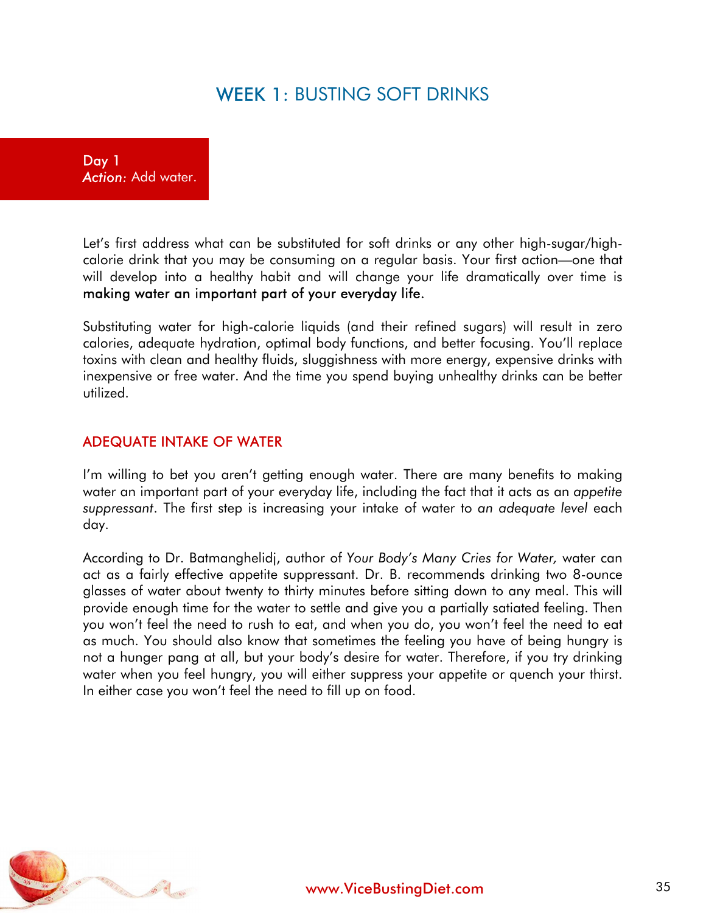# WEEK 1: BUSTING SOFT DRINKS

**Day 1**
***Action:*** Add water.

Let's first address what can be substituted for soft drinks or any other high-sugar/high-calorie drink that you may be consuming on a regular basis. Your first action—one that will develop into a healthy habit and will change your life dramatically over time is **making water an important part of your everyday life.**

Substituting water for high-calorie liquids (and their refined sugars) will result in zero calories, adequate hydration, optimal body functions, and better focusing. You'll replace toxins with clean and healthy fluids, sluggishness with more energy, expensive drinks with inexpensive or free water. And the time you spend buying unhealthy drinks can be better utilized.

## ADEQUATE INTAKE OF WATER

I'm willing to bet you aren't getting enough water. There are many benefits to making water an important part of your everyday life, including the fact that it acts as an *appetite suppressant*. The first step is increasing your intake of water to *an adequate level* each day.

According to Dr. Batmanghelidj, author of *Your Body's Many Cries for Water,* water can act as a fairly effective appetite suppressant. Dr. B. recommends drinking two 8-ounce glasses of water about twenty to thirty minutes before sitting down to any meal. This will provide enough time for the water to settle and give you a partially satiated feeling. Then you won't feel the need to rush to eat, and when you do, you won't feel the need to eat as much. You should also know that sometimes the feeling you have of being hungry is not a hunger pang at all, but your body's desire for water. Therefore, if you try drinking water when you feel hungry, you will either suppress your appetite or quench your thirst. In either case you won't feel the need to fill up on food.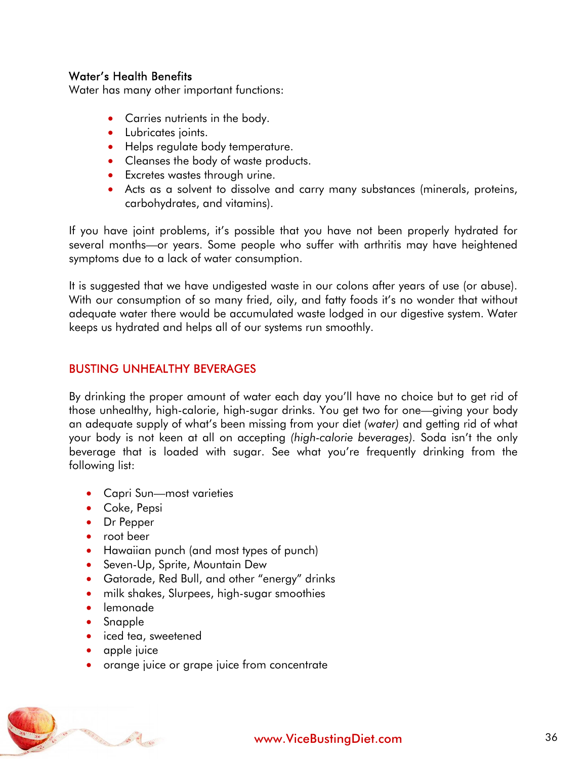### Water's Health Benefits

Water has many other important functions:

- Carries nutrients in the body.
- Lubricates joints.
- Helps regulate body temperature.
- Cleanses the body of waste products.
- Excretes wastes through urine.
- Acts as a solvent to dissolve and carry many substances (minerals, proteins, carbohydrates, and vitamins).

If you have joint problems, it's possible that you have not been properly hydrated for several months—or years. Some people who suffer with arthritis may have heightened symptoms due to a lack of water consumption.

It is suggested that we have undigested waste in our colons after years of use (or abuse). With our consumption of so many fried, oily, and fatty foods it's no wonder that without adequate water there would be accumulated waste lodged in our digestive system. Water keeps us hydrated and helps all of our systems run smoothly.

## BUSTING UNHEALTHY BEVERAGES

By drinking the proper amount of water each day you'll have no choice but to get rid of those unhealthy, high-calorie, high-sugar drinks. You get two for one—giving your body an adequate supply of what's been missing from your diet *(water)* and getting rid of what your body is not keen at all on accepting *(high-calorie beverages)*. Soda isn't the only beverage that is loaded with sugar. See what you're frequently drinking from the following list:

- Capri Sun—most varieties
- Coke, Pepsi
- Dr Pepper
- root beer
- Hawaiian punch (and most types of punch)
- Seven-Up, Sprite, Mountain Dew
- Gatorade, Red Bull, and other "energy" drinks
- milk shakes, Slurpees, high-sugar smoothies
- lemonade
- Snapple
- iced tea, sweetened
- apple juice
- orange juice or grape juice from concentrate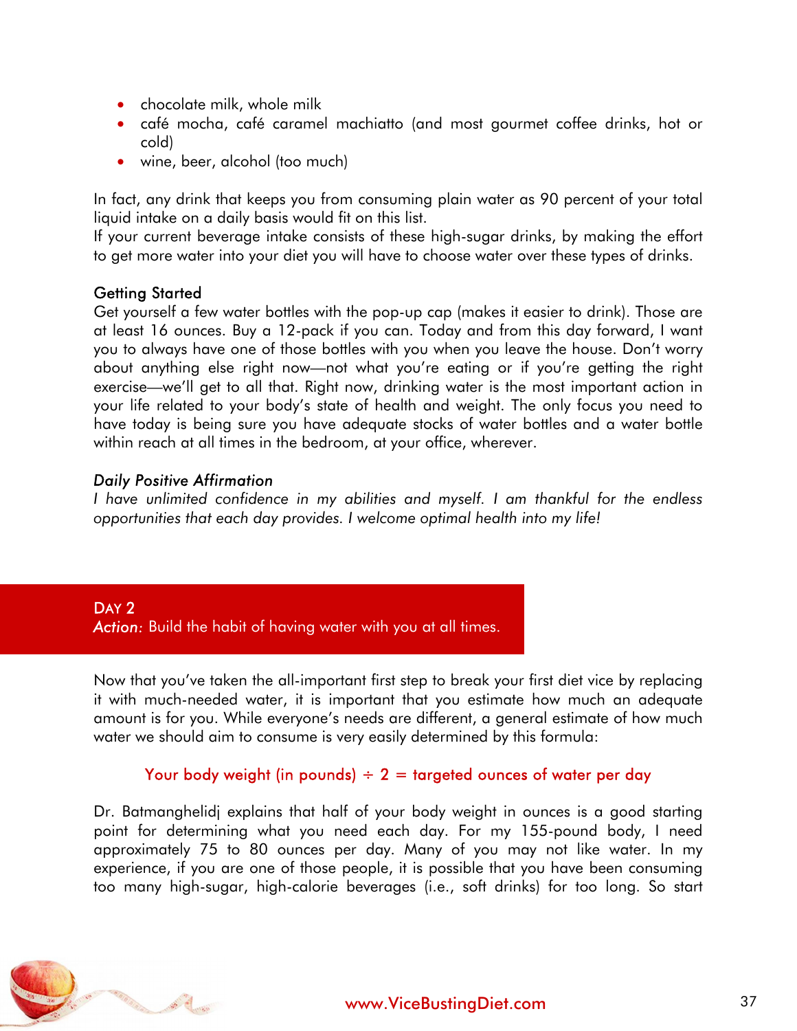- chocolate milk, whole milk
- café mocha, café caramel machiatto (and most gourmet coffee drinks, hot or cold)
- wine, beer, alcohol (too much)

In fact, any drink that keeps you from consuming plain water as 90 percent of your total liquid intake on a daily basis would fit on this list.
If your current beverage intake consists of these high-sugar drinks, by making the effort to get more water into your diet you will have to choose water over these types of drinks.

### Getting Started

Get yourself a few water bottles with the pop-up cap (makes it easier to drink). Those are at least 16 ounces. Buy a 12-pack if you can. Today and from this day forward, I want you to always have one of those bottles with you when you leave the house. Don't worry about anything else right now—not what you're eating or if you're getting the right exercise—we'll get to all that. Right now, drinking water is the most important action in your life related to your body's state of health and weight. The only focus you need to have today is being sure you have adequate stocks of water bottles and a water bottle within reach at all times in the bedroom, at your office, wherever.

### *Daily Positive Affirmation*

*I have unlimited confidence in my abilities and myself. I am thankful for the endless opportunities that each day provides. I welcome optimal health into my life!*

## Day 2

*Action:* Build the habit of having water with you at all times.

Now that you've taken the all-important first step to break your first diet vice by replacing it with much-needed water, it is important that you estimate how much an adequate amount is for you. While everyone's needs are different, a general estimate of how much water we should aim to consume is very easily determined by this formula:

Your body weight (in pounds) ÷ 2 = targeted ounces of water per day

Dr. Batmanghelidj explains that half of your body weight in ounces is a good starting point for determining what you need each day. For my 155-pound body, I need approximately 75 to 80 ounces per day. Many of you may not like water. In my experience, if you are one of those people, it is possible that you have been consuming too many high-sugar, high-calorie beverages (i.e., soft drinks) for too long. So start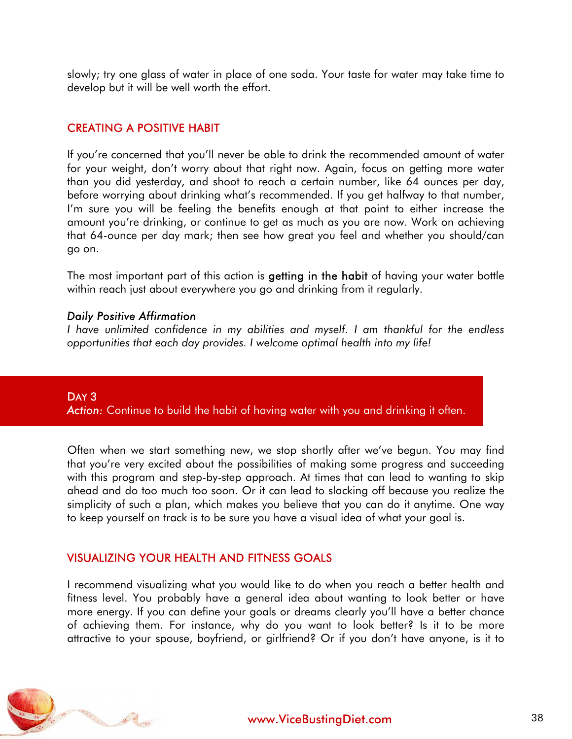slowly; try one glass of water in place of one soda. Your taste for water may take time to develop but it will be well worth the effort.

## CREATING A POSITIVE HABIT

If you're concerned that you'll never be able to drink the recommended amount of water for your weight, don't worry about that right now. Again, focus on getting more water than you did yesterday, and shoot to reach a certain number, like 64 ounces per day, before worrying about drinking what's recommended. If you get halfway to that number, I'm sure you will be feeling the benefits enough at that point to either increase the amount you're drinking, or continue to get as much as you are now. Work on achieving that 64-ounce per day mark; then see how great you feel and whether you should/can go on.

The most important part of this action is **getting in the habit** of having your water bottle within reach just about everywhere you go and drinking from it regularly.

*Daily Positive Affirmation*
*I have unlimited confidence in my abilities and myself. I am thankful for the endless opportunities that each day provides. I welcome optimal health into my life!*

## DAY 3

*Action:* Continue to build the habit of having water with you and drinking it often.

Often when we start something new, we stop shortly after we've begun. You may find that you're very excited about the possibilities of making some progress and succeeding with this program and step-by-step approach. At times that can lead to wanting to skip ahead and do too much too soon. Or it can lead to slacking off because you realize the simplicity of such a plan, which makes you believe that you can do it anytime. One way to keep yourself on track is to be sure you have a visual idea of what your goal is.

## VISUALIZING YOUR HEALTH AND FITNESS GOALS

I recommend visualizing what you would like to do when you reach a better health and fitness level. You probably have a general idea about wanting to look better or have more energy. If you can define your goals or dreams clearly you'll have a better chance of achieving them. For instance, why do you want to look better? Is it to be more attractive to your spouse, boyfriend, or girlfriend? Or if you don't have anyone, is it to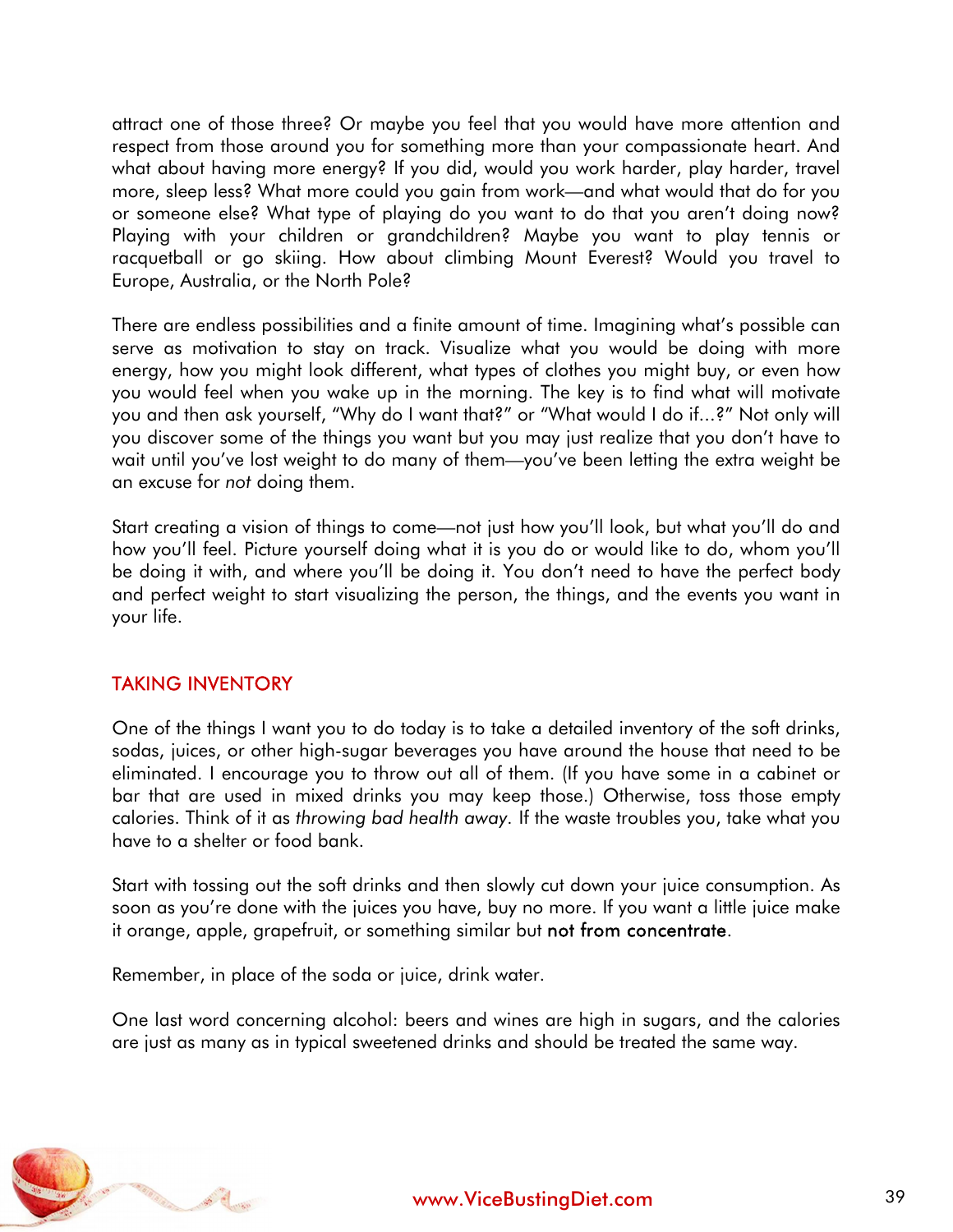attract one of those three? Or maybe you feel that you would have more attention and respect from those around you for something more than your compassionate heart. And what about having more energy? If you did, would you work harder, play harder, travel more, sleep less? What more could you gain from work—and what would that do for you or someone else? What type of playing do you want to do that you aren't doing now? Playing with your children or grandchildren? Maybe you want to play tennis or racquetball or go skiing. How about climbing Mount Everest? Would you travel to Europe, Australia, or the North Pole?

There are endless possibilities and a finite amount of time. Imagining what's possible can serve as motivation to stay on track. Visualize what you would be doing with more energy, how you might look different, what types of clothes you might buy, or even how you would feel when you wake up in the morning. The key is to find what will motivate you and then ask yourself, "Why do I want that?" or "What would I do if…?" Not only will you discover some of the things you want but you may just realize that you don't have to wait until you've lost weight to do many of them—you've been letting the extra weight be an excuse for *not* doing them.

Start creating a vision of things to come—not just how you'll look, but what you'll do and how you'll feel. Picture yourself doing what it is you do or would like to do, whom you'll be doing it with, and where you'll be doing it. You don't need to have the perfect body and perfect weight to start visualizing the person, the things, and the events you want in your life.

## TAKING INVENTORY

One of the things I want you to do today is to take a detailed inventory of the soft drinks, sodas, juices, or other high-sugar beverages you have around the house that need to be eliminated. I encourage you to throw out all of them. (If you have some in a cabinet or bar that are used in mixed drinks you may keep those.) Otherwise, toss those empty calories. Think of it as *throwing bad health away.* If the waste troubles you, take what you have to a shelter or food bank.

Start with tossing out the soft drinks and then slowly cut down your juice consumption. As soon as you're done with the juices you have, buy no more. If you want a little juice make it orange, apple, grapefruit, or something similar but **not from concentrate**.

Remember, in place of the soda or juice, drink water.

One last word concerning alcohol: beers and wines are high in sugars, and the calories are just as many as in typical sweetened drinks and should be treated the same way.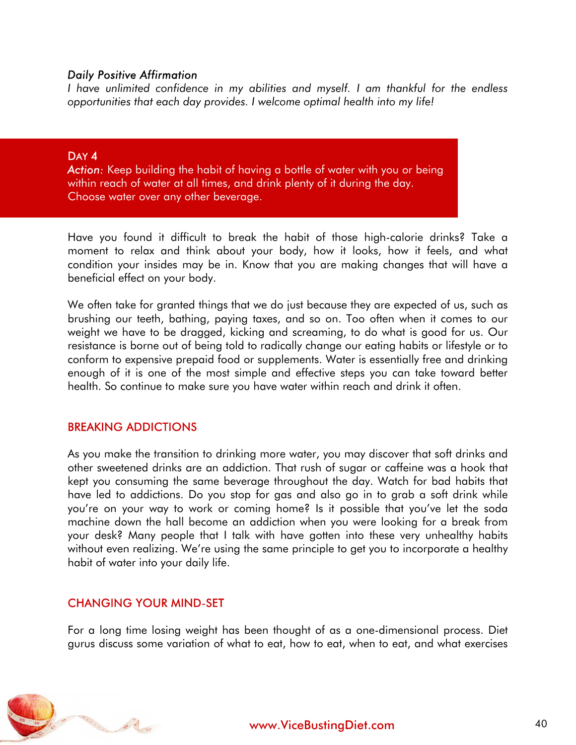*Daily Positive Affirmation*
*I have unlimited confidence in my abilities and myself. I am thankful for the endless opportunities that each day provides. I welcome optimal health into my life!*

## Day 4

***Action:*** Keep building the habit of having a bottle of water with you or being within reach of water at all times, and drink plenty of it during the day. Choose water over any other beverage.

Have you found it difficult to break the habit of those high-calorie drinks? Take a moment to relax and think about your body, how it looks, how it feels, and what condition your insides may be in. Know that you are making changes that will have a beneficial effect on your body.

We often take for granted things that we do just because they are expected of us, such as brushing our teeth, bathing, paying taxes, and so on. Too often when it comes to our weight we have to be dragged, kicking and screaming, to do what is good for us. Our resistance is borne out of being told to radically change our eating habits or lifestyle or to conform to expensive prepaid food or supplements. Water is essentially free and drinking enough of it is one of the most simple and effective steps you can take toward better health. So continue to make sure you have water within reach and drink it often.

### BREAKING ADDICTIONS

As you make the transition to drinking more water, you may discover that soft drinks and other sweetened drinks are an addiction. That rush of sugar or caffeine was a hook that kept you consuming the same beverage throughout the day. Watch for bad habits that have led to addictions. Do you stop for gas and also go in to grab a soft drink while you're on your way to work or coming home? Is it possible that you've let the soda machine down the hall become an addiction when you were looking for a break from your desk? Many people that I talk with have gotten into these very unhealthy habits without even realizing. We're using the same principle to get you to incorporate a healthy habit of water into your daily life.

### CHANGING YOUR MIND-SET

For a long time losing weight has been thought of as a one-dimensional process. Diet gurus discuss some variation of what to eat, how to eat, when to eat, and what exercises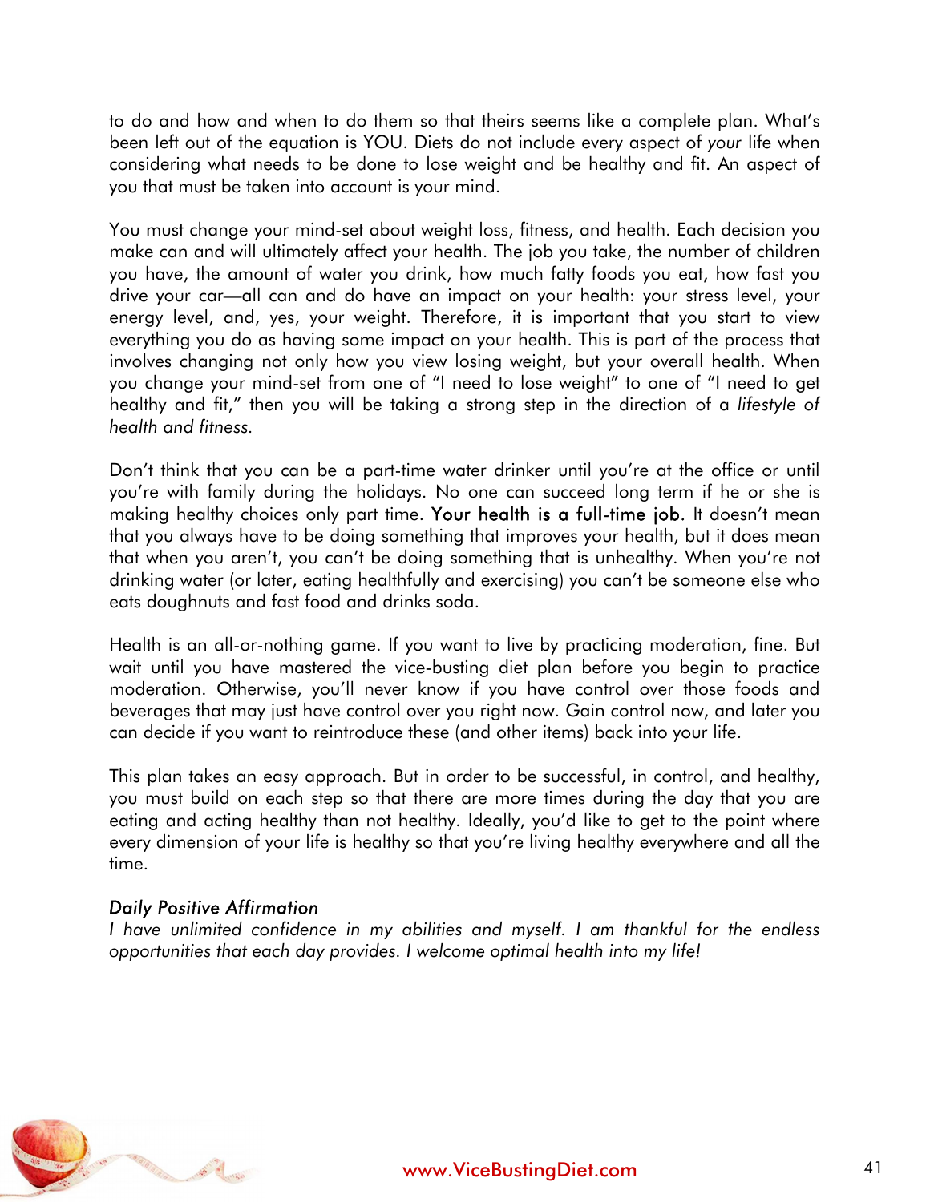to do and how and when to do them so that theirs seems like a complete plan. What's been left out of the equation is YOU. Diets do not include every aspect of *your* life when considering what needs to be done to lose weight and be healthy and fit. An aspect of you that must be taken into account is your mind.

You must change your mind-set about weight loss, fitness, and health. Each decision you make can and will ultimately affect your health. The job you take, the number of children you have, the amount of water you drink, how much fatty foods you eat, how fast you drive your car—all can and do have an impact on your health: your stress level, your energy level, and, yes, your weight. Therefore, it is important that you start to view everything you do as having some impact on your health. This is part of the process that involves changing not only how you view losing weight, but your overall health. When you change your mind-set from one of "I need to lose weight" to one of "I need to get healthy and fit," then you will be taking a strong step in the direction of a *lifestyle of health and fitness.*

Don't think that you can be a part-time water drinker until you're at the office or until you're with family during the holidays. No one can succeed long term if he or she is making healthy choices only part time. **Your health is a full-time job**. It doesn't mean that you always have to be doing something that improves your health, but it does mean that when you aren't, you can't be doing something that is unhealthy. When you're not drinking water (or later, eating healthfully and exercising) you can't be someone else who eats doughnuts and fast food and drinks soda.

Health is an all-or-nothing game. If you want to live by practicing moderation, fine. But wait until you have mastered the vice-busting diet plan before you begin to practice moderation. Otherwise, you'll never know if you have control over those foods and beverages that may just have control over you right now. Gain control now, and later you can decide if you want to reintroduce these (and other items) back into your life.

This plan takes an easy approach. But in order to be successful, in control, and healthy, you must build on each step so that there are more times during the day that you are eating and acting healthy than not healthy. Ideally, you'd like to get to the point where every dimension of your life is healthy so that you're living healthy everywhere and all the time.

*Daily Positive Affirmation*
*I have unlimited confidence in my abilities and myself. I am thankful for the endless opportunities that each day provides. I welcome optimal health into my life!*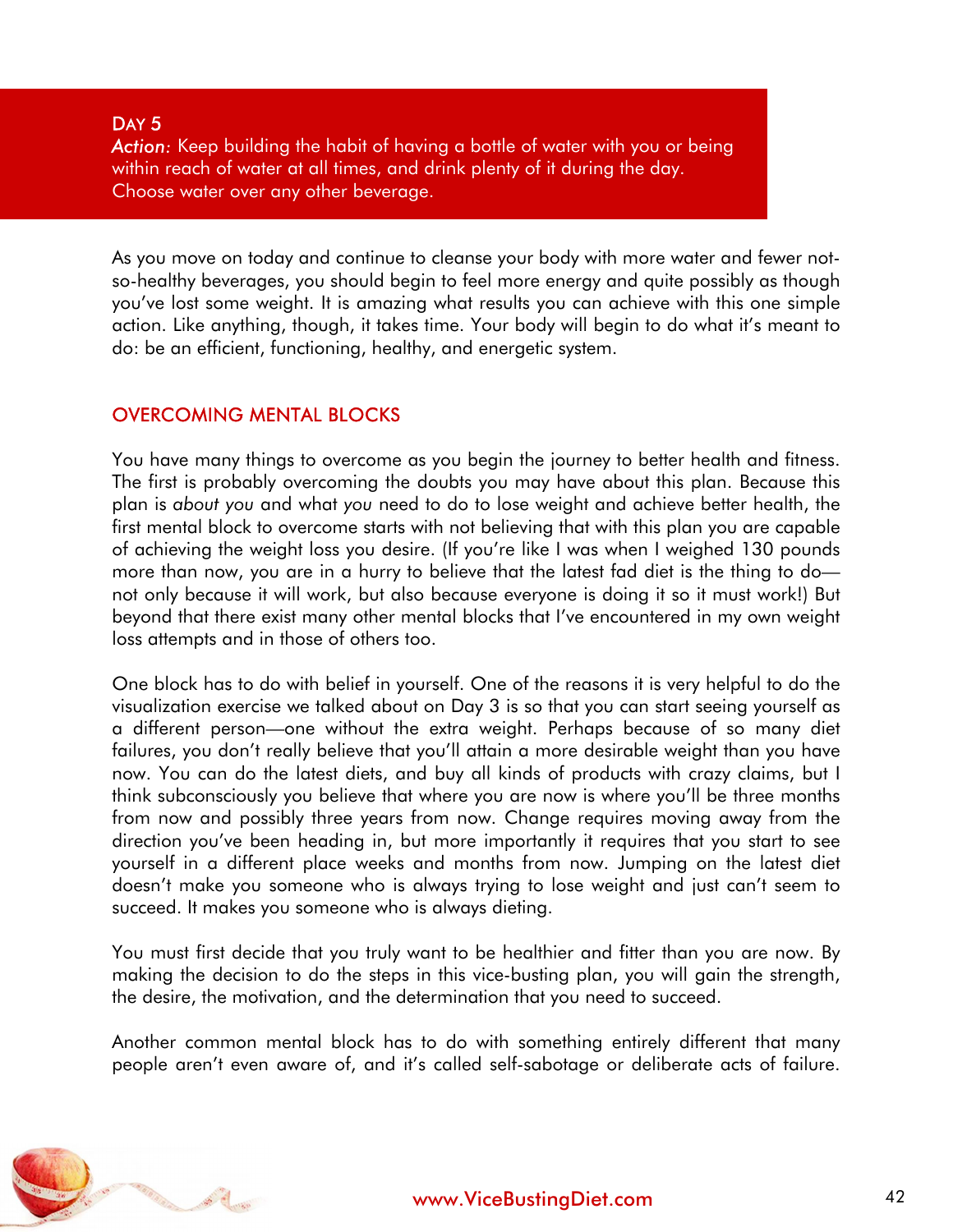**DAY 5**

***Action:*** Keep building the habit of having a bottle of water with you or being within reach of water at all times, and drink plenty of it during the day. Choose water over any other beverage.

As you move on today and continue to cleanse your body with more water and fewer not-so-healthy beverages, you should begin to feel more energy and quite possibly as though you've lost some weight. It is amazing what results you can achieve with this one simple action. Like anything, though, it takes time. Your body will begin to do what it's meant to do: be an efficient, functioning, healthy, and energetic system.

## OVERCOMING MENTAL BLOCKS

You have many things to overcome as you begin the journey to better health and fitness. The first is probably overcoming the doubts you may have about this plan. Because this plan is *about you* and what *you* need to do to lose weight and achieve better health, the first mental block to overcome starts with not believing that with this plan you are capable of achieving the weight loss you desire. (If you're like I was when I weighed 130 pounds more than now, you are in a hurry to believe that the latest fad diet is the thing to do—not only because it will work, but also because everyone is doing it so it must work!) But beyond that there exist many other mental blocks that I've encountered in my own weight loss attempts and in those of others too.

One block has to do with belief in yourself. One of the reasons it is very helpful to do the visualization exercise we talked about on Day 3 is so that you can start seeing yourself as a different person—one without the extra weight. Perhaps because of so many diet failures, you don't really believe that you'll attain a more desirable weight than you have now. You can do the latest diets, and buy all kinds of products with crazy claims, but I think subconsciously you believe that where you are now is where you'll be three months from now and possibly three years from now. Change requires moving away from the direction you've been heading in, but more importantly it requires that you start to see yourself in a different place weeks and months from now. Jumping on the latest diet doesn't make you someone who is always trying to lose weight and just can't seem to succeed. It makes you someone who is always dieting.

You must first decide that you truly want to be healthier and fitter than you are now. By making the decision to do the steps in this vice-busting plan, you will gain the strength, the desire, the motivation, and the determination that you need to succeed.

Another common mental block has to do with something entirely different that many people aren't even aware of, and it's called self-sabotage or deliberate acts of failure.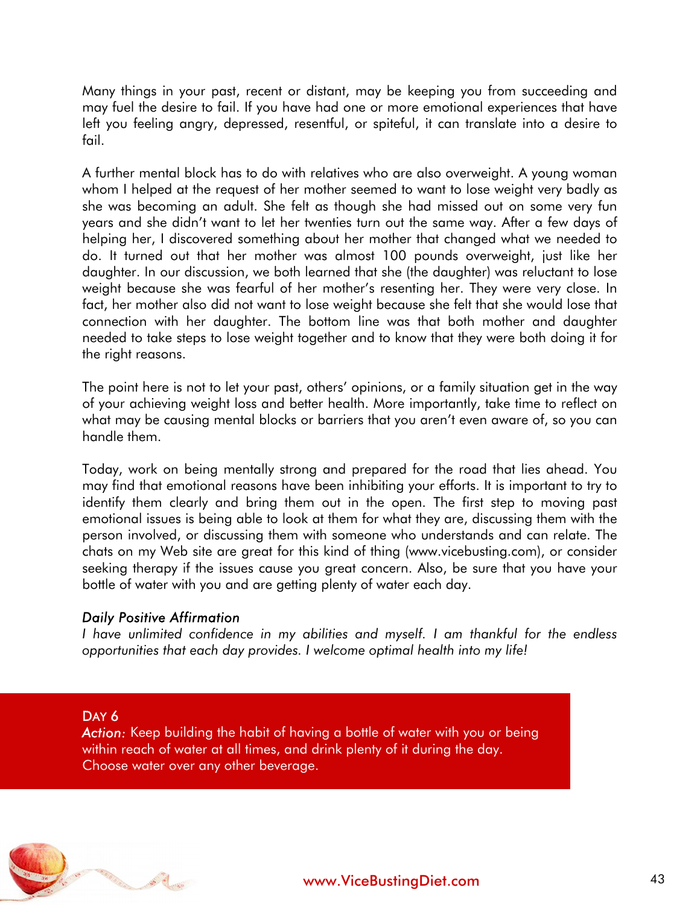Many things in your past, recent or distant, may be keeping you from succeeding and may fuel the desire to fail. If you have had one or more emotional experiences that have left you feeling angry, depressed, resentful, or spiteful, it can translate into a desire to fail.

A further mental block has to do with relatives who are also overweight. A young woman whom I helped at the request of her mother seemed to want to lose weight very badly as she was becoming an adult. She felt as though she had missed out on some very fun years and she didn't want to let her twenties turn out the same way. After a few days of helping her, I discovered something about her mother that changed what we needed to do. It turned out that her mother was almost 100 pounds overweight, just like her daughter. In our discussion, we both learned that she (the daughter) was reluctant to lose weight because she was fearful of her mother's resenting her. They were very close. In fact, her mother also did not want to lose weight because she felt that she would lose that connection with her daughter. The bottom line was that both mother and daughter needed to take steps to lose weight together and to know that they were both doing it for the right reasons.

The point here is not to let your past, others' opinions, or a family situation get in the way of your achieving weight loss and better health. More importantly, take time to reflect on what may be causing mental blocks or barriers that you aren't even aware of, so you can handle them.

Today, work on being mentally strong and prepared for the road that lies ahead. You may find that emotional reasons have been inhibiting your efforts. It is important to try to identify them clearly and bring them out in the open. The first step to moving past emotional issues is being able to look at them for what they are, discussing them with the person involved, or discussing them with someone who understands and can relate. The chats on my Web site are great for this kind of thing (www.vicebusting.com), or consider seeking therapy if the issues cause you great concern. Also, be sure that you have your bottle of water with you and are getting plenty of water each day.

*Daily Positive Affirmation*
*I have unlimited confidence in my abilities and myself. I am thankful for the endless opportunities that each day provides. I welcome optimal health into my life!*

## Day 6

***Action:*** Keep building the habit of having a bottle of water with you or being within reach of water at all times, and drink plenty of it during the day. Choose water over any other beverage.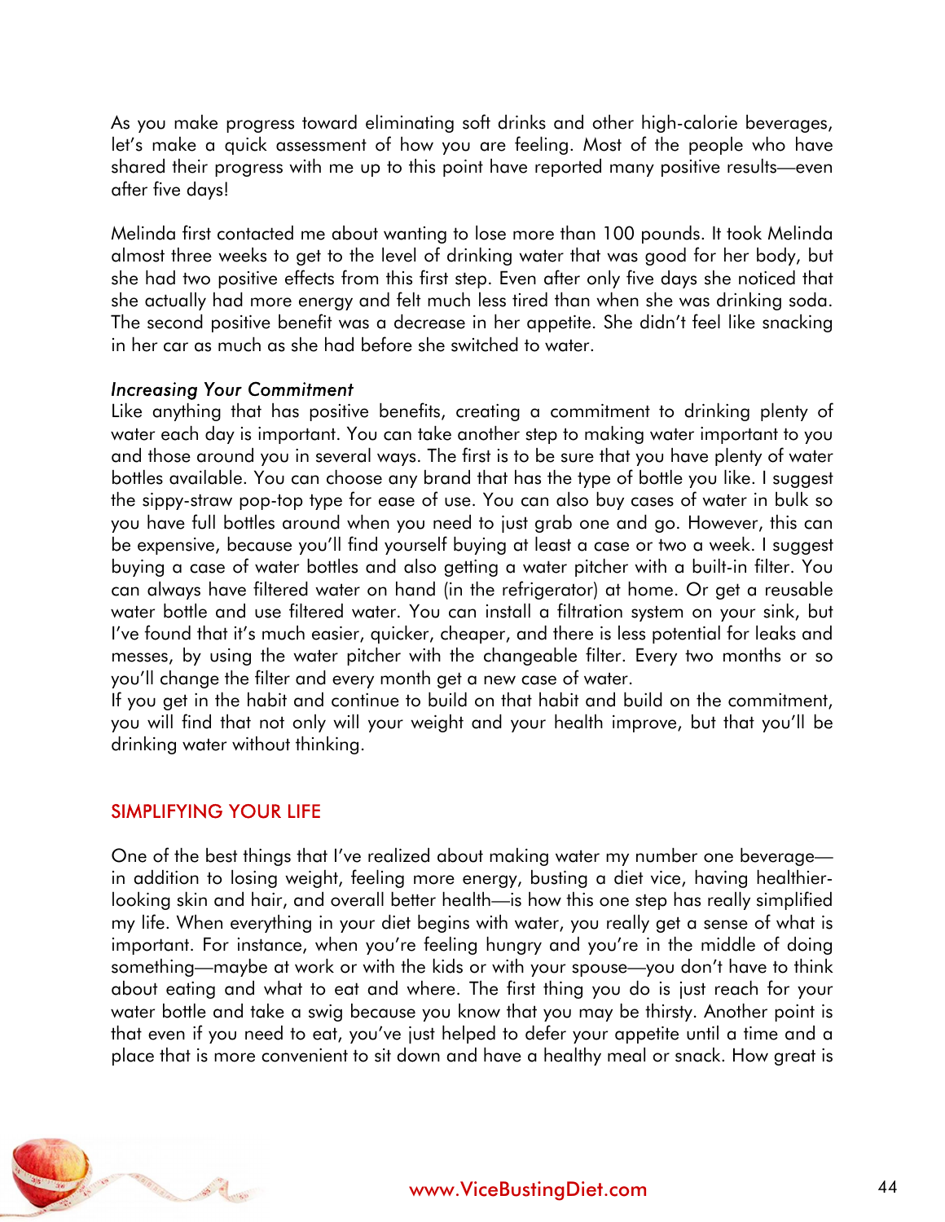As you make progress toward eliminating soft drinks and other high-calorie beverages, let's make a quick assessment of how you are feeling. Most of the people who have shared their progress with me up to this point have reported many positive results—even after five days!

Melinda first contacted me about wanting to lose more than 100 pounds. It took Melinda almost three weeks to get to the level of drinking water that was good for her body, but she had two positive effects from this first step. Even after only five days she noticed that she actually had more energy and felt much less tired than when she was drinking soda. The second positive benefit was a decrease in her appetite. She didn't feel like snacking in her car as much as she had before she switched to water.

*Increasing Your Commitment*

Like anything that has positive benefits, creating a commitment to drinking plenty of water each day is important. You can take another step to making water important to you and those around you in several ways. The first is to be sure that you have plenty of water bottles available. You can choose any brand that has the type of bottle you like. I suggest the sippy-straw pop-top type for ease of use. You can also buy cases of water in bulk so you have full bottles around when you need to just grab one and go. However, this can be expensive, because you'll find yourself buying at least a case or two a week. I suggest buying a case of water bottles and also getting a water pitcher with a built-in filter. You can always have filtered water on hand (in the refrigerator) at home. Or get a reusable water bottle and use filtered water. You can install a filtration system on your sink, but I've found that it's much easier, quicker, cheaper, and there is less potential for leaks and messes, by using the water pitcher with the changeable filter. Every two months or so you'll change the filter and every month get a new case of water.

If you get in the habit and continue to build on that habit and build on the commitment, you will find that not only will your weight and your health improve, but that you'll be drinking water without thinking.

## SIMPLIFYING YOUR LIFE

One of the best things that I've realized about making water my number one beverage—in addition to losing weight, feeling more energy, busting a diet vice, having healthier-looking skin and hair, and overall better health—is how this one step has really simplified my life. When everything in your diet begins with water, you really get a sense of what is important. For instance, when you're feeling hungry and you're in the middle of doing something—maybe at work or with the kids or with your spouse—you don't have to think about eating and what to eat and where. The first thing you do is just reach for your water bottle and take a swig because you know that you may be thirsty. Another point is that even if you need to eat, you've just helped to defer your appetite until a time and a place that is more convenient to sit down and have a healthy meal or snack. How great is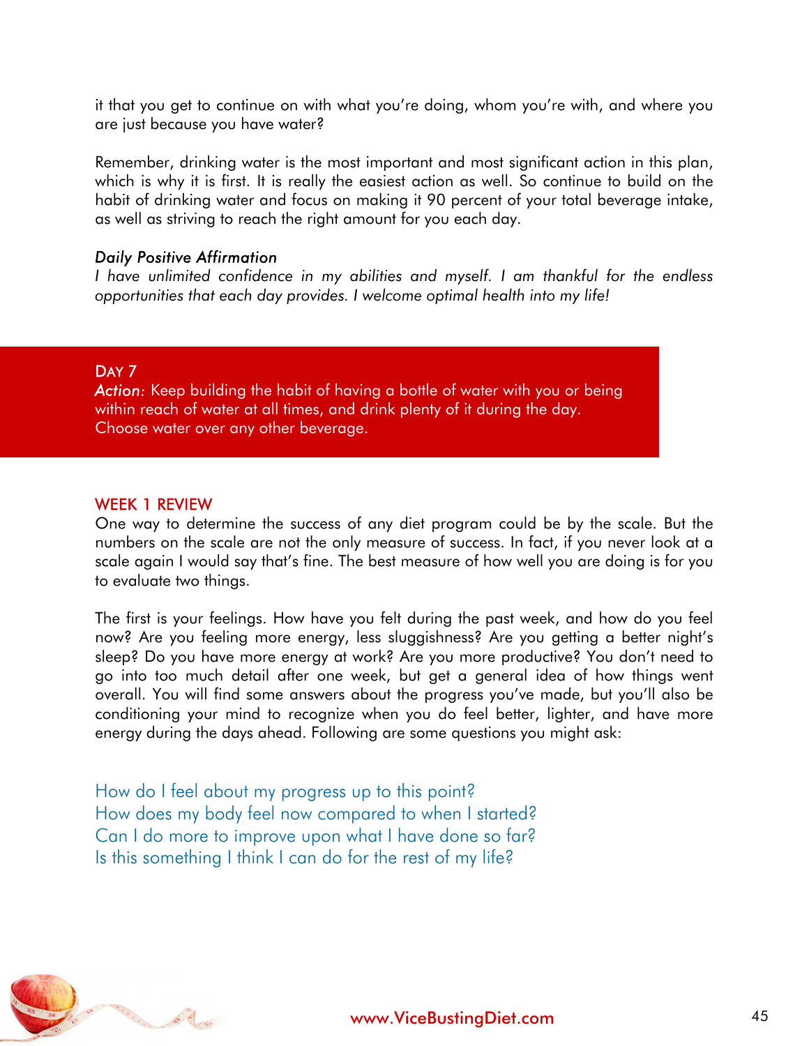it that you get to continue on with what you're doing, whom you're with, and where you are just because you have water?

Remember, drinking water is the most important and most significant action in this plan, which is why it is first. It is really the easiest action as well. So continue to build on the habit of drinking water and focus on making it 90 percent of your total beverage intake, as well as striving to reach the right amount for you each day.

*Daily Positive Affirmation*
*I have unlimited confidence in my abilities and myself. I am thankful for the endless opportunities that each day provides. I welcome optimal health into my life!*

## DAY 7

***Action:*** Keep building the habit of having a bottle of water with you or being within reach of water at all times, and drink plenty of it during the day. Choose water over any other beverage.

## WEEK 1 REVIEW

One way to determine the success of any diet program could be by the scale. But the numbers on the scale are not the only measure of success. In fact, if you never look at a scale again I would say that's fine. The best measure of how well you are doing is for you to evaluate two things.

The first is your feelings. How have you felt during the past week, and how do you feel now? Are you feeling more energy, less sluggishness? Are you getting a better night's sleep? Do you have more energy at work? Are you more productive? You don't need to go into too much detail after one week, but get a general idea of how things went overall. You will find some answers about the progress you've made, but you'll also be conditioning your mind to recognize when you do feel better, lighter, and have more energy during the days ahead. Following are some questions you might ask:

How do I feel about my progress up to this point?
How does my body feel now compared to when I started?
Can I do more to improve upon what I have done so far?
Is this something I think I can do for the rest of my life?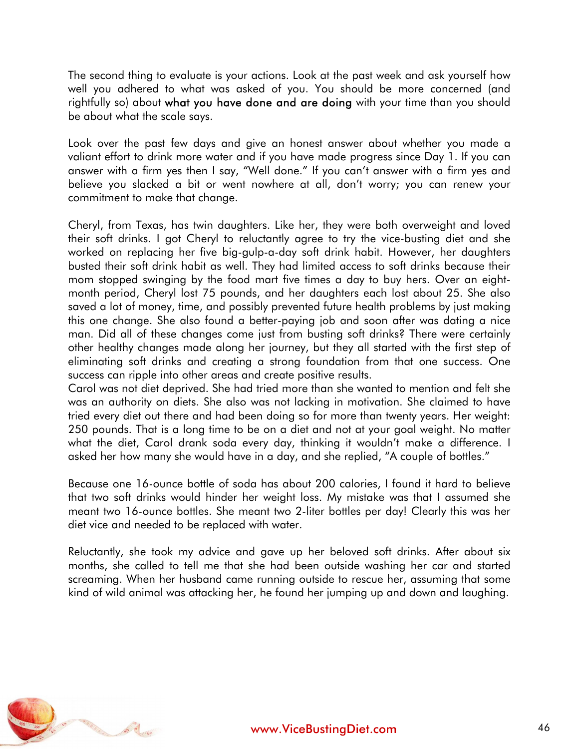The second thing to evaluate is your actions. Look at the past week and ask yourself how well you adhered to what was asked of you. You should be more concerned (and rightfully so) about **what you have done and are doing** with your time than you should be about what the scale says.

Look over the past few days and give an honest answer about whether you made a valiant effort to drink more water and if you have made progress since Day 1. If you can answer with a firm yes then I say, "Well done." If you can't answer with a firm yes and believe you slacked a bit or went nowhere at all, don't worry; you can renew your commitment to make that change.

Cheryl, from Texas, has twin daughters. Like her, they were both overweight and loved their soft drinks. I got Cheryl to reluctantly agree to try the vice-busting diet and she worked on replacing her five big-gulp-a-day soft drink habit. However, her daughters busted their soft drink habit as well. They had limited access to soft drinks because their mom stopped swinging by the food mart five times a day to buy hers. Over an eight-month period, Cheryl lost 75 pounds, and her daughters each lost about 25. She also saved a lot of money, time, and possibly prevented future health problems by just making this one change. She also found a better-paying job and soon after was dating a nice man. Did all of these changes come just from busting soft drinks? There were certainly other healthy changes made along her journey, but they all started with the first step of eliminating soft drinks and creating a strong foundation from that one success. One success can ripple into other areas and create positive results.

Carol was not diet deprived. She had tried more than she wanted to mention and felt she was an authority on diets. She also was not lacking in motivation. She claimed to have tried every diet out there and had been doing so for more than twenty years. Her weight: 250 pounds. That is a long time to be on a diet and not at your goal weight. No matter what the diet, Carol drank soda every day, thinking it wouldn't make a difference. I asked her how many she would have in a day, and she replied, "A couple of bottles."

Because one 16-ounce bottle of soda has about 200 calories, I found it hard to believe that two soft drinks would hinder her weight loss. My mistake was that I assumed she meant two 16-ounce bottles. She meant two 2-liter bottles per day! Clearly this was her diet vice and needed to be replaced with water.

Reluctantly, she took my advice and gave up her beloved soft drinks. After about six months, she called to tell me that she had been outside washing her car and started screaming. When her husband came running outside to rescue her, assuming that some kind of wild animal was attacking her, he found her jumping up and down and laughing.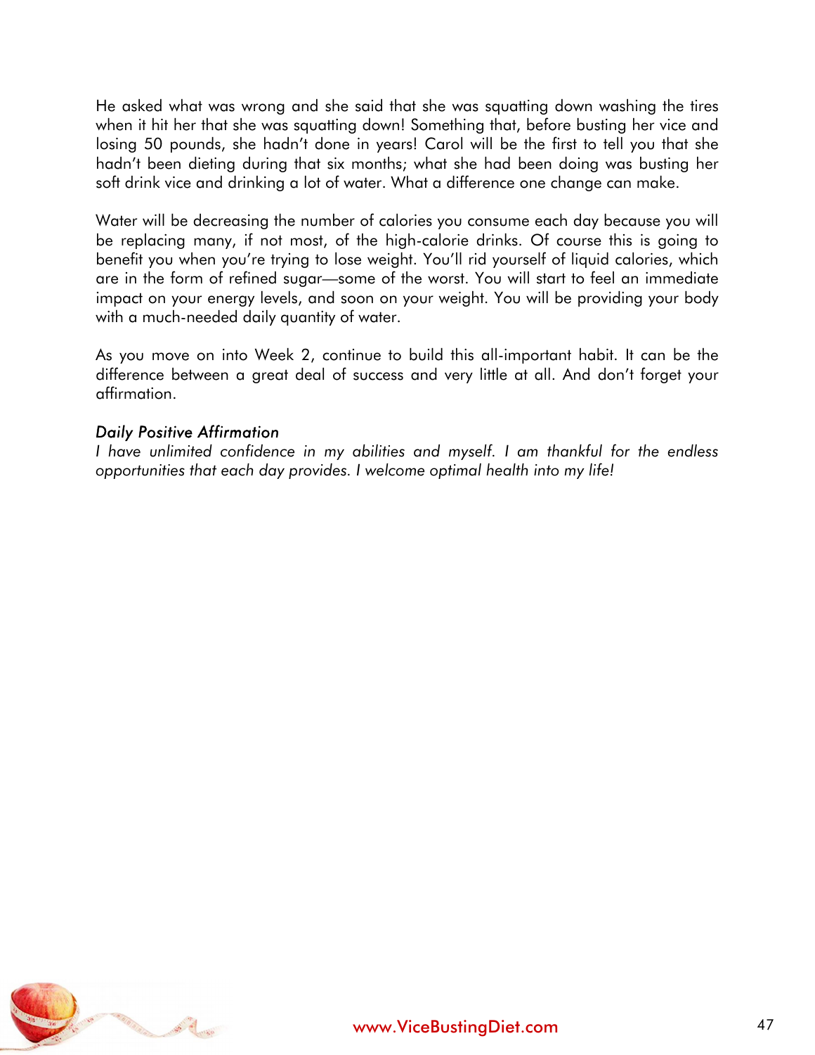He asked what was wrong and she said that she was squatting down washing the tires when it hit her that she was squatting down! Something that, before busting her vice and losing 50 pounds, she hadn't done in years! Carol will be the first to tell you that she hadn't been dieting during that six months; what she had been doing was busting her soft drink vice and drinking a lot of water. What a difference one change can make.

Water will be decreasing the number of calories you consume each day because you will be replacing many, if not most, of the high-calorie drinks. Of course this is going to benefit you when you're trying to lose weight. You'll rid yourself of liquid calories, which are in the form of refined sugar—some of the worst. You will start to feel an immediate impact on your energy levels, and soon on your weight. You will be providing your body with a much-needed daily quantity of water.

As you move on into Week 2, continue to build this all-important habit. It can be the difference between a great deal of success and very little at all. And don't forget your affirmation.

*Daily Positive Affirmation*

*I have unlimited confidence in my abilities and myself. I am thankful for the endless opportunities that each day provides. I welcome optimal health into my life!*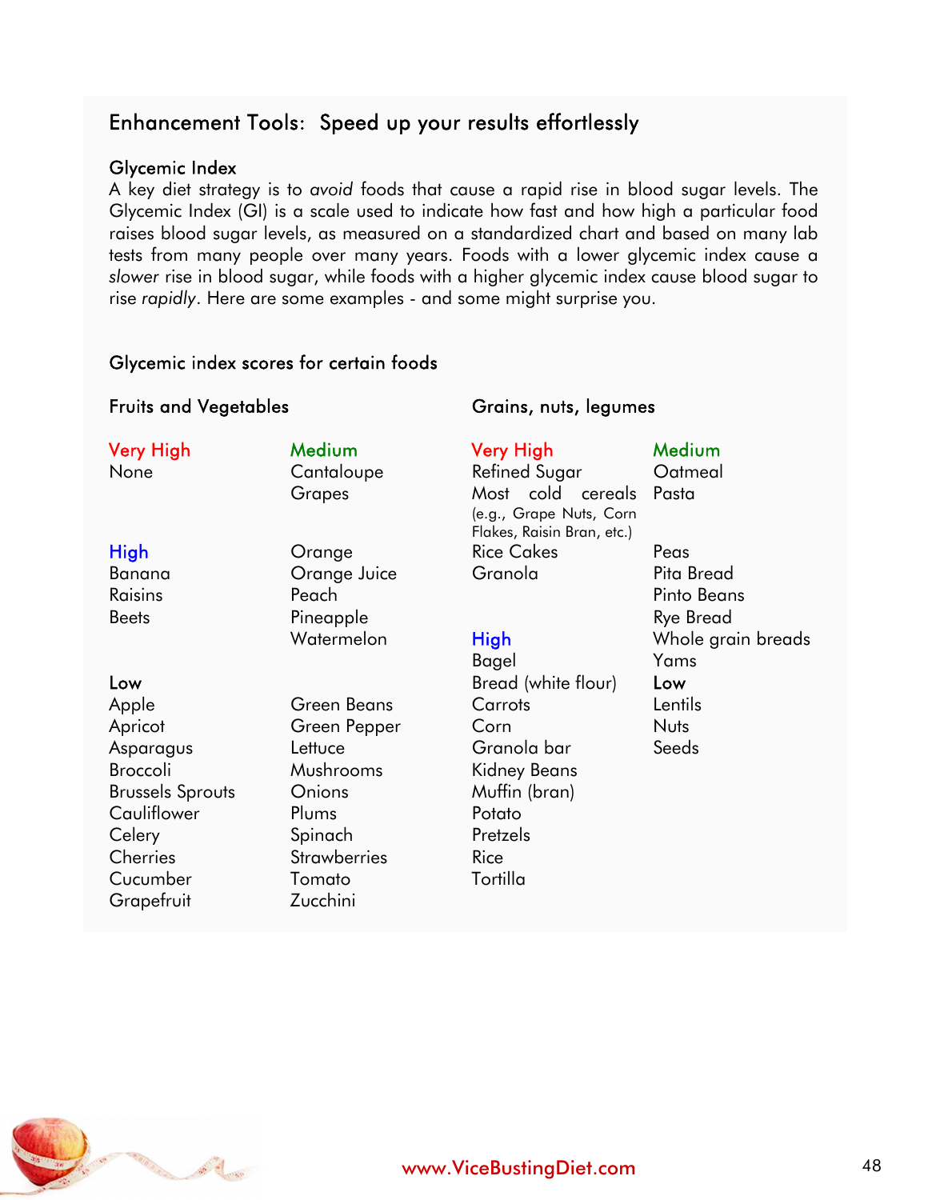## Enhancement Tools: Speed up your results effortlessly

### Glycemic Index

A key diet strategy is to *avoid* foods that cause a rapid rise in blood sugar levels. The Glycemic Index (GI) is a scale used to indicate how fast and how high a particular food raises blood sugar levels, as measured on a standardized chart and based on many lab tests from many people over many years. Foods with a lower glycemic index cause a *slower* rise in blood sugar, while foods with a higher glycemic index cause blood sugar to rise *rapidly*. Here are some examples - and some might surprise you.

### Glycemic index scores for certain foods

#### Fruits and Vegetables

**Very High**
None

**High**
Banana
Raisins
Beets

**Medium**
Cantaloupe
Grapes
Orange
Orange Juice
Peach
Pineapple
Watermelon

**Low**
Apple
Apricot
Asparagus
Broccoli
Brussels Sprouts
Cauliflower
Celery
Cherries
Cucumber
Grapefruit
Green Beans
Green Pepper
Lettuce
Mushrooms
Onions
Plums
Spinach
Strawberries
Tomato
Zucchini

#### Grains, nuts, legumes

**Very High**
Refined Sugar
Most cold cereals (e.g., Grape Nuts, Corn Flakes, Raisin Bran, etc.)
Rice Cakes
Granola

**High**
Bagel
Bread (white flour)
Carrots
Corn
Granola bar
Kidney Beans
Muffin (bran)
Potato
Pretzels
Rice
Tortilla

**Medium**
Oatmeal
Pasta
Peas
Pita Bread
Pinto Beans
Rye Bread
Whole grain breads
Yams

**Low**
Lentils
Nuts
Seeds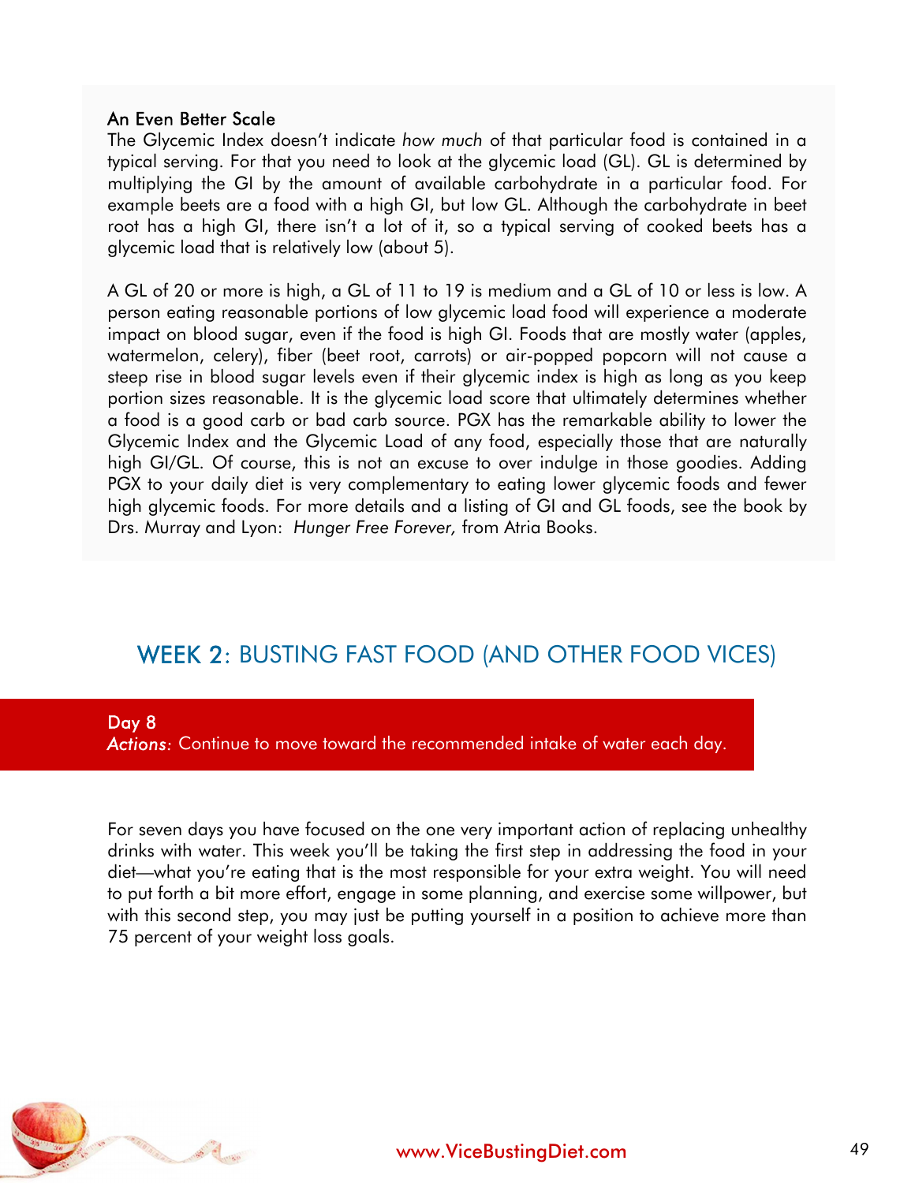### An Even Better Scale

The Glycemic Index doesn't indicate *how much* of that particular food is contained in a typical serving. For that you need to look at the glycemic load (GL). GL is determined by multiplying the GI by the amount of available carbohydrate in a particular food. For example beets are a food with a high GI, but low GL. Although the carbohydrate in beet root has a high GI, there isn't a lot of it, so a typical serving of cooked beets has a glycemic load that is relatively low (about 5).

A GL of 20 or more is high, a GL of 11 to 19 is medium and a GL of 10 or less is low. A person eating reasonable portions of low glycemic load food will experience a moderate impact on blood sugar, even if the food is high GI. Foods that are mostly water (apples, watermelon, celery), fiber (beet root, carrots) or air-popped popcorn will not cause a steep rise in blood sugar levels even if their glycemic index is high as long as you keep portion sizes reasonable. It is the glycemic load score that ultimately determines whether a food is a good carb or bad carb source. PGX has the remarkable ability to lower the Glycemic Index and the Glycemic Load of any food, especially those that are naturally high GI/GL. Of course, this is not an excuse to over indulge in those goodies. Adding PGX to your daily diet is very complementary to eating lower glycemic foods and fewer high glycemic foods. For more details and a listing of GI and GL foods, see the book by Drs. Murray and Lyon: *Hunger Free Forever,* from Atria Books.

## WEEK 2: BUSTING FAST FOOD (AND OTHER FOOD VICES)

**Day 8**
***Actions*:** Continue to move toward the recommended intake of water each day.

For seven days you have focused on the one very important action of replacing unhealthy drinks with water. This week you'll be taking the first step in addressing the food in your diet—what you're eating that is the most responsible for your extra weight. You will need to put forth a bit more effort, engage in some planning, and exercise some willpower, but with this second step, you may just be putting yourself in a position to achieve more than 75 percent of your weight loss goals.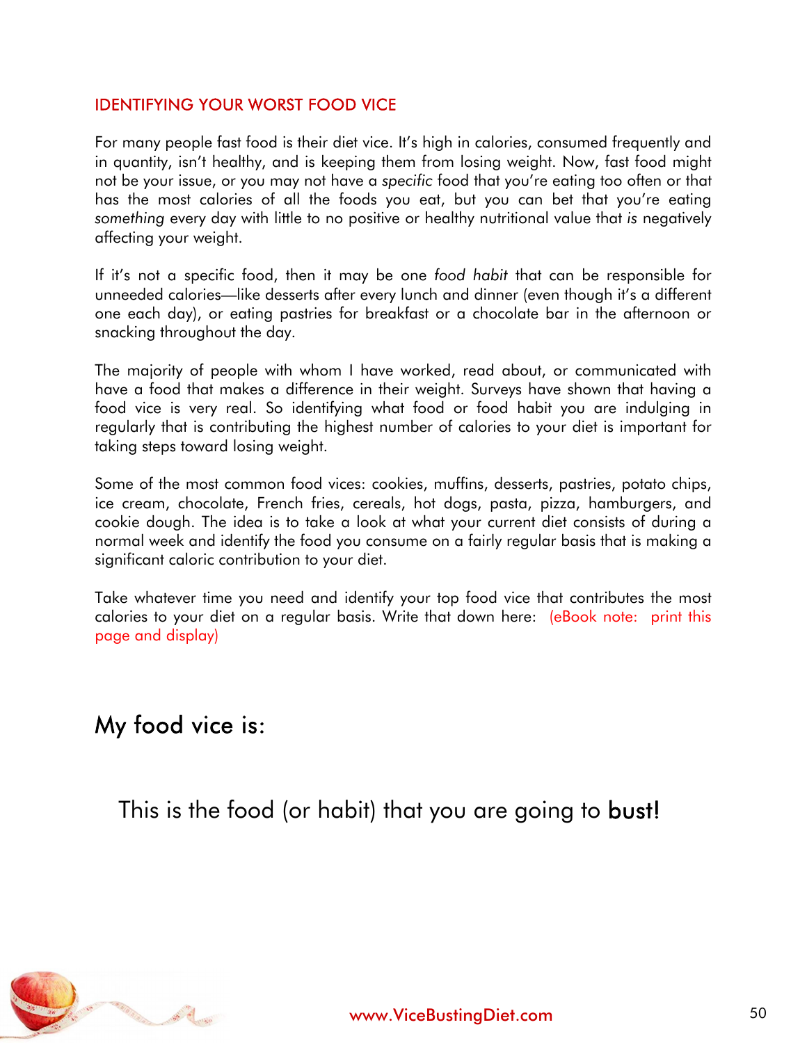## IDENTIFYING YOUR WORST FOOD VICE

For many people fast food is their diet vice. It's high in calories, consumed frequently and in quantity, isn't healthy, and is keeping them from losing weight. Now, fast food might not be your issue, or you may not have a *specific* food that you're eating too often or that has the most calories of all the foods you eat, but you can bet that you're eating *something* every day with little to no positive or healthy nutritional value that *is* negatively affecting your weight.

If it's not a specific food, then it may be one *food habit* that can be responsible for unneeded calories—like desserts after every lunch and dinner (even though it's a different one each day), or eating pastries for breakfast or a chocolate bar in the afternoon or snacking throughout the day.

The majority of people with whom I have worked, read about, or communicated with have a food that makes a difference in their weight. Surveys have shown that having a food vice is very real. So identifying what food or food habit you are indulging in regularly that is contributing the highest number of calories to your diet is important for taking steps toward losing weight.

Some of the most common food vices: cookies, muffins, desserts, pastries, potato chips, ice cream, chocolate, French fries, cereals, hot dogs, pasta, pizza, hamburgers, and cookie dough. The idea is to take a look at what your current diet consists of during a normal week and identify the food you consume on a fairly regular basis that is making a significant caloric contribution to your diet.

Take whatever time you need and identify your top food vice that contributes the most calories to your diet on a regular basis. Write that down here: (eBook note: print this page and display)

## My food vice is:

This is the food (or habit) that you are going to **bust!**

www.ViceBustingDiet.com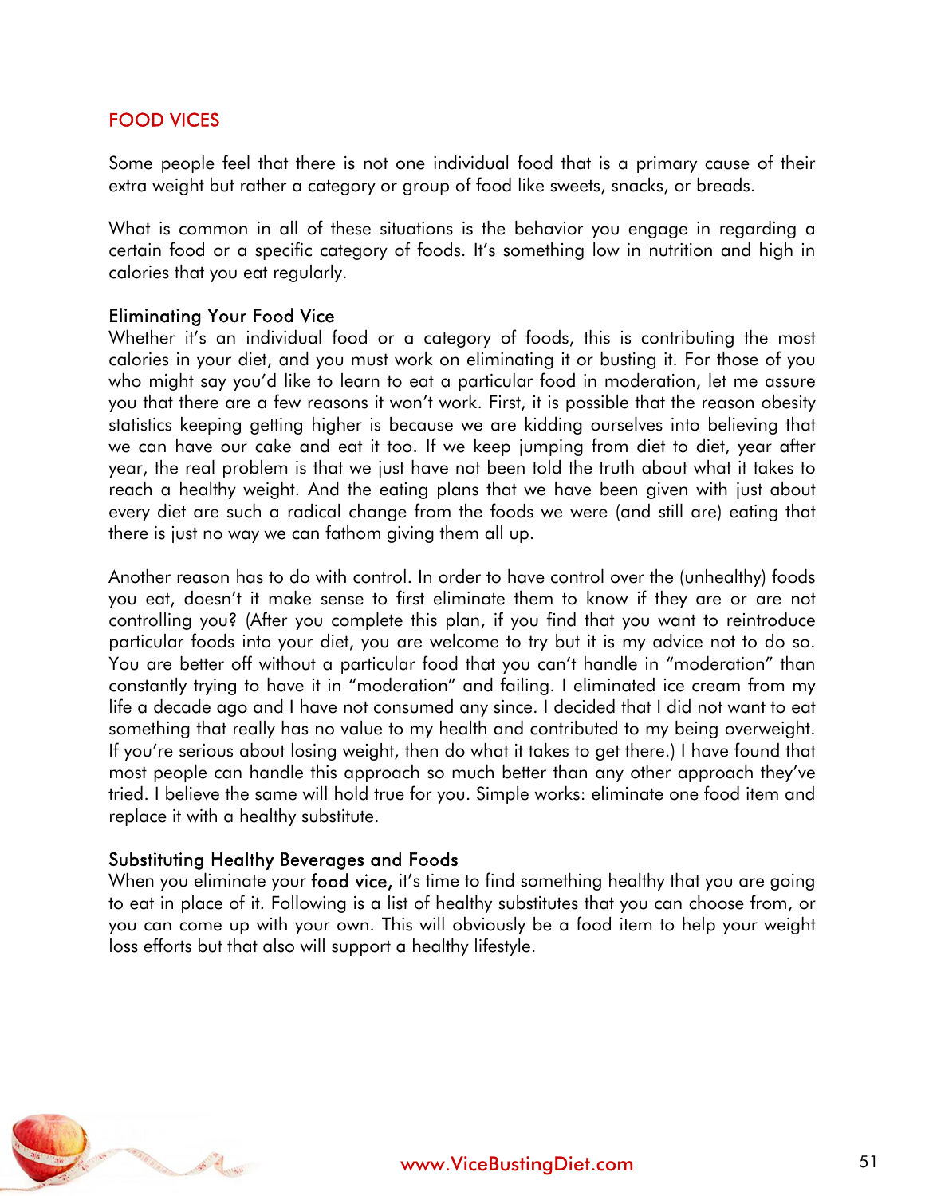## FOOD VICES

Some people feel that there is not one individual food that is a primary cause of their extra weight but rather a category or group of food like sweets, snacks, or breads.

What is common in all of these situations is the behavior you engage in regarding a certain food or a specific category of foods. It's something low in nutrition and high in calories that you eat regularly.

### Eliminating Your Food Vice

Whether it's an individual food or a category of foods, this is contributing the most calories in your diet, and you must work on eliminating it or busting it. For those of you who might say you'd like to learn to eat a particular food in moderation, let me assure you that there are a few reasons it won't work. First, it is possible that the reason obesity statistics keeping getting higher is because we are kidding ourselves into believing that we can have our cake and eat it too. If we keep jumping from diet to diet, year after year, the real problem is that we just have not been told the truth about what it takes to reach a healthy weight. And the eating plans that we have been given with just about every diet are such a radical change from the foods we were (and still are) eating that there is just no way we can fathom giving them all up.

Another reason has to do with control. In order to have control over the (unhealthy) foods you eat, doesn't it make sense to first eliminate them to know if they are or are not controlling you? (After you complete this plan, if you find that you want to reintroduce particular foods into your diet, you are welcome to try but it is my advice not to do so. You are better off without a particular food that you can't handle in "moderation" than constantly trying to have it in "moderation" and failing. I eliminated ice cream from my life a decade ago and I have not consumed any since. I decided that I did not want to eat something that really has no value to my health and contributed to my being overweight. If you're serious about losing weight, then do what it takes to get there.) I have found that most people can handle this approach so much better than any other approach they've tried. I believe the same will hold true for you. Simple works: eliminate one food item and replace it with a healthy substitute.

### Substituting Healthy Beverages and Foods

When you eliminate your **food vice,** it's time to find something healthy that you are going to eat in place of it. Following is a list of healthy substitutes that you can choose from, or you can come up with your own. This will obviously be a food item to help your weight loss efforts but that also will support a healthy lifestyle.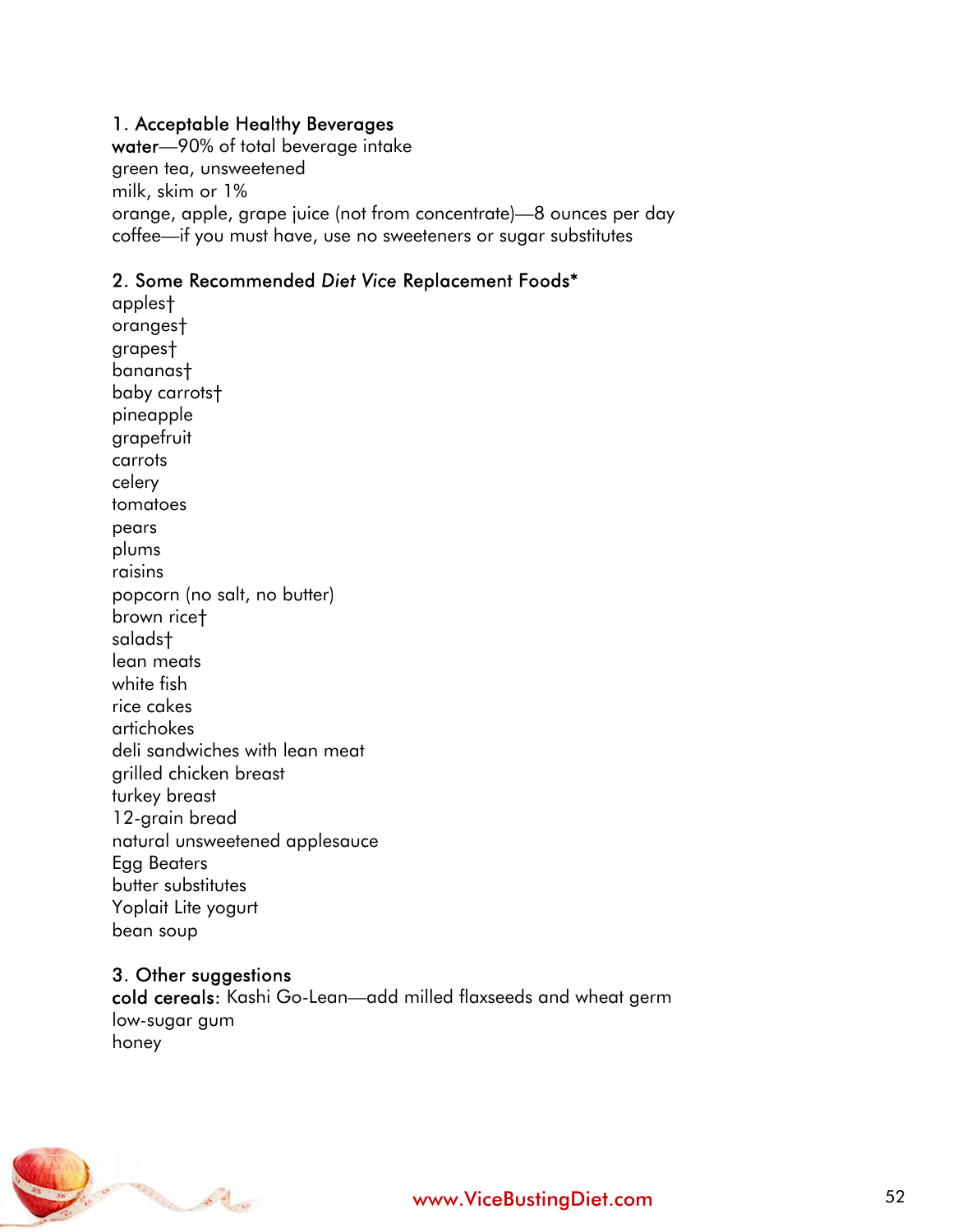**1. Acceptable Healthy Beverages**

**water**—90% of total beverage intake
green tea, unsweetened
milk, skim or 1%
orange, apple, grape juice (not from concentrate)—8 ounces per day
coffee—if you must have, use no sweeteners or sugar substitutes

**2. Some Recommended *Diet Vice* Replacement Foods***

apples†
oranges†
grapes†
bananas†
baby carrots†
pineapple
grapefruit
carrots
celery
tomatoes
pears
plums
raisins
popcorn (no salt, no butter)
brown rice†
salads†
lean meats
white fish
rice cakes
artichokes
deli sandwiches with lean meat
grilled chicken breast
turkey breast
12-grain bread
natural unsweetened applesauce
Egg Beaters
butter substitutes
Yoplait Lite yogurt
bean soup

**3. Other suggestions**

**cold cereals:** Kashi Go-Lean—add milled flaxseeds and wheat germ
low-sugar gum
honey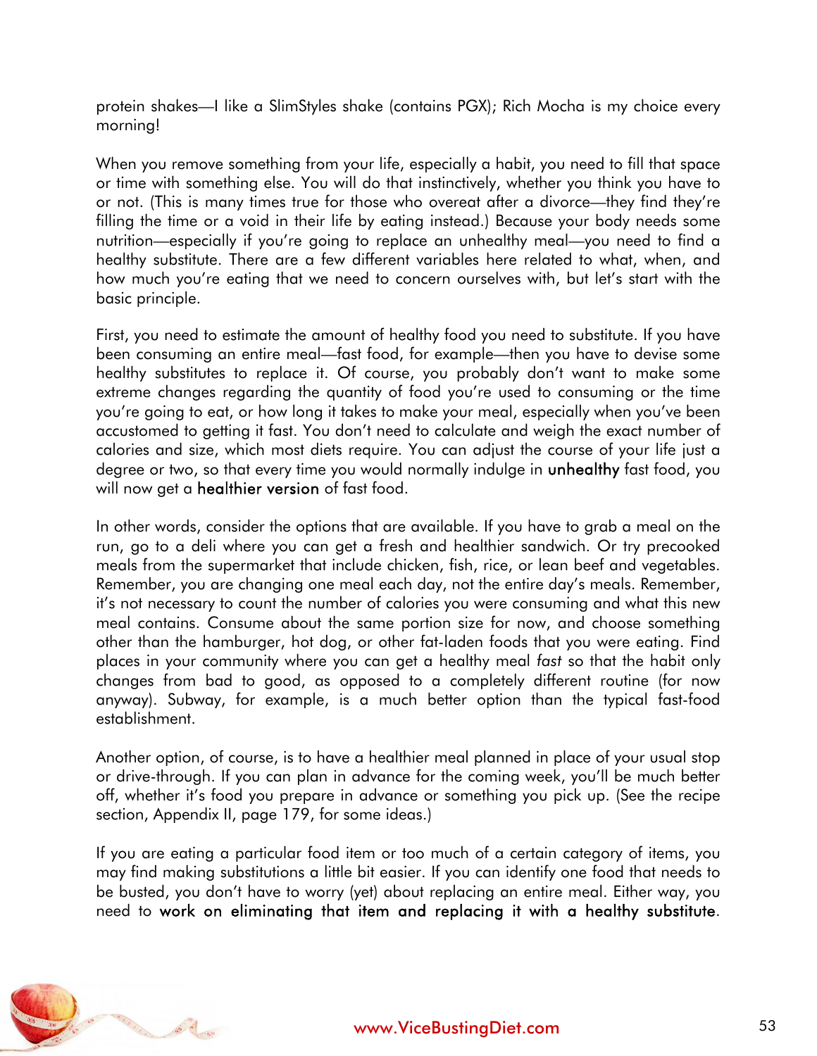protein shakes—I like a SlimStyles shake (contains PGX); Rich Mocha is my choice every morning!

When you remove something from your life, especially a habit, you need to fill that space or time with something else. You will do that instinctively, whether you think you have to or not. (This is many times true for those who overeat after a divorce—they find they're filling the time or a void in their life by eating instead.) Because your body needs some nutrition—especially if you're going to replace an unhealthy meal—you need to find a healthy substitute. There are a few different variables here related to what, when, and how much you're eating that we need to concern ourselves with, but let's start with the basic principle.

First, you need to estimate the amount of healthy food you need to substitute. If you have been consuming an entire meal—fast food, for example—then you have to devise some healthy substitutes to replace it. Of course, you probably don't want to make some extreme changes regarding the quantity of food you're used to consuming or the time you're going to eat, or how long it takes to make your meal, especially when you've been accustomed to getting it fast. You don't need to calculate and weigh the exact number of calories and size, which most diets require. You can adjust the course of your life just a degree or two, so that every time you would normally indulge in unhealthy fast food, you will now get a healthier version of fast food.

In other words, consider the options that are available. If you have to grab a meal on the run, go to a deli where you can get a fresh and healthier sandwich. Or try precooked meals from the supermarket that include chicken, fish, rice, or lean beef and vegetables. Remember, you are changing one meal each day, not the entire day's meals. Remember, it's not necessary to count the number of calories you were consuming and what this new meal contains. Consume about the same portion size for now, and choose something other than the hamburger, hot dog, or other fat-laden foods that you were eating. Find places in your community where you can get a healthy meal *fast* so that the habit only changes from bad to good, as opposed to a completely different routine (for now anyway). Subway, for example, is a much better option than the typical fast-food establishment.

Another option, of course, is to have a healthier meal planned in place of your usual stop or drive-through. If you can plan in advance for the coming week, you'll be much better off, whether it's food you prepare in advance or something you pick up. (See the recipe section, Appendix II, page 179, for some ideas.)

If you are eating a particular food item or too much of a certain category of items, you may find making substitutions a little bit easier. If you can identify one food that needs to be busted, you don't have to worry (yet) about replacing an entire meal. Either way, you need to work on eliminating that item and replacing it with a healthy substitute.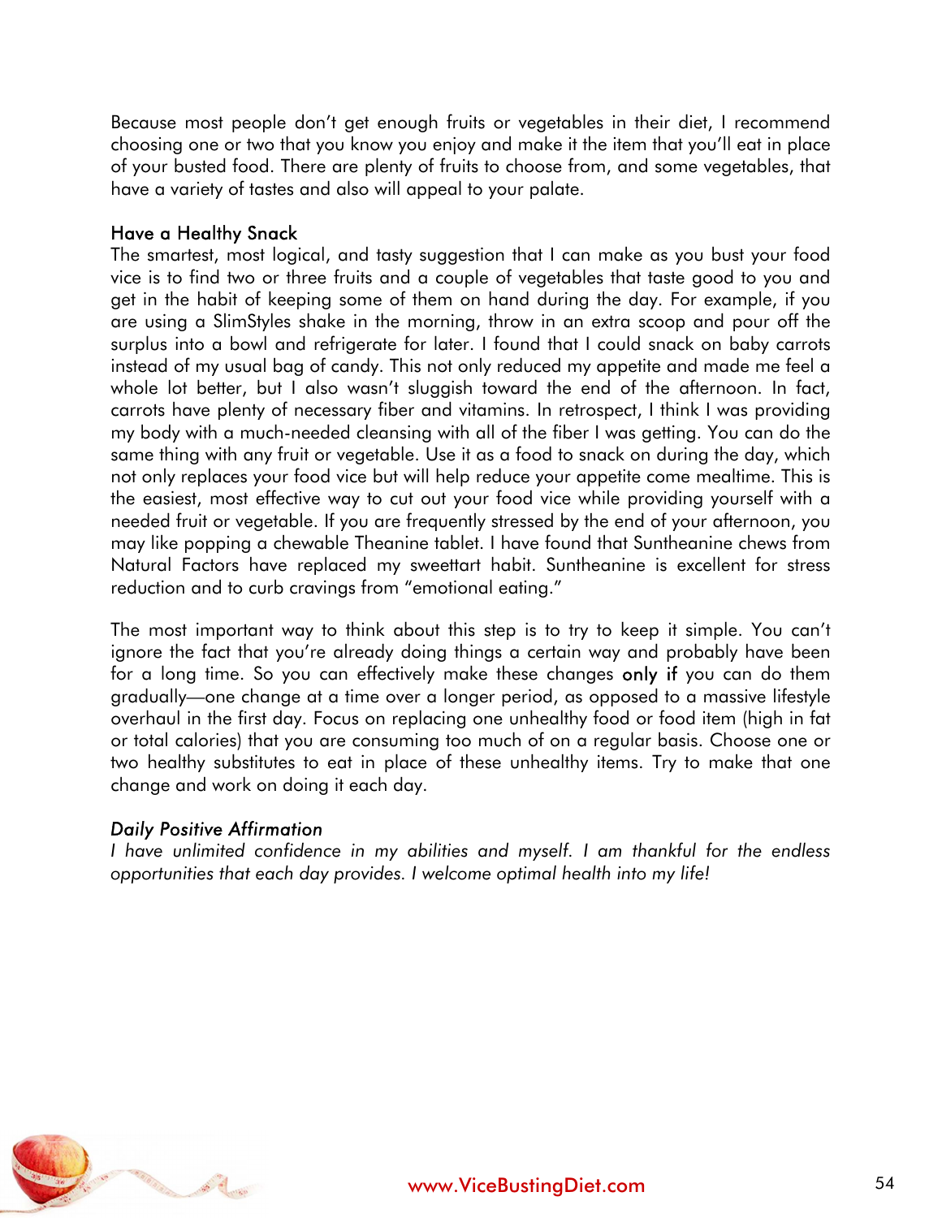Because most people don't get enough fruits or vegetables in their diet, I recommend choosing one or two that you know you enjoy and make it the item that you'll eat in place of your busted food. There are plenty of fruits to choose from, and some vegetables, that have a variety of tastes and also will appeal to your palate.

## Have a Healthy Snack

The smartest, most logical, and tasty suggestion that I can make as you bust your food vice is to find two or three fruits and a couple of vegetables that taste good to you and get in the habit of keeping some of them on hand during the day. For example, if you are using a SlimStyles shake in the morning, throw in an extra scoop and pour off the surplus into a bowl and refrigerate for later. I found that I could snack on baby carrots instead of my usual bag of candy. This not only reduced my appetite and made me feel a whole lot better, but I also wasn't sluggish toward the end of the afternoon. In fact, carrots have plenty of necessary fiber and vitamins. In retrospect, I think I was providing my body with a much-needed cleansing with all of the fiber I was getting. You can do the same thing with any fruit or vegetable. Use it as a food to snack on during the day, which not only replaces your food vice but will help reduce your appetite come mealtime. This is the easiest, most effective way to cut out your food vice while providing yourself with a needed fruit or vegetable. If you are frequently stressed by the end of your afternoon, you may like popping a chewable Theanine tablet. I have found that Suntheanine chews from Natural Factors have replaced my sweettart habit. Suntheanine is excellent for stress reduction and to curb cravings from "emotional eating."

The most important way to think about this step is to try to keep it simple. You can't ignore the fact that you're already doing things a certain way and probably have been for a long time. So you can effectively make these changes **only if** you can do them gradually—one change at a time over a longer period, as opposed to a massive lifestyle overhaul in the first day. Focus on replacing one unhealthy food or food item (high in fat or total calories) that you are consuming too much of on a regular basis. Choose one or two healthy substitutes to eat in place of these unhealthy items. Try to make that one change and work on doing it each day.

*Daily Positive Affirmation*

*I have unlimited confidence in my abilities and myself. I am thankful for the endless opportunities that each day provides. I welcome optimal health into my life!*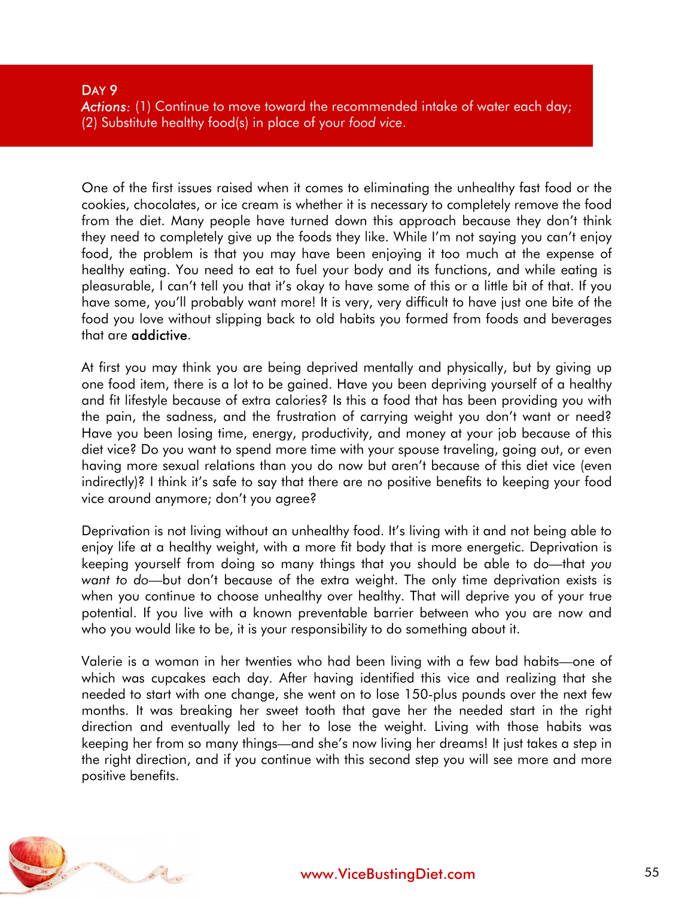## Day 9

***Actions***: (1) Continue to move toward the recommended intake of water each day; (2) Substitute healthy food(s) in place of your *food vice*.

One of the first issues raised when it comes to eliminating the unhealthy fast food or the cookies, chocolates, or ice cream is whether it is necessary to completely remove the food from the diet. Many people have turned down this approach because they don't think they need to completely give up the foods they like. While I'm not saying you can't enjoy food, the problem is that you may have been enjoying it too much at the expense of healthy eating. You need to eat to fuel your body and its functions, and while eating is pleasurable, I can't tell you that it's okay to have some of this or a little bit of that. If you have some, you'll probably want more! It is very, very difficult to have just one bite of the food you love without slipping back to old habits you formed from foods and beverages that are **addictive**.

At first you may think you are being deprived mentally and physically, but by giving up one food item, there is a lot to be gained. Have you been depriving yourself of a healthy and fit lifestyle because of extra calories? Is this a food that has been providing you with the pain, the sadness, and the frustration of carrying weight you don't want or need? Have you been losing time, energy, productivity, and money at your job because of this diet vice? Do you want to spend more time with your spouse traveling, going out, or even having more sexual relations than you do now but aren't because of this diet vice (even indirectly)? I think it's safe to say that there are no positive benefits to keeping your food vice around anymore; don't you agree?

Deprivation is not living without an unhealthy food. It's living with it and not being able to enjoy life at a healthy weight, with a more fit body that is more energetic. Deprivation is keeping yourself from doing so many things that you should be able to do—that *you want to do*—but don't because of the extra weight. The only time deprivation exists is when you continue to choose unhealthy over healthy. That will deprive you of your true potential. If you live with a known preventable barrier between who you are now and who you would like to be, it is your responsibility to do something about it.

Valerie is a woman in her twenties who had been living with a few bad habits—one of which was cupcakes each day. After having identified this vice and realizing that she needed to start with one change, she went on to lose 150-plus pounds over the next few months. It was breaking her sweet tooth that gave her the needed start in the right direction and eventually led to her to lose the weight. Living with those habits was keeping her from so many things—and she's now living her dreams! It just takes a step in the right direction, and if you continue with this second step you will see more and more positive benefits.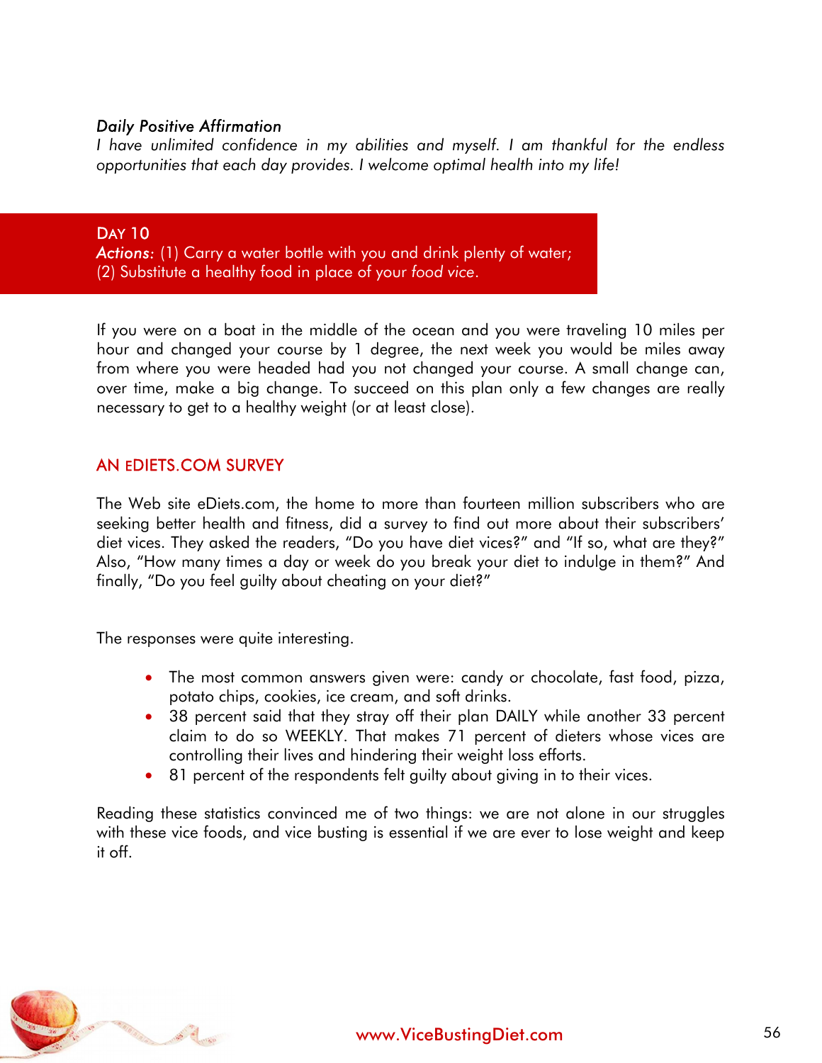*Daily Positive Affirmation*

*I have unlimited confidence in my abilities and myself. I am thankful for the endless opportunities that each day provides. I welcome optimal health into my life!*

## DAY 10

*Actions:* (1) Carry a water bottle with you and drink plenty of water; (2) Substitute a healthy food in place of your *food vice*.

If you were on a boat in the middle of the ocean and you were traveling 10 miles per hour and changed your course by 1 degree, the next week you would be miles away from where you were headed had you not changed your course. A small change can, over time, make a big change. To succeed on this plan only a few changes are really necessary to get to a healthy weight (or at least close).

### AN EDIETS.COM SURVEY

The Web site eDiets.com, the home to more than fourteen million subscribers who are seeking better health and fitness, did a survey to find out more about their subscribers' diet vices. They asked the readers, "Do you have diet vices?" and "If so, what are they?" Also, "How many times a day or week do you break your diet to indulge in them?" And finally, "Do you feel guilty about cheating on your diet?"

The responses were quite interesting.

- The most common answers given were: candy or chocolate, fast food, pizza, potato chips, cookies, ice cream, and soft drinks.
- 38 percent said that they stray off their plan DAILY while another 33 percent claim to do so WEEKLY. That makes 71 percent of dieters whose vices are controlling their lives and hindering their weight loss efforts.
- 81 percent of the respondents felt guilty about giving in to their vices.

Reading these statistics convinced me of two things: we are not alone in our struggles with these vice foods, and vice busting is essential if we are ever to lose weight and keep it off.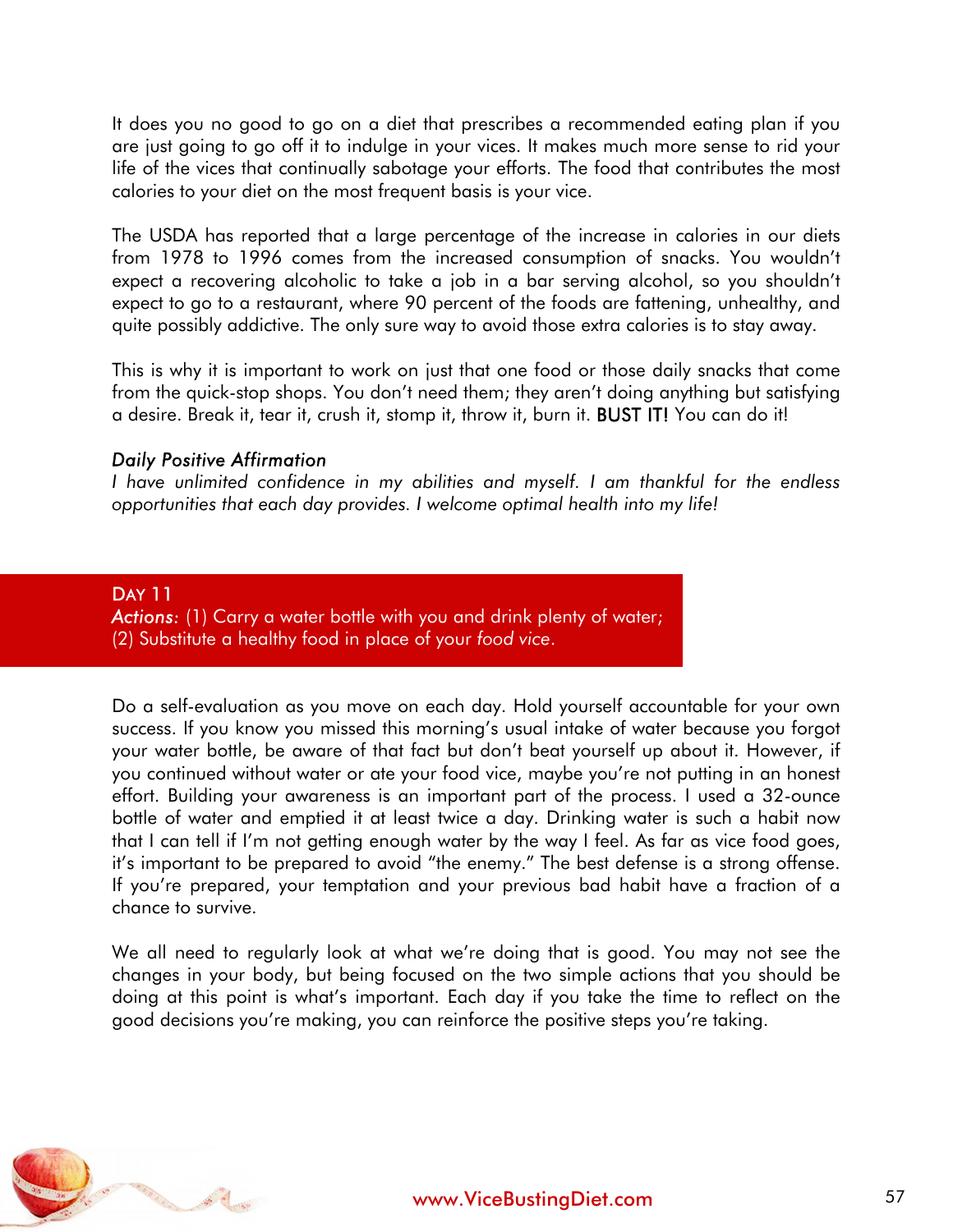It does you no good to go on a diet that prescribes a recommended eating plan if you are just going to go off it to indulge in your vices. It makes much more sense to rid your life of the vices that continually sabotage your efforts. The food that contributes the most calories to your diet on the most frequent basis is your vice.

The USDA has reported that a large percentage of the increase in calories in our diets from 1978 to 1996 comes from the increased consumption of snacks. You wouldn't expect a recovering alcoholic to take a job in a bar serving alcohol, so you shouldn't expect to go to a restaurant, where 90 percent of the foods are fattening, unhealthy, and quite possibly addictive. The only sure way to avoid those extra calories is to stay away.

This is why it is important to work on just that one food or those daily snacks that come from the quick-stop shops. You don't need them; they aren't doing anything but satisfying a desire. Break it, tear it, crush it, stomp it, throw it, burn it. **BUST IT!** You can do it!

***Daily Positive Affirmation***
*I have unlimited confidence in my abilities and myself. I am thankful for the endless opportunities that each day provides. I welcome optimal health into my life!*

## Day 11

***Actions***: (1) Carry a water bottle with you and drink plenty of water; (2) Substitute a healthy food in place of your *food vice*.

Do a self-evaluation as you move on each day. Hold yourself accountable for your own success. If you know you missed this morning's usual intake of water because you forgot your water bottle, be aware of that fact but don't beat yourself up about it. However, if you continued without water or ate your food vice, maybe you're not putting in an honest effort. Building your awareness is an important part of the process. I used a 32-ounce bottle of water and emptied it at least twice a day. Drinking water is such a habit now that I can tell if I'm not getting enough water by the way I feel. As far as vice food goes, it's important to be prepared to avoid "the enemy." The best defense is a strong offense. If you're prepared, your temptation and your previous bad habit have a fraction of a chance to survive.

We all need to regularly look at what we're doing that is good. You may not see the changes in your body, but being focused on the two simple actions that you should be doing at this point is what's important. Each day if you take the time to reflect on the good decisions you're making, you can reinforce the positive steps you're taking.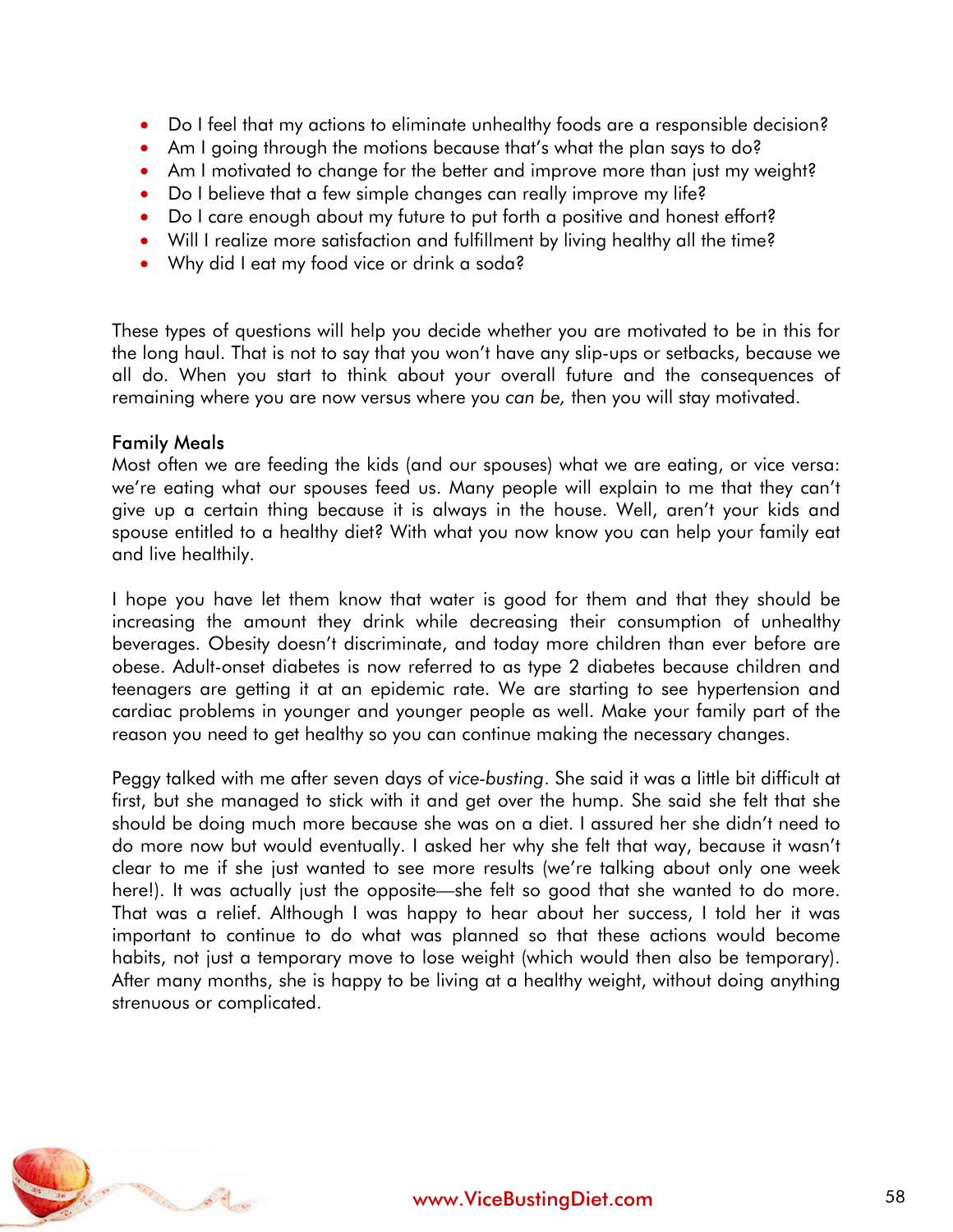- Do I feel that my actions to eliminate unhealthy foods are a responsible decision?
- Am I going through the motions because that's what the plan says to do?
- Am I motivated to change for the better and improve more than just my weight?
- Do I believe that a few simple changes can really improve my life?
- Do I care enough about my future to put forth a positive and honest effort?
- Will I realize more satisfaction and fulfillment by living healthy all the time?
- Why did I eat my food vice or drink a soda?

These types of questions will help you decide whether you are motivated to be in this for the long haul. That is not to say that you won't have any slip-ups or setbacks, because we all do. When you start to think about your overall future and the consequences of remaining where you are now versus where you *can be,* then you will stay motivated.

### Family Meals

Most often we are feeding the kids (and our spouses) what we are eating, or vice versa: we're eating what our spouses feed us. Many people will explain to me that they can't give up a certain thing because it is always in the house. Well, aren't your kids and spouse entitled to a healthy diet? With what you now know you can help your family eat and live healthily.

I hope you have let them know that water is good for them and that they should be increasing the amount they drink while decreasing their consumption of unhealthy beverages. Obesity doesn't discriminate, and today more children than ever before are obese. Adult-onset diabetes is now referred to as type 2 diabetes because children and teenagers are getting it at an epidemic rate. We are starting to see hypertension and cardiac problems in younger and younger people as well. Make your family part of the reason you need to get healthy so you can continue making the necessary changes.

Peggy talked with me after seven days of *vice-busting*. She said it was a little bit difficult at first, but she managed to stick with it and get over the hump. She said she felt that she should be doing much more because she was on a diet. I assured her she didn't need to do more now but would eventually. I asked her why she felt that way, because it wasn't clear to me if she just wanted to see more results (we're talking about only one week here!). It was actually just the opposite—she felt so good that she wanted to do more. That was a relief. Although I was happy to hear about her success, I told her it was important to continue to do what was planned so that these actions would become habits, not just a temporary move to lose weight (which would then also be temporary). After many months, she is happy to be living at a healthy weight, without doing anything strenuous or complicated.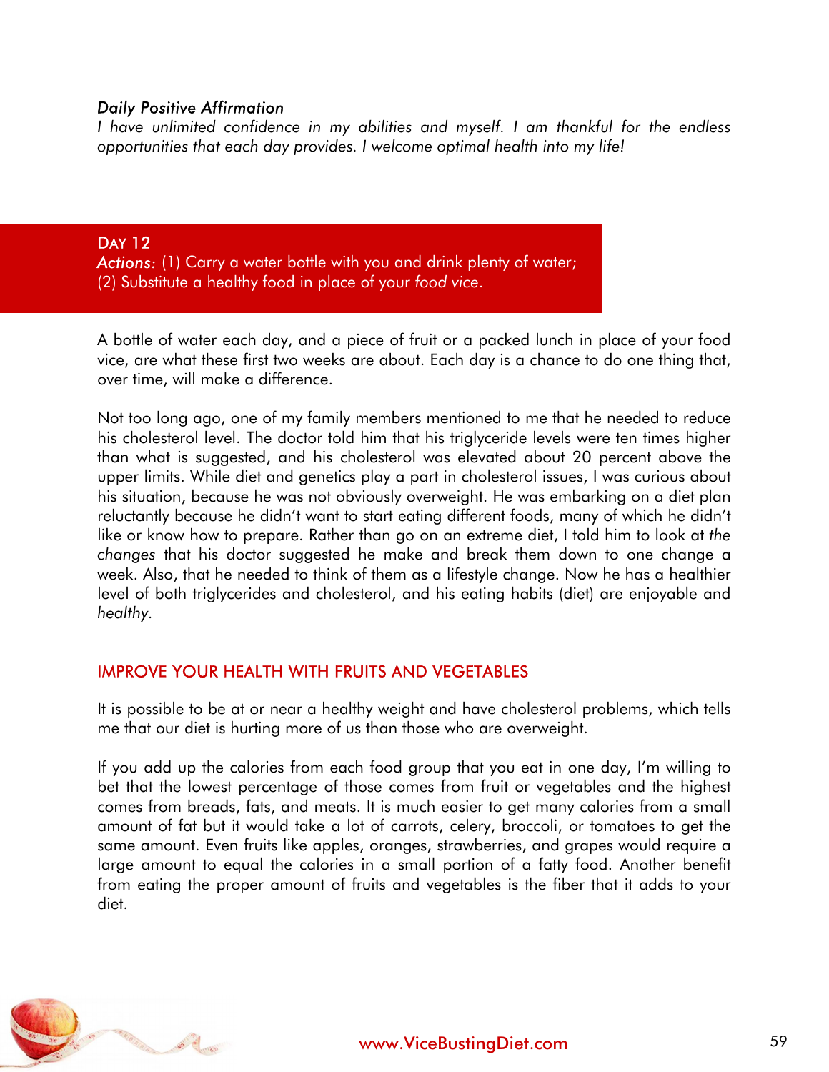*Daily Positive Affirmation*
*I have unlimited confidence in my abilities and myself. I am thankful for the endless opportunities that each day provides. I welcome optimal health into my life!*

## Day 12

***Actions***: (1) Carry a water bottle with you and drink plenty of water; (2) Substitute a healthy food in place of your *food vice*.

A bottle of water each day, and a piece of fruit or a packed lunch in place of your food vice, are what these first two weeks are about. Each day is a chance to do one thing that, over time, will make a difference.

Not too long ago, one of my family members mentioned to me that he needed to reduce his cholesterol level. The doctor told him that his triglyceride levels were ten times higher than what is suggested, and his cholesterol was elevated about 20 percent above the upper limits. While diet and genetics play a part in cholesterol issues, I was curious about his situation, because he was not obviously overweight. He was embarking on a diet plan reluctantly because he didn't want to start eating different foods, many of which he didn't like or know how to prepare. Rather than go on an extreme diet, I told him to look at *the changes* that his doctor suggested he make and break them down to one change a week. Also, that he needed to think of them as a lifestyle change. Now he has a healthier level of both triglycerides and cholesterol, and his eating habits (diet) are enjoyable and *healthy*.

## IMPROVE YOUR HEALTH WITH FRUITS AND VEGETABLES

It is possible to be at or near a healthy weight and have cholesterol problems, which tells me that our diet is hurting more of us than those who are overweight.

If you add up the calories from each food group that you eat in one day, I'm willing to bet that the lowest percentage of those comes from fruit or vegetables and the highest comes from breads, fats, and meats. It is much easier to get many calories from a small amount of fat but it would take a lot of carrots, celery, broccoli, or tomatoes to get the same amount. Even fruits like apples, oranges, strawberries, and grapes would require a large amount to equal the calories in a small portion of a fatty food. Another benefit from eating the proper amount of fruits and vegetables is the fiber that it adds to your diet.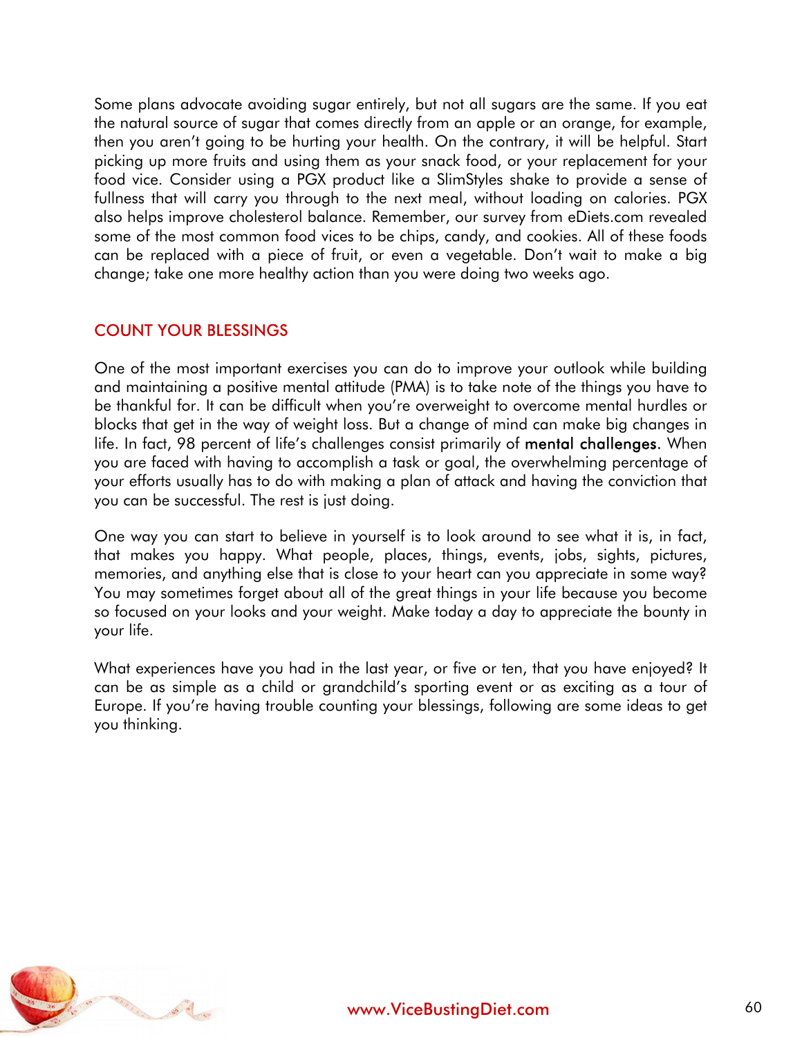Some plans advocate avoiding sugar entirely, but not all sugars are the same. If you eat the natural source of sugar that comes directly from an apple or an orange, for example, then you aren't going to be hurting your health. On the contrary, it will be helpful. Start picking up more fruits and using them as your snack food, or your replacement for your food vice. Consider using a PGX product like a SlimStyles shake to provide a sense of fullness that will carry you through to the next meal, without loading on calories. PGX also helps improve cholesterol balance. Remember, our survey from eDiets.com revealed some of the most common food vices to be chips, candy, and cookies. All of these foods can be replaced with a piece of fruit, or even a vegetable. Don't wait to make a big change; take one more healthy action than you were doing two weeks ago.

## COUNT YOUR BLESSINGS

One of the most important exercises you can do to improve your outlook while building and maintaining a positive mental attitude (PMA) is to take note of the things you have to be thankful for. It can be difficult when you're overweight to overcome mental hurdles or blocks that get in the way of weight loss. But a change of mind can make big changes in life. In fact, 98 percent of life's challenges consist primarily of **mental challenges.** When you are faced with having to accomplish a task or goal, the overwhelming percentage of your efforts usually has to do with making a plan of attack and having the conviction that you can be successful. The rest is just doing.

One way you can start to believe in yourself is to look around to see what it is, in fact, that makes you happy. What people, places, things, events, jobs, sights, pictures, memories, and anything else that is close to your heart can you appreciate in some way? You may sometimes forget about all of the great things in your life because you become so focused on your looks and your weight. Make today a day to appreciate the bounty in your life.

What experiences have you had in the last year, or five or ten, that you have enjoyed? It can be as simple as a child or grandchild's sporting event or as exciting as a tour of Europe. If you're having trouble counting your blessings, following are some ideas to get you thinking.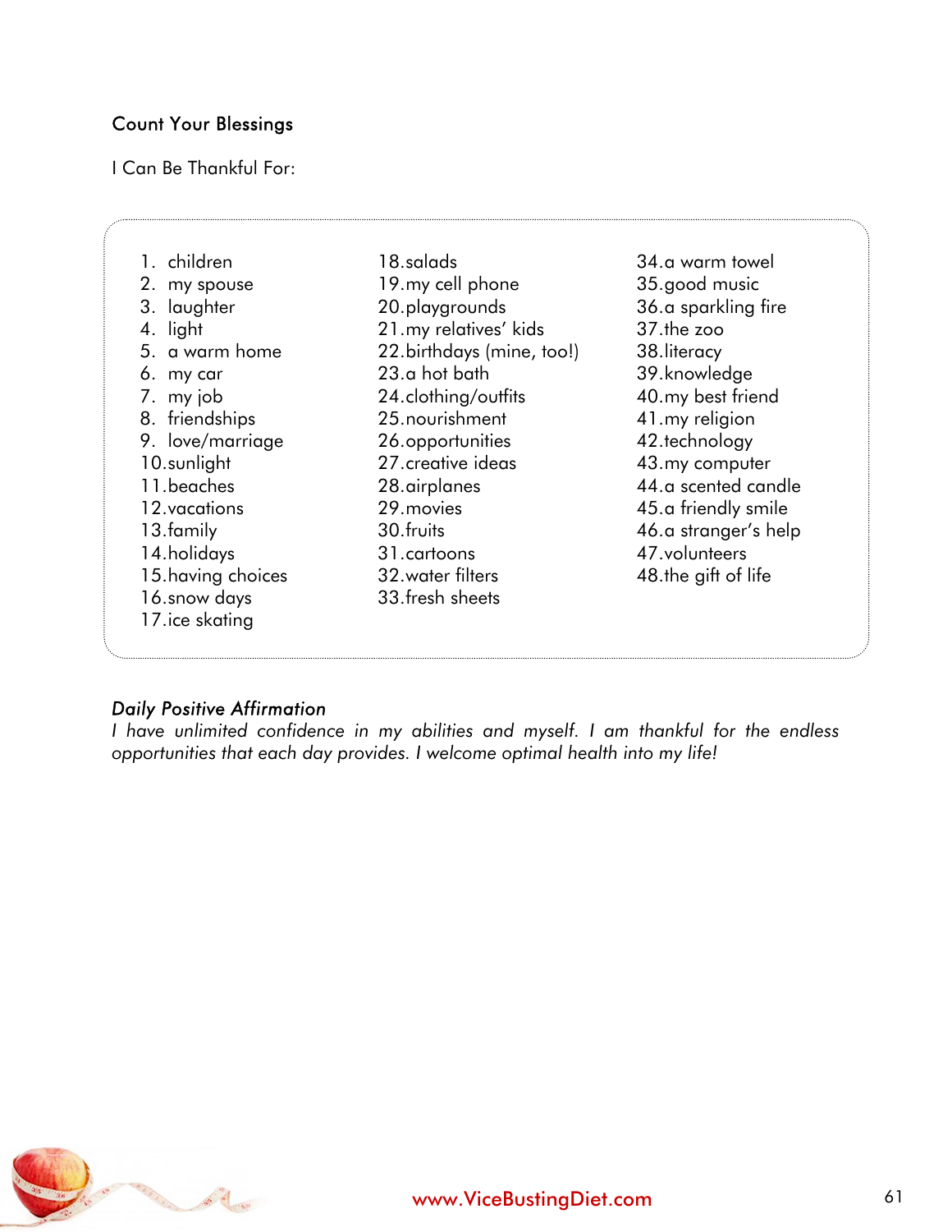## Count Your Blessings

I Can Be Thankful For:

1. children
2. my spouse
3. laughter
4. light
5. a warm home
6. my car
7. my job
8. friendships
9. love/marriage
10. sunlight
11. beaches
12. vacations
13. family
14. holidays
15. having choices
16. snow days
17. ice skating
18. salads
19. my cell phone
20. playgrounds
21. my relatives' kids
22. birthdays (mine, too!)
23. a hot bath
24. clothing/outfits
25. nourishment
26. opportunities
27. creative ideas
28. airplanes
29. movies
30. fruits
31. cartoons
32. water filters
33. fresh sheets
34. a warm towel
35. good music
36. a sparkling fire
37. the zoo
38. literacy
39. knowledge
40. my best friend
41. my religion
42. technology
43. my computer
44. a scented candle
45. a friendly smile
46. a stranger's help
47. volunteers
48. the gift of life

***Daily Positive Affirmation***

*I have unlimited confidence in my abilities and myself. I am thankful for the endless opportunities that each day provides. I welcome optimal health into my life!*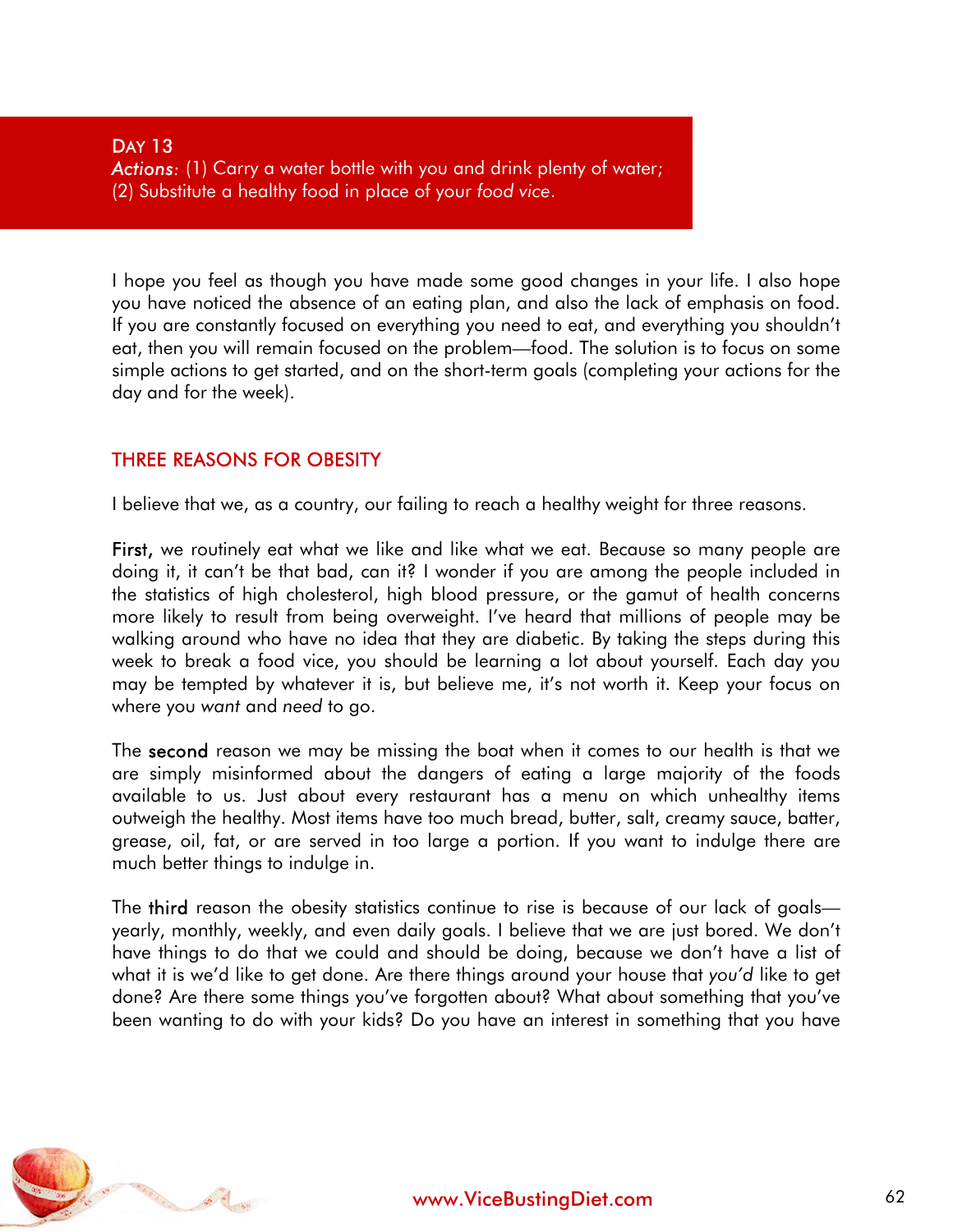## Day 13

*Actions*: (1) Carry a water bottle with you and drink plenty of water; (2) Substitute a healthy food in place of your *food vice*.

I hope you feel as though you have made some good changes in your life. I also hope you have noticed the absence of an eating plan, and also the lack of emphasis on food. If you are constantly focused on everything you need to eat, and everything you shouldn't eat, then you will remain focused on the problem—food. The solution is to focus on some simple actions to get started, and on the short-term goals (completing your actions for the day and for the week).

### THREE REASONS FOR OBESITY

I believe that we, as a country, our failing to reach a healthy weight for three reasons.

First, we routinely eat what we like and like what we eat. Because so many people are doing it, it can't be that bad, can it? I wonder if you are among the people included in the statistics of high cholesterol, high blood pressure, or the gamut of health concerns more likely to result from being overweight. I've heard that millions of people may be walking around who have no idea that they are diabetic. By taking the steps during this week to break a food vice, you should be learning a lot about yourself. Each day you may be tempted by whatever it is, but believe me, it's not worth it. Keep your focus on where you *want* and *need* to go.

The second reason we may be missing the boat when it comes to our health is that we are simply misinformed about the dangers of eating a large majority of the foods available to us. Just about every restaurant has a menu on which unhealthy items outweigh the healthy. Most items have too much bread, butter, salt, creamy sauce, batter, grease, oil, fat, or are served in too large a portion. If you want to indulge there are much better things to indulge in.

The third reason the obesity statistics continue to rise is because of our lack of goals—yearly, monthly, weekly, and even daily goals. I believe that we are just bored. We don't have things to do that we could and should be doing, because we don't have a list of what it is we'd like to get done. Are there things around your house that *you'd* like to get done? Are there some things you've forgotten about? What about something that you've been wanting to do with your kids? Do you have an interest in something that you have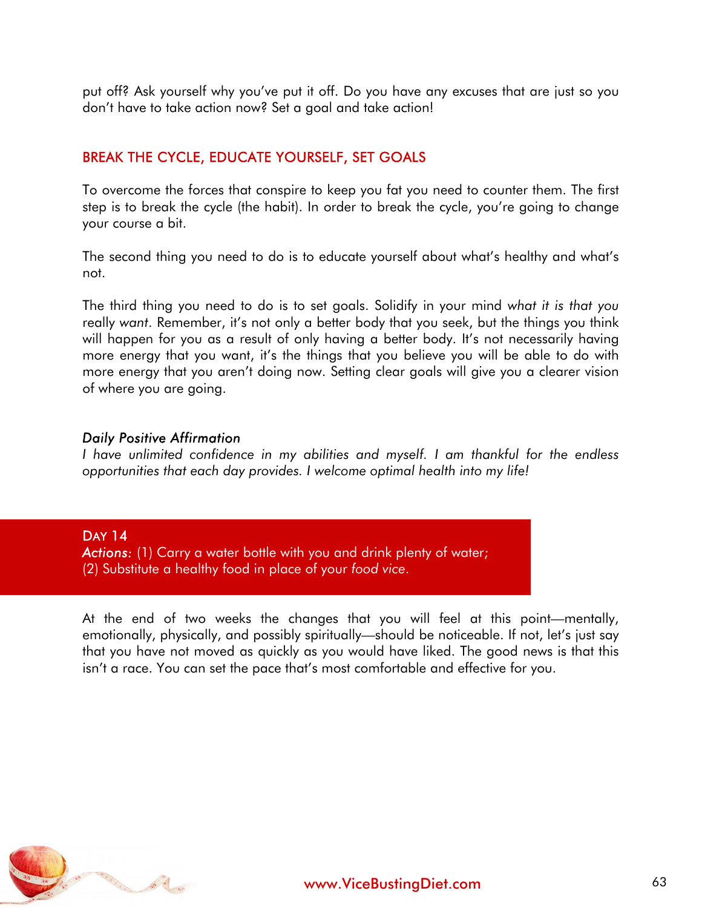put off? Ask yourself why you've put it off. Do you have any excuses that are just so you don't have to take action now? Set a goal and take action!

## BREAK THE CYCLE, EDUCATE YOURSELF, SET GOALS

To overcome the forces that conspire to keep you fat you need to counter them. The first step is to break the cycle (the habit). In order to break the cycle, you're going to change your course a bit.

The second thing you need to do is to educate yourself about what's healthy and what's not.

The third thing you need to do is to set goals. Solidify in your mind *what it is that you* really *want*. Remember, it's not only a better body that you seek, but the things you think will happen for you as a result of only having a better body. It's not necessarily having more energy that you want, it's the things that you believe you will be able to do with more energy that you aren't doing now. Setting clear goals will give you a clearer vision of where you are going.

***Daily Positive Affirmation***
*I have unlimited confidence in my abilities and myself. I am thankful for the endless opportunities that each day provides. I welcome optimal health into my life!*

## DAY 14

***Actions:*** (1) Carry a water bottle with you and drink plenty of water; (2) Substitute a healthy food in place of your *food vice*.

At the end of two weeks the changes that you will feel at this point—mentally, emotionally, physically, and possibly spiritually—should be noticeable. If not, let's just say that you have not moved as quickly as you would have liked. The good news is that this isn't a race. You can set the pace that's most comfortable and effective for you.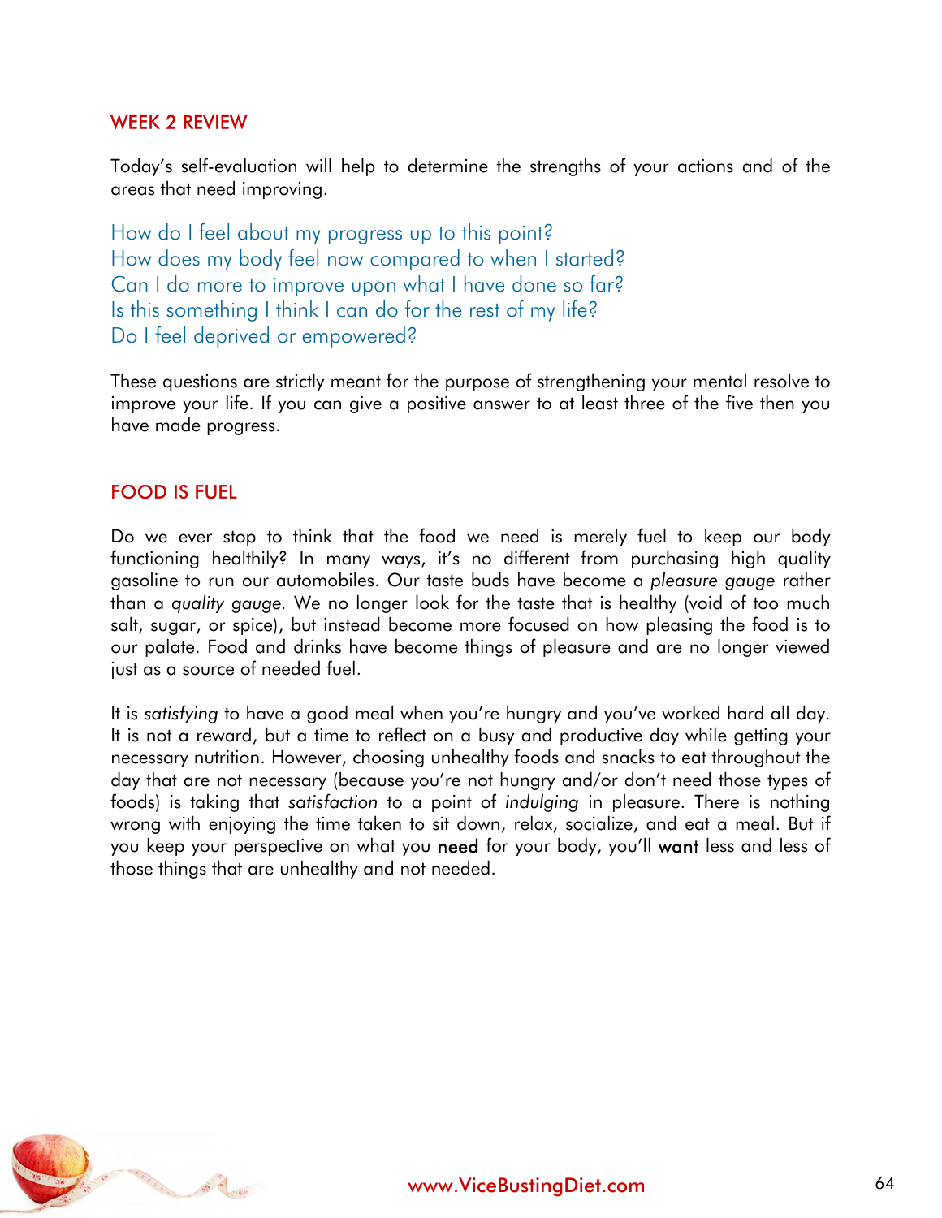## WEEK 2 REVIEW

Today's self-evaluation will help to determine the strengths of your actions and of the areas that need improving.

How do I feel about my progress up to this point?
How does my body feel now compared to when I started?
Can I do more to improve upon what I have done so far?
Is this something I think I can do for the rest of my life?
Do I feel deprived or empowered?

These questions are strictly meant for the purpose of strengthening your mental resolve to improve your life. If you can give a positive answer to at least three of the five then you have made progress.

## FOOD IS FUEL

Do we ever stop to think that the food we need is merely fuel to keep our body functioning healthily? In many ways, it's no different from purchasing high quality gasoline to run our automobiles. Our taste buds have become a *pleasure gauge* rather than a *quality gauge.* We no longer look for the taste that is healthy (void of too much salt, sugar, or spice), but instead become more focused on how pleasing the food is to our palate. Food and drinks have become things of pleasure and are no longer viewed just as a source of needed fuel.

It is *satisfying* to have a good meal when you're hungry and you've worked hard all day. It is not a reward, but a time to reflect on a busy and productive day while getting your necessary nutrition. However, choosing unhealthy foods and snacks to eat throughout the day that are not necessary (because you're not hungry and/or don't need those types of foods) is taking that *satisfaction* to a point of *indulging* in pleasure. There is nothing wrong with enjoying the time taken to sit down, relax, socialize, and eat a meal. But if you keep your perspective on what you **need** for your body, you'll **want** less and less of those things that are unhealthy and not needed.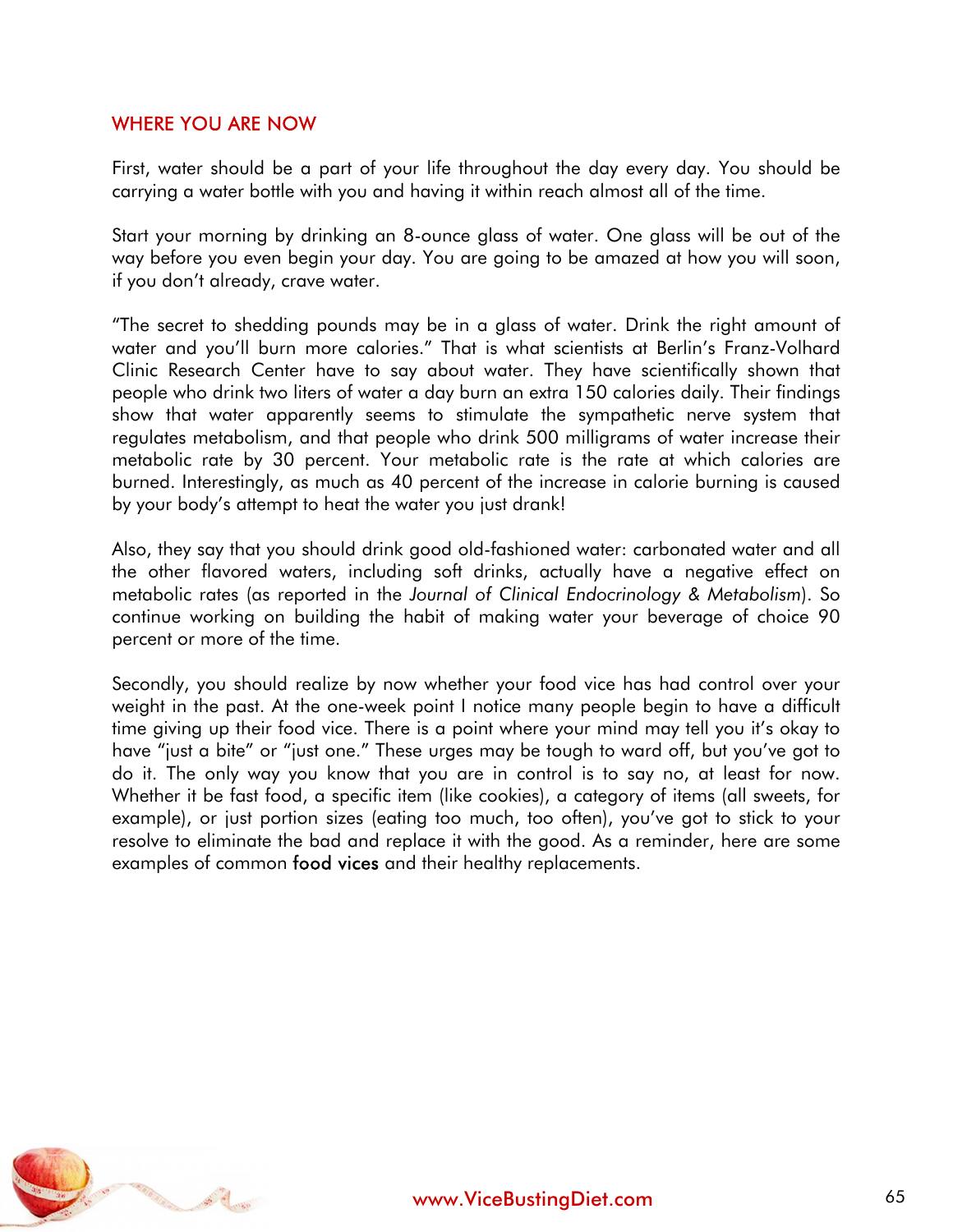## WHERE YOU ARE NOW

First, water should be a part of your life throughout the day every day. You should be carrying a water bottle with you and having it within reach almost all of the time.

Start your morning by drinking an 8-ounce glass of water. One glass will be out of the way before you even begin your day. You are going to be amazed at how you will soon, if you don't already, crave water.

"The secret to shedding pounds may be in a glass of water. Drink the right amount of water and you'll burn more calories." That is what scientists at Berlin's Franz-Volhard Clinic Research Center have to say about water. They have scientifically shown that people who drink two liters of water a day burn an extra 150 calories daily. Their findings show that water apparently seems to stimulate the sympathetic nerve system that regulates metabolism, and that people who drink 500 milligrams of water increase their metabolic rate by 30 percent. Your metabolic rate is the rate at which calories are burned. Interestingly, as much as 40 percent of the increase in calorie burning is caused by your body's attempt to heat the water you just drank!

Also, they say that you should drink good old-fashioned water: carbonated water and all the other flavored waters, including soft drinks, actually have a negative effect on metabolic rates (as reported in the *Journal of Clinical Endocrinology & Metabolism*). So continue working on building the habit of making water your beverage of choice 90 percent or more of the time.

Secondly, you should realize by now whether your food vice has had control over your weight in the past. At the one-week point I notice many people begin to have a difficult time giving up their food vice. There is a point where your mind may tell you it's okay to have "just a bite" or "just one." These urges may be tough to ward off, but you've got to do it. The only way you know that you are in control is to say no, at least for now. Whether it be fast food, a specific item (like cookies), a category of items (all sweets, for example), or just portion sizes (eating too much, too often), you've got to stick to your resolve to eliminate the bad and replace it with the good. As a reminder, here are some examples of common food vices and their healthy replacements.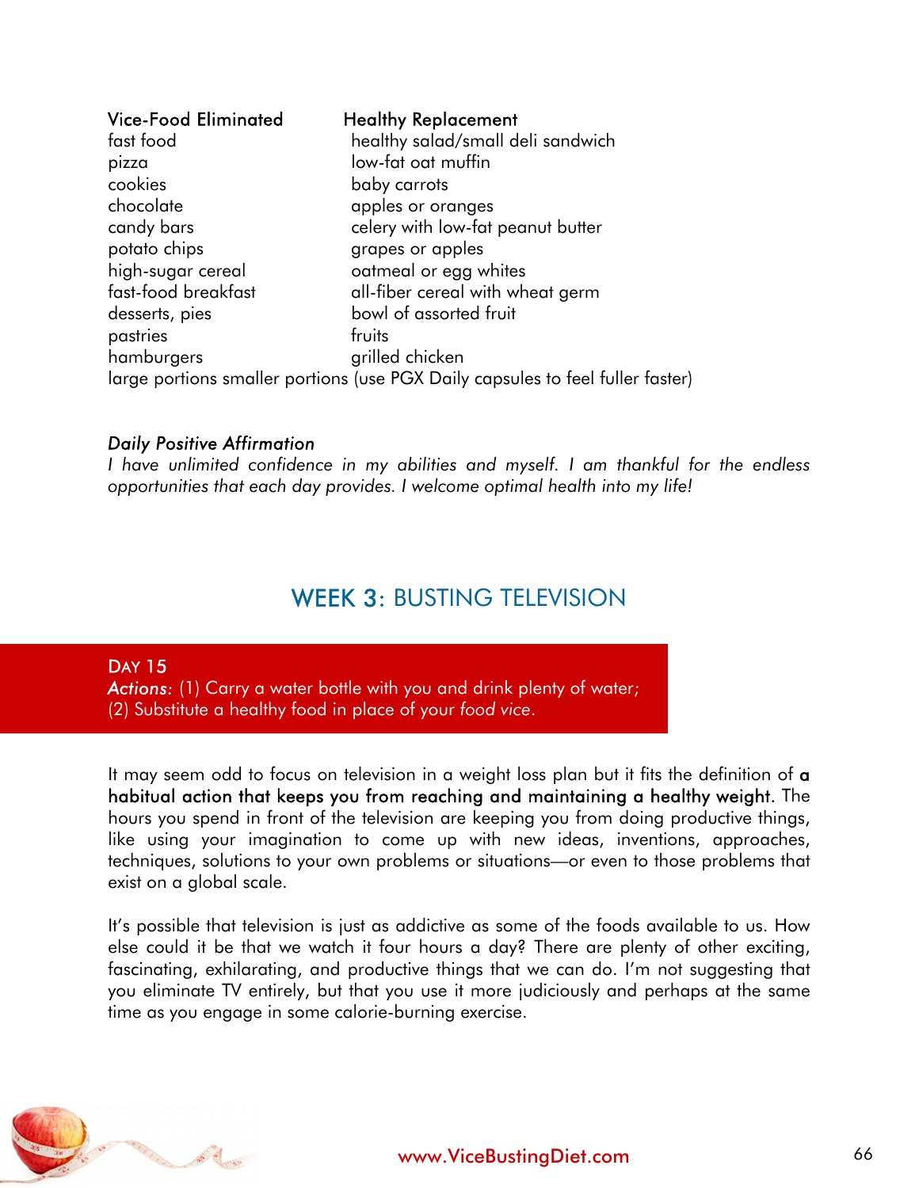| Vice-Food Eliminated | Healthy Replacement |
|---|---|
| fast food | healthy salad/small deli sandwich |
| pizza | low-fat oat muffin |
| cookies | baby carrots |
| chocolate | apples or oranges |
| candy bars | celery with low-fat peanut butter |
| potato chips | grapes or apples |
| high-sugar cereal | oatmeal or egg whites |
| fast-food breakfast | all-fiber cereal with wheat germ |
| desserts, pies | bowl of assorted fruit |
| pastries | fruits |
| hamburgers | grilled chicken |
| large portions | smaller portions (use PGX Daily capsules to feel fuller faster) |

*Daily Positive Affirmation*

*I have unlimited confidence in my abilities and myself. I am thankful for the endless opportunities that each day provides. I welcome optimal health into my life!*

## WEEK 3: BUSTING TELEVISION

**DAY 15**

***Actions:*** (1) Carry a water bottle with you and drink plenty of water; (2) Substitute a healthy food in place of your *food vice*.

It may seem odd to focus on television in a weight loss plan but it fits the definition of **a habitual action that keeps you from reaching and maintaining a healthy weight**. The hours you spend in front of the television are keeping you from doing productive things, like using your imagination to come up with new ideas, inventions, approaches, techniques, solutions to your own problems or situations—or even to those problems that exist on a global scale.

It's possible that television is just as addictive as some of the foods available to us. How else could it be that we watch it four hours a day? There are plenty of other exciting, fascinating, exhilarating, and productive things that we can do. I'm not suggesting that you eliminate TV entirely, but that you use it more judiciously and perhaps at the same time as you engage in some calorie-burning exercise.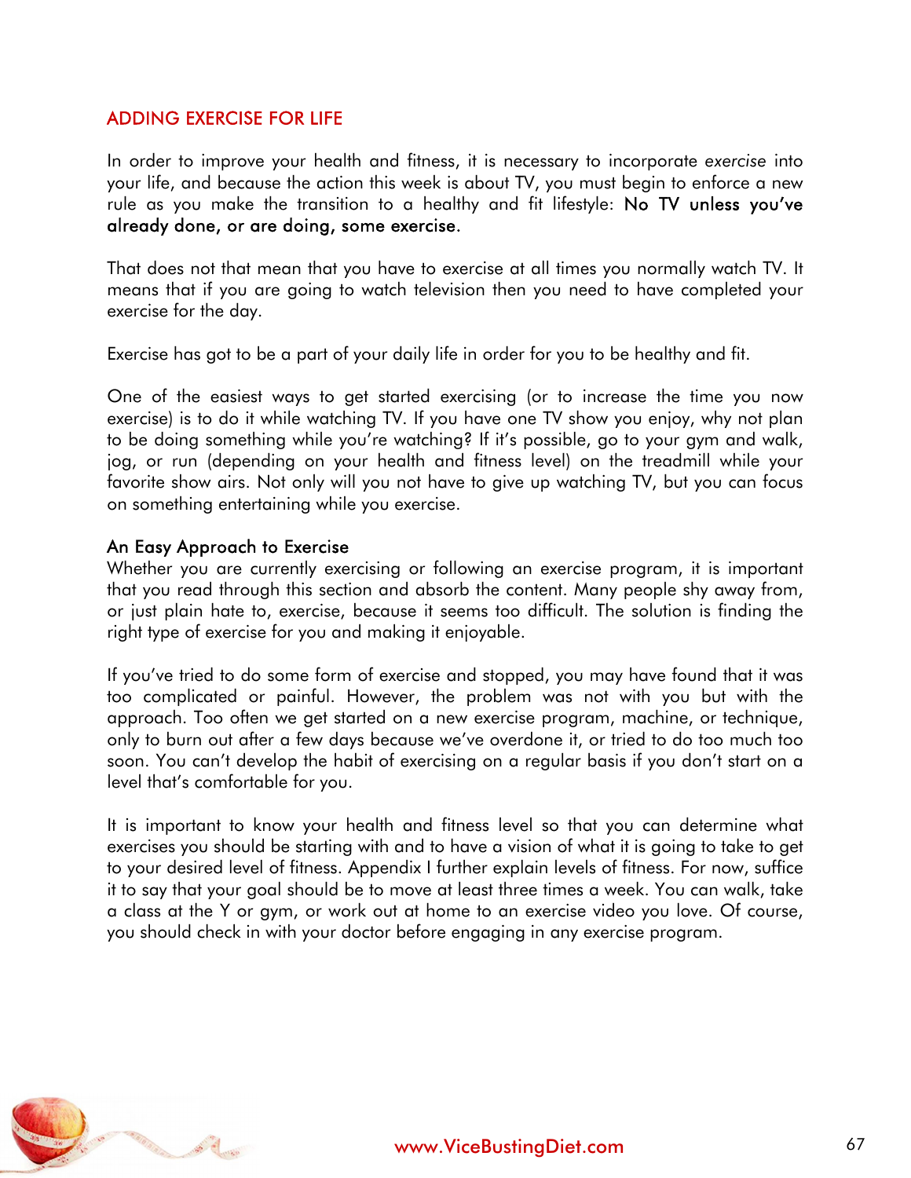## ADDING EXERCISE FOR LIFE

In order to improve your health and fitness, it is necessary to incorporate *exercise* into your life, and because the action this week is about TV, you must begin to enforce a new rule as you make the transition to a healthy and fit lifestyle: No TV unless you've already done, or are doing, some exercise.

That does not that mean that you have to exercise at all times you normally watch TV. It means that if you are going to watch television then you need to have completed your exercise for the day.

Exercise has got to be a part of your daily life in order for you to be healthy and fit.

One of the easiest ways to get started exercising (or to increase the time you now exercise) is to do it while watching TV. If you have one TV show you enjoy, why not plan to be doing something while you're watching? If it's possible, go to your gym and walk, jog, or run (depending on your health and fitness level) on the treadmill while your favorite show airs. Not only will you not have to give up watching TV, but you can focus on something entertaining while you exercise.

### An Easy Approach to Exercise

Whether you are currently exercising or following an exercise program, it is important that you read through this section and absorb the content. Many people shy away from, or just plain hate to, exercise, because it seems too difficult. The solution is finding the right type of exercise for you and making it enjoyable.

If you've tried to do some form of exercise and stopped, you may have found that it was too complicated or painful. However, the problem was not with you but with the approach. Too often we get started on a new exercise program, machine, or technique, only to burn out after a few days because we've overdone it, or tried to do too much too soon. You can't develop the habit of exercising on a regular basis if you don't start on a level that's comfortable for you.

It is important to know your health and fitness level so that you can determine what exercises you should be starting with and to have a vision of what it is going to take to get to your desired level of fitness. Appendix I further explain levels of fitness. For now, suffice it to say that your goal should be to move at least three times a week. You can walk, take a class at the Y or gym, or work out at home to an exercise video you love. Of course, you should check in with your doctor before engaging in any exercise program.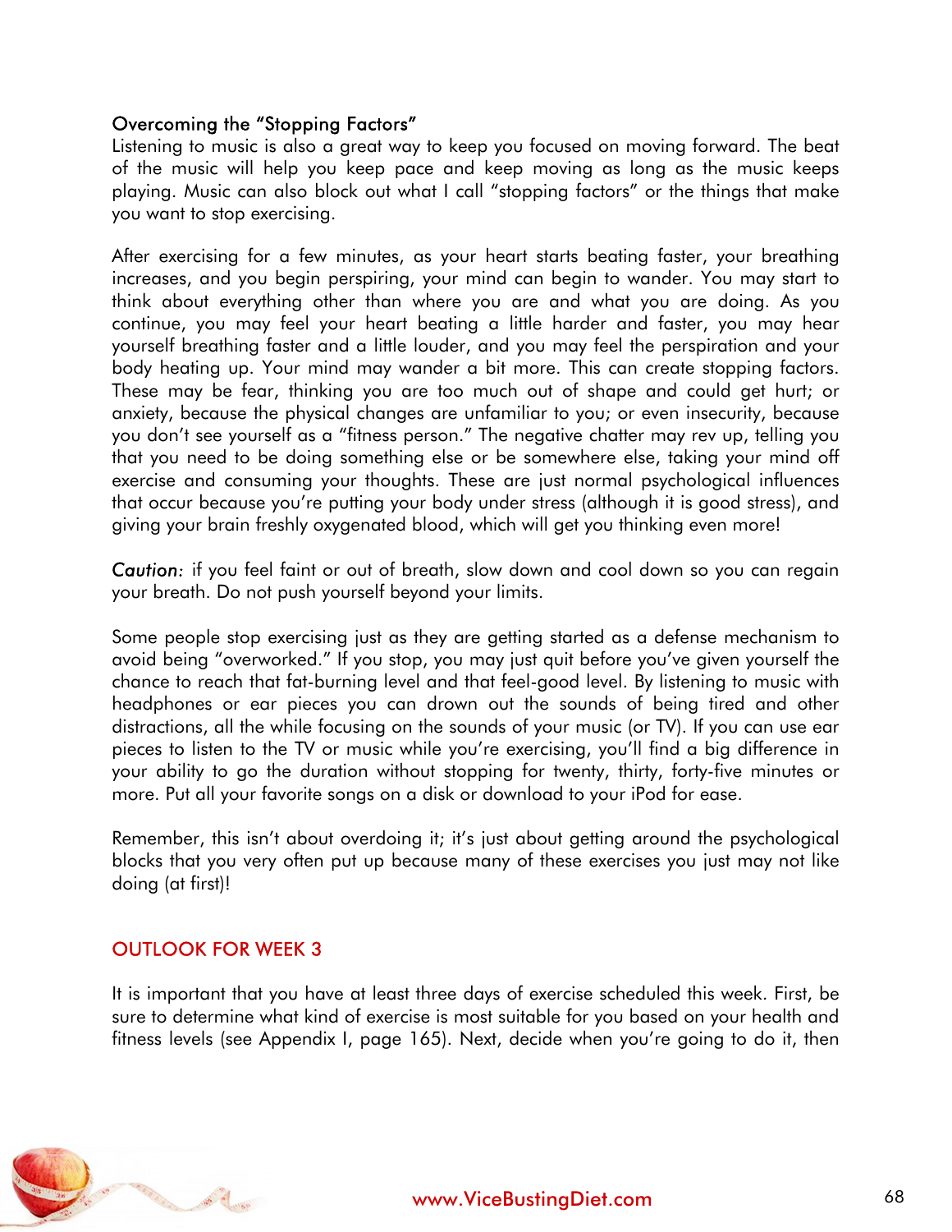### Overcoming the "Stopping Factors"

Listening to music is also a great way to keep you focused on moving forward. The beat of the music will help you keep pace and keep moving as long as the music keeps playing. Music can also block out what I call "stopping factors" or the things that make you want to stop exercising.

After exercising for a few minutes, as your heart starts beating faster, your breathing increases, and you begin perspiring, your mind can begin to wander. You may start to think about everything other than where you are and what you are doing. As you continue, you may feel your heart beating a little harder and faster, you may hear yourself breathing faster and a little louder, and you may feel the perspiration and your body heating up. Your mind may wander a bit more. This can create stopping factors. These may be fear, thinking you are too much out of shape and could get hurt; or anxiety, because the physical changes are unfamiliar to you; or even insecurity, because you don't see yourself as a "fitness person." The negative chatter may rev up, telling you that you need to be doing something else or be somewhere else, taking your mind off exercise and consuming your thoughts. These are just normal psychological influences that occur because you're putting your body under stress (although it is good stress), and giving your brain freshly oxygenated blood, which will get you thinking even more!

*Caution:* if you feel faint or out of breath, slow down and cool down so you can regain your breath. Do not push yourself beyond your limits.

Some people stop exercising just as they are getting started as a defense mechanism to avoid being "overworked." If you stop, you may just quit before you've given yourself the chance to reach that fat-burning level and that feel-good level. By listening to music with headphones or ear pieces you can drown out the sounds of being tired and other distractions, all the while focusing on the sounds of your music (or TV). If you can use ear pieces to listen to the TV or music while you're exercising, you'll find a big difference in your ability to go the duration without stopping for twenty, thirty, forty-five minutes or more. Put all your favorite songs on a disk or download to your iPod for ease.

Remember, this isn't about overdoing it; it's just about getting around the psychological blocks that you very often put up because many of these exercises you just may not like doing (at first)!

## OUTLOOK FOR WEEK 3

It is important that you have at least three days of exercise scheduled this week. First, be sure to determine what kind of exercise is most suitable for you based on your health and fitness levels (see Appendix I, page 165). Next, decide when you're going to do it, then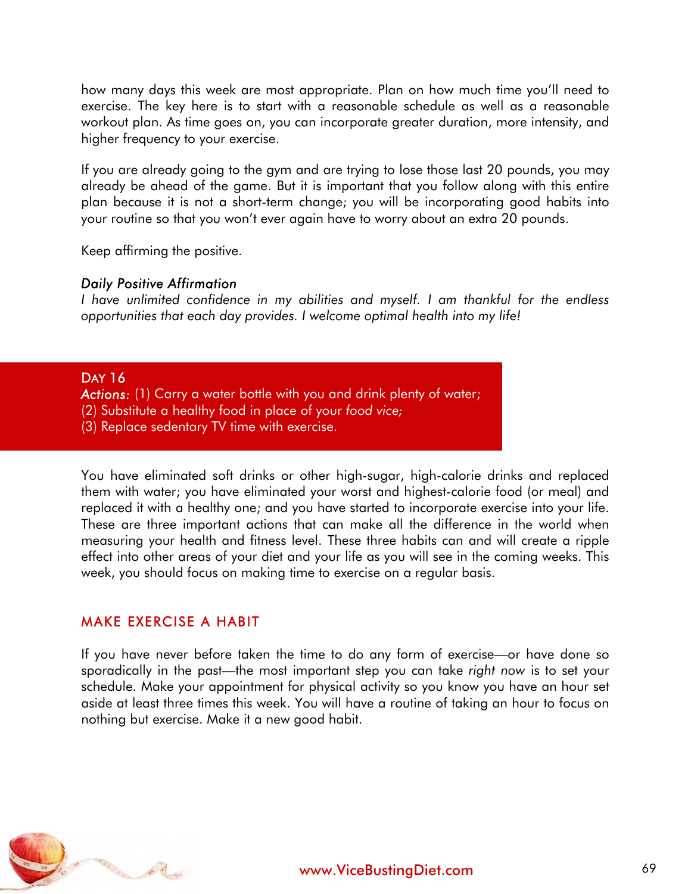how many days this week are most appropriate. Plan on how much time you'll need to exercise. The key here is to start with a reasonable schedule as well as a reasonable workout plan. As time goes on, you can incorporate greater duration, more intensity, and higher frequency to your exercise.

If you are already going to the gym and are trying to lose those last 20 pounds, you may already be ahead of the game. But it is important that you follow along with this entire plan because it is not a short-term change; you will be incorporating good habits into your routine so that you won't ever again have to worry about an extra 20 pounds.

Keep affirming the positive.

*Daily Positive Affirmation*
*I have unlimited confidence in my abilities and myself. I am thankful for the endless opportunities that each day provides. I welcome optimal health into my life!*

## Day 16

*Actions:* (1) Carry a water bottle with you and drink plenty of water;
(2) Substitute a healthy food in place of your *food vice;*
(3) Replace sedentary TV time with exercise.

You have eliminated soft drinks or other high-sugar, high-calorie drinks and replaced them with water; you have eliminated your worst and highest-calorie food (or meal) and replaced it with a healthy one; and you have started to incorporate exercise into your life. These are three important actions that can make all the difference in the world when measuring your health and fitness level. These three habits can and will create a ripple effect into other areas of your diet and your life as you will see in the coming weeks. This week, you should focus on making time to exercise on a regular basis.

### MAKE EXERCISE A HABIT

If you have never before taken the time to do any form of exercise—or have done so sporadically in the past—the most important step you can take *right now* is to set your schedule. Make your appointment for physical activity so you know you have an hour set aside at least three times this week. You will have a routine of taking an hour to focus on nothing but exercise. Make it a new good habit.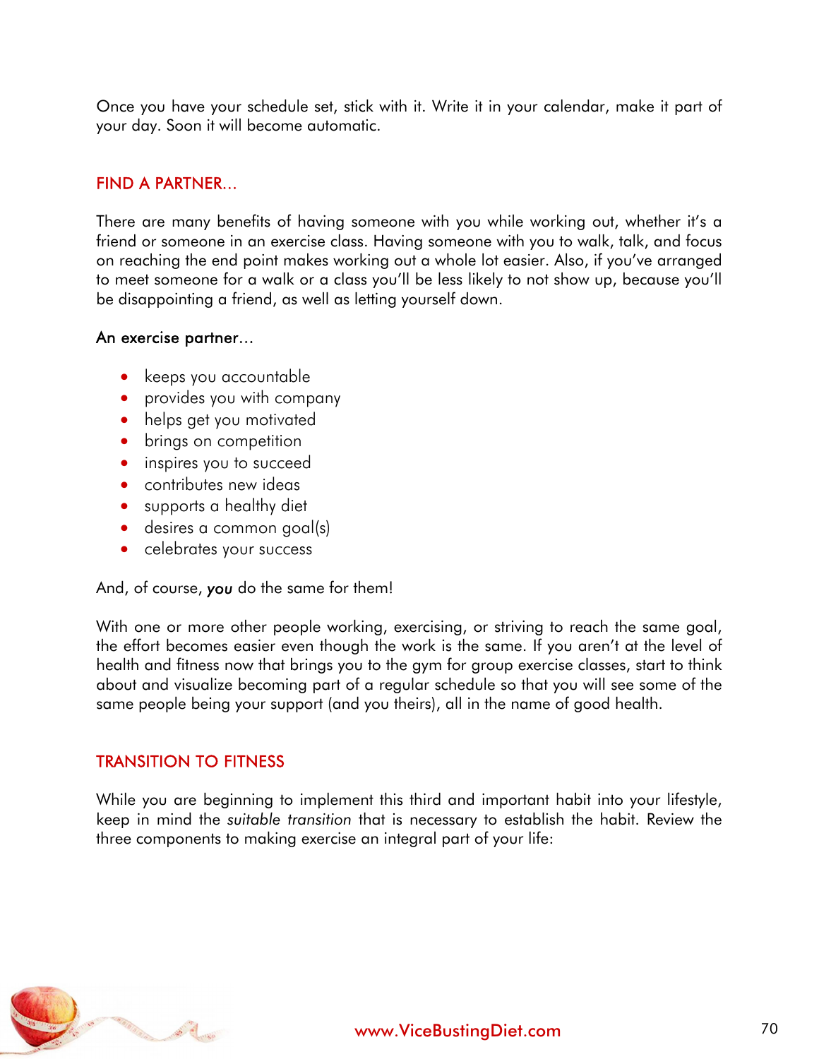Once you have your schedule set, stick with it. Write it in your calendar, make it part of your day. Soon it will become automatic.

## FIND A PARTNER…

There are many benefits of having someone with you while working out, whether it's a friend or someone in an exercise class. Having someone with you to walk, talk, and focus on reaching the end point makes working out a whole lot easier. Also, if you've arranged to meet someone for a walk or a class you'll be less likely to not show up, because you'll be disappointing a friend, as well as letting yourself down.

An exercise partner…

- keeps you accountable
- provides you with company
- helps get you motivated
- brings on competition
- inspires you to succeed
- contributes new ideas
- supports a healthy diet
- desires a common goal(s)
- celebrates your success

And, of course, ***you*** do the same for them!

With one or more other people working, exercising, or striving to reach the same goal, the effort becomes easier even though the work is the same. If you aren't at the level of health and fitness now that brings you to the gym for group exercise classes, start to think about and visualize becoming part of a regular schedule so that you will see some of the same people being your support (and you theirs), all in the name of good health.

## TRANSITION TO FITNESS

While you are beginning to implement this third and important habit into your lifestyle, keep in mind the *suitable transition* that is necessary to establish the habit. Review the three components to making exercise an integral part of your life: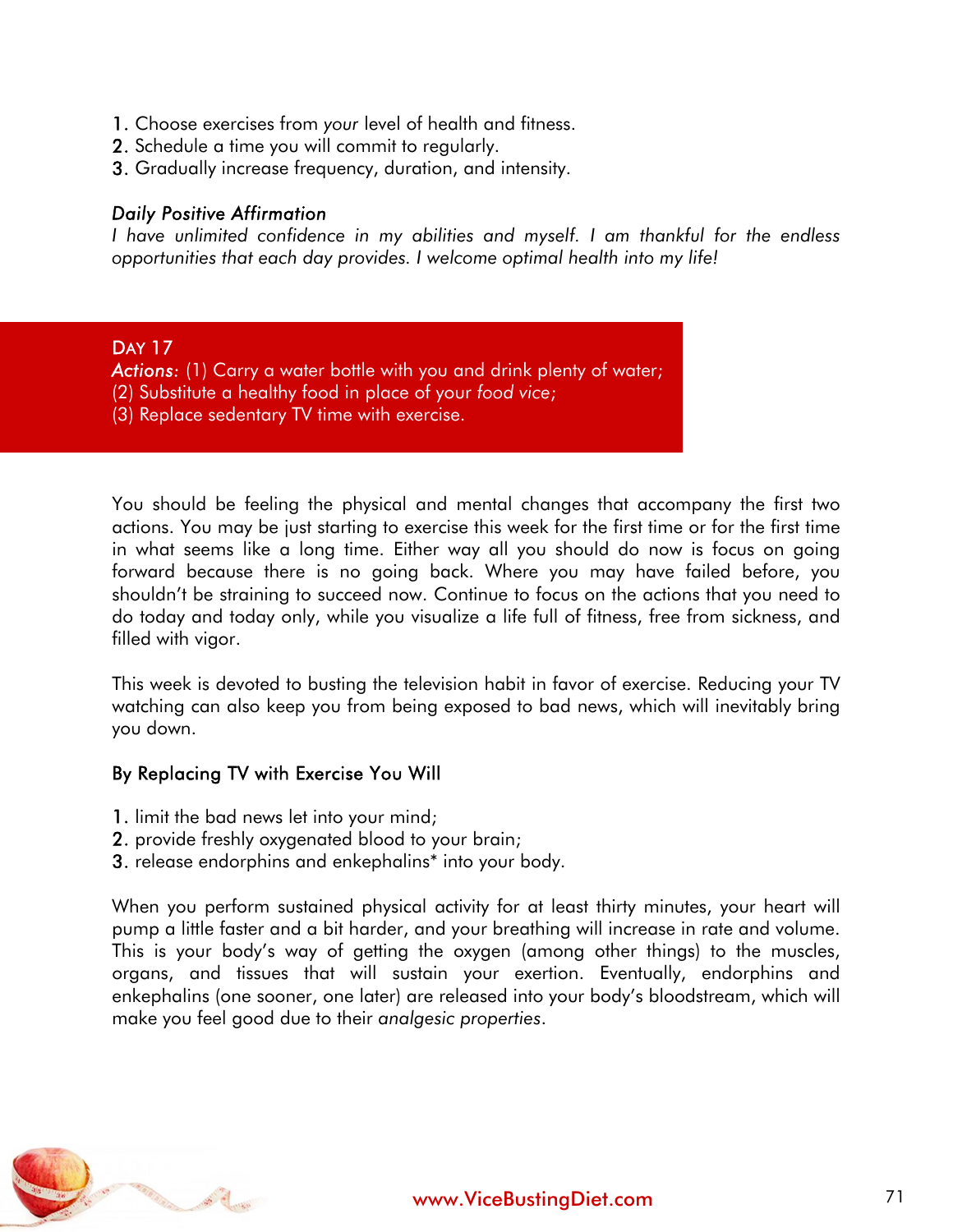1. Choose exercises from *your* level of health and fitness.
2. Schedule a time you will commit to regularly.
3. Gradually increase frequency, duration, and intensity.

*Daily Positive Affirmation*

*I have unlimited confidence in my abilities and myself. I am thankful for the endless opportunities that each day provides. I welcome optimal health into my life!*

## Day 17

*Actions*: (1) Carry a water bottle with you and drink plenty of water;
(2) Substitute a healthy food in place of your *food vice*;
(3) Replace sedentary TV time with exercise.

You should be feeling the physical and mental changes that accompany the first two actions. You may be just starting to exercise this week for the first time or for the first time in what seems like a long time. Either way all you should do now is focus on going forward because there is no going back. Where you may have failed before, you shouldn't be straining to succeed now. Continue to focus on the actions that you need to do today and today only, while you visualize a life full of fitness, free from sickness, and filled with vigor.

This week is devoted to busting the television habit in favor of exercise. Reducing your TV watching can also keep you from being exposed to bad news, which will inevitably bring you down.

### By Replacing TV with Exercise You Will

1. limit the bad news let into your mind;
2. provide freshly oxygenated blood to your brain;
3. release endorphins and enkephalins* into your body.

When you perform sustained physical activity for at least thirty minutes, your heart will pump a little faster and a bit harder, and your breathing will increase in rate and volume. This is your body's way of getting the oxygen (among other things) to the muscles, organs, and tissues that will sustain your exertion. Eventually, endorphins and enkephalins (one sooner, one later) are released into your body's bloodstream, which will make you feel good due to their *analgesic properties*.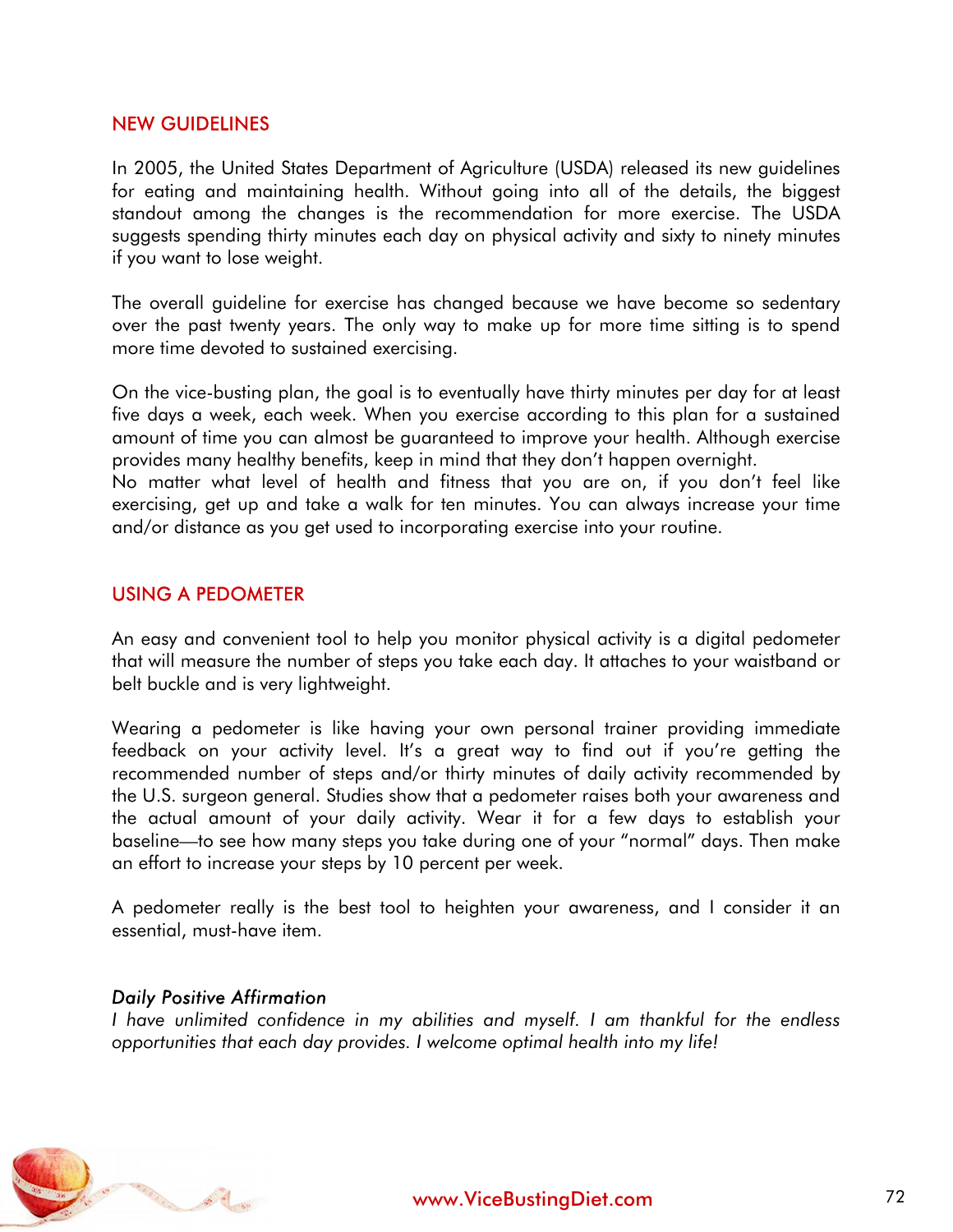## NEW GUIDELINES

In 2005, the United States Department of Agriculture (USDA) released its new guidelines for eating and maintaining health. Without going into all of the details, the biggest standout among the changes is the recommendation for more exercise. The USDA suggests spending thirty minutes each day on physical activity and sixty to ninety minutes if you want to lose weight.

The overall guideline for exercise has changed because we have become so sedentary over the past twenty years. The only way to make up for more time sitting is to spend more time devoted to sustained exercising.

On the vice-busting plan, the goal is to eventually have thirty minutes per day for at least five days a week, each week. When you exercise according to this plan for a sustained amount of time you can almost be guaranteed to improve your health. Although exercise provides many healthy benefits, keep in mind that they don't happen overnight.
No matter what level of health and fitness that you are on, if you don't feel like exercising, get up and take a walk for ten minutes. You can always increase your time and/or distance as you get used to incorporating exercise into your routine.

## USING A PEDOMETER

An easy and convenient tool to help you monitor physical activity is a digital pedometer that will measure the number of steps you take each day. It attaches to your waistband or belt buckle and is very lightweight.

Wearing a pedometer is like having your own personal trainer providing immediate feedback on your activity level. It's a great way to find out if you're getting the recommended number of steps and/or thirty minutes of daily activity recommended by the U.S. surgeon general. Studies show that a pedometer raises both your awareness and the actual amount of your daily activity. Wear it for a few days to establish your baseline—to see how many steps you take during one of your "normal" days. Then make an effort to increase your steps by 10 percent per week.

A pedometer really is the best tool to heighten your awareness, and I consider it an essential, must-have item.

*Daily Positive Affirmation*
*I have unlimited confidence in my abilities and myself. I am thankful for the endless opportunities that each day provides. I welcome optimal health into my life!*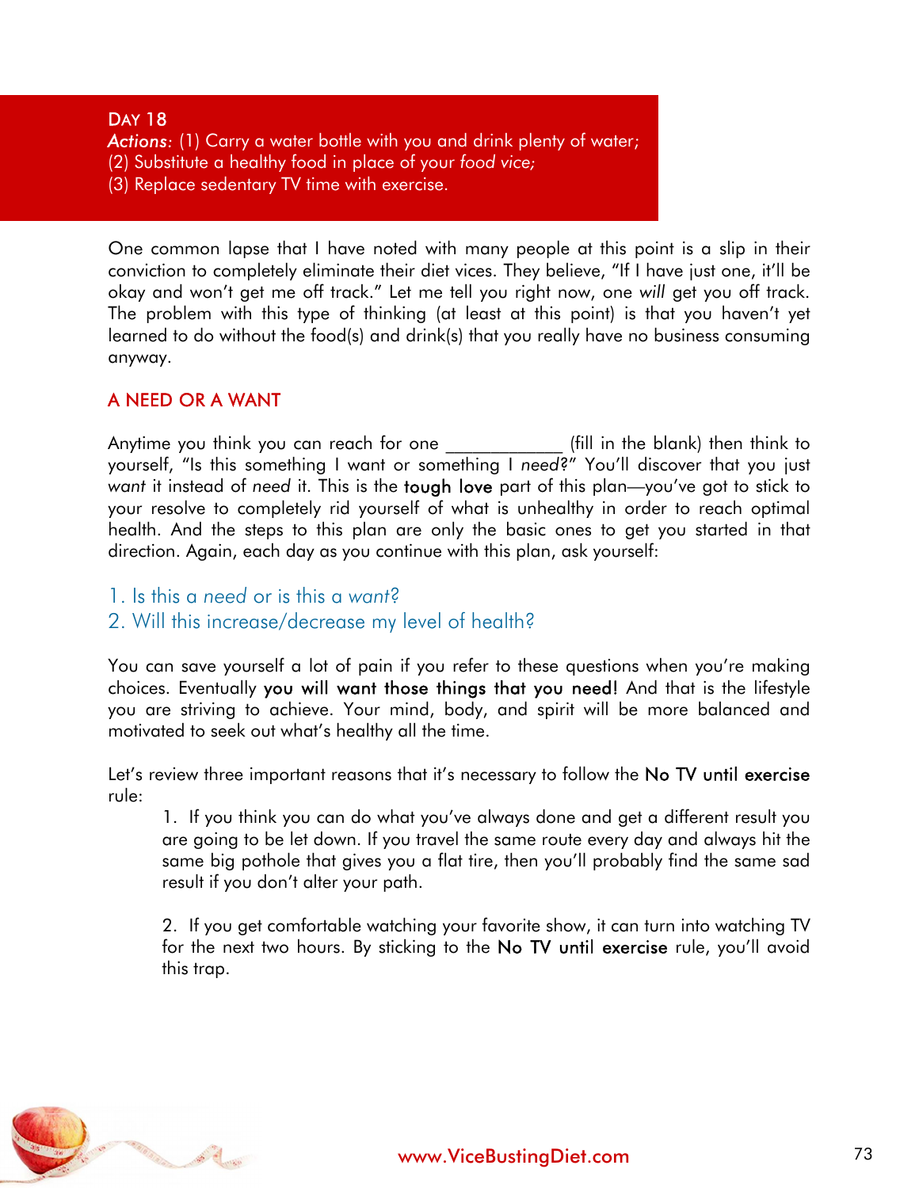## Day 18

*Actions*: (1) Carry a water bottle with you and drink plenty of water;
(2) Substitute a healthy food in place of your *food vice;*
(3) Replace sedentary TV time with exercise.

One common lapse that I have noted with many people at this point is a slip in their conviction to completely eliminate their diet vices. They believe, "If I have just one, it'll be okay and won't get me off track." Let me tell you right now, one *will* get you off track. The problem with this type of thinking (at least at this point) is that you haven't yet learned to do without the food(s) and drink(s) that you really have no business consuming anyway.

### A NEED OR A WANT

Anytime you think you can reach for one ____________ (fill in the blank) then think to yourself, "Is this something I want or something I *need*?" You'll discover that you just *want* it instead of *need* it. This is the **tough love** part of this plan—you've got to stick to your resolve to completely rid yourself of what is unhealthy in order to reach optimal health. And the steps to this plan are only the basic ones to get you started in that direction. Again, each day as you continue with this plan, ask yourself:

1. Is this a *need* or is this a *want*?
2. Will this increase/decrease my level of health?

You can save yourself a lot of pain if you refer to these questions when you're making choices. Eventually **you will want those things that you need!** And that is the lifestyle you are striving to achieve. Your mind, body, and spirit will be more balanced and motivated to seek out what's healthy all the time.

Let's review three important reasons that it's necessary to follow the **No TV until exercise** rule:

1. If you think you can do what you've always done and get a different result you are going to be let down. If you travel the same route every day and always hit the same big pothole that gives you a flat tire, then you'll probably find the same sad result if you don't alter your path.

2. If you get comfortable watching your favorite show, it can turn into watching TV for the next two hours. By sticking to the **No TV until exercise** rule, you'll avoid this trap.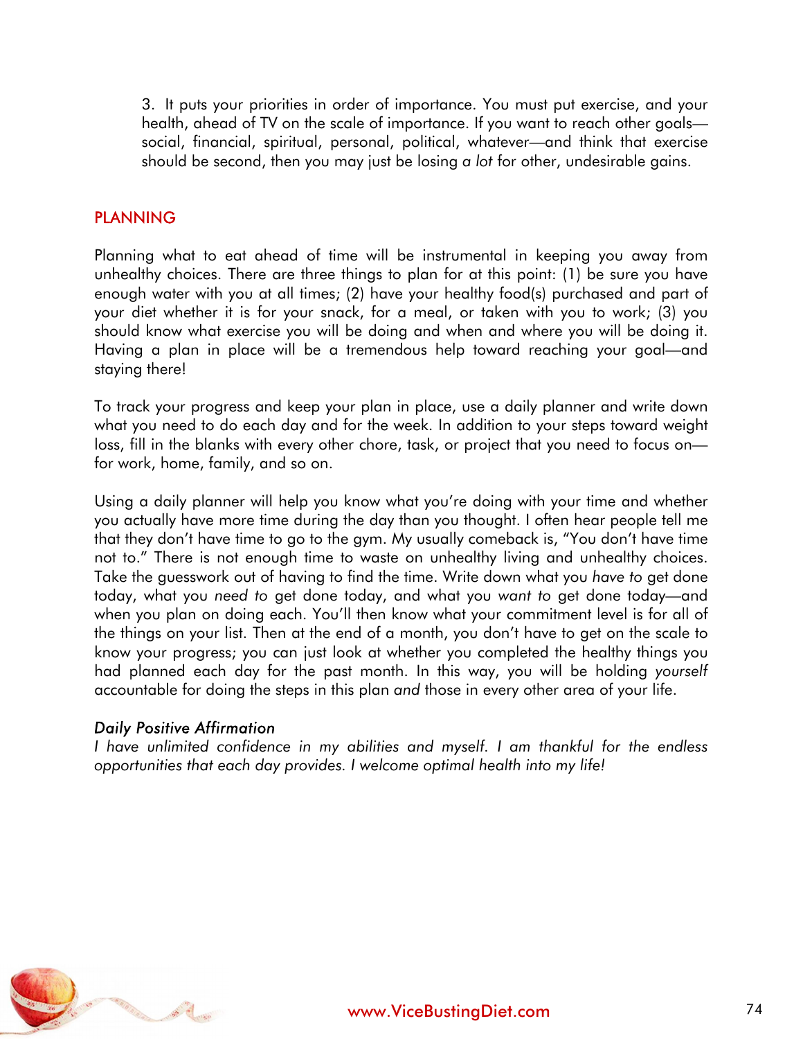3. It puts your priorities in order of importance. You must put exercise, and your health, ahead of TV on the scale of importance. If you want to reach other goals—social, financial, spiritual, personal, political, whatever—and think that exercise should be second, then you may just be losing *a lot* for other, undesirable gains.

## PLANNING

Planning what to eat ahead of time will be instrumental in keeping you away from unhealthy choices. There are three things to plan for at this point: (1) be sure you have enough water with you at all times; (2) have your healthy food(s) purchased and part of your diet whether it is for your snack, for a meal, or taken with you to work; (3) you should know what exercise you will be doing and when and where you will be doing it. Having a plan in place will be a tremendous help toward reaching your goal—and staying there!

To track your progress and keep your plan in place, use a daily planner and write down what you need to do each day and for the week. In addition to your steps toward weight loss, fill in the blanks with every other chore, task, or project that you need to focus on—for work, home, family, and so on.

Using a daily planner will help you know what you're doing with your time and whether you actually have more time during the day than you thought. I often hear people tell me that they don't have time to go to the gym. My usually comeback is, "You don't have time not to." There is not enough time to waste on unhealthy living and unhealthy choices. Take the guesswork out of having to find the time. Write down what you *have to* get done today, what you *need to* get done today, and what you *want to* get done today—and when you plan on doing each. You'll then know what your commitment level is for all of the things on your list. Then at the end of a month, you don't have to get on the scale to know your progress; you can just look at whether you completed the healthy things you had planned each day for the past month. In this way, you will be holding *yourself* accountable for doing the steps in this plan *and* those in every other area of your life.

*Daily Positive Affirmation*

*I have unlimited confidence in my abilities and myself. I am thankful for the endless opportunities that each day provides. I welcome optimal health into my life!*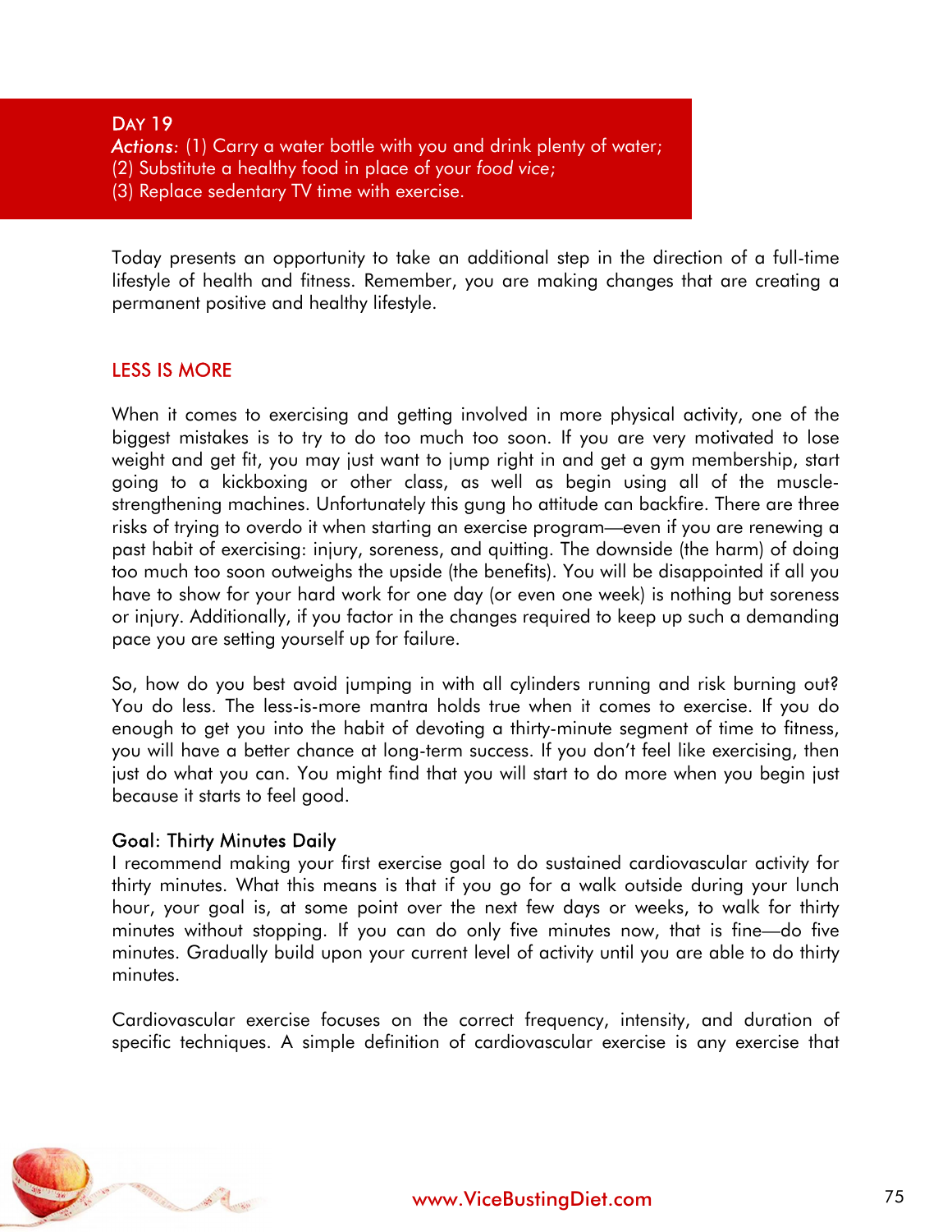## DAY 19

*Actions*: (1) Carry a water bottle with you and drink plenty of water;
(2) Substitute a healthy food in place of your *food vice*;
(3) Replace sedentary TV time with exercise.

Today presents an opportunity to take an additional step in the direction of a full-time lifestyle of health and fitness. Remember, you are making changes that are creating a permanent positive and healthy lifestyle.

### LESS IS MORE

When it comes to exercising and getting involved in more physical activity, one of the biggest mistakes is to try to do too much too soon. If you are very motivated to lose weight and get fit, you may just want to jump right in and get a gym membership, start going to a kickboxing or other class, as well as begin using all of the muscle-strengthening machines. Unfortunately this gung ho attitude can backfire. There are three risks of trying to overdo it when starting an exercise program—even if you are renewing a past habit of exercising: injury, soreness, and quitting. The downside (the harm) of doing too much too soon outweighs the upside (the benefits). You will be disappointed if all you have to show for your hard work for one day (or even one week) is nothing but soreness or injury. Additionally, if you factor in the changes required to keep up such a demanding pace you are setting yourself up for failure.

So, how do you best avoid jumping in with all cylinders running and risk burning out? You do less. The less-is-more mantra holds true when it comes to exercise. If you do enough to get you into the habit of devoting a thirty-minute segment of time to fitness, you will have a better chance at long-term success. If you don't feel like exercising, then just do what you can. You might find that you will start to do more when you begin just because it starts to feel good.

#### Goal: Thirty Minutes Daily

I recommend making your first exercise goal to do sustained cardiovascular activity for thirty minutes. What this means is that if you go for a walk outside during your lunch hour, your goal is, at some point over the next few days or weeks, to walk for thirty minutes without stopping. If you can do only five minutes now, that is fine—do five minutes. Gradually build upon your current level of activity until you are able to do thirty minutes.

Cardiovascular exercise focuses on the correct frequency, intensity, and duration of specific techniques. A simple definition of cardiovascular exercise is any exercise that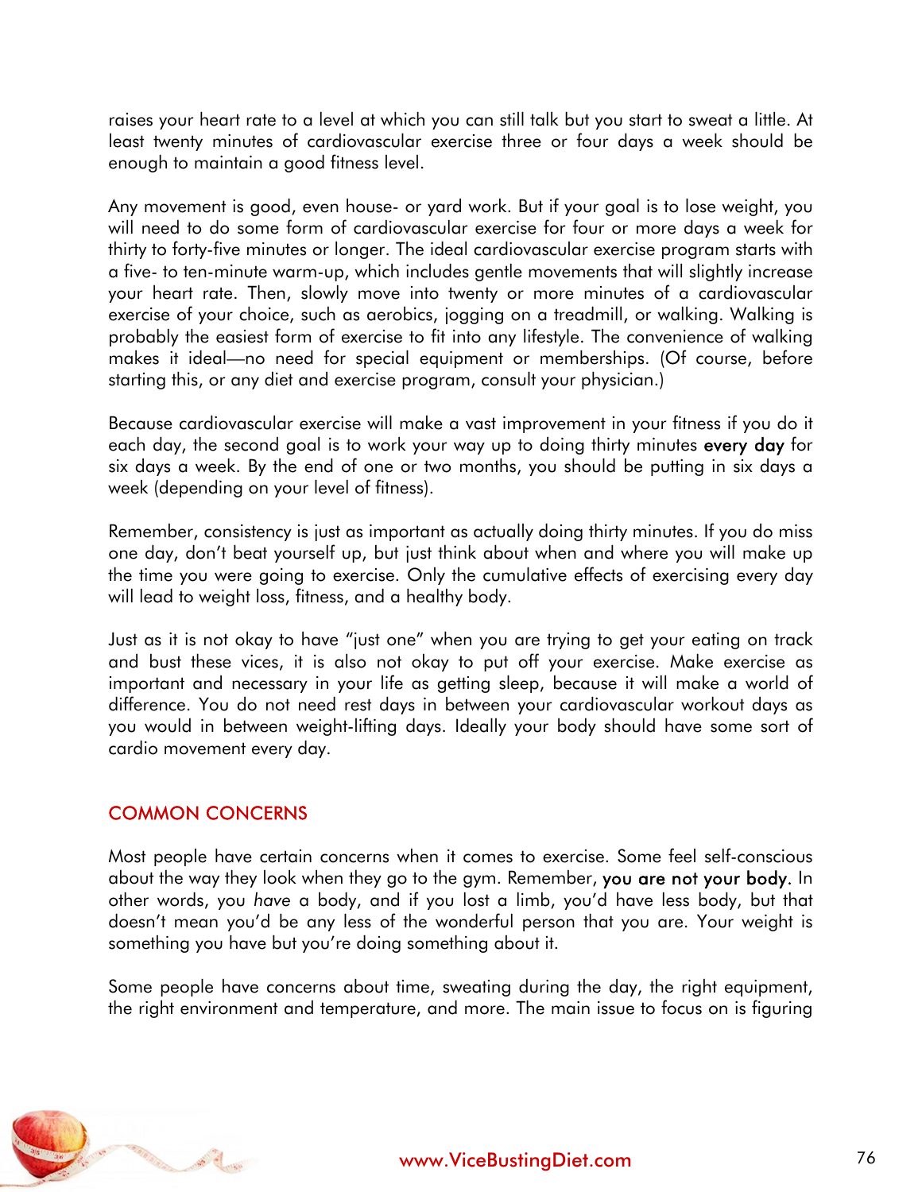raises your heart rate to a level at which you can still talk but you start to sweat a little. At least twenty minutes of cardiovascular exercise three or four days a week should be enough to maintain a good fitness level.

Any movement is good, even house- or yard work. But if your goal is to lose weight, you will need to do some form of cardiovascular exercise for four or more days a week for thirty to forty-five minutes or longer. The ideal cardiovascular exercise program starts with a five- to ten-minute warm-up, which includes gentle movements that will slightly increase your heart rate. Then, slowly move into twenty or more minutes of a cardiovascular exercise of your choice, such as aerobics, jogging on a treadmill, or walking. Walking is probably the easiest form of exercise to fit into any lifestyle. The convenience of walking makes it ideal—no need for special equipment or memberships. (Of course, before starting this, or any diet and exercise program, consult your physician.)

Because cardiovascular exercise will make a vast improvement in your fitness if you do it each day, the second goal is to work your way up to doing thirty minutes **every day** for six days a week. By the end of one or two months, you should be putting in six days a week (depending on your level of fitness).

Remember, consistency is just as important as actually doing thirty minutes. If you do miss one day, don't beat yourself up, but just think about when and where you will make up the time you were going to exercise. Only the cumulative effects of exercising every day will lead to weight loss, fitness, and a healthy body.

Just as it is not okay to have "just one" when you are trying to get your eating on track and bust these vices, it is also not okay to put off your exercise. Make exercise as important and necessary in your life as getting sleep, because it will make a world of difference. You do not need rest days in between your cardiovascular workout days as you would in between weight-lifting days. Ideally your body should have some sort of cardio movement every day.

## COMMON CONCERNS

Most people have certain concerns when it comes to exercise. Some feel self-conscious about the way they look when they go to the gym. Remember, **you are not your body.** In other words, you *have* a body, and if you lost a limb, you'd have less body, but that doesn't mean you'd be any less of the wonderful person that you are. Your weight is something you have but you're doing something about it.

Some people have concerns about time, sweating during the day, the right equipment, the right environment and temperature, and more. The main issue to focus on is figuring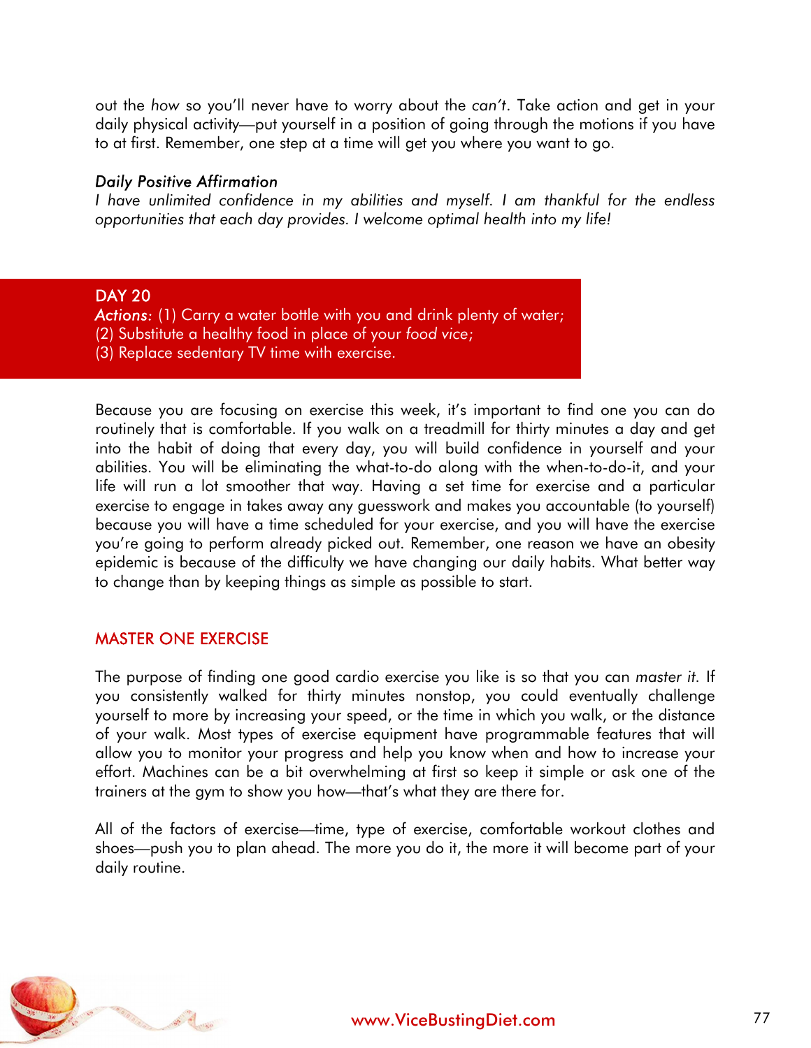out the *how* so you'll never have to worry about the *can't*. Take action and get in your daily physical activity—put yourself in a position of going through the motions if you have to at first. Remember, one step at a time will get you where you want to go.

*Daily Positive Affirmation*
*I have unlimited confidence in my abilities and myself. I am thankful for the endless opportunities that each day provides. I welcome optimal health into my life!*

## DAY 20

*Actions:* (1) Carry a water bottle with you and drink plenty of water;
(2) Substitute a healthy food in place of your *food vice*;
(3) Replace sedentary TV time with exercise.

Because you are focusing on exercise this week, it's important to find one you can do routinely that is comfortable. If you walk on a treadmill for thirty minutes a day and get into the habit of doing that every day, you will build confidence in yourself and your abilities. You will be eliminating the what-to-do along with the when-to-do-it, and your life will run a lot smoother that way. Having a set time for exercise and a particular exercise to engage in takes away any guesswork and makes you accountable (to yourself) because you will have a time scheduled for your exercise, and you will have the exercise you're going to perform already picked out. Remember, one reason we have an obesity epidemic is because of the difficulty we have changing our daily habits. What better way to change than by keeping things as simple as possible to start.

### MASTER ONE EXERCISE

The purpose of finding one good cardio exercise you like is so that you can *master it*. If you consistently walked for thirty minutes nonstop, you could eventually challenge yourself to more by increasing your speed, or the time in which you walk, or the distance of your walk. Most types of exercise equipment have programmable features that will allow you to monitor your progress and help you know when and how to increase your effort. Machines can be a bit overwhelming at first so keep it simple or ask one of the trainers at the gym to show you how—that's what they are there for.

All of the factors of exercise—time, type of exercise, comfortable workout clothes and shoes—push you to plan ahead. The more you do it, the more it will become part of your daily routine.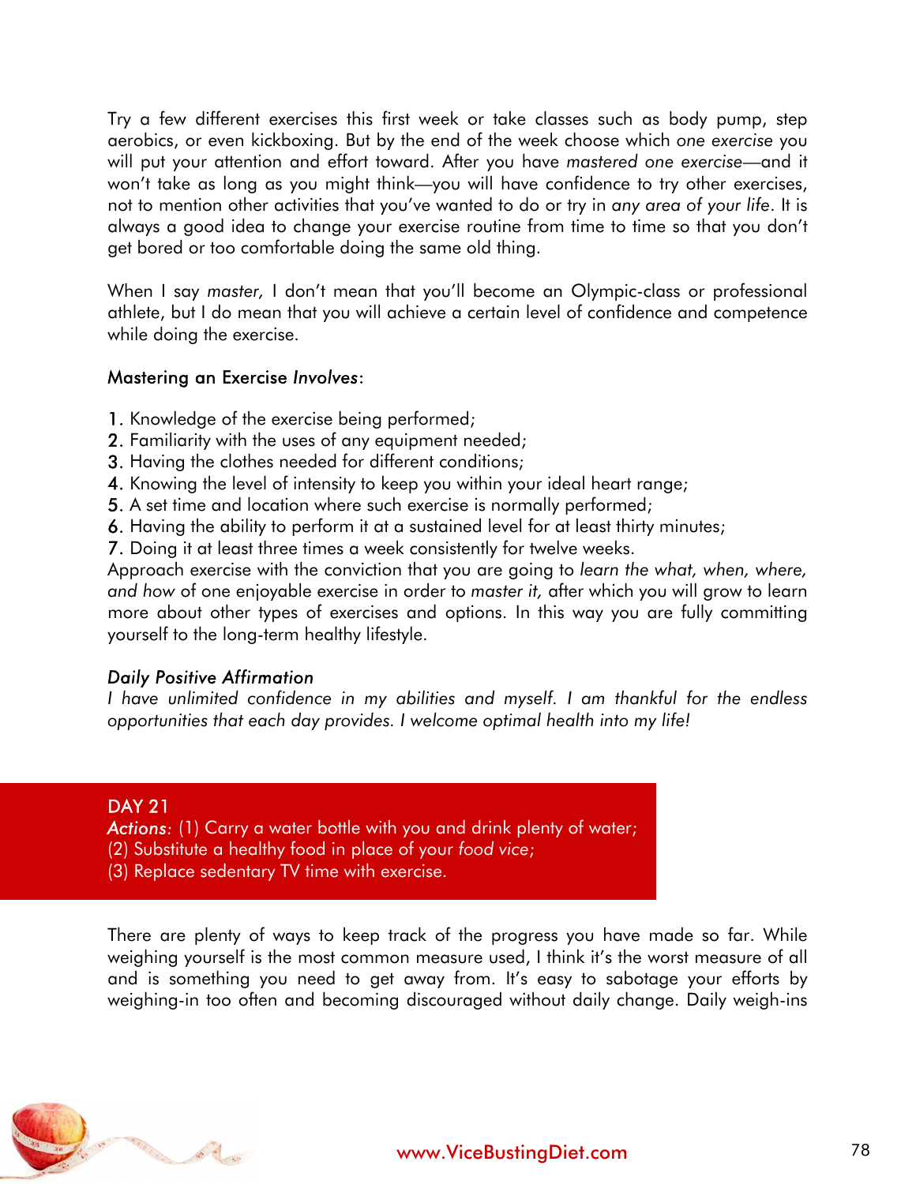Try a few different exercises this first week or take classes such as body pump, step aerobics, or even kickboxing. But by the end of the week choose which *one exercise* you will put your attention and effort toward. After you have *mastered one exercise*—and it won't take as long as you might think—you will have confidence to try other exercises, not to mention other activities that you've wanted to do or try in *any area of your life*. It is always a good idea to change your exercise routine from time to time so that you don't get bored or too comfortable doing the same old thing.

When I say *master,* I don't mean that you'll become an Olympic-class or professional athlete, but I do mean that you will achieve a certain level of confidence and competence while doing the exercise.

Mastering an Exercise *Involves*:

1. Knowledge of the exercise being performed;
2. Familiarity with the uses of any equipment needed;
3. Having the clothes needed for different conditions;
4. Knowing the level of intensity to keep you within your ideal heart range;
5. A set time and location where such exercise is normally performed;
6. Having the ability to perform it at a sustained level for at least thirty minutes;
7. Doing it at least three times a week consistently for twelve weeks.

Approach exercise with the conviction that you are going to *learn the what, when, where, and how* of one enjoyable exercise in order to *master it,* after which you will grow to learn more about other types of exercises and options. In this way you are fully committing yourself to the long-term healthy lifestyle.

*Daily Positive Affirmation*

*I have unlimited confidence in my abilities and myself. I am thankful for the endless opportunities that each day provides. I welcome optimal health into my life!*

## DAY 21

*Actions*: (1) Carry a water bottle with you and drink plenty of water;
(2) Substitute a healthy food in place of your *food vice;*
(3) Replace sedentary TV time with exercise.

There are plenty of ways to keep track of the progress you have made so far. While weighing yourself is the most common measure used, I think it's the worst measure of all and is something you need to get away from. It's easy to sabotage your efforts by weighing-in too often and becoming discouraged without daily change. Daily weigh-ins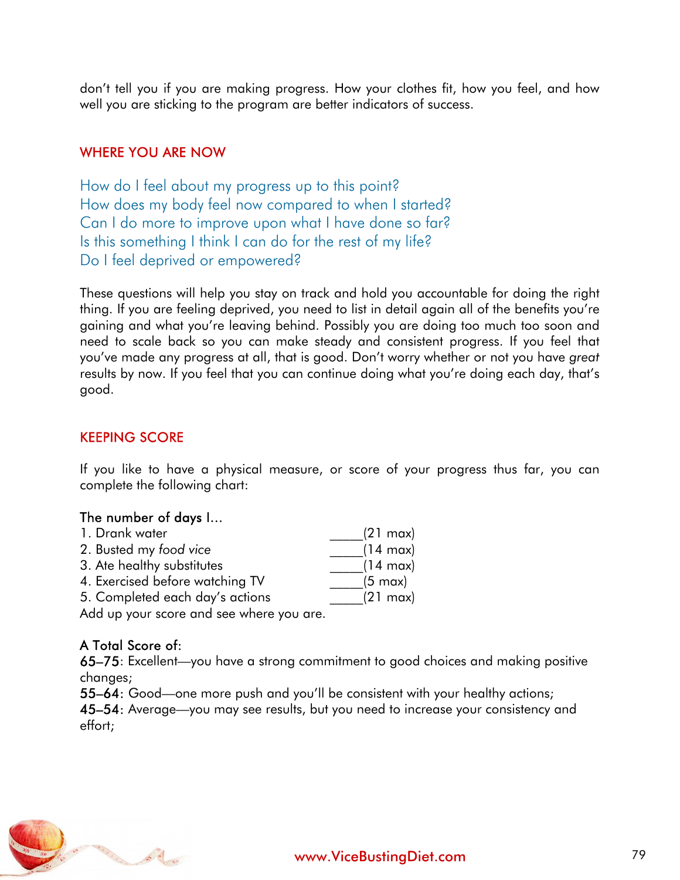don't tell you if you are making progress. How your clothes fit, how you feel, and how well you are sticking to the program are better indicators of success.

## WHERE YOU ARE NOW

How do I feel about my progress up to this point?
How does my body feel now compared to when I started?
Can I do more to improve upon what I have done so far?
Is this something I think I can do for the rest of my life?
Do I feel deprived or empowered?

These questions will help you stay on track and hold you accountable for doing the right thing. If you are feeling deprived, you need to list in detail again all of the benefits you're gaining and what you're leaving behind. Possibly you are doing too much too soon and need to scale back so you can make steady and consistent progress. If you feel that you've made any progress at all, that is good. Don't worry whether or not you have *great* results by now. If you feel that you can continue doing what you're doing each day, that's good.

## KEEPING SCORE

If you like to have a physical measure, or score of your progress thus far, you can complete the following chart:

The number of days I…

1. Drank water _____(21 max)
2. Busted my *food vice* _____(14 max)
3. Ate healthy substitutes _____(14 max)
4. Exercised before watching TV _____(5 max)
5. Completed each day's actions _____(21 max)

Add up your score and see where you are.

A Total Score of:

**65–75**: Excellent—you have a strong commitment to good choices and making positive changes;
**55–64**: Good—one more push and you'll be consistent with your healthy actions;
**45–54**: Average—you may see results, but you need to increase your consistency and effort;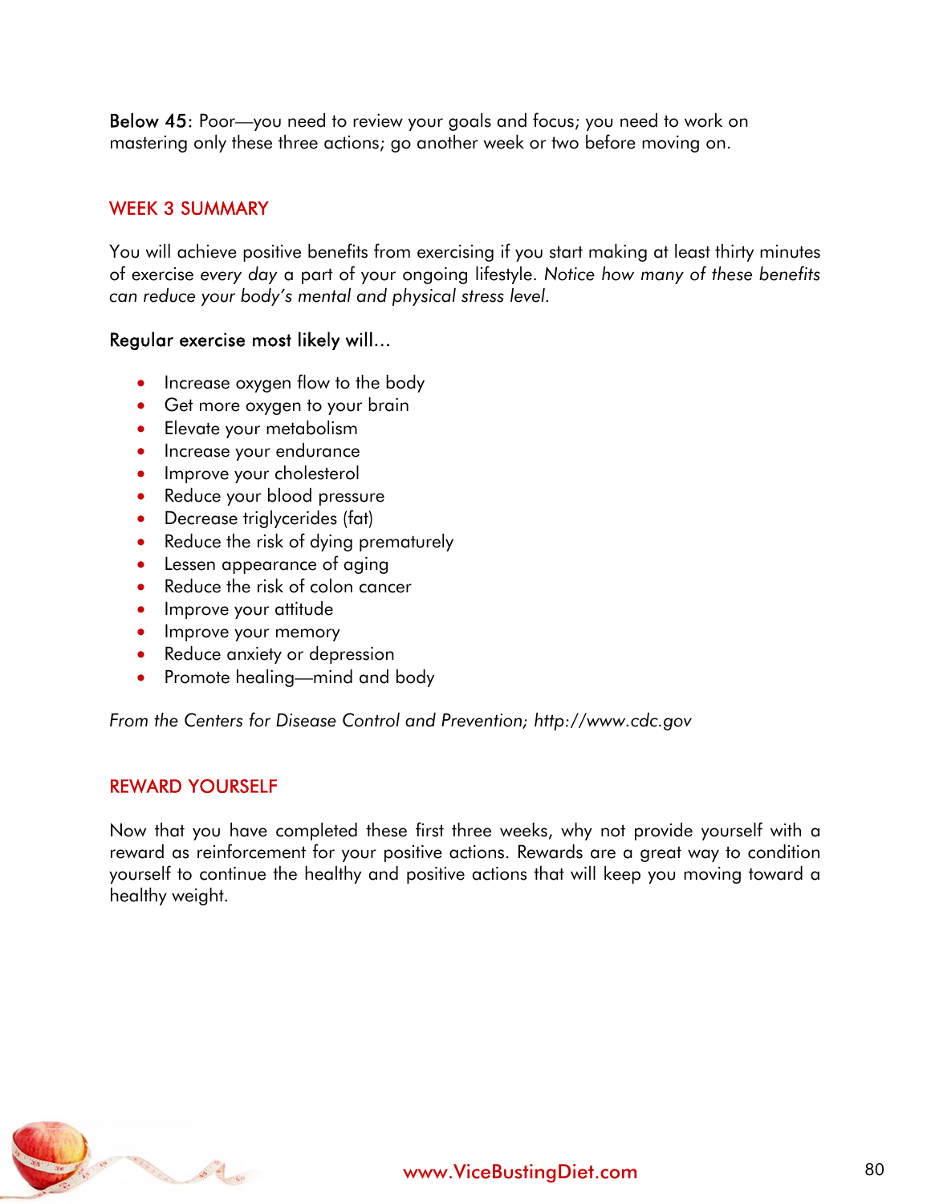**Below 45**: Poor—you need to review your goals and focus; you need to work on mastering only these three actions; go another week or two before moving on.

## WEEK 3 SUMMARY

You will achieve positive benefits from exercising if you start making at least thirty minutes of exercise *every day* a part of your ongoing lifestyle. *Notice how many of these benefits can reduce your body's mental and physical stress level.*

**Regular exercise most likely will…**

- Increase oxygen flow to the body
- Get more oxygen to your brain
- Elevate your metabolism
- Increase your endurance
- Improve your cholesterol
- Reduce your blood pressure
- Decrease triglycerides (fat)
- Reduce the risk of dying prematurely
- Lessen appearance of aging
- Reduce the risk of colon cancer
- Improve your attitude
- Improve your memory
- Reduce anxiety or depression
- Promote healing—mind and body

*From the Centers for Disease Control and Prevention; http://www.cdc.gov*

## REWARD YOURSELF

Now that you have completed these first three weeks, why not provide yourself with a reward as reinforcement for your positive actions. Rewards are a great way to condition yourself to continue the healthy and positive actions that will keep you moving toward a healthy weight.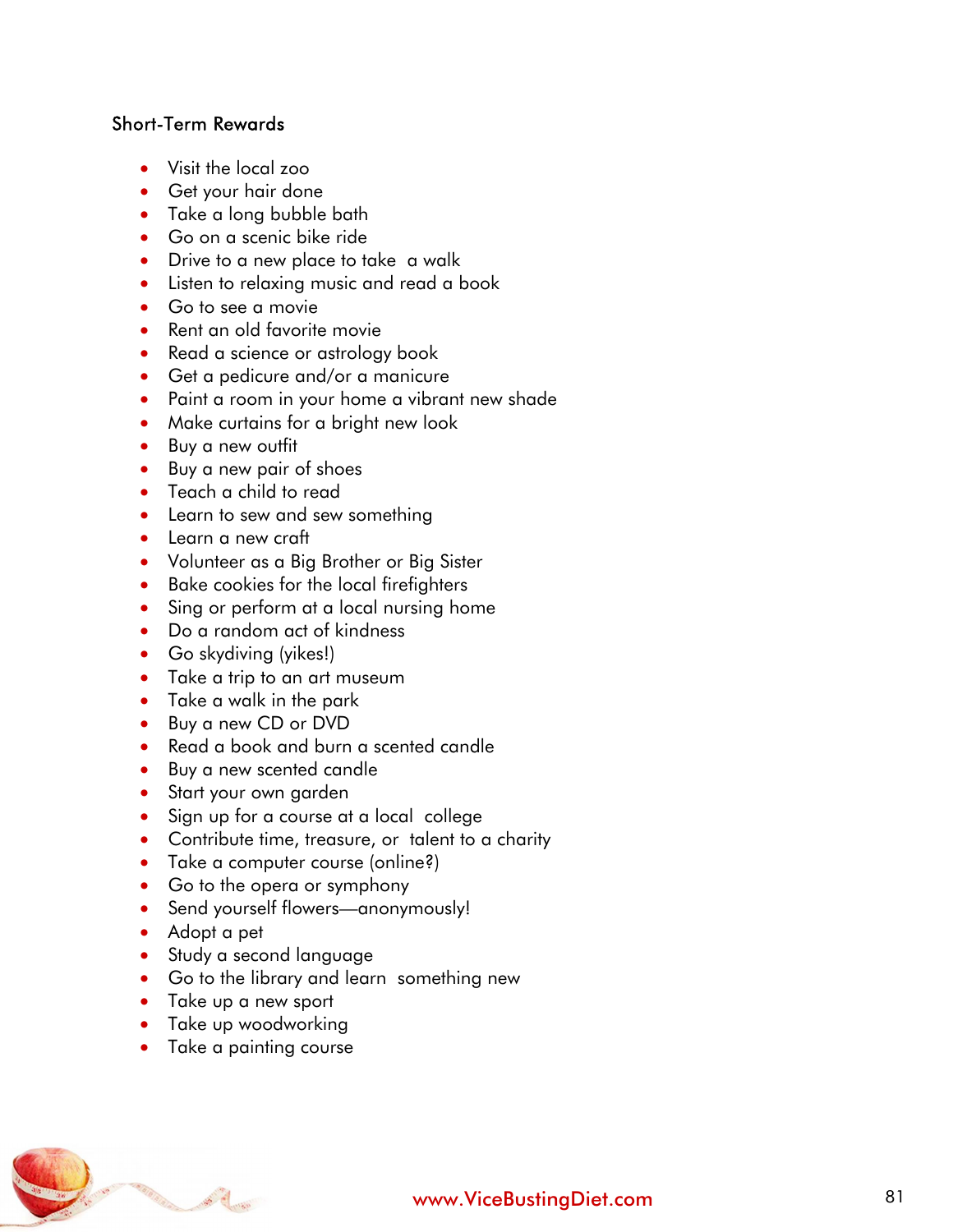### Short-Term Rewards

- Visit the local zoo
- Get your hair done
- Take a long bubble bath
- Go on a scenic bike ride
- Drive to a new place to take a walk
- Listen to relaxing music and read a book
- Go to see a movie
- Rent an old favorite movie
- Read a science or astrology book
- Get a pedicure and/or a manicure
- Paint a room in your home a vibrant new shade
- Make curtains for a bright new look
- Buy a new outfit
- Buy a new pair of shoes
- Teach a child to read
- Learn to sew and sew something
- Learn a new craft
- Volunteer as a Big Brother or Big Sister
- Bake cookies for the local firefighters
- Sing or perform at a local nursing home
- Do a random act of kindness
- Go skydiving (yikes!)
- Take a trip to an art museum
- Take a walk in the park
- Buy a new CD or DVD
- Read a book and burn a scented candle
- Buy a new scented candle
- Start your own garden
- Sign up for a course at a local college
- Contribute time, treasure, or talent to a charity
- Take a computer course (online?)
- Go to the opera or symphony
- Send yourself flowers—anonymously!
- Adopt a pet
- Study a second language
- Go to the library and learn something new
- Take up a new sport
- Take up woodworking
- Take a painting course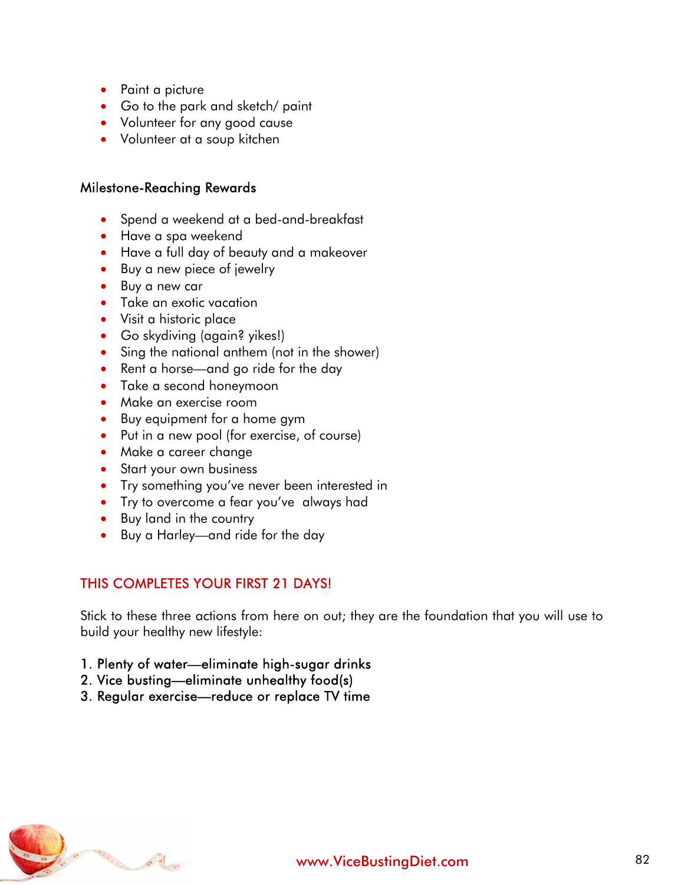- Paint a picture
- Go to the park and sketch/ paint
- Volunteer for any good cause
- Volunteer at a soup kitchen

### Milestone-Reaching Rewards

- Spend a weekend at a bed-and-breakfast
- Have a spa weekend
- Have a full day of beauty and a makeover
- Buy a new piece of jewelry
- Buy a new car
- Take an exotic vacation
- Visit a historic place
- Go skydiving (again? yikes!)
- Sing the national anthem (not in the shower)
- Rent a horse—and go ride for the day
- Take a second honeymoon
- Make an exercise room
- Buy equipment for a home gym
- Put in a new pool (for exercise, of course)
- Make a career change
- Start your own business
- Try something you've never been interested in
- Try to overcome a fear you've always had
- Buy land in the country
- Buy a Harley—and ride for the day

## THIS COMPLETES YOUR FIRST 21 DAYS!

Stick to these three actions from here on out; they are the foundation that you will use to build your healthy new lifestyle:

1. Plenty of water—eliminate high-sugar drinks
2. Vice busting—eliminate unhealthy food(s)
3. Regular exercise—reduce or replace TV time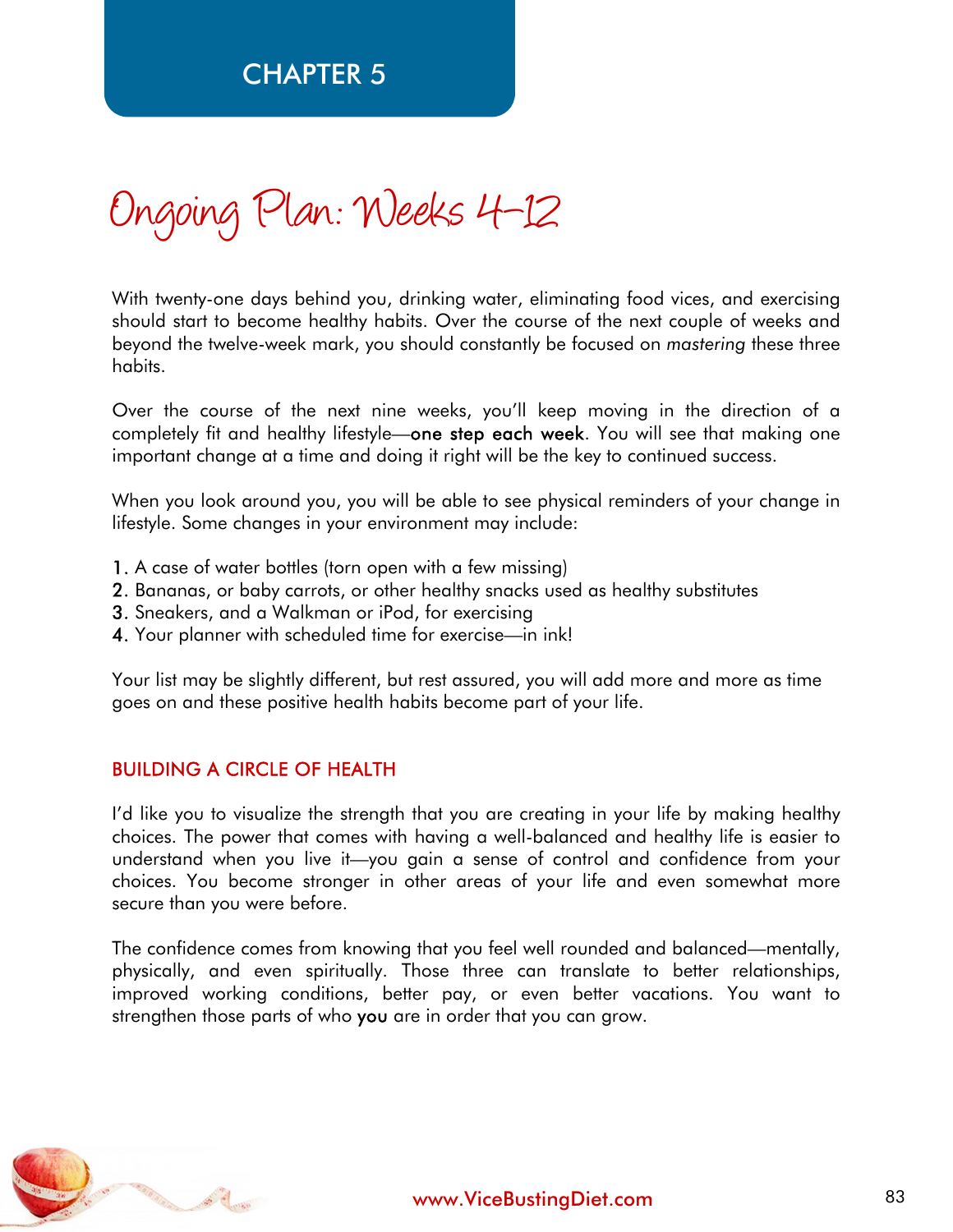# CHAPTER 5

# Ongoing Plan: Weeks 4–12

With twenty-one days behind you, drinking water, eliminating food vices, and exercising should start to become healthy habits. Over the course of the next couple of weeks and beyond the twelve-week mark, you should constantly be focused on *mastering* these three habits.

Over the course of the next nine weeks, you'll keep moving in the direction of a completely fit and healthy lifestyle—**one step each week**. You will see that making one important change at a time and doing it right will be the key to continued success.

When you look around you, you will be able to see physical reminders of your change in lifestyle. Some changes in your environment may include:

1. A case of water bottles (torn open with a few missing)
2. Bananas, or baby carrots, or other healthy snacks used as healthy substitutes
3. Sneakers, and a Walkman or iPod, for exercising
4. Your planner with scheduled time for exercise—in ink!

Your list may be slightly different, but rest assured, you will add more and more as time goes on and these positive health habits become part of your life.

## BUILDING A CIRCLE OF HEALTH

I'd like you to visualize the strength that you are creating in your life by making healthy choices. The power that comes with having a well-balanced and healthy life is easier to understand when you live it—you gain a sense of control and confidence from your choices. You become stronger in other areas of your life and even somewhat more secure than you were before.

The confidence comes from knowing that you feel well rounded and balanced—mentally, physically, and even spiritually. Those three can translate to better relationships, improved working conditions, better pay, or even better vacations. You want to strengthen those parts of who **you** are in order that you can grow.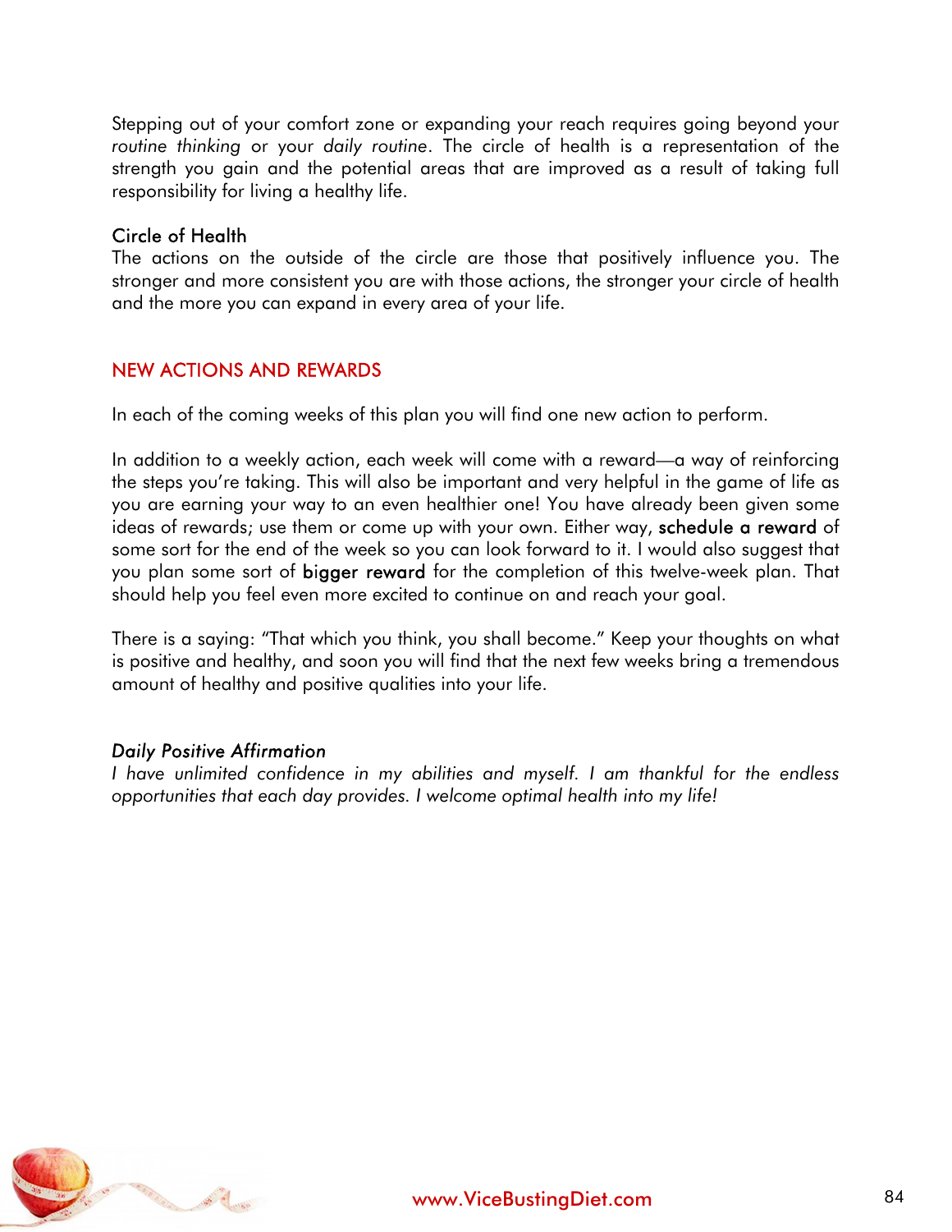Stepping out of your comfort zone or expanding your reach requires going beyond your *routine thinking* or your *daily routine*. The circle of health is a representation of the strength you gain and the potential areas that are improved as a result of taking full responsibility for living a healthy life.

### Circle of Health

The actions on the outside of the circle are those that positively influence you. The stronger and more consistent you are with those actions, the stronger your circle of health and the more you can expand in every area of your life.

## NEW ACTIONS AND REWARDS

In each of the coming weeks of this plan you will find one new action to perform.

In addition to a weekly action, each week will come with a reward—a way of reinforcing the steps you're taking. This will also be important and very helpful in the game of life as you are earning your way to an even healthier one! You have already been given some ideas of rewards; use them or come up with your own. Either way, **schedule a reward** of some sort for the end of the week so you can look forward to it. I would also suggest that you plan some sort of **bigger reward** for the completion of this twelve-week plan. That should help you feel even more excited to continue on and reach your goal.

There is a saying: "That which you think, you shall become." Keep your thoughts on what is positive and healthy, and soon you will find that the next few weeks bring a tremendous amount of healthy and positive qualities into your life.

### *Daily Positive Affirmation*

*I have unlimited confidence in my abilities and myself. I am thankful for the endless opportunities that each day provides. I welcome optimal health into my life!*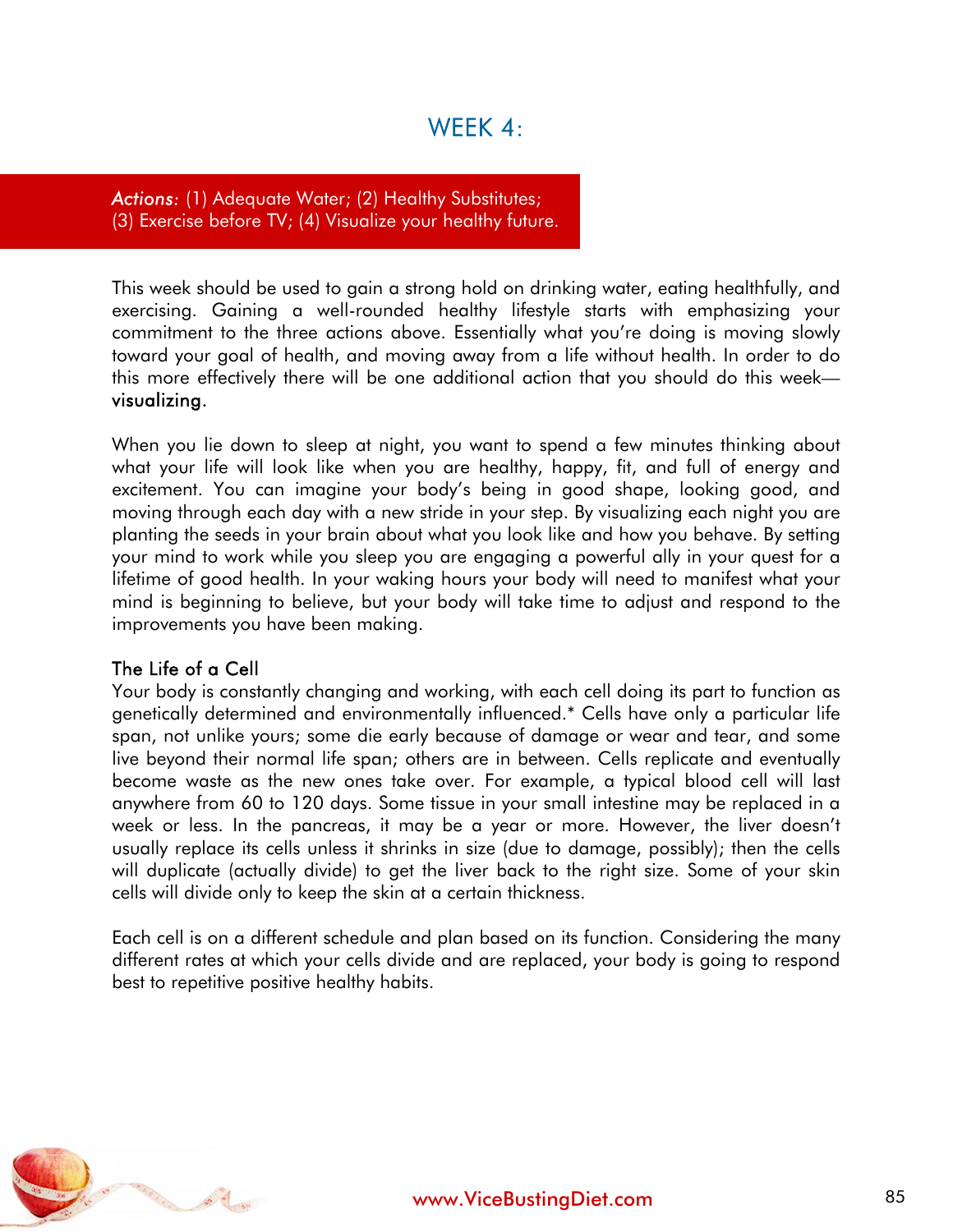# WEEK 4:

*Actions:* (1) Adequate Water; (2) Healthy Substitutes; (3) Exercise before TV; (4) Visualize your healthy future.

This week should be used to gain a strong hold on drinking water, eating healthfully, and exercising. Gaining a well-rounded healthy lifestyle starts with emphasizing your commitment to the three actions above. Essentially what you're doing is moving slowly toward your goal of health, and moving away from a life without health. In order to do this more effectively there will be one additional action that you should do this week—visualizing.

When you lie down to sleep at night, you want to spend a few minutes thinking about what your life will look like when you are healthy, happy, fit, and full of energy and excitement. You can imagine your body's being in good shape, looking good, and moving through each day with a new stride in your step. By visualizing each night you are planting the seeds in your brain about what you look like and how you behave. By setting your mind to work while you sleep you are engaging a powerful ally in your quest for a lifetime of good health. In your waking hours your body will need to manifest what your mind is beginning to believe, but your body will take time to adjust and respond to the improvements you have been making.

## The Life of a Cell

Your body is constantly changing and working, with each cell doing its part to function as genetically determined and environmentally influenced.* Cells have only a particular life span, not unlike yours; some die early because of damage or wear and tear, and some live beyond their normal life span; others are in between. Cells replicate and eventually become waste as the new ones take over. For example, a typical blood cell will last anywhere from 60 to 120 days. Some tissue in your small intestine may be replaced in a week or less. In the pancreas, it may be a year or more. However, the liver doesn't usually replace its cells unless it shrinks in size (due to damage, possibly); then the cells will duplicate (actually divide) to get the liver back to the right size. Some of your skin cells will divide only to keep the skin at a certain thickness.

Each cell is on a different schedule and plan based on its function. Considering the many different rates at which your cells divide and are replaced, your body is going to respond best to repetitive positive healthy habits.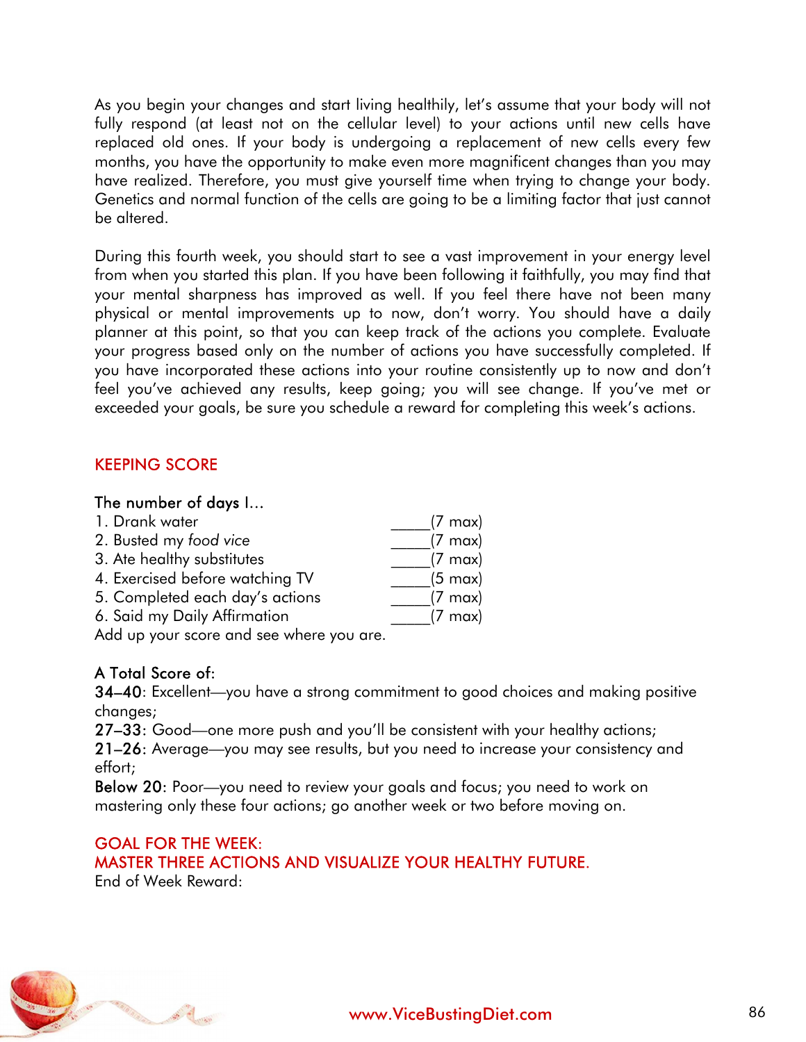As you begin your changes and start living healthily, let's assume that your body will not fully respond (at least not on the cellular level) to your actions until new cells have replaced old ones. If your body is undergoing a replacement of new cells every few months, you have the opportunity to make even more magnificent changes than you may have realized. Therefore, you must give yourself time when trying to change your body. Genetics and normal function of the cells are going to be a limiting factor that just cannot be altered.

During this fourth week, you should start to see a vast improvement in your energy level from when you started this plan. If you have been following it faithfully, you may find that your mental sharpness has improved as well. If you feel there have not been many physical or mental improvements up to now, don't worry. You should have a daily planner at this point, so that you can keep track of the actions you complete. Evaluate your progress based only on the number of actions you have successfully completed. If you have incorporated these actions into your routine consistently up to now and don't feel you've achieved any results, keep going; you will see change. If you've met or exceeded your goals, be sure you schedule a reward for completing this week's actions.

## KEEPING SCORE

The number of days I…

1. Drank water _____(7 max)
2. Busted my *food vice* _____(7 max)
3. Ate healthy substitutes _____(7 max)
4. Exercised before watching TV _____(5 max)
5. Completed each day's actions _____(7 max)
6. Said my Daily Affirmation _____(7 max)

Add up your score and see where you are.

A Total Score of:

**34–40**: Excellent—you have a strong commitment to good choices and making positive changes;

**27–33**: Good—one more push and you'll be consistent with your healthy actions;

**21–26**: Average—you may see results, but you need to increase your consistency and effort;

**Below 20**: Poor—you need to review your goals and focus; you need to work on mastering only these four actions; go another week or two before moving on.

## GOAL FOR THE WEEK:
## MASTER THREE ACTIONS AND VISUALIZE YOUR HEALTHY FUTURE.

End of Week Reward: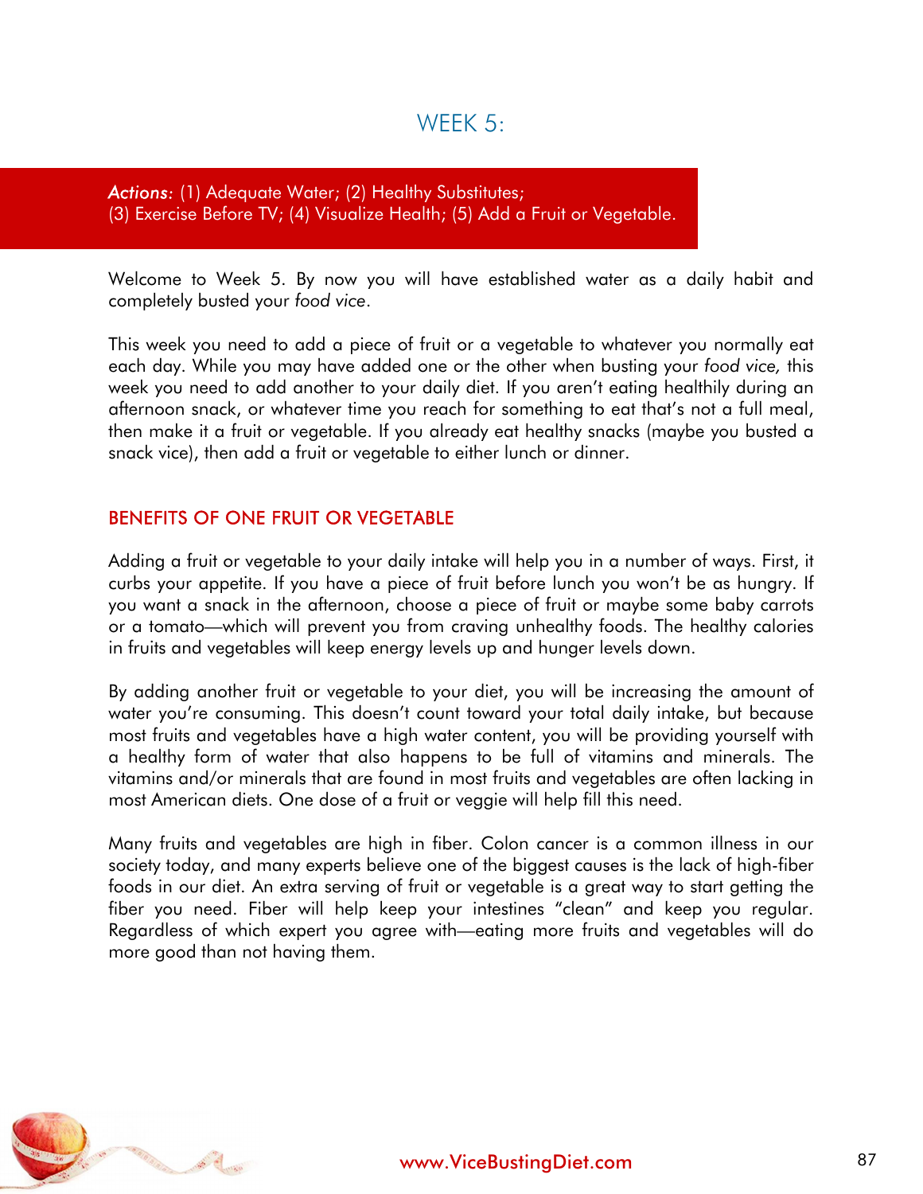# WEEK 5:

***Actions:*** (1) Adequate Water; (2) Healthy Substitutes; (3) Exercise Before TV; (4) Visualize Health; (5) Add a Fruit or Vegetable.

Welcome to Week 5. By now you will have established water as a daily habit and completely busted your *food vice*.

This week you need to add a piece of fruit or a vegetable to whatever you normally eat each day. While you may have added one or the other when busting your *food vice,* this week you need to add another to your daily diet. If you aren't eating healthily during an afternoon snack, or whatever time you reach for something to eat that's not a full meal, then make it a fruit or vegetable. If you already eat healthy snacks (maybe you busted a snack vice), then add a fruit or vegetable to either lunch or dinner.

## BENEFITS OF ONE FRUIT OR VEGETABLE

Adding a fruit or vegetable to your daily intake will help you in a number of ways. First, it curbs your appetite. If you have a piece of fruit before lunch you won't be as hungry. If you want a snack in the afternoon, choose a piece of fruit or maybe some baby carrots or a tomato—which will prevent you from craving unhealthy foods. The healthy calories in fruits and vegetables will keep energy levels up and hunger levels down.

By adding another fruit or vegetable to your diet, you will be increasing the amount of water you're consuming. This doesn't count toward your total daily intake, but because most fruits and vegetables have a high water content, you will be providing yourself with a healthy form of water that also happens to be full of vitamins and minerals. The vitamins and/or minerals that are found in most fruits and vegetables are often lacking in most American diets. One dose of a fruit or veggie will help fill this need.

Many fruits and vegetables are high in fiber. Colon cancer is a common illness in our society today, and many experts believe one of the biggest causes is the lack of high-fiber foods in our diet. An extra serving of fruit or vegetable is a great way to start getting the fiber you need. Fiber will help keep your intestines "clean" and keep you regular. Regardless of which expert you agree with—eating more fruits and vegetables will do more good than not having them.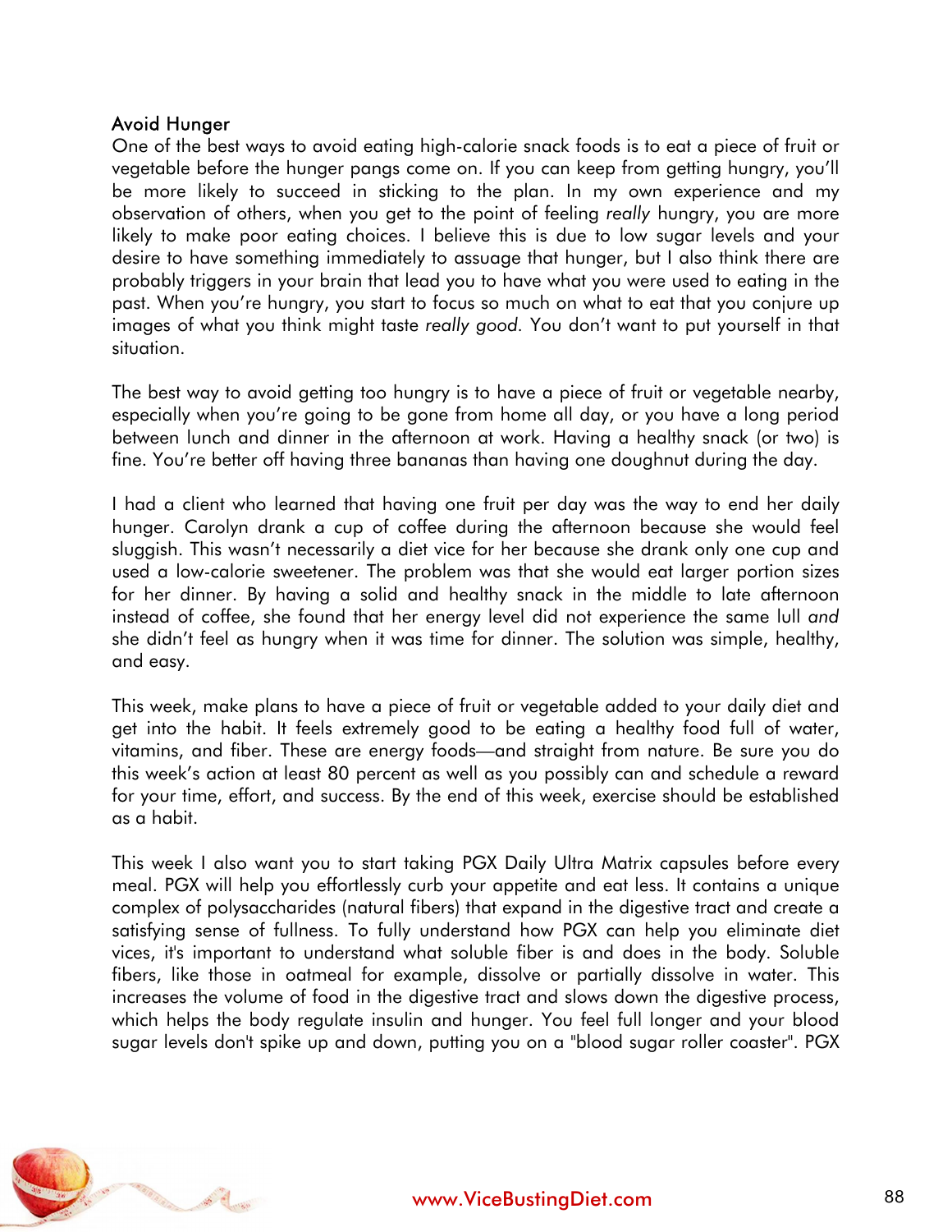## Avoid Hunger

One of the best ways to avoid eating high-calorie snack foods is to eat a piece of fruit or vegetable before the hunger pangs come on. If you can keep from getting hungry, you'll be more likely to succeed in sticking to the plan. In my own experience and my observation of others, when you get to the point of feeling *really* hungry, you are more likely to make poor eating choices. I believe this is due to low sugar levels and your desire to have something immediately to assuage that hunger, but I also think there are probably triggers in your brain that lead you to have what you were used to eating in the past. When you're hungry, you start to focus so much on what to eat that you conjure up images of what you think might taste *really good.* You don't want to put yourself in that situation.

The best way to avoid getting too hungry is to have a piece of fruit or vegetable nearby, especially when you're going to be gone from home all day, or you have a long period between lunch and dinner in the afternoon at work. Having a healthy snack (or two) is fine. You're better off having three bananas than having one doughnut during the day.

I had a client who learned that having one fruit per day was the way to end her daily hunger. Carolyn drank a cup of coffee during the afternoon because she would feel sluggish. This wasn't necessarily a diet vice for her because she drank only one cup and used a low-calorie sweetener. The problem was that she would eat larger portion sizes for her dinner. By having a solid and healthy snack in the middle to late afternoon instead of coffee, she found that her energy level did not experience the same lull *and* she didn't feel as hungry when it was time for dinner. The solution was simple, healthy, and easy.

This week, make plans to have a piece of fruit or vegetable added to your daily diet and get into the habit. It feels extremely good to be eating a healthy food full of water, vitamins, and fiber. These are energy foods—and straight from nature. Be sure you do this week's action at least 80 percent as well as you possibly can and schedule a reward for your time, effort, and success. By the end of this week, exercise should be established as a habit.

This week I also want you to start taking PGX Daily Ultra Matrix capsules before every meal. PGX will help you effortlessly curb your appetite and eat less. It contains a unique complex of polysaccharides (natural fibers) that expand in the digestive tract and create a satisfying sense of fullness. To fully understand how PGX can help you eliminate diet vices, it's important to understand what soluble fiber is and does in the body. Soluble fibers, like those in oatmeal for example, dissolve or partially dissolve in water. This increases the volume of food in the digestive tract and slows down the digestive process, which helps the body regulate insulin and hunger. You feel full longer and your blood sugar levels don't spike up and down, putting you on a "blood sugar roller coaster". PGX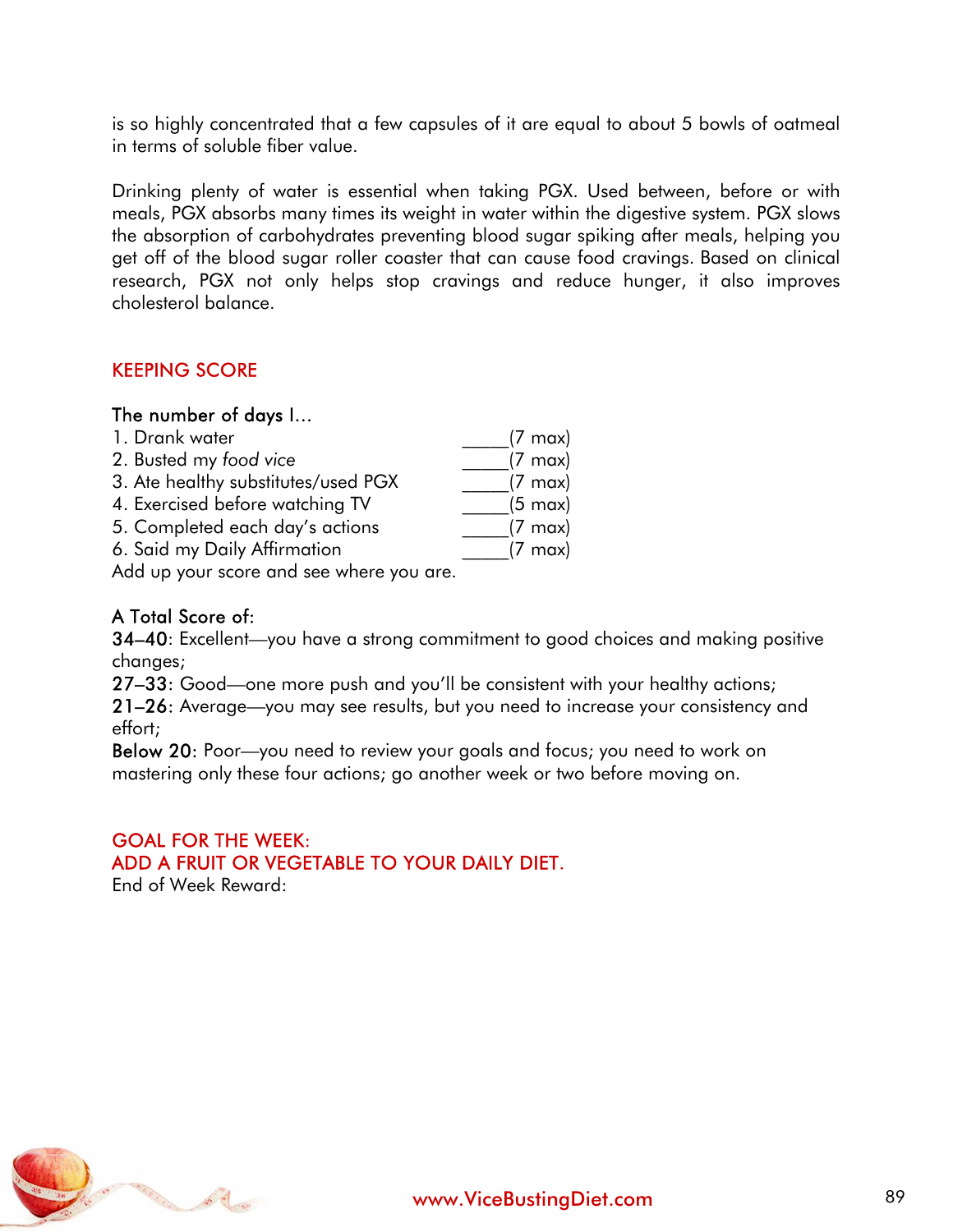is so highly concentrated that a few capsules of it are equal to about 5 bowls of oatmeal in terms of soluble fiber value.

Drinking plenty of water is essential when taking PGX. Used between, before or with meals, PGX absorbs many times its weight in water within the digestive system. PGX slows the absorption of carbohydrates preventing blood sugar spiking after meals, helping you get off of the blood sugar roller coaster that can cause food cravings. Based on clinical research, PGX not only helps stop cravings and reduce hunger, it also improves cholesterol balance.

## KEEPING SCORE

The number of days I...

1. Drank water _____(7 max)
2. Busted my *food vice* _____(7 max)
3. Ate healthy substitutes/used PGX _____(7 max)
4. Exercised before watching TV _____(5 max)
5. Completed each day's actions _____(7 max)
6. Said my Daily Affirmation _____(7 max)

Add up your score and see where you are.

A Total Score of:

**34–40**: Excellent—you have a strong commitment to good choices and making positive changes;

**27–33**: Good—one more push and you'll be consistent with your healthy actions;

**21–26**: Average—you may see results, but you need to increase your consistency and effort;

**Below 20**: Poor—you need to review your goals and focus; you need to work on mastering only these four actions; go another week or two before moving on.

## GOAL FOR THE WEEK:
## ADD A FRUIT OR VEGETABLE TO YOUR DAILY DIET.

End of Week Reward: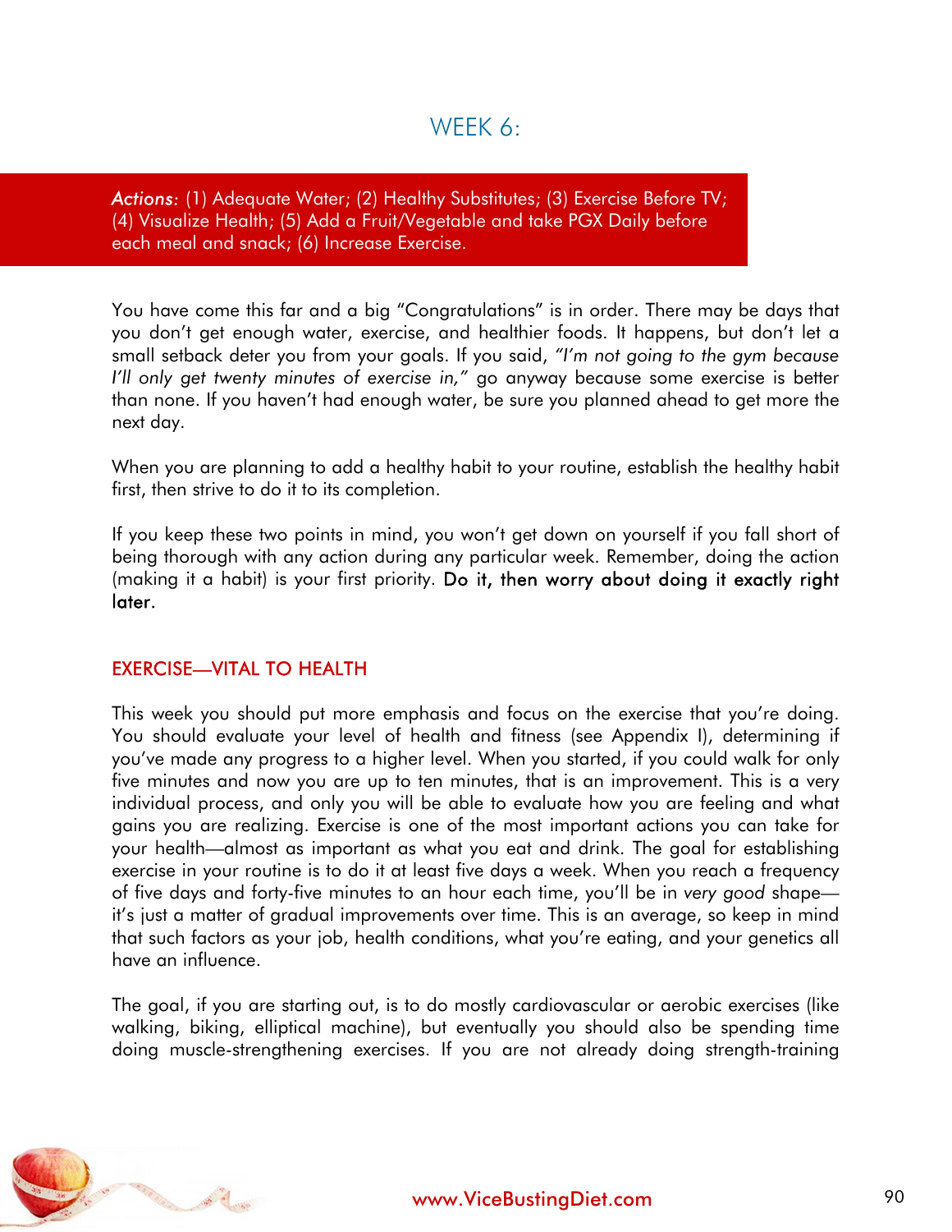# WEEK 6:

***Actions:*** (1) Adequate Water; (2) Healthy Substitutes; (3) Exercise Before TV; (4) Visualize Health; (5) Add a Fruit/Vegetable and take PGX Daily before each meal and snack; (6) Increase Exercise.

You have come this far and a big "Congratulations" is in order. There may be days that you don't get enough water, exercise, and healthier foods. It happens, but don't let a small setback deter you from your goals. If you said, *"I'm not going to the gym because I'll only get twenty minutes of exercise in,"* go anyway because some exercise is better than none. If you haven't had enough water, be sure you planned ahead to get more the next day.

When you are planning to add a healthy habit to your routine, establish the healthy habit first, then strive to do it to its completion.

If you keep these two points in mind, you won't get down on yourself if you fall short of being thorough with any action during any particular week. Remember, doing the action (making it a habit) is your first priority. **Do it, then worry about doing it exactly right later.**

## EXERCISE—VITAL TO HEALTH

This week you should put more emphasis and focus on the exercise that you're doing. You should evaluate your level of health and fitness (see Appendix I), determining if you've made any progress to a higher level. When you started, if you could walk for only five minutes and now you are up to ten minutes, that is an improvement. This is a very individual process, and only you will be able to evaluate how you are feeling and what gains you are realizing. Exercise is one of the most important actions you can take for your health—almost as important as what you eat and drink. The goal for establishing exercise in your routine is to do it at least five days a week. When you reach a frequency of five days and forty-five minutes to an hour each time, you'll be in *very good* shape—it's just a matter of gradual improvements over time. This is an average, so keep in mind that such factors as your job, health conditions, what you're eating, and your genetics all have an influence.

The goal, if you are starting out, is to do mostly cardiovascular or aerobic exercises (like walking, biking, elliptical machine), but eventually you should also be spending time doing muscle-strengthening exercises. If you are not already doing strength-training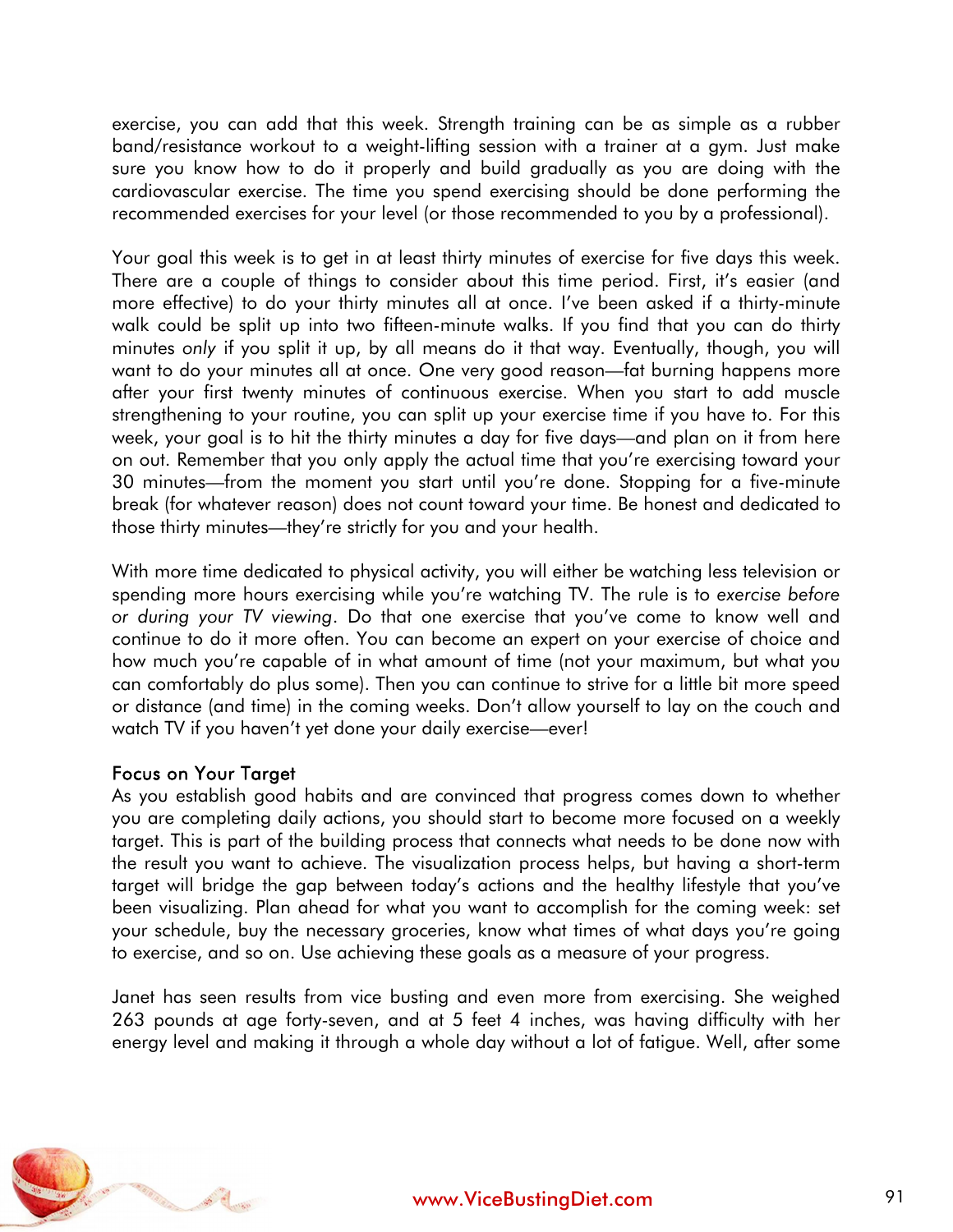exercise, you can add that this week. Strength training can be as simple as a rubber band/resistance workout to a weight-lifting session with a trainer at a gym. Just make sure you know how to do it properly and build gradually as you are doing with the cardiovascular exercise. The time you spend exercising should be done performing the recommended exercises for your level (or those recommended to you by a professional).

Your goal this week is to get in at least thirty minutes of exercise for five days this week. There are a couple of things to consider about this time period. First, it's easier (and more effective) to do your thirty minutes all at once. I've been asked if a thirty-minute walk could be split up into two fifteen-minute walks. If you find that you can do thirty minutes *only* if you split it up, by all means do it that way. Eventually, though, you will want to do your minutes all at once. One very good reason—fat burning happens more after your first twenty minutes of continuous exercise. When you start to add muscle strengthening to your routine, you can split up your exercise time if you have to. For this week, your goal is to hit the thirty minutes a day for five days—and plan on it from here on out. Remember that you only apply the actual time that you're exercising toward your 30 minutes—from the moment you start until you're done. Stopping for a five-minute break (for whatever reason) does not count toward your time. Be honest and dedicated to those thirty minutes—they're strictly for you and your health.

With more time dedicated to physical activity, you will either be watching less television or spending more hours exercising while you're watching TV. The rule is to *exercise before or during your TV viewing*. Do that one exercise that you've come to know well and continue to do it more often. You can become an expert on your exercise of choice and how much you're capable of in what amount of time (not your maximum, but what you can comfortably do plus some). Then you can continue to strive for a little bit more speed or distance (and time) in the coming weeks. Don't allow yourself to lay on the couch and watch TV if you haven't yet done your daily exercise—ever!

### Focus on Your Target

As you establish good habits and are convinced that progress comes down to whether you are completing daily actions, you should start to become more focused on a weekly target. This is part of the building process that connects what needs to be done now with the result you want to achieve. The visualization process helps, but having a short-term target will bridge the gap between today's actions and the healthy lifestyle that you've been visualizing. Plan ahead for what you want to accomplish for the coming week: set your schedule, buy the necessary groceries, know what times of what days you're going to exercise, and so on. Use achieving these goals as a measure of your progress.

Janet has seen results from vice busting and even more from exercising. She weighed 263 pounds at age forty-seven, and at 5 feet 4 inches, was having difficulty with her energy level and making it through a whole day without a lot of fatigue. Well, after some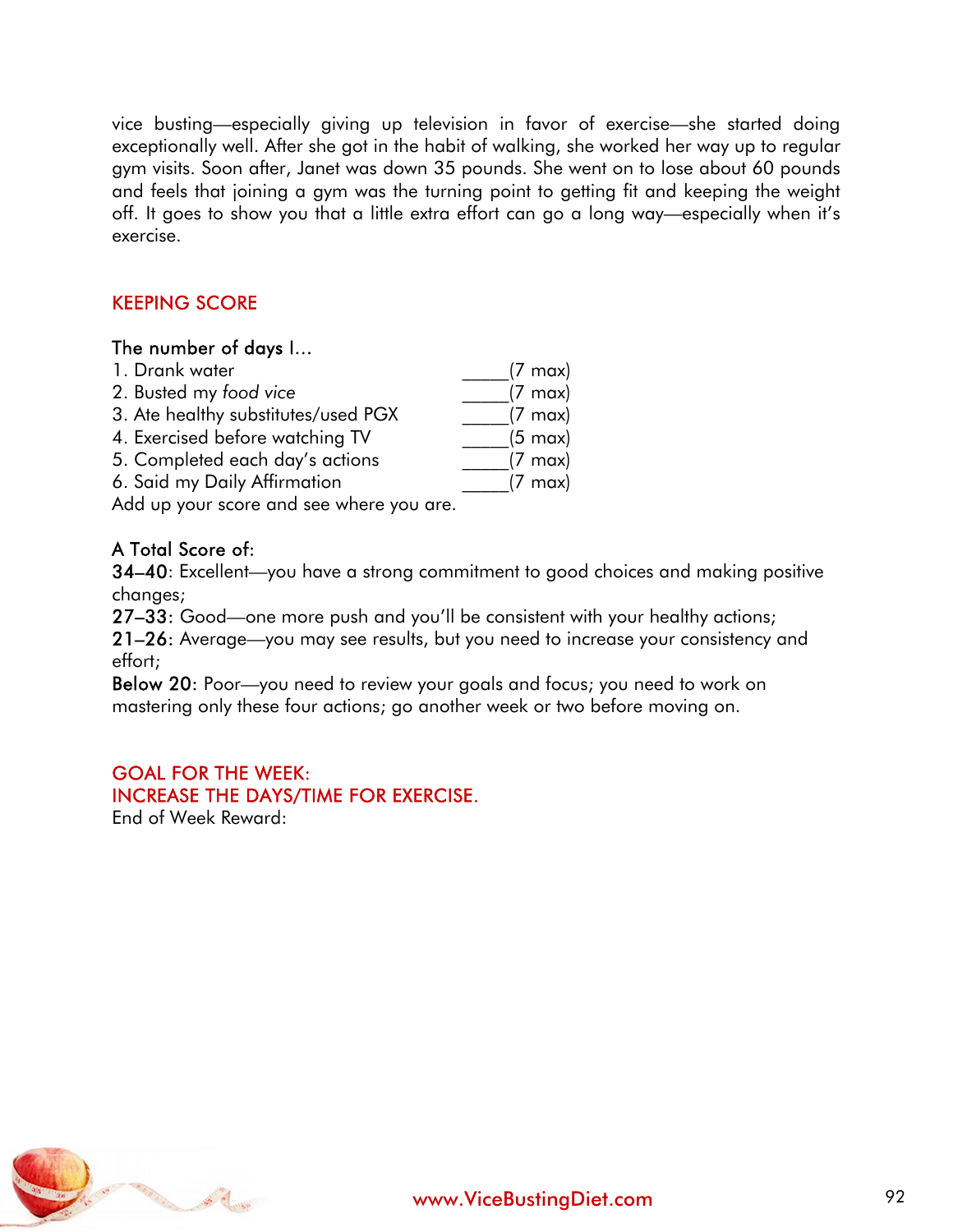vice busting—especially giving up television in favor of exercise—she started doing exceptionally well. After she got in the habit of walking, she worked her way up to regular gym visits. Soon after, Janet was down 35 pounds. She went on to lose about 60 pounds and feels that joining a gym was the turning point to getting fit and keeping the weight off. It goes to show you that a little extra effort can go a long way—especially when it's exercise.

## KEEPING SCORE

The number of days I…

1. Drank water _____(7 max)
2. Busted my *food vice* _____(7 max)
3. Ate healthy substitutes/used PGX _____(7 max)
4. Exercised before watching TV _____(5 max)
5. Completed each day's actions _____(7 max)
6. Said my Daily Affirmation _____(7 max)

Add up your score and see where you are.

A Total Score of:

**34–40**: Excellent—you have a strong commitment to good choices and making positive changes;

**27–33**: Good—one more push and you'll be consistent with your healthy actions;

**21–26**: Average—you may see results, but you need to increase your consistency and effort;

**Below 20**: Poor—you need to review your goals and focus; you need to work on mastering only these four actions; go another week or two before moving on.

## GOAL FOR THE WEEK:
## INCREASE THE DAYS/TIME FOR EXERCISE.

End of Week Reward: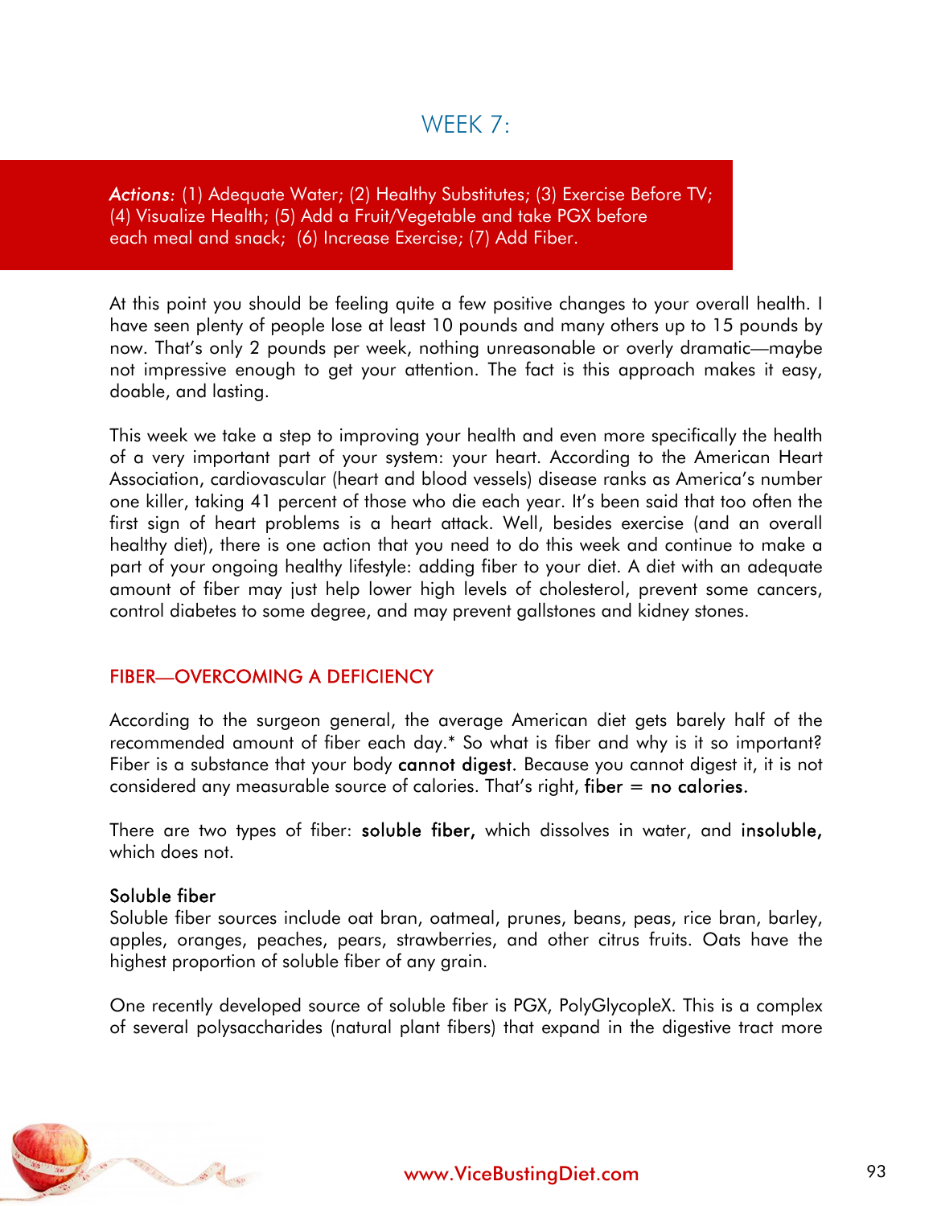# WEEK 7:

*Actions:* (1) Adequate Water; (2) Healthy Substitutes; (3) Exercise Before TV; (4) Visualize Health; (5) Add a Fruit/Vegetable and take PGX before each meal and snack; (6) Increase Exercise; (7) Add Fiber.

At this point you should be feeling quite a few positive changes to your overall health. I have seen plenty of people lose at least 10 pounds and many others up to 15 pounds by now. That's only 2 pounds per week, nothing unreasonable or overly dramatic—maybe not impressive enough to get your attention. The fact is this approach makes it easy, doable, and lasting.

This week we take a step to improving your health and even more specifically the health of a very important part of your system: your heart. According to the American Heart Association, cardiovascular (heart and blood vessels) disease ranks as America's number one killer, taking 41 percent of those who die each year. It's been said that too often the first sign of heart problems is a heart attack. Well, besides exercise (and an overall healthy diet), there is one action that you need to do this week and continue to make a part of your ongoing healthy lifestyle: adding fiber to your diet. A diet with an adequate amount of fiber may just help lower high levels of cholesterol, prevent some cancers, control diabetes to some degree, and may prevent gallstones and kidney stones.

## FIBER—OVERCOMING A DEFICIENCY

According to the surgeon general, the average American diet gets barely half of the recommended amount of fiber each day.* So what is fiber and why is it so important? Fiber is a substance that your body **cannot digest**. Because you cannot digest it, it is not considered any measurable source of calories. That's right, **fiber = no calories**.

There are two types of fiber: **soluble fiber,** which dissolves in water, and **insoluble,** which does not.

### Soluble fiber

Soluble fiber sources include oat bran, oatmeal, prunes, beans, peas, rice bran, barley, apples, oranges, peaches, pears, strawberries, and other citrus fruits. Oats have the highest proportion of soluble fiber of any grain.

One recently developed source of soluble fiber is PGX, PolyGlycopleX. This is a complex of several polysaccharides (natural plant fibers) that expand in the digestive tract more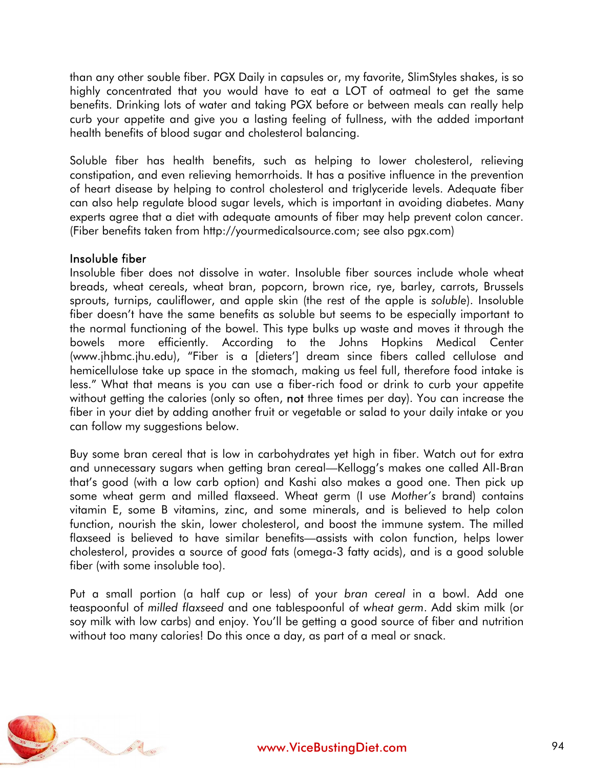than any other souble fiber. PGX Daily in capsules or, my favorite, SlimStyles shakes, is so highly concentrated that you would have to eat a LOT of oatmeal to get the same benefits. Drinking lots of water and taking PGX before or between meals can really help curb your appetite and give you a lasting feeling of fullness, with the added important health benefits of blood sugar and cholesterol balancing.

Soluble fiber has health benefits, such as helping to lower cholesterol, relieving constipation, and even relieving hemorrhoids. It has a positive influence in the prevention of heart disease by helping to control cholesterol and triglyceride levels. Adequate fiber can also help regulate blood sugar levels, which is important in avoiding diabetes. Many experts agree that a diet with adequate amounts of fiber may help prevent colon cancer. (Fiber benefits taken from http://yourmedicalsource.com; see also pgx.com)

### Insoluble fiber

Insoluble fiber does not dissolve in water. Insoluble fiber sources include whole wheat breads, wheat cereals, wheat bran, popcorn, brown rice, rye, barley, carrots, Brussels sprouts, turnips, cauliflower, and apple skin (the rest of the apple is *soluble*). Insoluble fiber doesn't have the same benefits as soluble but seems to be especially important to the normal functioning of the bowel. This type bulks up waste and moves it through the bowels more efficiently. According to the Johns Hopkins Medical Center (www.jhbmc.jhu.edu), "Fiber is a [dieters'] dream since fibers called cellulose and hemicellulose take up space in the stomach, making us feel full, therefore food intake is less." What that means is you can use a fiber-rich food or drink to curb your appetite without getting the calories (only so often, **not** three times per day). You can increase the fiber in your diet by adding another fruit or vegetable or salad to your daily intake or you can follow my suggestions below.

Buy some bran cereal that is low in carbohydrates yet high in fiber. Watch out for extra and unnecessary sugars when getting bran cereal—Kellogg's makes one called All-Bran that's good (with a low carb option) and Kashi also makes a good one. Then pick up some wheat germ and milled flaxseed. Wheat germ (I use *Mother's* brand) contains vitamin E, some B vitamins, zinc, and some minerals, and is believed to help colon function, nourish the skin, lower cholesterol, and boost the immune system. The milled flaxseed is believed to have similar benefits—assists with colon function, helps lower cholesterol, provides a source of *good* fats (omega-3 fatty acids), and is a good soluble fiber (with some insoluble too).

Put a small portion (a half cup or less) of your *bran cereal* in a bowl. Add one teaspoonful of *milled flaxseed* and one tablespoonful of *wheat germ*. Add skim milk (or soy milk with low carbs) and enjoy. You'll be getting a good source of fiber and nutrition without too many calories! Do this once a day, as part of a meal or snack.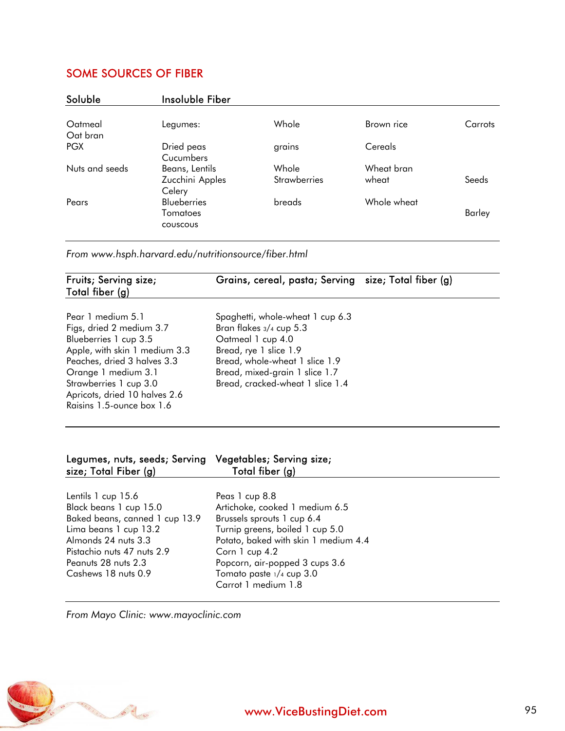## SOME SOURCES OF FIBER

| Soluble | Insoluble Fiber | | | |
|---|---|---|---|---|
| Oatmeal<br>Oat bran | Legumes: | Whole | Brown rice | Carrots |
| PGX | Dried peas<br>Cucumbers | grains | Cereals | |
| Nuts and seeds | Beans, Lentils<br>Zucchini Apples<br>Celery | Whole<br>Strawberries | Wheat bran<br>wheat | Seeds |
| Pears | Blueberries<br>Tomatoes<br>couscous | breads | Whole wheat | Barley |

*From www.hsph.harvard.edu/nutritionsource/fiber.html*

| Fruits; Serving size; Total fiber (g) | Grains, cereal, pasta; Serving size; Total fiber (g) |
|---|---|
| Pear 1 medium 5.1 | Spaghetti, whole-wheat 1 cup 6.3 |
| Figs, dried 2 medium 3.7 | Bran flakes 3/4 cup 5.3 |
| Blueberries 1 cup 3.5 | Oatmeal 1 cup 4.0 |
| Apple, with skin 1 medium 3.3 | Bread, rye 1 slice 1.9 |
| Peaches, dried 3 halves 3.3 | Bread, whole-wheat 1 slice 1.9 |
| Orange 1 medium 3.1 | Bread, mixed-grain 1 slice 1.7 |
| Strawberries 1 cup 3.0 | Bread, cracked-wheat 1 slice 1.4 |
| Apricots, dried 10 halves 2.6 | |
| Raisins 1.5-ounce box 1.6 | |

| Legumes, nuts, seeds; Serving size; Total Fiber (g) | Vegetables; Serving size; Total fiber (g) |
|---|---|
| Lentils 1 cup 15.6 | Peas 1 cup 8.8 |
| Black beans 1 cup 15.0 | Artichoke, cooked 1 medium 6.5 |
| Baked beans, canned 1 cup 13.9 | Brussels sprouts 1 cup 6.4 |
| Lima beans 1 cup 13.2 | Turnip greens, boiled 1 cup 5.0 |
| Almonds 24 nuts 3.3 | Potato, baked with skin 1 medium 4.4 |
| Pistachio nuts 47 nuts 2.9 | Corn 1 cup 4.2 |
| Peanuts 28 nuts 2.3 | Popcorn, air-popped 3 cups 3.6 |
| Cashews 18 nuts 0.9 | Tomato paste 1/4 cup 3.0 |
| | Carrot 1 medium 1.8 |

*From Mayo Clinic: www.mayoclinic.com*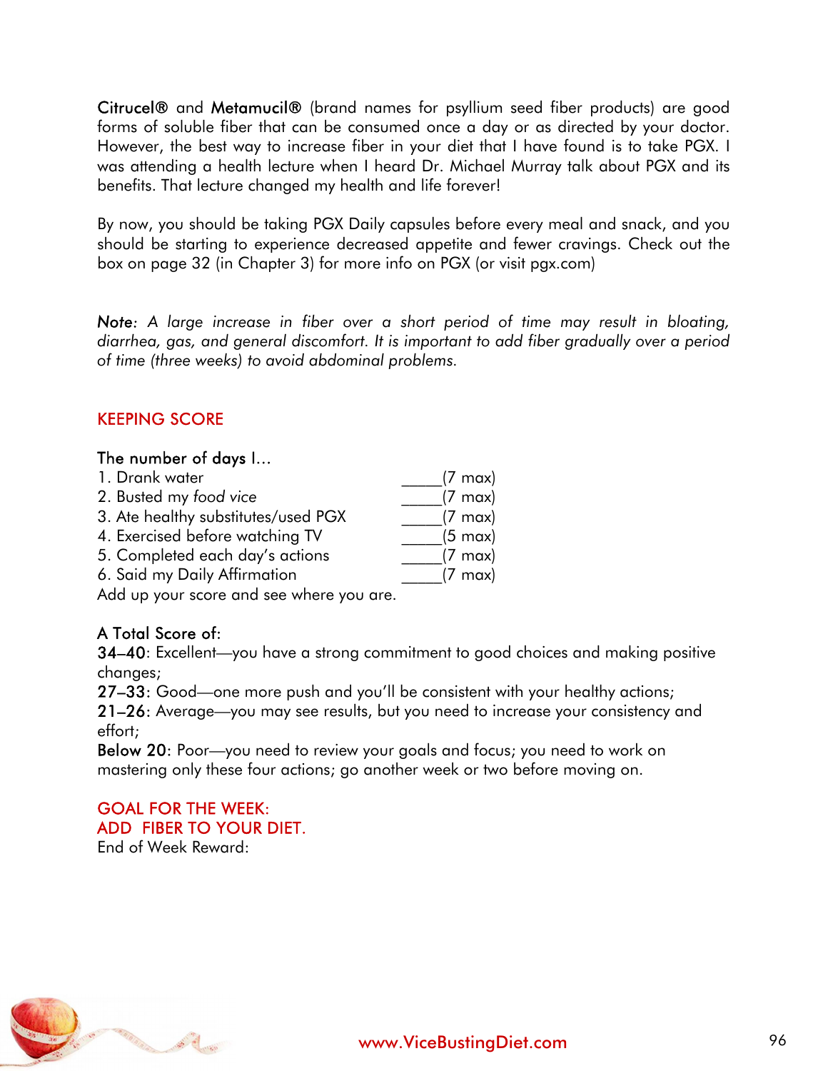**Citrucel®** and **Metamucil®** (brand names for psyllium seed fiber products) are good forms of soluble fiber that can be consumed once a day or as directed by your doctor. However, the best way to increase fiber in your diet that I have found is to take PGX. I was attending a health lecture when I heard Dr. Michael Murray talk about PGX and its benefits. That lecture changed my health and life forever!

By now, you should be taking PGX Daily capsules before every meal and snack, and you should be starting to experience decreased appetite and fewer cravings. Check out the box on page 32 (in Chapter 3) for more info on PGX (or visit pgx.com)

*Note: A large increase in fiber over a short period of time may result in bloating, diarrhea, gas, and general discomfort. It is important to add fiber gradually over a period of time (three weeks) to avoid abdominal problems.*

## KEEPING SCORE

The number of days I…

1. Drank water _____(7 max)
2. Busted my *food vice* _____(7 max)
3. Ate healthy substitutes/used PGX _____(7 max)
4. Exercised before watching TV _____(5 max)
5. Completed each day's actions _____(7 max)
6. Said my Daily Affirmation _____(7 max)

Add up your score and see where you are.

A Total Score of:

**34–40**: Excellent—you have a strong commitment to good choices and making positive changes;

**27–33**: Good—one more push and you'll be consistent with your healthy actions;

**21–26**: Average—you may see results, but you need to increase your consistency and effort;

**Below 20**: Poor—you need to review your goals and focus; you need to work on mastering only these four actions; go another week or two before moving on.

## GOAL FOR THE WEEK:
## ADD FIBER TO YOUR DIET.

End of Week Reward: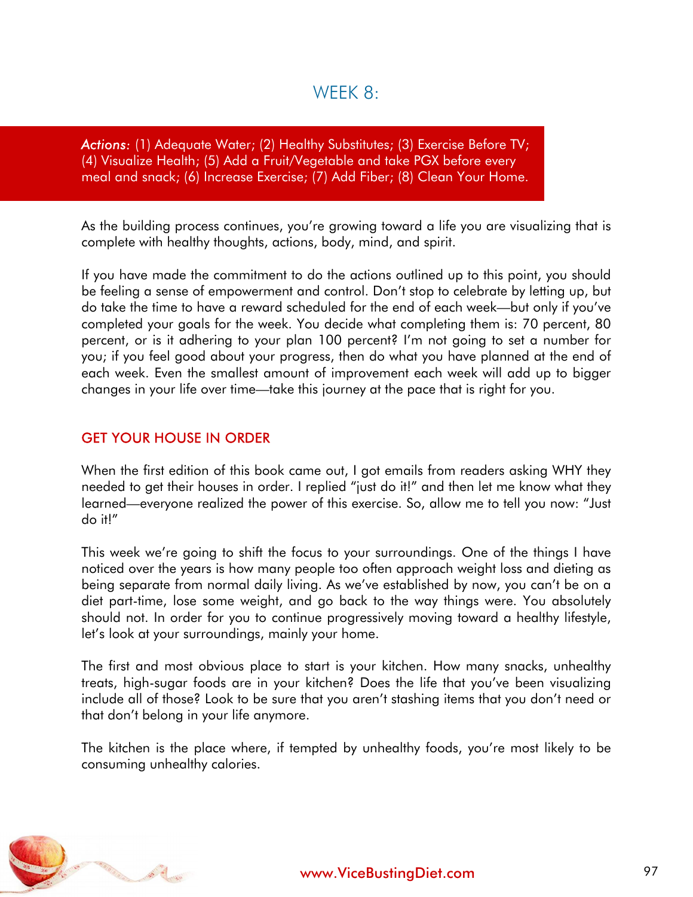# WEEK 8:

***Actions:*** (1) Adequate Water; (2) Healthy Substitutes; (3) Exercise Before TV; (4) Visualize Health; (5) Add a Fruit/Vegetable and take PGX before every meal and snack; (6) Increase Exercise; (7) Add Fiber; (8) Clean Your Home.

As the building process continues, you're growing toward a life you are visualizing that is complete with healthy thoughts, actions, body, mind, and spirit.

If you have made the commitment to do the actions outlined up to this point, you should be feeling a sense of empowerment and control. Don't stop to celebrate by letting up, but do take the time to have a reward scheduled for the end of each week—but only if you've completed your goals for the week. You decide what completing them is: 70 percent, 80 percent, or is it adhering to your plan 100 percent? I'm not going to set a number for you; if you feel good about your progress, then do what you have planned at the end of each week. Even the smallest amount of improvement each week will add up to bigger changes in your life over time—take this journey at the pace that is right for you.

## GET YOUR HOUSE IN ORDER

When the first edition of this book came out, I got emails from readers asking WHY they needed to get their houses in order. I replied "just do it!" and then let me know what they learned—everyone realized the power of this exercise. So, allow me to tell you now: "Just do it!"

This week we're going to shift the focus to your surroundings. One of the things I have noticed over the years is how many people too often approach weight loss and dieting as being separate from normal daily living. As we've established by now, you can't be on a diet part-time, lose some weight, and go back to the way things were. You absolutely should not. In order for you to continue progressively moving toward a healthy lifestyle, let's look at your surroundings, mainly your home.

The first and most obvious place to start is your kitchen. How many snacks, unhealthy treats, high-sugar foods are in your kitchen? Does the life that you've been visualizing include all of those? Look to be sure that you aren't stashing items that you don't need or that don't belong in your life anymore.

The kitchen is the place where, if tempted by unhealthy foods, you're most likely to be consuming unhealthy calories.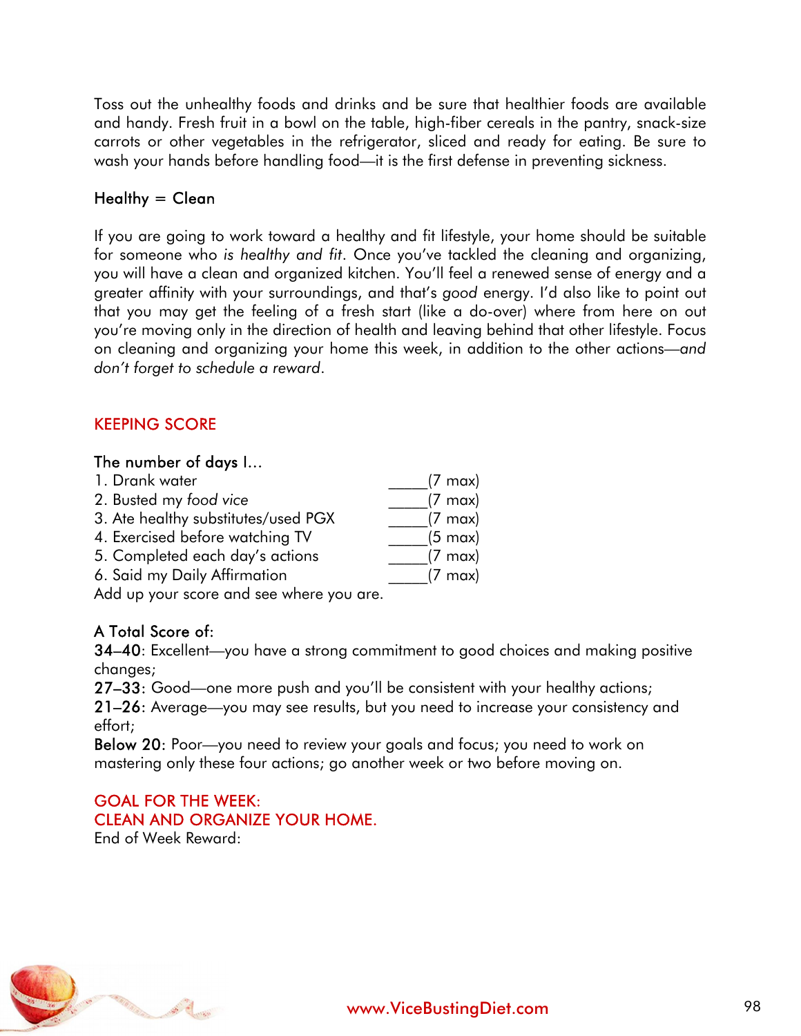Toss out the unhealthy foods and drinks and be sure that healthier foods are available and handy. Fresh fruit in a bowl on the table, high-fiber cereals in the pantry, snack-size carrots or other vegetables in the refrigerator, sliced and ready for eating. Be sure to wash your hands before handling food—it is the first defense in preventing sickness.

Healthy = Clean

If you are going to work toward a healthy and fit lifestyle, your home should be suitable for someone who *is healthy and fit*. Once you've tackled the cleaning and organizing, you will have a clean and organized kitchen. You'll feel a renewed sense of energy and a greater affinity with your surroundings, and that's *good* energy. I'd also like to point out that you may get the feeling of a fresh start (like a do-over) where from here on out you're moving only in the direction of health and leaving behind that other lifestyle. Focus on cleaning and organizing your home this week, in addition to the other actions—*and don't forget to schedule a reward*.

## KEEPING SCORE

The number of days I…

1. Drank water _____(7 max)
2. Busted my *food vice* _____(7 max)
3. Ate healthy substitutes/used PGX _____(7 max)
4. Exercised before watching TV _____(5 max)
5. Completed each day's actions _____(7 max)
6. Said my Daily Affirmation _____(7 max)

Add up your score and see where you are.

A Total Score of:

**34–40**: Excellent—you have a strong commitment to good choices and making positive changes;

**27–33**: Good—one more push and you'll be consistent with your healthy actions;

**21–26**: Average—you may see results, but you need to increase your consistency and effort;

**Below 20**: Poor—you need to review your goals and focus; you need to work on mastering only these four actions; go another week or two before moving on.

## GOAL FOR THE WEEK:
## CLEAN AND ORGANIZE YOUR HOME.

End of Week Reward: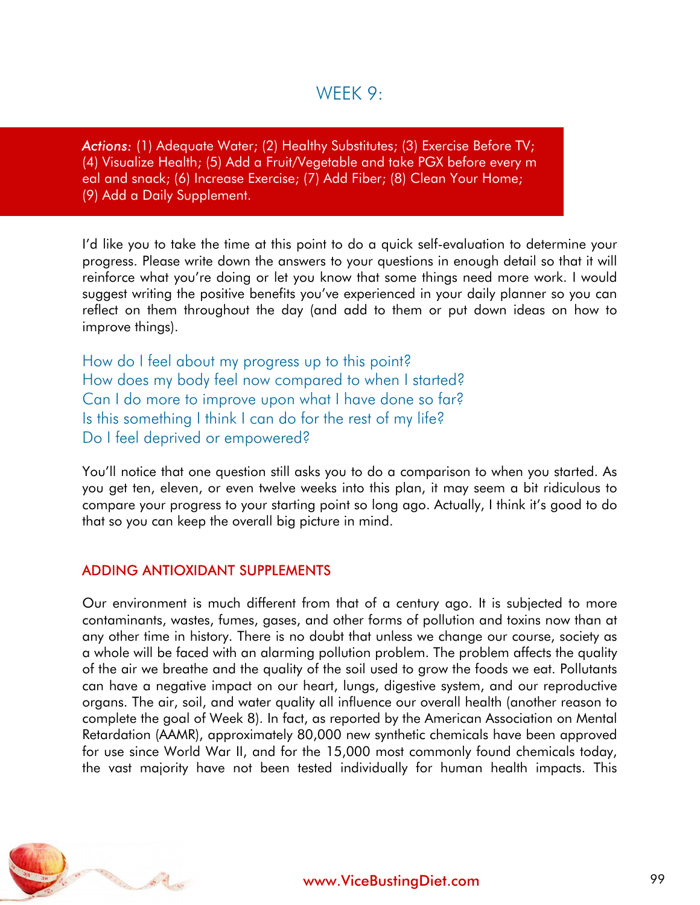## WEEK 9:

***Actions:*** (1) Adequate Water; (2) Healthy Substitutes; (3) Exercise Before TV; (4) Visualize Health; (5) Add a Fruit/Vegetable and take PGX before every meal and snack; (6) Increase Exercise; (7) Add Fiber; (8) Clean Your Home; (9) Add a Daily Supplement.

I'd like you to take the time at this point to do a quick self-evaluation to determine your progress. Please write down the answers to your questions in enough detail so that it will reinforce what you're doing or let you know that some things need more work. I would suggest writing the positive benefits you've experienced in your daily planner so you can reflect on them throughout the day (and add to them or put down ideas on how to improve things).

How do I feel about my progress up to this point?
How does my body feel now compared to when I started?
Can I do more to improve upon what I have done so far?
Is this something I think I can do for the rest of my life?
Do I feel deprived or empowered?

You'll notice that one question still asks you to do a comparison to when you started. As you get ten, eleven, or even twelve weeks into this plan, it may seem a bit ridiculous to compare your progress to your starting point so long ago. Actually, I think it's good to do that so you can keep the overall big picture in mind.

### ADDING ANTIOXIDANT SUPPLEMENTS

Our environment is much different from that of a century ago. It is subjected to more contaminants, wastes, fumes, gases, and other forms of pollution and toxins now than at any other time in history. There is no doubt that unless we change our course, society as a whole will be faced with an alarming pollution problem. The problem affects the quality of the air we breathe and the quality of the soil used to grow the foods we eat. Pollutants can have a negative impact on our heart, lungs, digestive system, and our reproductive organs. The air, soil, and water quality all influence our overall health (another reason to complete the goal of Week 8). In fact, as reported by the American Association on Mental Retardation (AAMR), approximately 80,000 new synthetic chemicals have been approved for use since World War II, and for the 15,000 most commonly found chemicals today, the vast majority have not been tested individually for human health impacts. This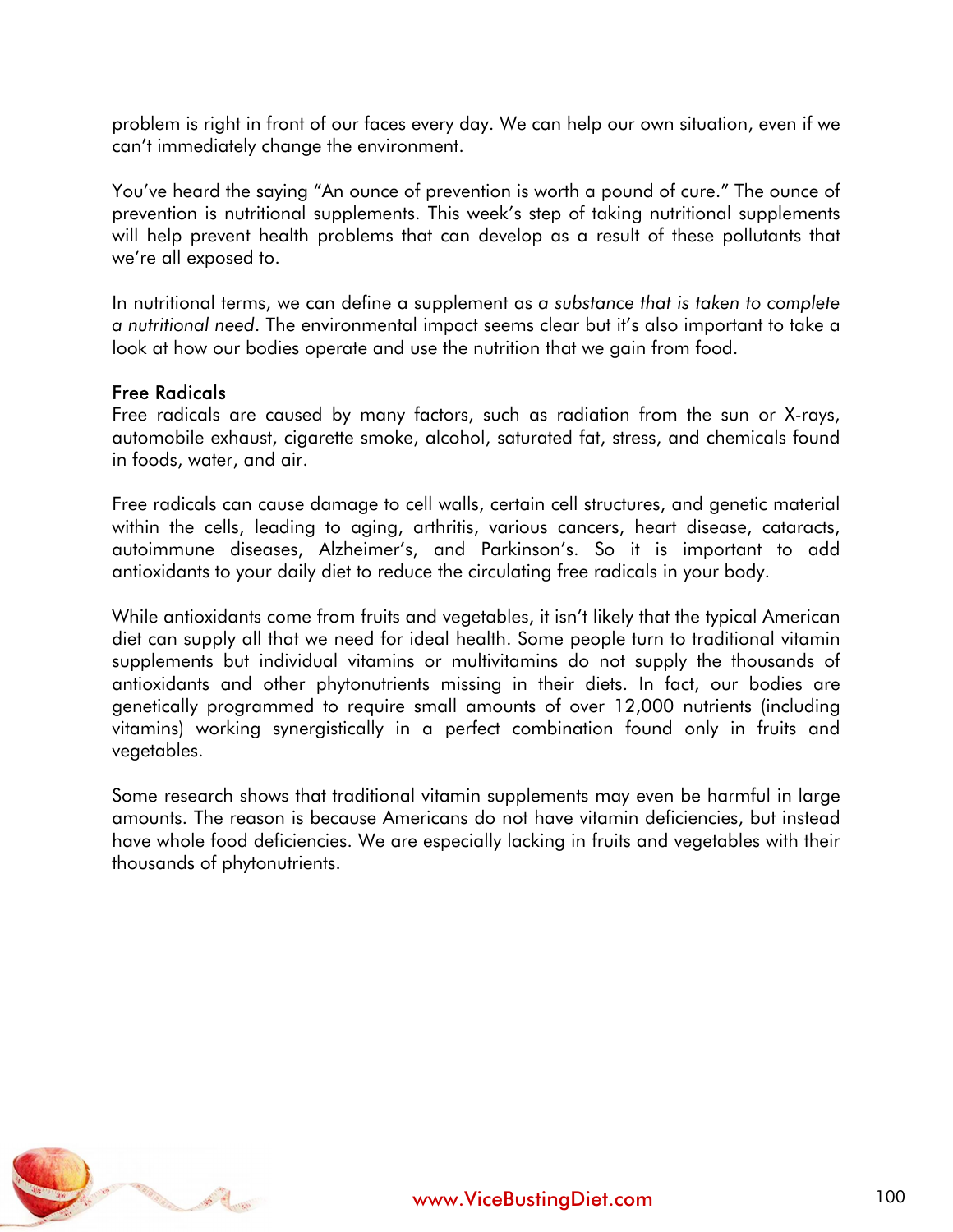problem is right in front of our faces every day. We can help our own situation, even if we can't immediately change the environment.

You've heard the saying "An ounce of prevention is worth a pound of cure." The ounce of prevention is nutritional supplements. This week's step of taking nutritional supplements will help prevent health problems that can develop as a result of these pollutants that we're all exposed to.

In nutritional terms, we can define a supplement as *a substance that is taken to complete a nutritional need*. The environmental impact seems clear but it's also important to take a look at how our bodies operate and use the nutrition that we gain from food.

### Free Radicals

Free radicals are caused by many factors, such as radiation from the sun or X-rays, automobile exhaust, cigarette smoke, alcohol, saturated fat, stress, and chemicals found in foods, water, and air.

Free radicals can cause damage to cell walls, certain cell structures, and genetic material within the cells, leading to aging, arthritis, various cancers, heart disease, cataracts, autoimmune diseases, Alzheimer's, and Parkinson's. So it is important to add antioxidants to your daily diet to reduce the circulating free radicals in your body.

While antioxidants come from fruits and vegetables, it isn't likely that the typical American diet can supply all that we need for ideal health. Some people turn to traditional vitamin supplements but individual vitamins or multivitamins do not supply the thousands of antioxidants and other phytonutrients missing in their diets. In fact, our bodies are genetically programmed to require small amounts of over 12,000 nutrients (including vitamins) working synergistically in a perfect combination found only in fruits and vegetables.

Some research shows that traditional vitamin supplements may even be harmful in large amounts. The reason is because Americans do not have vitamin deficiencies, but instead have whole food deficiencies. We are especially lacking in fruits and vegetables with their thousands of phytonutrients.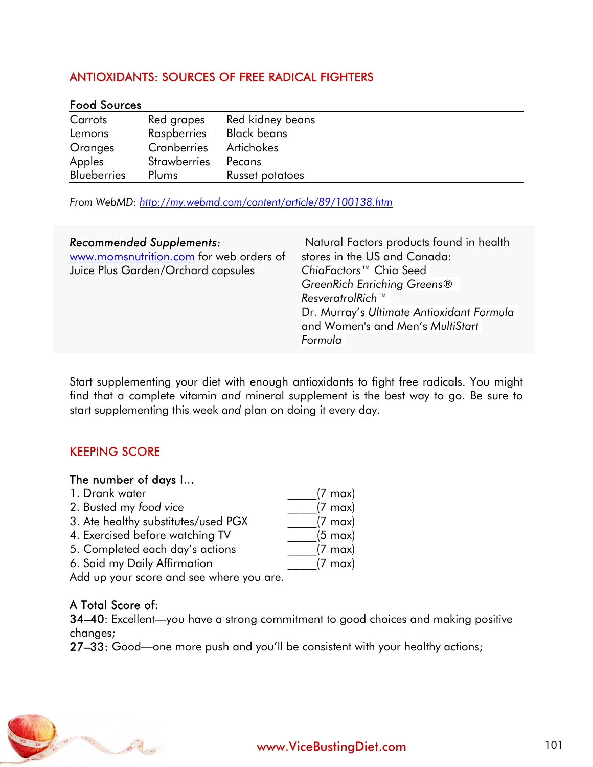## ANTIOXIDANTS: SOURCES OF FREE RADICAL FIGHTERS

| Food Sources | | |
|---|---|---|
| Carrots | Red grapes | Red kidney beans |
| Lemons | Raspberries | Black beans |
| Oranges | Cranberries | Artichokes |
| Apples | Strawberries | Pecans |
| Blueberries | Plums | Russet potatoes |

*From WebMD: http://my.webmd.com/content/article/89/100138.htm*

***Recommended Supplements:***
www.momsnutrition.com for web orders of Juice Plus Garden/Orchard capsules

Natural Factors products found in health stores in the US and Canada:
*ChiaFactors™* Chia Seed
*GreenRich Enriching Greens®*
*ResveratrolRich™*
Dr. Murray's *Ultimate Antioxidant Formula* and Women's and Men's *MultiStart Formula*

Start supplementing your diet with enough antioxidants to fight free radicals. You might find that a complete vitamin *and* mineral supplement is the best way to go. Be sure to start supplementing this week *and* plan on doing it every day.

## KEEPING SCORE

The number of days I…

1. Drank water _____(7 max)
2. Busted my *food vice* _____(7 max)
3. Ate healthy substitutes/used PGX _____(7 max)
4. Exercised before watching TV _____(5 max)
5. Completed each day's actions _____(7 max)
6. Said my Daily Affirmation _____(7 max)

Add up your score and see where you are.

A Total Score of:

**34–40**: Excellent—you have a strong commitment to good choices and making positive changes;

**27–33**: Good—one more push and you'll be consistent with your healthy actions;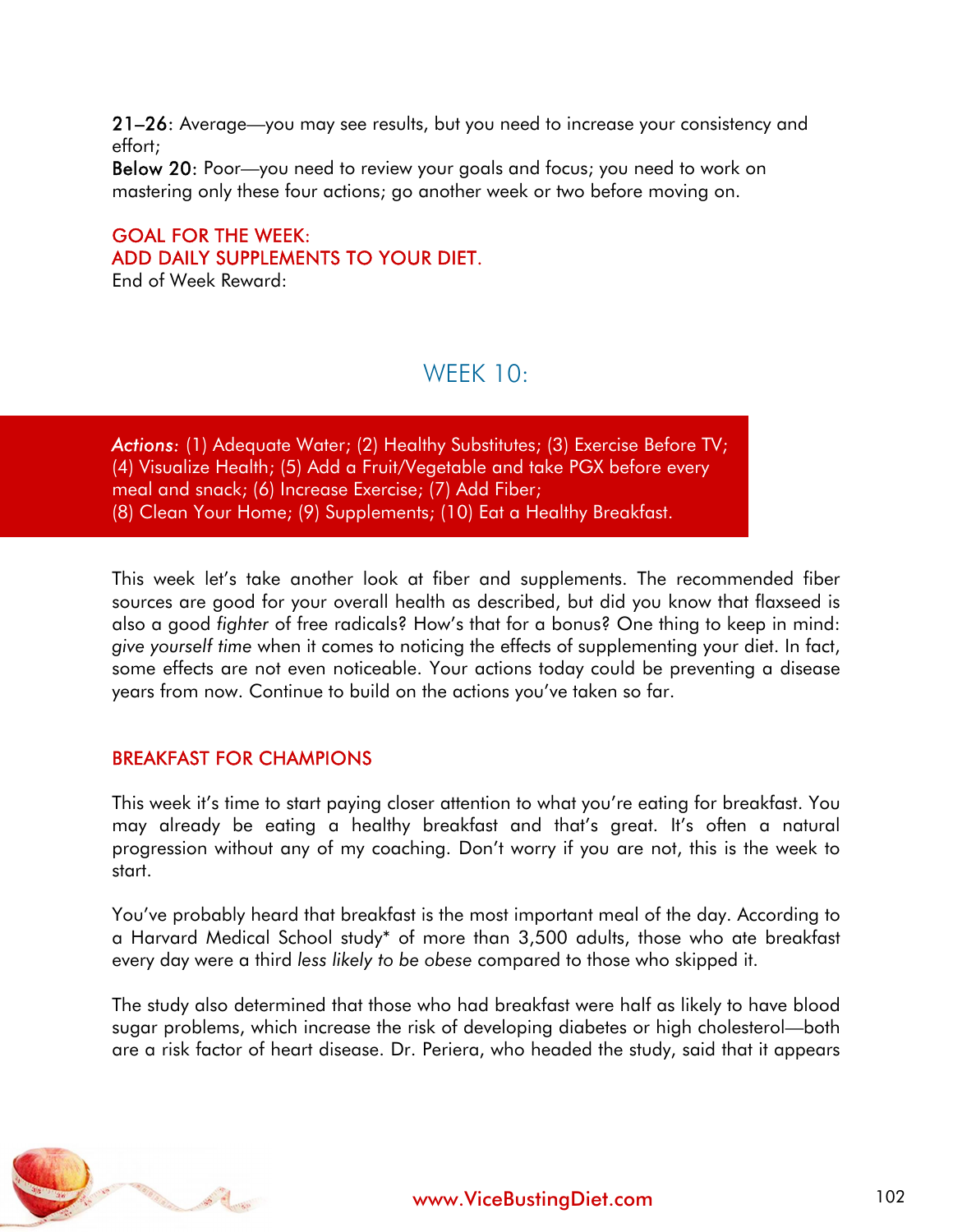**21–26**: Average—you may see results, but you need to increase your consistency and effort;
**Below 20**: Poor—you need to review your goals and focus; you need to work on mastering only these four actions; go another week or two before moving on.

GOAL FOR THE WEEK:
ADD DAILY SUPPLEMENTS TO YOUR DIET.
End of Week Reward:

## WEEK 10:

*Actions*: (1) Adequate Water; (2) Healthy Substitutes; (3) Exercise Before TV; (4) Visualize Health; (5) Add a Fruit/Vegetable and take PGX before every meal and snack; (6) Increase Exercise; (7) Add Fiber; (8) Clean Your Home; (9) Supplements; (10) Eat a Healthy Breakfast.

This week let's take another look at fiber and supplements. The recommended fiber sources are good for your overall health as described, but did you know that flaxseed is also a good *fighter* of free radicals? How's that for a bonus? One thing to keep in mind: *give yourself time* when it comes to noticing the effects of supplementing your diet. In fact, some effects are not even noticeable. Your actions today could be preventing a disease years from now. Continue to build on the actions you've taken so far.

### BREAKFAST FOR CHAMPIONS

This week it's time to start paying closer attention to what you're eating for breakfast. You may already be eating a healthy breakfast and that's great. It's often a natural progression without any of my coaching. Don't worry if you are not, this is the week to start.

You've probably heard that breakfast is the most important meal of the day. According to a Harvard Medical School study* of more than 3,500 adults, those who ate breakfast every day were a third *less likely to be obese* compared to those who skipped it.

The study also determined that those who had breakfast were half as likely to have blood sugar problems, which increase the risk of developing diabetes or high cholesterol—both are a risk factor of heart disease. Dr. Periera, who headed the study, said that it appears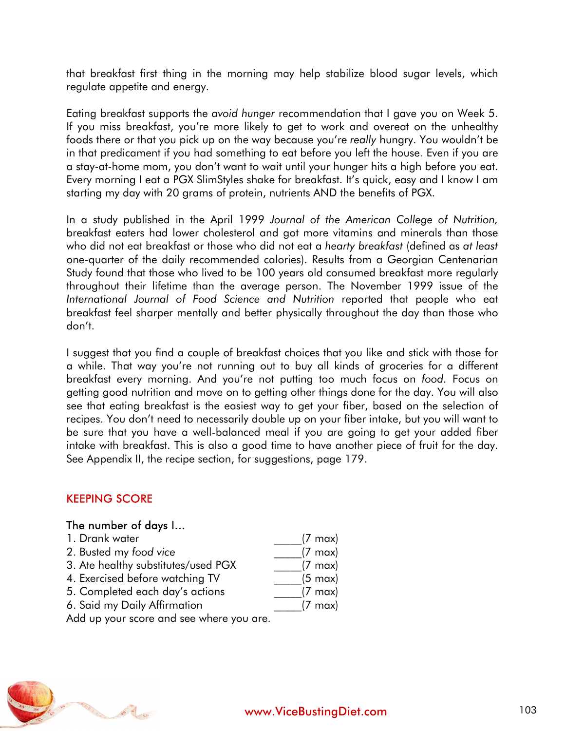that breakfast first thing in the morning may help stabilize blood sugar levels, which regulate appetite and energy.

Eating breakfast supports the *avoid hunger* recommendation that I gave you on Week 5. If you miss breakfast, you're more likely to get to work and overeat on the unhealthy foods there or that you pick up on the way because you're *really* hungry. You wouldn't be in that predicament if you had something to eat before you left the house. Even if you are a stay-at-home mom, you don't want to wait until your hunger hits a high before you eat. Every morning I eat a PGX SlimStyles shake for breakfast. It's quick, easy and I know I am starting my day with 20 grams of protein, nutrients AND the benefits of PGX.

In a study published in the April 1999 *Journal of the American College of Nutrition,* breakfast eaters had lower cholesterol and got more vitamins and minerals than those who did not eat breakfast or those who did not eat a *hearty breakfast* (defined as *at least* one-quarter of the daily recommended calories). Results from a Georgian Centenarian Study found that those who lived to be 100 years old consumed breakfast more regularly throughout their lifetime than the average person. The November 1999 issue of the *International Journal of Food Science and Nutrition* reported that people who eat breakfast feel sharper mentally and better physically throughout the day than those who don't.

I suggest that you find a couple of breakfast choices that you like and stick with those for a while. That way you're not running out to buy all kinds of groceries for a different breakfast every morning. And you're not putting too much focus on *food.* Focus on getting good nutrition and move on to getting other things done for the day. You will also see that eating breakfast is the easiest way to get your fiber, based on the selection of recipes. You don't need to necessarily double up on your fiber intake, but you will want to be sure that you have a well-balanced meal if you are going to get your added fiber intake with breakfast. This is also a good time to have another piece of fruit for the day. See Appendix II, the recipe section, for suggestions, page 179.

## KEEPING SCORE

**The number of days I...**

1. Drank water _____(7 max)
2. Busted my *food vice* _____(7 max)
3. Ate healthy substitutes/used PGX _____(7 max)
4. Exercised before watching TV _____(5 max)
5. Completed each day's actions _____(7 max)
6. Said my Daily Affirmation _____(7 max)

Add up your score and see where you are.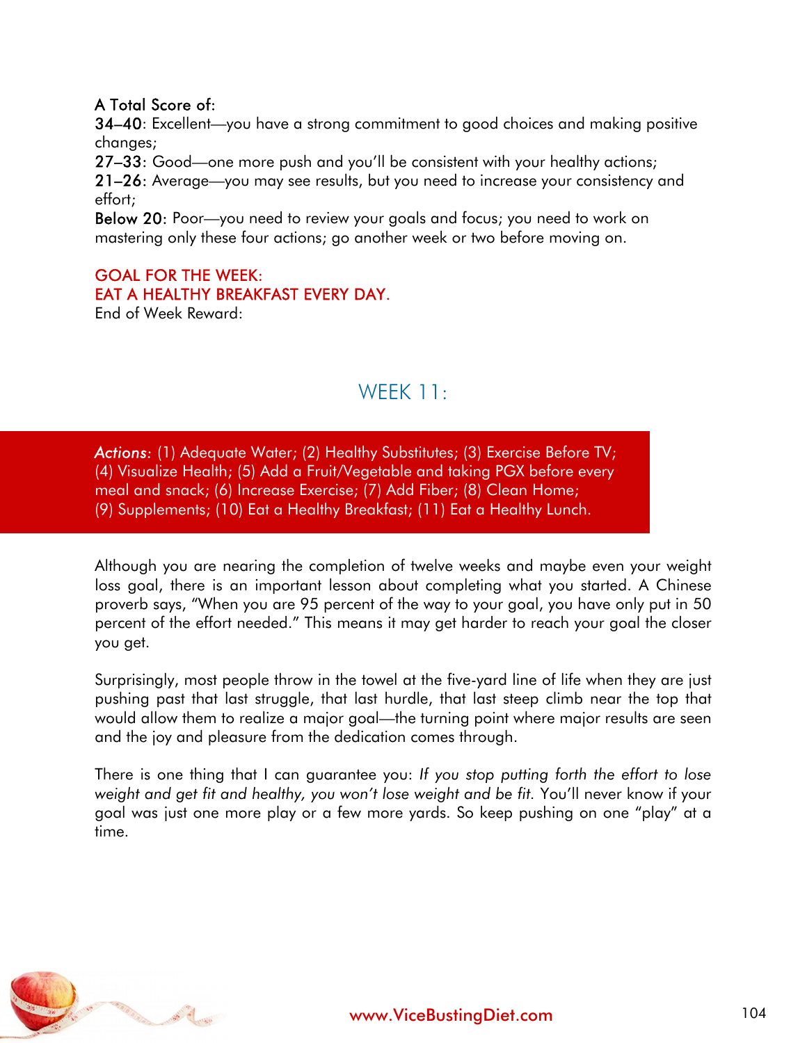A Total Score of:

**34–40**: Excellent—you have a strong commitment to good choices and making positive changes;

**27–33**: Good—one more push and you'll be consistent with your healthy actions;

**21–26**: Average—you may see results, but you need to increase your consistency and effort;

**Below 20**: Poor—you need to review your goals and focus; you need to work on mastering only these four actions; go another week or two before moving on.

GOAL FOR THE WEEK:
EAT A HEALTHY BREAKFAST EVERY DAY.

End of Week Reward:

## WEEK 11:

*Actions*: (1) Adequate Water; (2) Healthy Substitutes; (3) Exercise Before TV; (4) Visualize Health; (5) Add a Fruit/Vegetable and taking PGX before every meal and snack; (6) Increase Exercise; (7) Add Fiber; (8) Clean Home; (9) Supplements; (10) Eat a Healthy Breakfast; (11) Eat a Healthy Lunch.

Although you are nearing the completion of twelve weeks and maybe even your weight loss goal, there is an important lesson about completing what you started. A Chinese proverb says, "When you are 95 percent of the way to your goal, you have only put in 50 percent of the effort needed." This means it may get harder to reach your goal the closer you get.

Surprisingly, most people throw in the towel at the five-yard line of life when they are just pushing past that last struggle, that last hurdle, that last steep climb near the top that would allow them to realize a major goal—the turning point where major results are seen and the joy and pleasure from the dedication comes through.

There is one thing that I can guarantee you: *If you stop putting forth the effort to lose weight and get fit and healthy, you won't lose weight and be fit.* You'll never know if your goal was just one more play or a few more yards. So keep pushing on one "play" at a time.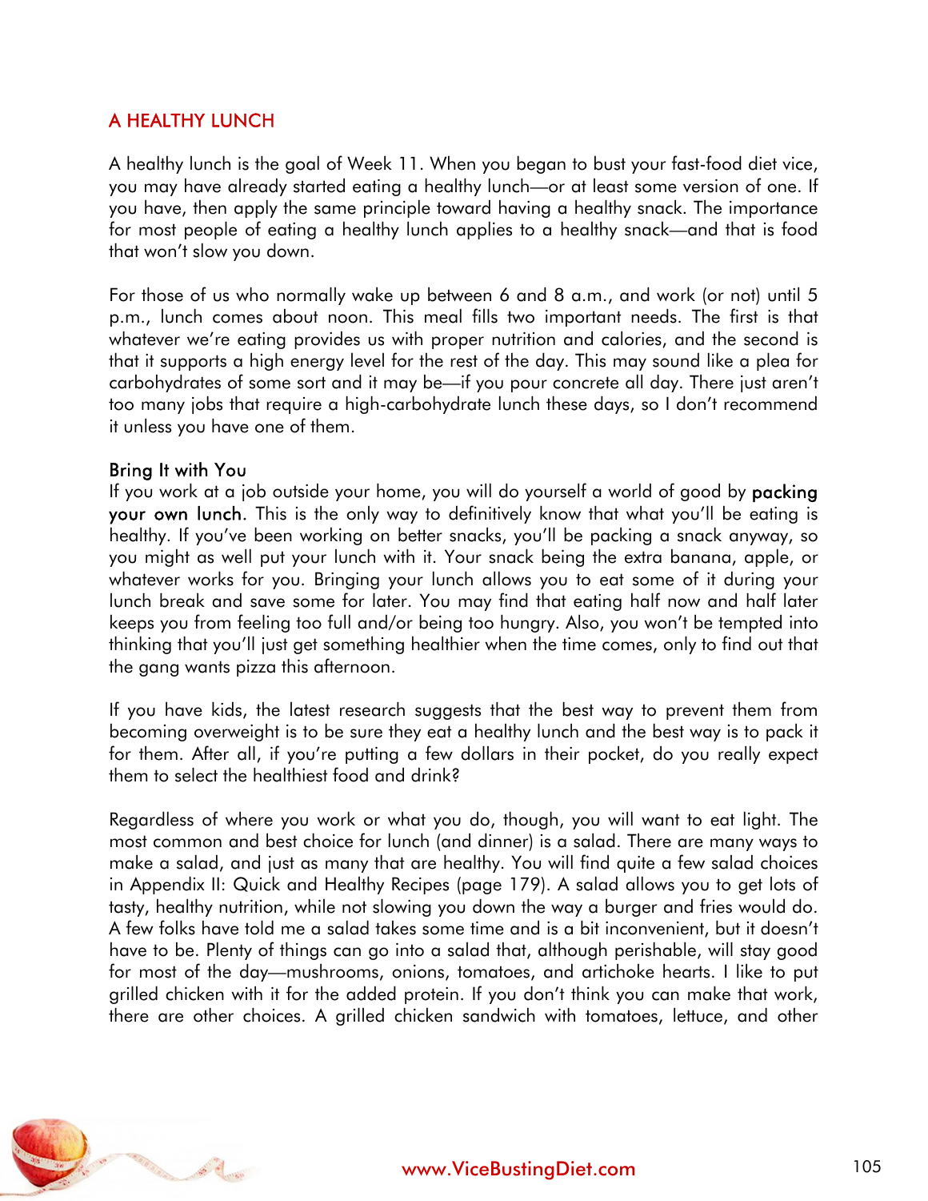## A HEALTHY LUNCH

A healthy lunch is the goal of Week 11. When you began to bust your fast-food diet vice, you may have already started eating a healthy lunch—or at least some version of one. If you have, then apply the same principle toward having a healthy snack. The importance for most people of eating a healthy lunch applies to a healthy snack—and that is food that won't slow you down.

For those of us who normally wake up between 6 and 8 a.m., and work (or not) until 5 p.m., lunch comes about noon. This meal fills two important needs. The first is that whatever we're eating provides us with proper nutrition and calories, and the second is that it supports a high energy level for the rest of the day. This may sound like a plea for carbohydrates of some sort and it may be—if you pour concrete all day. There just aren't too many jobs that require a high-carbohydrate lunch these days, so I don't recommend it unless you have one of them.

### Bring It with You

If you work at a job outside your home, you will do yourself a world of good by **packing your own lunch**. This is the only way to definitively know that what you'll be eating is healthy. If you've been working on better snacks, you'll be packing a snack anyway, so you might as well put your lunch with it. Your snack being the extra banana, apple, or whatever works for you. Bringing your lunch allows you to eat some of it during your lunch break and save some for later. You may find that eating half now and half later keeps you from feeling too full and/or being too hungry. Also, you won't be tempted into thinking that you'll just get something healthier when the time comes, only to find out that the gang wants pizza this afternoon.

If you have kids, the latest research suggests that the best way to prevent them from becoming overweight is to be sure they eat a healthy lunch and the best way is to pack it for them. After all, if you're putting a few dollars in their pocket, do you really expect them to select the healthiest food and drink?

Regardless of where you work or what you do, though, you will want to eat light. The most common and best choice for lunch (and dinner) is a salad. There are many ways to make a salad, and just as many that are healthy. You will find quite a few salad choices in Appendix II: Quick and Healthy Recipes (page 179). A salad allows you to get lots of tasty, healthy nutrition, while not slowing you down the way a burger and fries would do. A few folks have told me a salad takes some time and is a bit inconvenient, but it doesn't have to be. Plenty of things can go into a salad that, although perishable, will stay good for most of the day—mushrooms, onions, tomatoes, and artichoke hearts. I like to put grilled chicken with it for the added protein. If you don't think you can make that work, there are other choices. A grilled chicken sandwich with tomatoes, lettuce, and other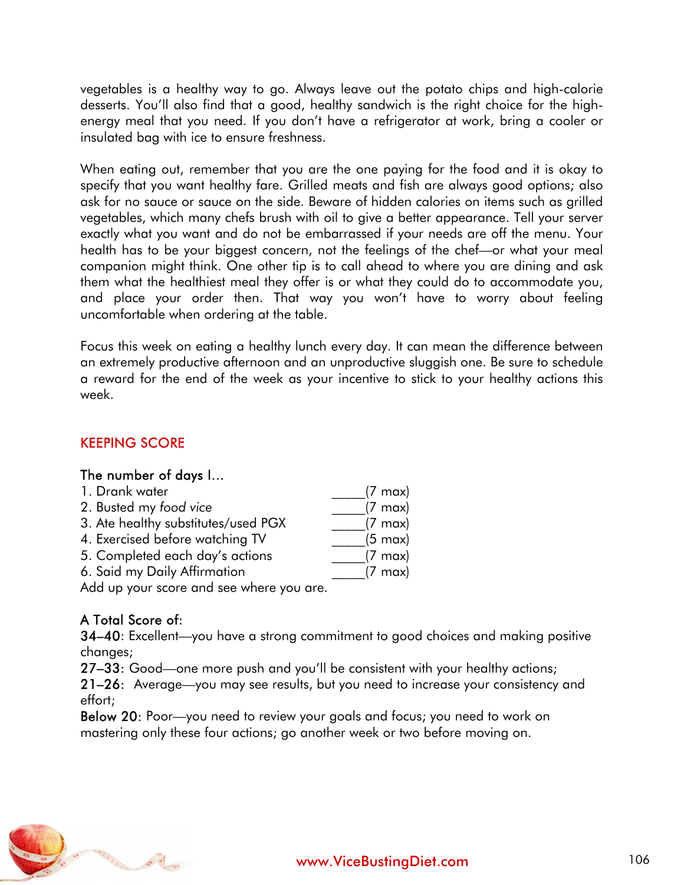vegetables is a healthy way to go. Always leave out the potato chips and high-calorie desserts. You'll also find that a good, healthy sandwich is the right choice for the high-energy meal that you need. If you don't have a refrigerator at work, bring a cooler or insulated bag with ice to ensure freshness.

When eating out, remember that you are the one paying for the food and it is okay to specify that you want healthy fare. Grilled meats and fish are always good options; also ask for no sauce or sauce on the side. Beware of hidden calories on items such as grilled vegetables, which many chefs brush with oil to give a better appearance. Tell your server exactly what you want and do not be embarrassed if your needs are off the menu. Your health has to be your biggest concern, not the feelings of the chef—or what your meal companion might think. One other tip is to call ahead to where you are dining and ask them what the healthiest meal they offer is or what they could do to accommodate you, and place your order then. That way you won't have to worry about feeling uncomfortable when ordering at the table.

Focus this week on eating a healthy lunch every day. It can mean the difference between an extremely productive afternoon and an unproductive sluggish one. Be sure to schedule a reward for the end of the week as your incentive to stick to your healthy actions this week.

## KEEPING SCORE

The number of days I...

1. Drank water _____(7 max)
2. Busted my *food vice* _____(7 max)
3. Ate healthy substitutes/used PGX _____(7 max)
4. Exercised before watching TV _____(5 max)
5. Completed each day's actions _____(7 max)
6. Said my Daily Affirmation _____(7 max)

Add up your score and see where you are.

A Total Score of:

**34–40**: Excellent—you have a strong commitment to good choices and making positive changes;

**27–33**: Good—one more push and you'll be consistent with your healthy actions;

**21–26**: Average—you may see results, but you need to increase your consistency and effort;

**Below 20**: Poor—you need to review your goals and focus; you need to work on mastering only these four actions; go another week or two before moving on.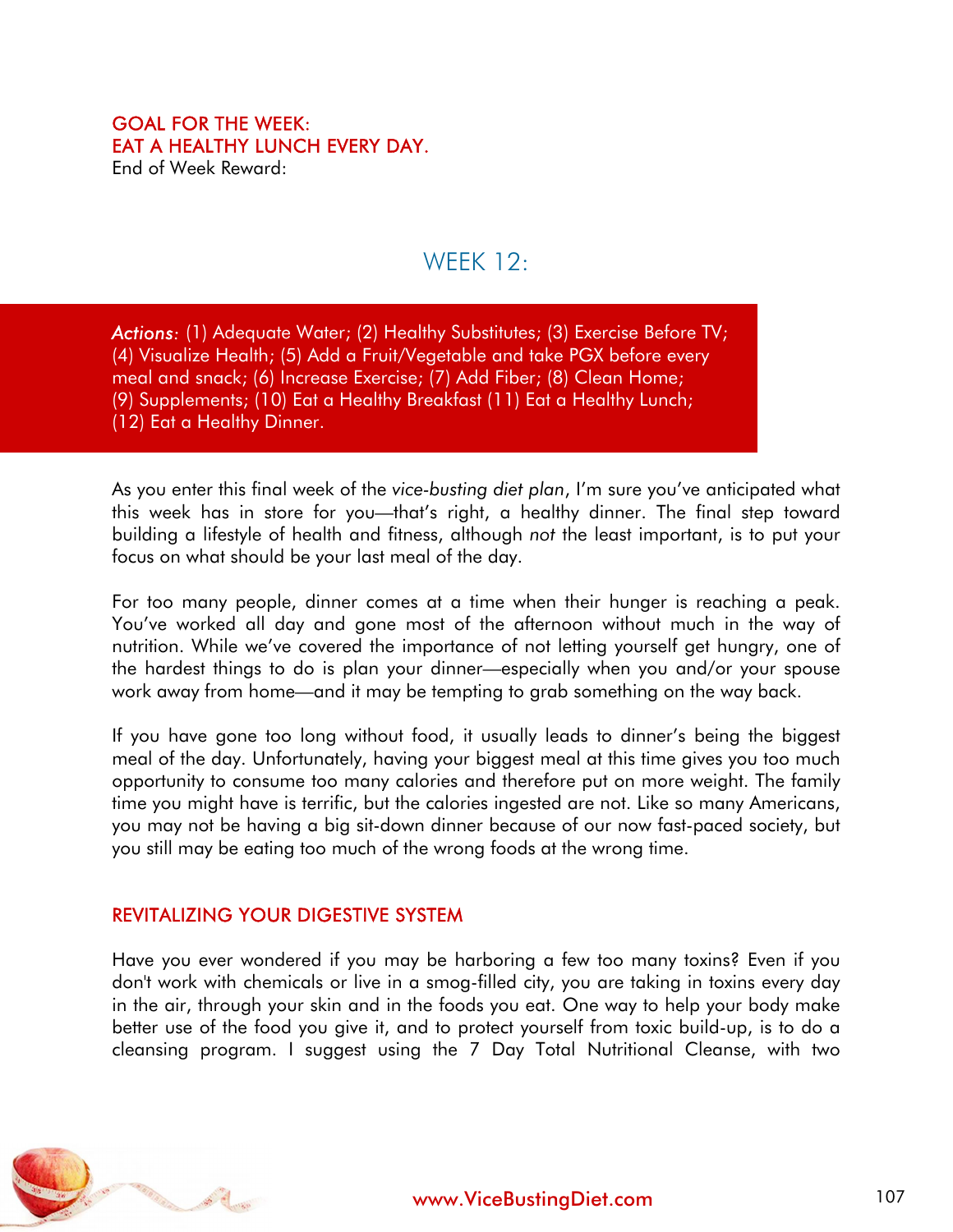GOAL FOR THE WEEK:
EAT A HEALTHY LUNCH EVERY DAY.
End of Week Reward:

## WEEK 12:

***Actions*:** (1) Adequate Water; (2) Healthy Substitutes; (3) Exercise Before TV; (4) Visualize Health; (5) Add a Fruit/Vegetable and take PGX before every meal and snack; (6) Increase Exercise; (7) Add Fiber; (8) Clean Home; (9) Supplements; (10) Eat a Healthy Breakfast (11) Eat a Healthy Lunch; (12) Eat a Healthy Dinner.

As you enter this final week of the *vice-busting diet plan*, I'm sure you've anticipated what this week has in store for you—that's right, a healthy dinner. The final step toward building a lifestyle of health and fitness, although *not* the least important, is to put your focus on what should be your last meal of the day.

For too many people, dinner comes at a time when their hunger is reaching a peak. You've worked all day and gone most of the afternoon without much in the way of nutrition. While we've covered the importance of not letting yourself get hungry, one of the hardest things to do is plan your dinner—especially when you and/or your spouse work away from home—and it may be tempting to grab something on the way back.

If you have gone too long without food, it usually leads to dinner's being the biggest meal of the day. Unfortunately, having your biggest meal at this time gives you too much opportunity to consume too many calories and therefore put on more weight. The family time you might have is terrific, but the calories ingested are not. Like so many Americans, you may not be having a big sit-down dinner because of our now fast-paced society, but you still may be eating too much of the wrong foods at the wrong time.

### REVITALIZING YOUR DIGESTIVE SYSTEM

Have you ever wondered if you may be harboring a few too many toxins? Even if you don't work with chemicals or live in a smog-filled city, you are taking in toxins every day in the air, through your skin and in the foods you eat. One way to help your body make better use of the food you give it, and to protect yourself from toxic build-up, is to do a cleansing program. I suggest using the 7 Day Total Nutritional Cleanse, with two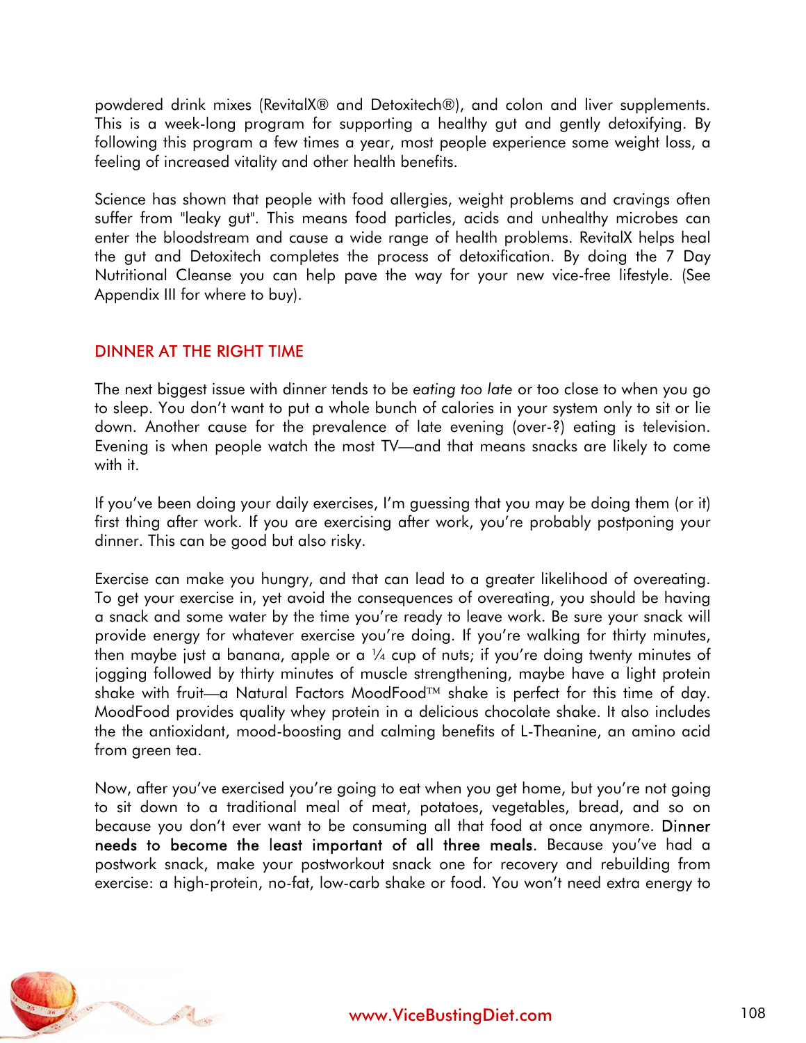powdered drink mixes (RevitalX® and Detoxitech®), and colon and liver supplements. This is a week-long program for supporting a healthy gut and gently detoxifying. By following this program a few times a year, most people experience some weight loss, a feeling of increased vitality and other health benefits.

Science has shown that people with food allergies, weight problems and cravings often suffer from "leaky gut". This means food particles, acids and unhealthy microbes can enter the bloodstream and cause a wide range of health problems. RevitalX helps heal the gut and Detoxitech completes the process of detoxification. By doing the 7 Day Nutritional Cleanse you can help pave the way for your new vice-free lifestyle. (See Appendix III for where to buy).

## DINNER AT THE RIGHT TIME

The next biggest issue with dinner tends to be *eating too late* or too close to when you go to sleep. You don't want to put a whole bunch of calories in your system only to sit or lie down. Another cause for the prevalence of late evening (over-?) eating is television. Evening is when people watch the most TV—and that means snacks are likely to come with it.

If you've been doing your daily exercises, I'm guessing that you may be doing them (or it) first thing after work. If you are exercising after work, you're probably postponing your dinner. This can be good but also risky.

Exercise can make you hungry, and that can lead to a greater likelihood of overeating. To get your exercise in, yet avoid the consequences of overeating, you should be having a snack and some water by the time you're ready to leave work. Be sure your snack will provide energy for whatever exercise you're doing. If you're walking for thirty minutes, then maybe just a banana, apple or a ¼ cup of nuts; if you're doing twenty minutes of jogging followed by thirty minutes of muscle strengthening, maybe have a light protein shake with fruit—a Natural Factors MoodFood™ shake is perfect for this time of day. MoodFood provides quality whey protein in a delicious chocolate shake. It also includes the the antioxidant, mood-boosting and calming benefits of L-Theanine, an amino acid from green tea.

Now, after you've exercised you're going to eat when you get home, but you're not going to sit down to a traditional meal of meat, potatoes, vegetables, bread, and so on because you don't ever want to be consuming all that food at once anymore. **Dinner needs to become the least important of all three meals.** Because you've had a postwork snack, make your postworkout snack one for recovery and rebuilding from exercise: a high-protein, no-fat, low-carb shake or food. You won't need extra energy to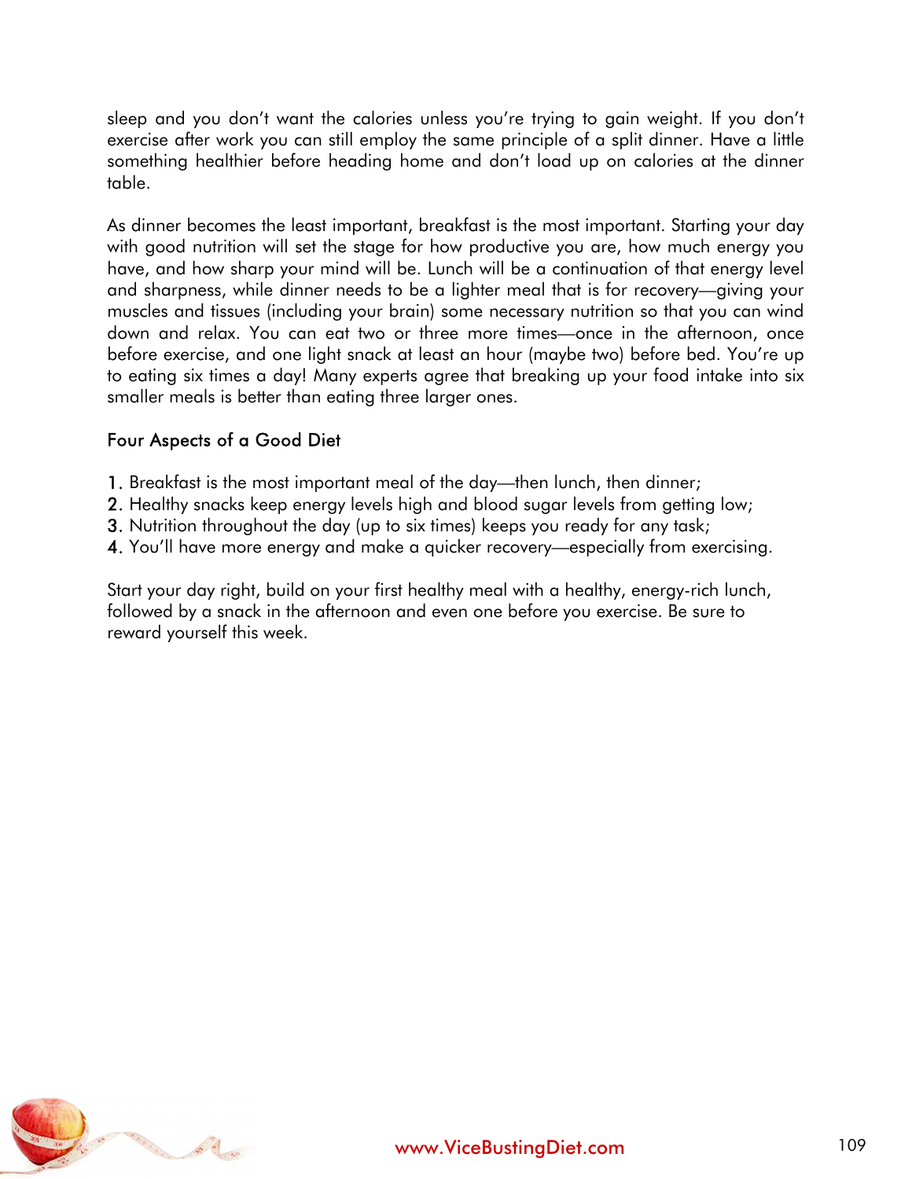sleep and you don't want the calories unless you're trying to gain weight. If you don't exercise after work you can still employ the same principle of a split dinner. Have a little something healthier before heading home and don't load up on calories at the dinner table.

As dinner becomes the least important, breakfast is the most important. Starting your day with good nutrition will set the stage for how productive you are, how much energy you have, and how sharp your mind will be. Lunch will be a continuation of that energy level and sharpness, while dinner needs to be a lighter meal that is for recovery—giving your muscles and tissues (including your brain) some necessary nutrition so that you can wind down and relax. You can eat two or three more times—once in the afternoon, once before exercise, and one light snack at least an hour (maybe two) before bed. You're up to eating six times a day! Many experts agree that breaking up your food intake into six smaller meals is better than eating three larger ones.

### Four Aspects of a Good Diet

1. Breakfast is the most important meal of the day—then lunch, then dinner;
2. Healthy snacks keep energy levels high and blood sugar levels from getting low;
3. Nutrition throughout the day (up to six times) keeps you ready for any task;
4. You'll have more energy and make a quicker recovery—especially from exercising.

Start your day right, build on your first healthy meal with a healthy, energy-rich lunch, followed by a snack in the afternoon and even one before you exercise. Be sure to reward yourself this week.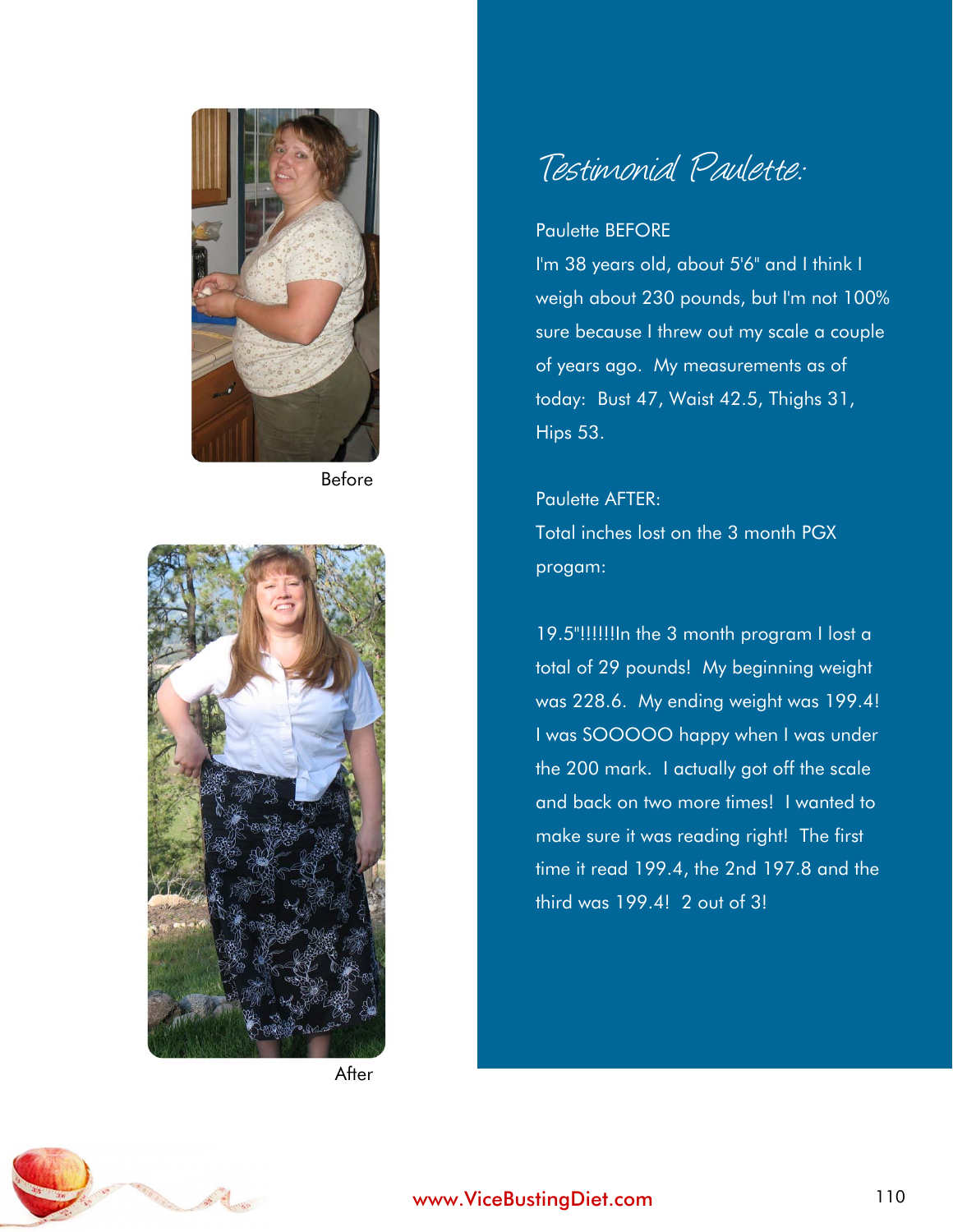Before

After

# Testimonial Paulette:

Paulette BEFORE

I'm 38 years old, about 5'6" and I think I weigh about 230 pounds, but I'm not 100% sure because I threw out my scale a couple of years ago. My measurements as of today: Bust 47, Waist 42.5, Thighs 31, Hips 53.

Paulette AFTER:

Total inches lost on the 3 month PGX progam:

19.5"!!!!!!In the 3 month program I lost a total of 29 pounds! My beginning weight was 228.6. My ending weight was 199.4! I was SOOOOO happy when I was under the 200 mark. I actually got off the scale and back on two more times! I wanted to make sure it was reading right! The first time it read 199.4, the 2nd 197.8 and the third was 199.4! 2 out of 3!

www.ViceBustingDiet.com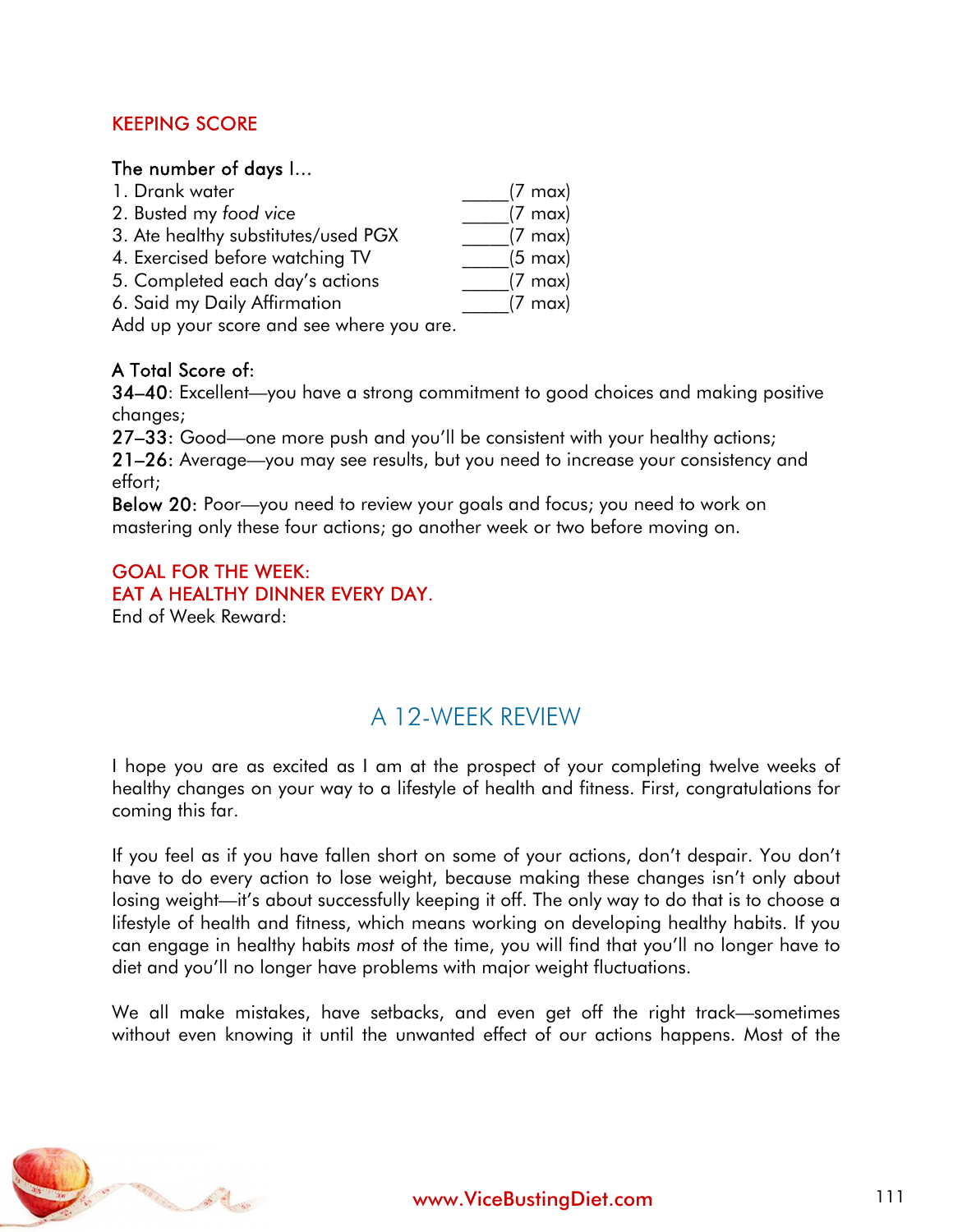## KEEPING SCORE

The number of days I…

1. Drank water _____(7 max)
2. Busted my *food vice* _____(7 max)
3. Ate healthy substitutes/used PGX _____(7 max)
4. Exercised before watching TV _____(5 max)
5. Completed each day's actions _____(7 max)
6. Said my Daily Affirmation _____(7 max)

Add up your score and see where you are.

A Total Score of:

**34–40**: Excellent—you have a strong commitment to good choices and making positive changes;

**27–33**: Good—one more push and you'll be consistent with your healthy actions;

**21–26**: Average—you may see results, but you need to increase your consistency and effort;

**Below 20**: Poor—you need to review your goals and focus; you need to work on mastering only these four actions; go another week or two before moving on.

## GOAL FOR THE WEEK:
## EAT A HEALTHY DINNER EVERY DAY.

End of Week Reward:

# A 12-WEEK REVIEW

I hope you are as excited as I am at the prospect of your completing twelve weeks of healthy changes on your way to a lifestyle of health and fitness. First, congratulations for coming this far.

If you feel as if you have fallen short on some of your actions, don't despair. You don't have to do every action to lose weight, because making these changes isn't only about losing weight—it's about successfully keeping it off. The only way to do that is to choose a lifestyle of health and fitness, which means working on developing healthy habits. If you can engage in healthy habits *most* of the time, you will find that you'll no longer have to diet and you'll no longer have problems with major weight fluctuations.

We all make mistakes, have setbacks, and even get off the right track—sometimes without even knowing it until the unwanted effect of our actions happens. Most of the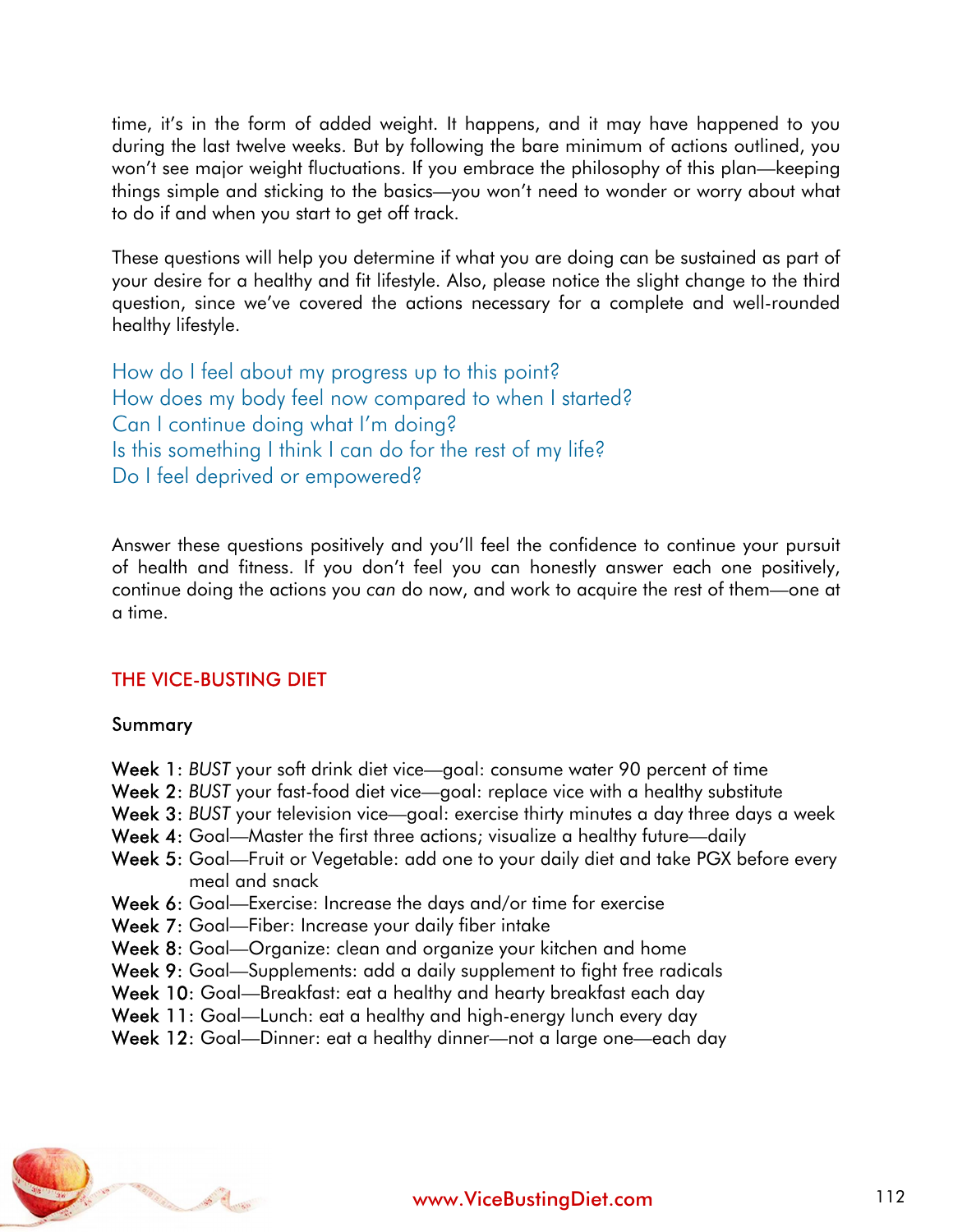time, it's in the form of added weight. It happens, and it may have happened to you during the last twelve weeks. But by following the bare minimum of actions outlined, you won't see major weight fluctuations. If you embrace the philosophy of this plan—keeping things simple and sticking to the basics—you won't need to wonder or worry about what to do if and when you start to get off track.

These questions will help you determine if what you are doing can be sustained as part of your desire for a healthy and fit lifestyle. Also, please notice the slight change to the third question, since we've covered the actions necessary for a complete and well-rounded healthy lifestyle.

How do I feel about my progress up to this point?
How does my body feel now compared to when I started?
Can I continue doing what I'm doing?
Is this something I think I can do for the rest of my life?
Do I feel deprived or empowered?

Answer these questions positively and you'll feel the confidence to continue your pursuit of health and fitness. If you don't feel you can honestly answer each one positively, continue doing the actions you *can* do now, and work to acquire the rest of them—one at a time.

## THE VICE-BUSTING DIET

### Summary

**Week 1**: *BUST* your soft drink diet vice—goal: consume water 90 percent of time
**Week 2**: *BUST* your fast-food diet vice—goal: replace vice with a healthy substitute
**Week 3**: *BUST* your television vice—goal: exercise thirty minutes a day three days a week
**Week 4**: Goal—Master the first three actions; visualize a healthy future—daily
**Week 5**: Goal—Fruit or Vegetable: add one to your daily diet and take PGX before every meal and snack
**Week 6**: Goal—Exercise: Increase the days and/or time for exercise
**Week 7**: Goal—Fiber: Increase your daily fiber intake
**Week 8**: Goal—Organize: clean and organize your kitchen and home
**Week 9**: Goal—Supplements: add a daily supplement to fight free radicals
**Week 10**: Goal—Breakfast: eat a healthy and hearty breakfast each day
**Week 11**: Goal—Lunch: eat a healthy and high-energy lunch every day
**Week 12**: Goal—Dinner: eat a healthy dinner—not a large one—each day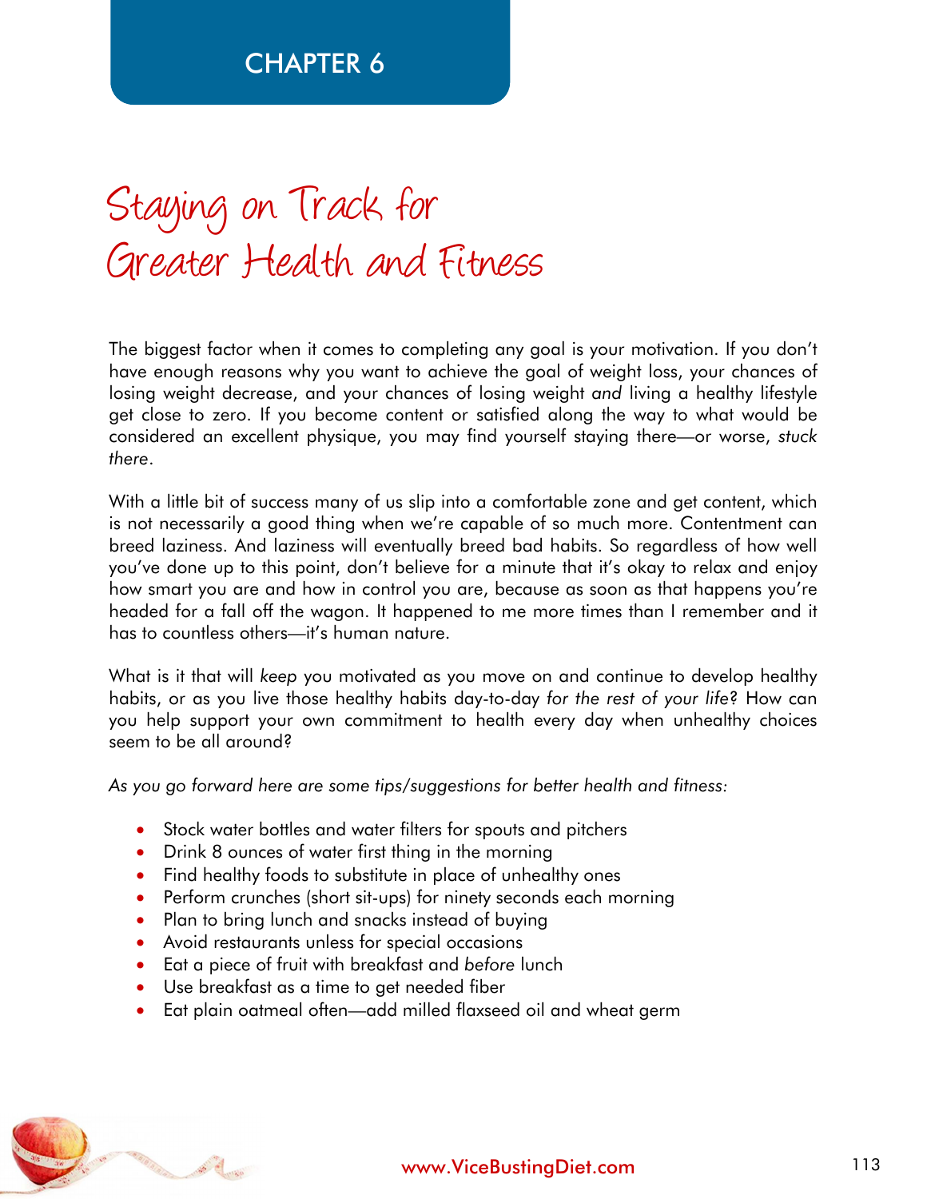CHAPTER 6

# Staying on Track for Greater Health and Fitness

The biggest factor when it comes to completing any goal is your motivation. If you don't have enough reasons why you want to achieve the goal of weight loss, your chances of losing weight decrease, and your chances of losing weight *and* living a healthy lifestyle get close to zero. If you become content or satisfied along the way to what would be considered an excellent physique, you may find yourself staying there—or worse, *stuck there*.

With a little bit of success many of us slip into a comfortable zone and get content, which is not necessarily a good thing when we're capable of so much more. Contentment can breed laziness. And laziness will eventually breed bad habits. So regardless of how well you've done up to this point, don't believe for a minute that it's okay to relax and enjoy how smart you are and how in control you are, because as soon as that happens you're headed for a fall off the wagon. It happened to me more times than I remember and it has to countless others—it's human nature.

What is it that will *keep* you motivated as you move on and continue to develop healthy habits, or as you live those healthy habits day-to-day *for the rest of your life*? How can you help support your own commitment to health every day when unhealthy choices seem to be all around?

*As you go forward here are some tips/suggestions for better health and fitness:*

- Stock water bottles and water filters for spouts and pitchers
- Drink 8 ounces of water first thing in the morning
- Find healthy foods to substitute in place of unhealthy ones
- Perform crunches (short sit-ups) for ninety seconds each morning
- Plan to bring lunch and snacks instead of buying
- Avoid restaurants unless for special occasions
- Eat a piece of fruit with breakfast and *before* lunch
- Use breakfast as a time to get needed fiber
- Eat plain oatmeal often—add milled flaxseed oil and wheat germ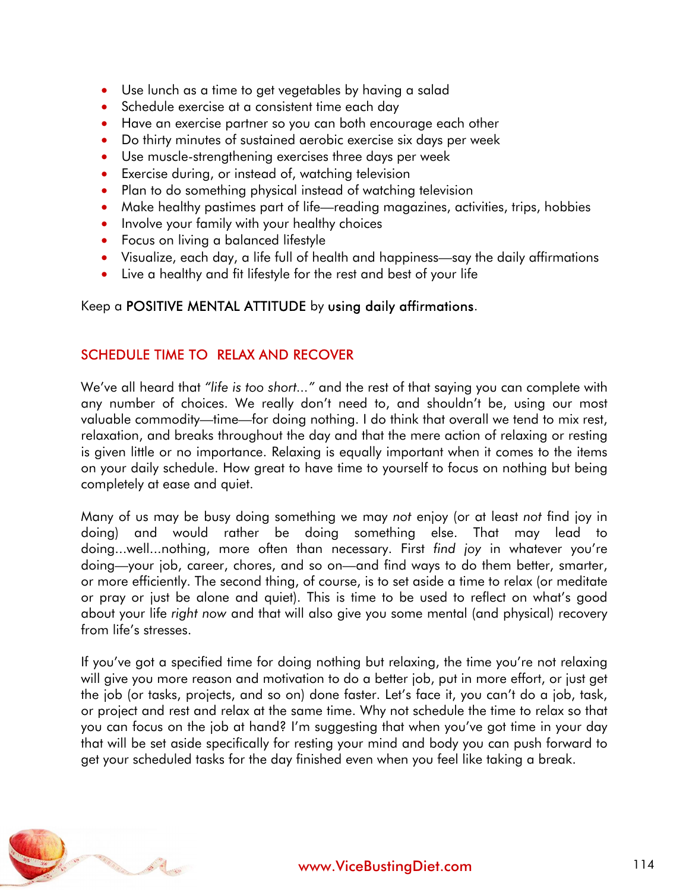- Use lunch as a time to get vegetables by having a salad
- Schedule exercise at a consistent time each day
- Have an exercise partner so you can both encourage each other
- Do thirty minutes of sustained aerobic exercise six days per week
- Use muscle-strengthening exercises three days per week
- Exercise during, or instead of, watching television
- Plan to do something physical instead of watching television
- Make healthy pastimes part of life—reading magazines, activities, trips, hobbies
- Involve your family with your healthy choices
- Focus on living a balanced lifestyle
- Visualize, each day, a life full of health and happiness—say the daily affirmations
- Live a healthy and fit lifestyle for the rest and best of your life

Keep a POSITIVE MENTAL ATTITUDE by using daily affirmations.

## SCHEDULE TIME TO RELAX AND RECOVER

We've all heard that *"life is too short..."* and the rest of that saying you can complete with any number of choices. We really don't need to, and shouldn't be, using our most valuable commodity—time—for doing nothing. I do think that overall we tend to mix rest, relaxation, and breaks throughout the day and that the mere action of relaxing or resting is given little or no importance. Relaxing is equally important when it comes to the items on your daily schedule. How great to have time to yourself to focus on nothing but being completely at ease and quiet.

Many of us may be busy doing something we may *not* enjoy (or at least *not* find joy in doing) and would rather be doing something else. That may lead to doing...well...nothing, more often than necessary. First *find joy* in whatever you're doing—your job, career, chores, and so on—and find ways to do them better, smarter, or more efficiently. The second thing, of course, is to set aside a time to relax (or meditate or pray or just be alone and quiet). This is time to be used to reflect on what's good about your life *right now* and that will also give you some mental (and physical) recovery from life's stresses.

If you've got a specified time for doing nothing but relaxing, the time you're not relaxing will give you more reason and motivation to do a better job, put in more effort, or just get the job (or tasks, projects, and so on) done faster. Let's face it, you can't do a job, task, or project and rest and relax at the same time. Why not schedule the time to relax so that you can focus on the job at hand? I'm suggesting that when you've got time in your day that will be set aside specifically for resting your mind and body you can push forward to get your scheduled tasks for the day finished even when you feel like taking a break.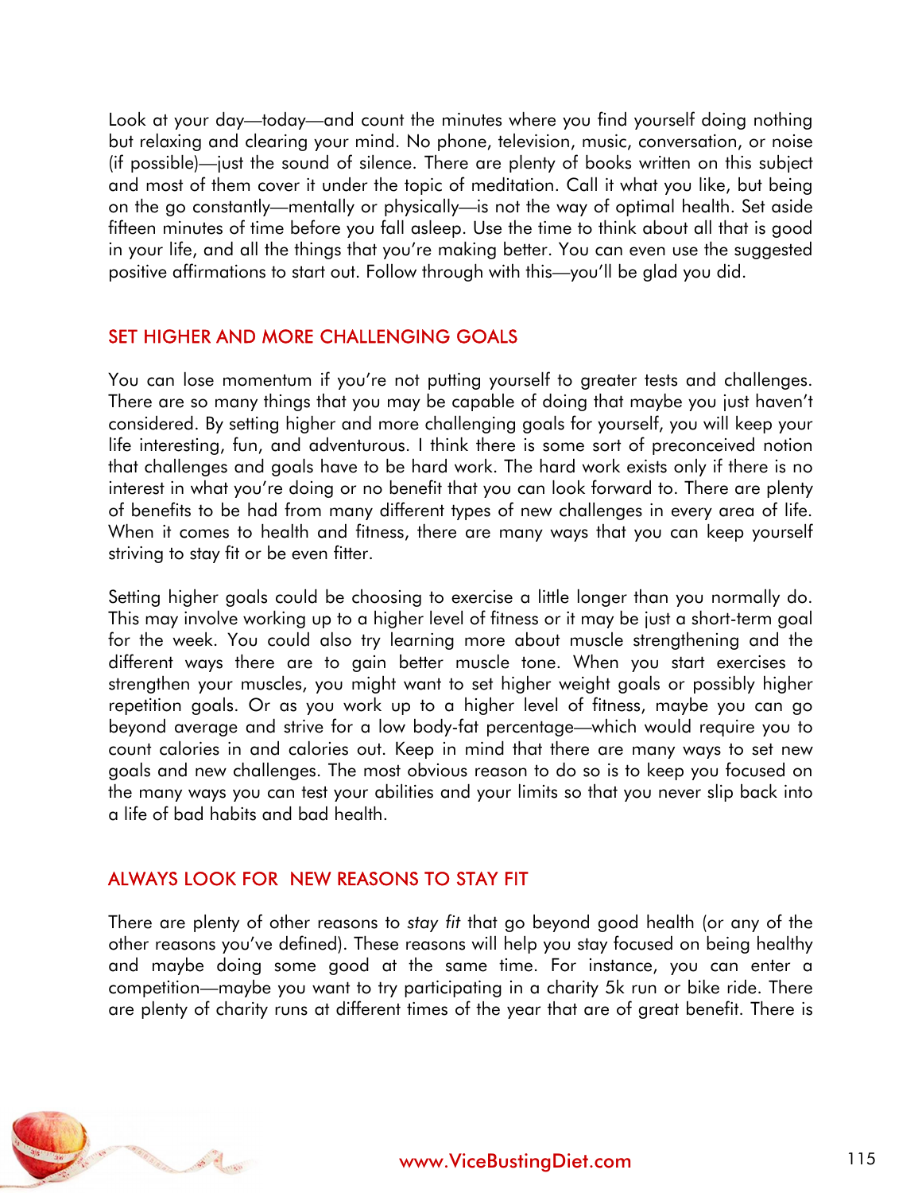Look at your day—today—and count the minutes where you find yourself doing nothing but relaxing and clearing your mind. No phone, television, music, conversation, or noise (if possible)—just the sound of silence. There are plenty of books written on this subject and most of them cover it under the topic of meditation. Call it what you like, but being on the go constantly—mentally or physically—is not the way of optimal health. Set aside fifteen minutes of time before you fall asleep. Use the time to think about all that is good in your life, and all the things that you're making better. You can even use the suggested positive affirmations to start out. Follow through with this—you'll be glad you did.

## SET HIGHER AND MORE CHALLENGING GOALS

You can lose momentum if you're not putting yourself to greater tests and challenges. There are so many things that you may be capable of doing that maybe you just haven't considered. By setting higher and more challenging goals for yourself, you will keep your life interesting, fun, and adventurous. I think there is some sort of preconceived notion that challenges and goals have to be hard work. The hard work exists only if there is no interest in what you're doing or no benefit that you can look forward to. There are plenty of benefits to be had from many different types of new challenges in every area of life. When it comes to health and fitness, there are many ways that you can keep yourself striving to stay fit or be even fitter.

Setting higher goals could be choosing to exercise a little longer than you normally do. This may involve working up to a higher level of fitness or it may be just a short-term goal for the week. You could also try learning more about muscle strengthening and the different ways there are to gain better muscle tone. When you start exercises to strengthen your muscles, you might want to set higher weight goals or possibly higher repetition goals. Or as you work up to a higher level of fitness, maybe you can go beyond average and strive for a low body-fat percentage—which would require you to count calories in and calories out. Keep in mind that there are many ways to set new goals and new challenges. The most obvious reason to do so is to keep you focused on the many ways you can test your abilities and your limits so that you never slip back into a life of bad habits and bad health.

## ALWAYS LOOK FOR NEW REASONS TO STAY FIT

There are plenty of other reasons to *stay fit* that go beyond good health (or any of the other reasons you've defined). These reasons will help you stay focused on being healthy and maybe doing some good at the same time. For instance, you can enter a competition—maybe you want to try participating in a charity 5k run or bike ride. There are plenty of charity runs at different times of the year that are of great benefit. There is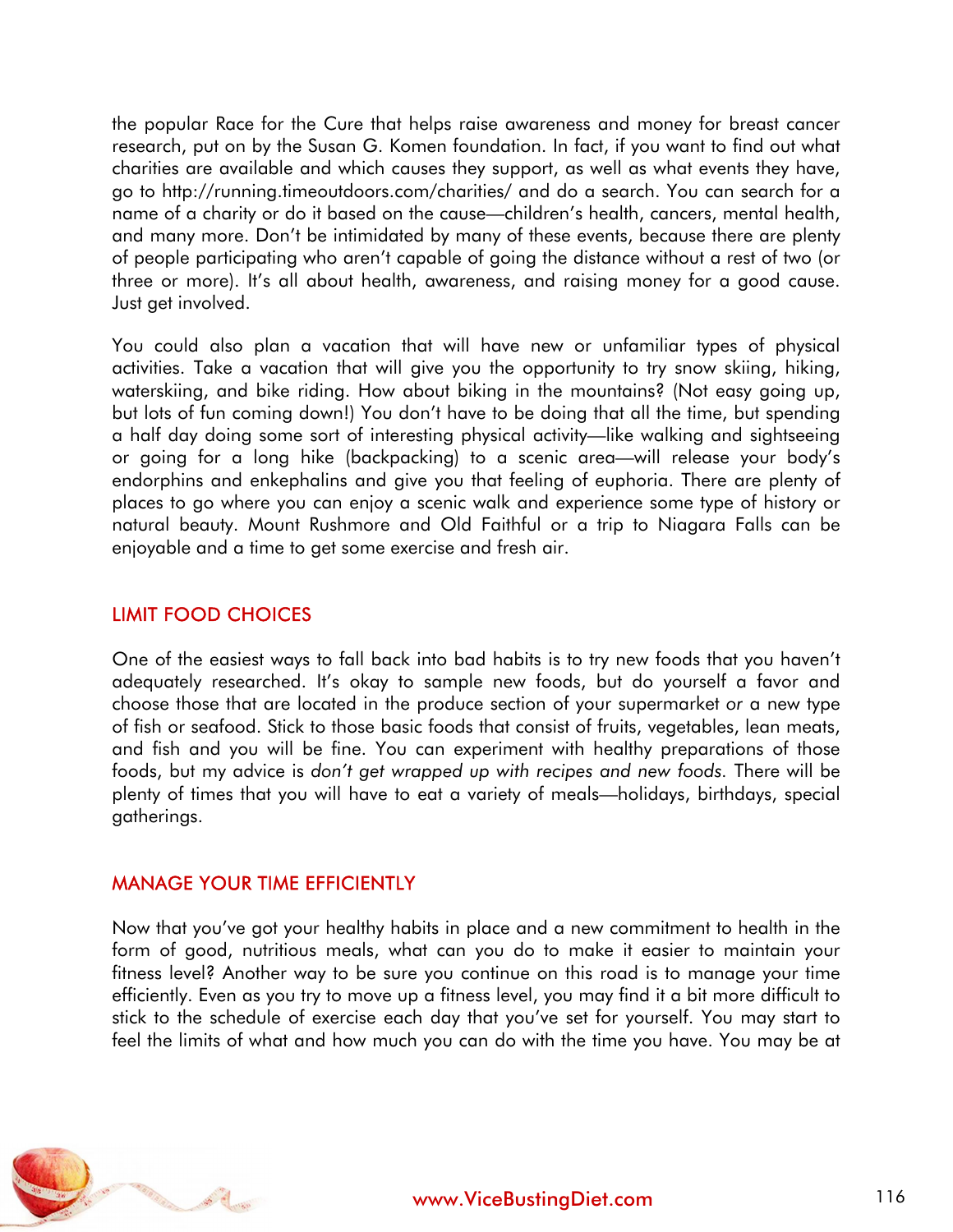the popular Race for the Cure that helps raise awareness and money for breast cancer research, put on by the Susan G. Komen foundation. In fact, if you want to find out what charities are available and which causes they support, as well as what events they have, go to http://running.timeoutdoors.com/charities/ and do a search. You can search for a name of a charity or do it based on the cause—children's health, cancers, mental health, and many more. Don't be intimidated by many of these events, because there are plenty of people participating who aren't capable of going the distance without a rest of two (or three or more). It's all about health, awareness, and raising money for a good cause. Just get involved.

You could also plan a vacation that will have new or unfamiliar types of physical activities. Take a vacation that will give you the opportunity to try snow skiing, hiking, waterskiing, and bike riding. How about biking in the mountains? (Not easy going up, but lots of fun coming down!) You don't have to be doing that all the time, but spending a half day doing some sort of interesting physical activity—like walking and sightseeing or going for a long hike (backpacking) to a scenic area—will release your body's endorphins and enkephalins and give you that feeling of euphoria. There are plenty of places to go where you can enjoy a scenic walk and experience some type of history or natural beauty. Mount Rushmore and Old Faithful or a trip to Niagara Falls can be enjoyable and a time to get some exercise and fresh air.

## LIMIT FOOD CHOICES

One of the easiest ways to fall back into bad habits is to try new foods that you haven't adequately researched. It's okay to sample new foods, but do yourself a favor and choose those that are located in the produce section of your supermarket *or* a new type of fish or seafood. Stick to those basic foods that consist of fruits, vegetables, lean meats, and fish and you will be fine. You can experiment with healthy preparations of those foods, but my advice is *don't get wrapped up with recipes and new foods.* There will be plenty of times that you will have to eat a variety of meals—holidays, birthdays, special gatherings.

## MANAGE YOUR TIME EFFICIENTLY

Now that you've got your healthy habits in place and a new commitment to health in the form of good, nutritious meals, what can you do to make it easier to maintain your fitness level? Another way to be sure you continue on this road is to manage your time efficiently. Even as you try to move up a fitness level, you may find it a bit more difficult to stick to the schedule of exercise each day that you've set for yourself. You may start to feel the limits of what and how much you can do with the time you have. You may be at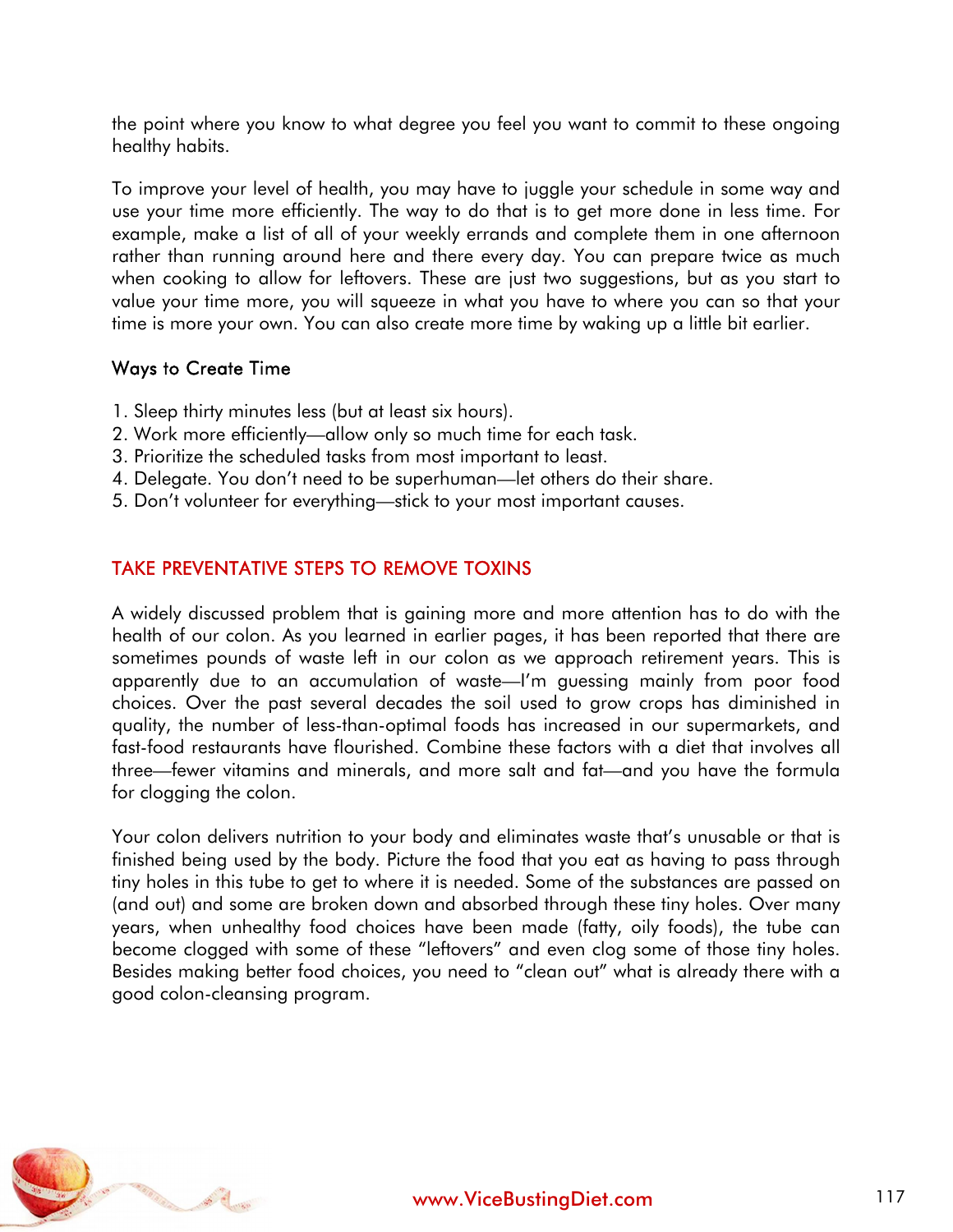the point where you know to what degree you feel you want to commit to these ongoing healthy habits.

To improve your level of health, you may have to juggle your schedule in some way and use your time more efficiently. The way to do that is to get more done in less time. For example, make a list of all of your weekly errands and complete them in one afternoon rather than running around here and there every day. You can prepare twice as much when cooking to allow for leftovers. These are just two suggestions, but as you start to value your time more, you will squeeze in what you have to where you can so that your time is more your own. You can also create more time by waking up a little bit earlier.

### Ways to Create Time

1. Sleep thirty minutes less (but at least six hours).
2. Work more efficiently—allow only so much time for each task.
3. Prioritize the scheduled tasks from most important to least.
4. Delegate. You don't need to be superhuman—let others do their share.
5. Don't volunteer for everything—stick to your most important causes.

## TAKE PREVENTATIVE STEPS TO REMOVE TOXINS

A widely discussed problem that is gaining more and more attention has to do with the health of our colon. As you learned in earlier pages, it has been reported that there are sometimes pounds of waste left in our colon as we approach retirement years. This is apparently due to an accumulation of waste—I'm guessing mainly from poor food choices. Over the past several decades the soil used to grow crops has diminished in quality, the number of less-than-optimal foods has increased in our supermarkets, and fast-food restaurants have flourished. Combine these factors with a diet that involves all three—fewer vitamins and minerals, and more salt and fat—and you have the formula for clogging the colon.

Your colon delivers nutrition to your body and eliminates waste that's unusable or that is finished being used by the body. Picture the food that you eat as having to pass through tiny holes in this tube to get to where it is needed. Some of the substances are passed on (and out) and some are broken down and absorbed through these tiny holes. Over many years, when unhealthy food choices have been made (fatty, oily foods), the tube can become clogged with some of these "leftovers" and even clog some of those tiny holes. Besides making better food choices, you need to "clean out" what is already there with a good colon-cleansing program.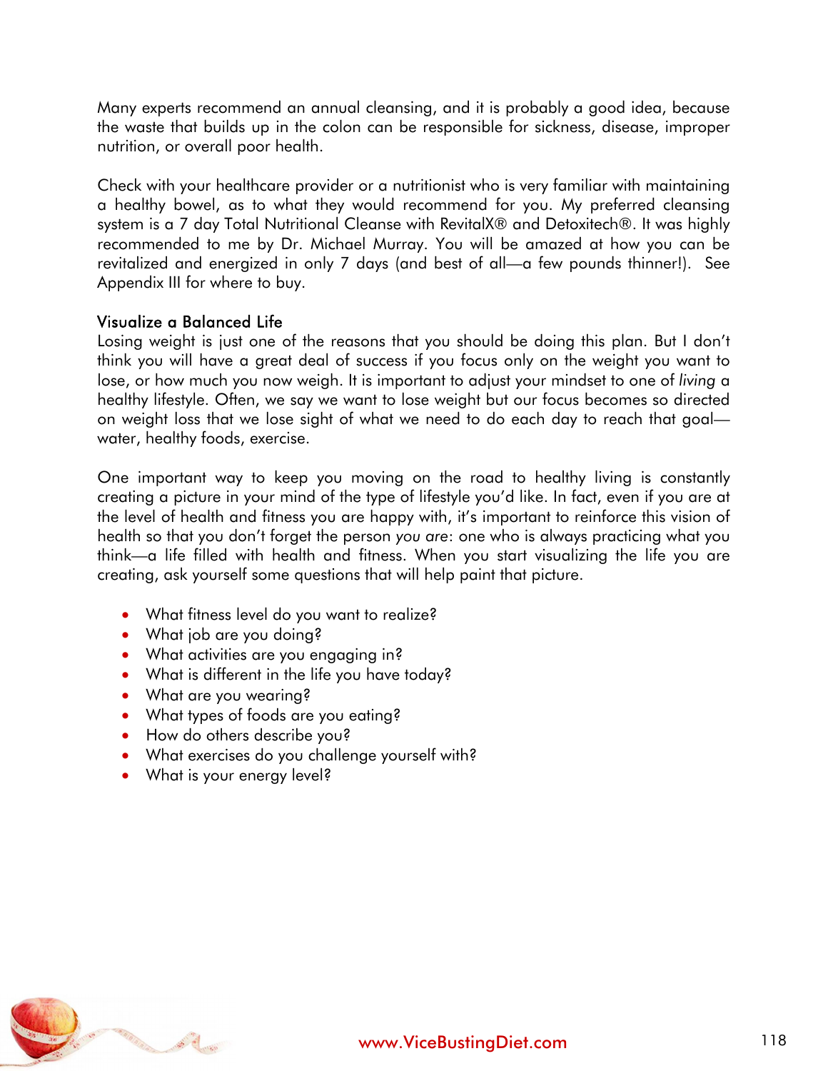Many experts recommend an annual cleansing, and it is probably a good idea, because the waste that builds up in the colon can be responsible for sickness, disease, improper nutrition, or overall poor health.

Check with your healthcare provider or a nutritionist who is very familiar with maintaining a healthy bowel, as to what they would recommend for you. My preferred cleansing system is a 7 day Total Nutritional Cleanse with RevitalX® and Detoxitech®. It was highly recommended to me by Dr. Michael Murray. You will be amazed at how you can be revitalized and energized in only 7 days (and best of all—a few pounds thinner!). See Appendix III for where to buy.

### Visualize a Balanced Life

Losing weight is just one of the reasons that you should be doing this plan. But I don't think you will have a great deal of success if you focus only on the weight you want to lose, or how much you now weigh. It is important to adjust your mindset to one of *living* a healthy lifestyle. Often, we say we want to lose weight but our focus becomes so directed on weight loss that we lose sight of what we need to do each day to reach that goal—water, healthy foods, exercise.

One important way to keep you moving on the road to healthy living is constantly creating a picture in your mind of the type of lifestyle you'd like. In fact, even if you are at the level of health and fitness you are happy with, it's important to reinforce this vision of health so that you don't forget the person *you are*: one who is always practicing what you think—a life filled with health and fitness. When you start visualizing the life you are creating, ask yourself some questions that will help paint that picture.

- What fitness level do you want to realize?
- What job are you doing?
- What activities are you engaging in?
- What is different in the life you have today?
- What are you wearing?
- What types of foods are you eating?
- How do others describe you?
- What exercises do you challenge yourself with?
- What is your energy level?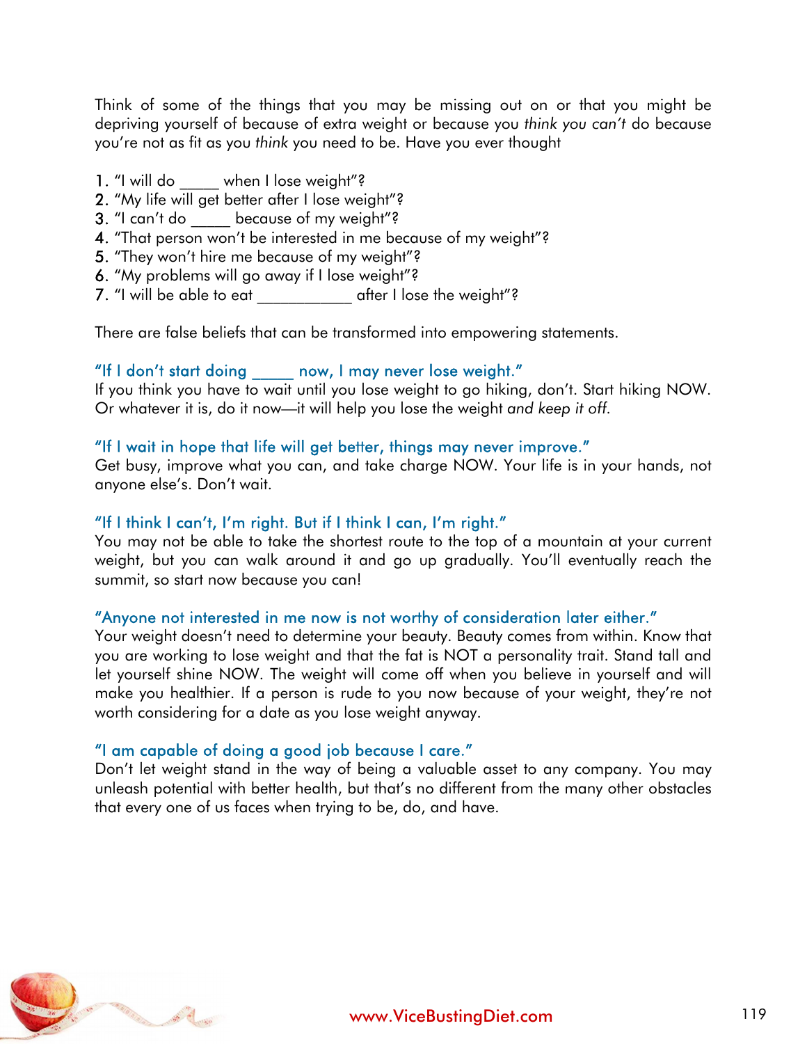Think of some of the things that you may be missing out on or that you might be depriving yourself of because of extra weight or because you *think you can't* do because you're not as fit as you *think* you need to be. Have you ever thought

1. "I will do _____ when I lose weight"?
2. "My life will get better after I lose weight"?
3. "I can't do _____ because of my weight"?
4. "That person won't be interested in me because of my weight"?
5. "They won't hire me because of my weight"?
6. "My problems will go away if I lose weight"?
7. "I will be able to eat ___________ after I lose the weight"?

There are false beliefs that can be transformed into empowering statements.

### "If I don't start doing _____ now, I may never lose weight."

If you think you have to wait until you lose weight to go hiking, don't. Start hiking NOW. Or whatever it is, do it now—it will help you lose the weight *and keep it off*.

### "If I wait in hope that life will get better, things may never improve."

Get busy, improve what you can, and take charge NOW. Your life is in your hands, not anyone else's. Don't wait.

### "If I think I can't, I'm right. But if I think I can, I'm right."

You may not be able to take the shortest route to the top of a mountain at your current weight, but you can walk around it and go up gradually. You'll eventually reach the summit, so start now because you can!

### "Anyone not interested in me now is not worthy of consideration later either."

Your weight doesn't need to determine your beauty. Beauty comes from within. Know that you are working to lose weight and that the fat is NOT a personality trait. Stand tall and let yourself shine NOW. The weight will come off when you believe in yourself and will make you healthier. If a person is rude to you now because of your weight, they're not worth considering for a date as you lose weight anyway.

### "I am capable of doing a good job because I care."

Don't let weight stand in the way of being a valuable asset to any company. You may unleash potential with better health, but that's no different from the many other obstacles that every one of us faces when trying to be, do, and have.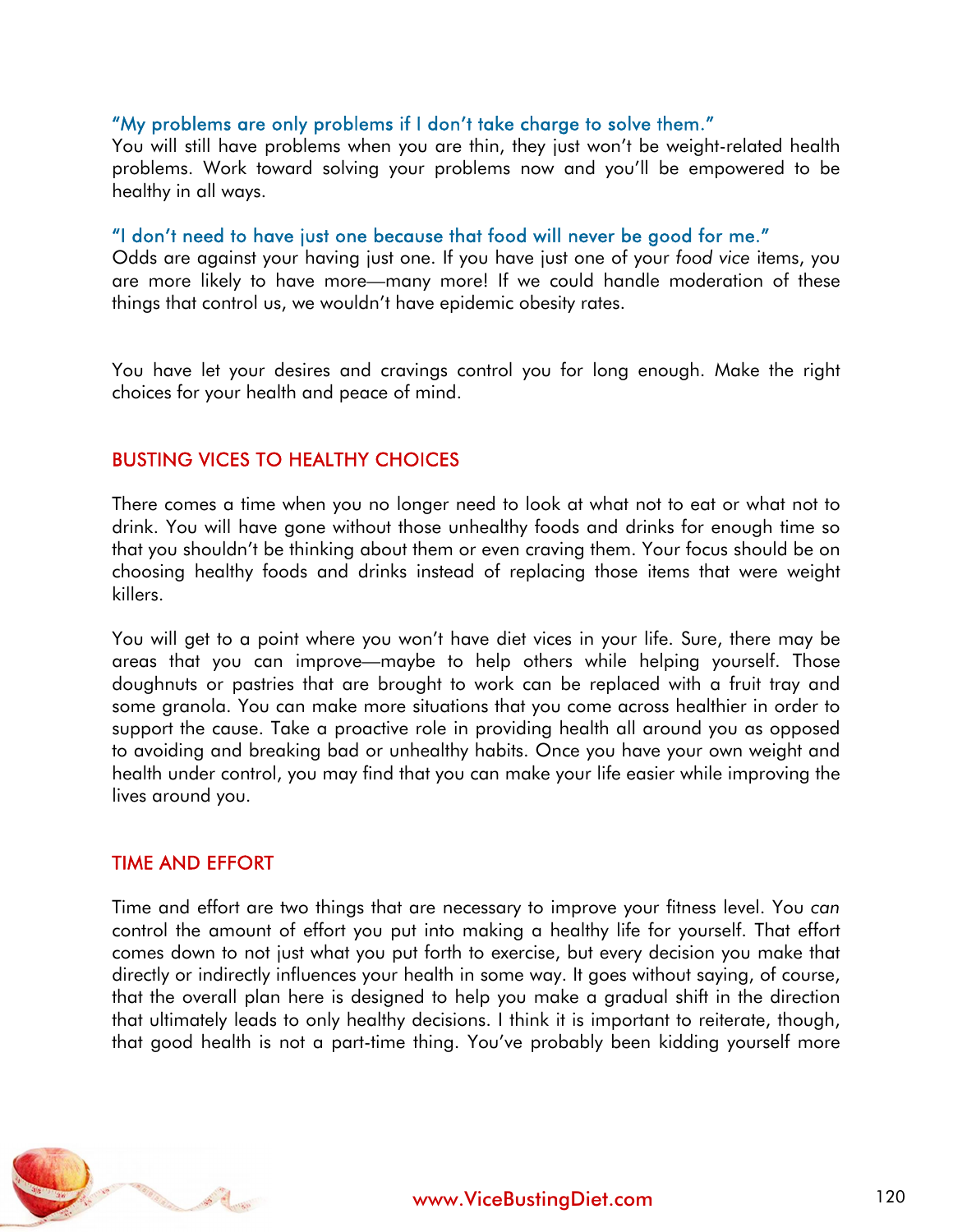**"My problems are only problems if I don't take charge to solve them."**
You will still have problems when you are thin, they just won't be weight-related health problems. Work toward solving your problems now and you'll be empowered to be healthy in all ways.

**"I don't need to have just one because that food will never be good for me."**
Odds are against your having just one. If you have just one of your *food vice* items, you are more likely to have more—many more! If we could handle moderation of these things that control us, we wouldn't have epidemic obesity rates.

You have let your desires and cravings control you for long enough. Make the right choices for your health and peace of mind.

## BUSTING VICES TO HEALTHY CHOICES

There comes a time when you no longer need to look at what not to eat or what not to drink. You will have gone without those unhealthy foods and drinks for enough time so that you shouldn't be thinking about them or even craving them. Your focus should be on choosing healthy foods and drinks instead of replacing those items that were weight killers.

You will get to a point where you won't have diet vices in your life. Sure, there may be areas that you can improve—maybe to help others while helping yourself. Those doughnuts or pastries that are brought to work can be replaced with a fruit tray and some granola. You can make more situations that you come across healthier in order to support the cause. Take a proactive role in providing health all around you as opposed to avoiding and breaking bad or unhealthy habits. Once you have your own weight and health under control, you may find that you can make your life easier while improving the lives around you.

## TIME AND EFFORT

Time and effort are two things that are necessary to improve your fitness level. You *can* control the amount of effort you put into making a healthy life for yourself. That effort comes down to not just what you put forth to exercise, but every decision you make that directly or indirectly influences your health in some way. It goes without saying, of course, that the overall plan here is designed to help you make a gradual shift in the direction that ultimately leads to only healthy decisions. I think it is important to reiterate, though, that good health is not a part-time thing. You've probably been kidding yourself more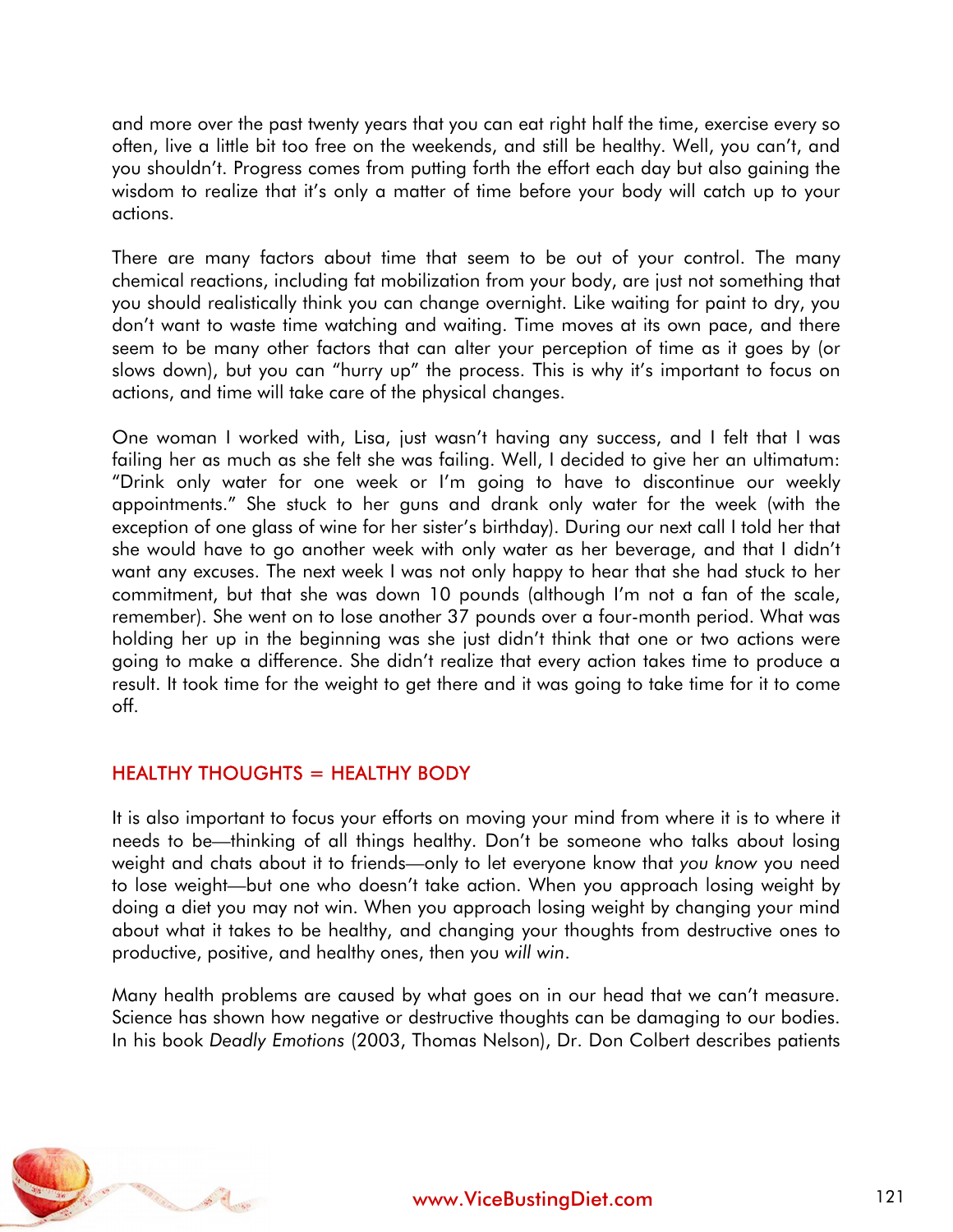and more over the past twenty years that you can eat right half the time, exercise every so often, live a little bit too free on the weekends, and still be healthy. Well, you can't, and you shouldn't. Progress comes from putting forth the effort each day but also gaining the wisdom to realize that it's only a matter of time before your body will catch up to your actions.

There are many factors about time that seem to be out of your control. The many chemical reactions, including fat mobilization from your body, are just not something that you should realistically think you can change overnight. Like waiting for paint to dry, you don't want to waste time watching and waiting. Time moves at its own pace, and there seem to be many other factors that can alter your perception of time as it goes by (or slows down), but you can "hurry up" the process. This is why it's important to focus on actions, and time will take care of the physical changes.

One woman I worked with, Lisa, just wasn't having any success, and I felt that I was failing her as much as she felt she was failing. Well, I decided to give her an ultimatum: "Drink only water for one week or I'm going to have to discontinue our weekly appointments." She stuck to her guns and drank only water for the week (with the exception of one glass of wine for her sister's birthday). During our next call I told her that she would have to go another week with only water as her beverage, and that I didn't want any excuses. The next week I was not only happy to hear that she had stuck to her commitment, but that she was down 10 pounds (although I'm not a fan of the scale, remember). She went on to lose another 37 pounds over a four-month period. What was holding her up in the beginning was she just didn't think that one or two actions were going to make a difference. She didn't realize that every action takes time to produce a result. It took time for the weight to get there and it was going to take time for it to come off.

## HEALTHY THOUGHTS = HEALTHY BODY

It is also important to focus your efforts on moving your mind from where it is to where it needs to be—thinking of all things healthy. Don't be someone who talks about losing weight and chats about it to friends—only to let everyone know that *you know* you need to lose weight—but one who doesn't take action. When you approach losing weight by doing a diet you may not win. When you approach losing weight by changing your mind about what it takes to be healthy, and changing your thoughts from destructive ones to productive, positive, and healthy ones, then you *will win*.

Many health problems are caused by what goes on in our head that we can't measure. Science has shown how negative or destructive thoughts can be damaging to our bodies. In his book *Deadly Emotions* (2003, Thomas Nelson), Dr. Don Colbert describes patients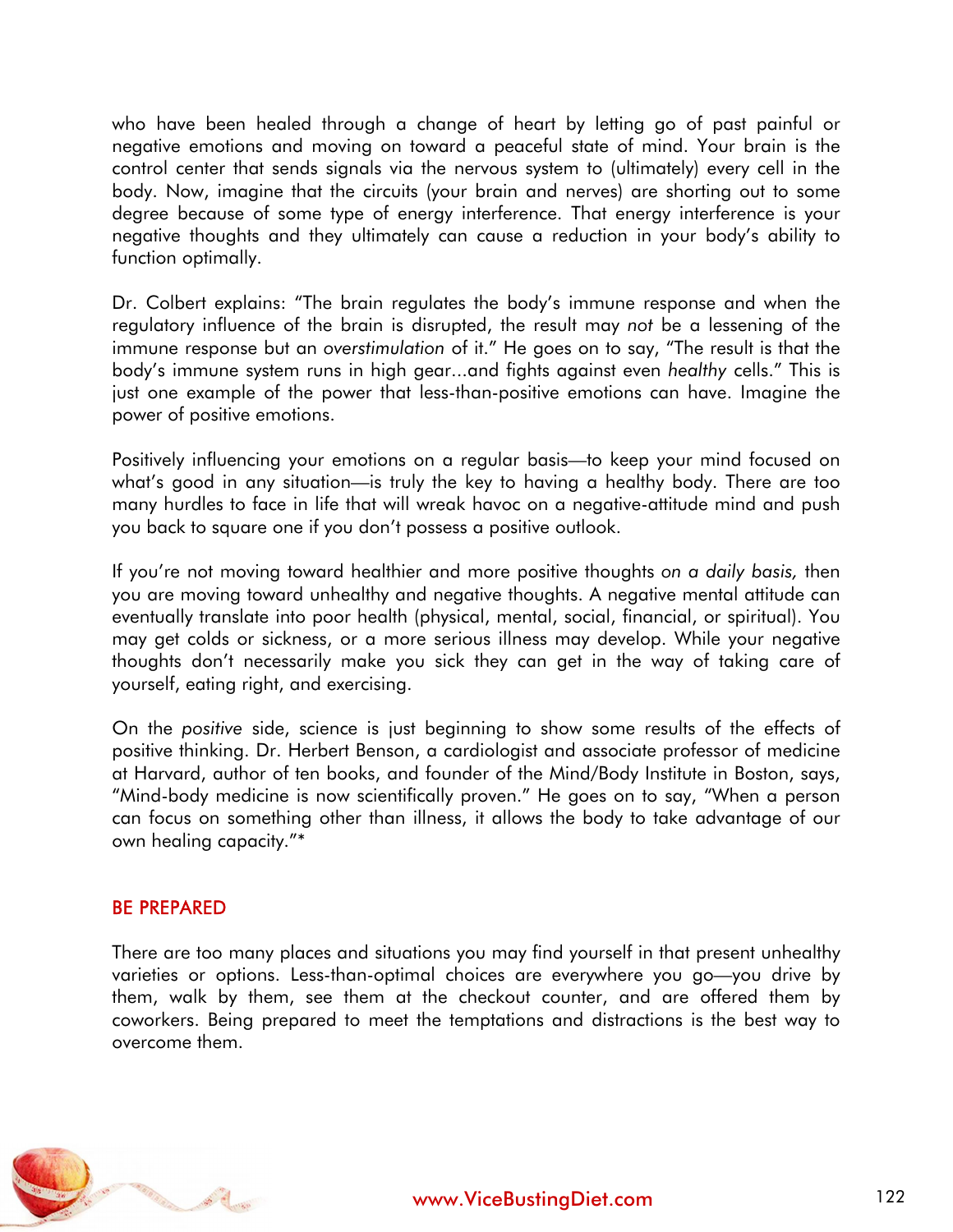who have been healed through a change of heart by letting go of past painful or negative emotions and moving on toward a peaceful state of mind. Your brain is the control center that sends signals via the nervous system to (ultimately) every cell in the body. Now, imagine that the circuits (your brain and nerves) are shorting out to some degree because of some type of energy interference. That energy interference is your negative thoughts and they ultimately can cause a reduction in your body's ability to function optimally.

Dr. Colbert explains: "The brain regulates the body's immune response and when the regulatory influence of the brain is disrupted, the result may *not* be a lessening of the immune response but an *overstimulation* of it." He goes on to say, "The result is that the body's immune system runs in high gear...and fights against even *healthy* cells." This is just one example of the power that less-than-positive emotions can have. Imagine the power of positive emotions.

Positively influencing your emotions on a regular basis—to keep your mind focused on what's good in any situation—is truly the key to having a healthy body. There are too many hurdles to face in life that will wreak havoc on a negative-attitude mind and push you back to square one if you don't possess a positive outlook.

If you're not moving toward healthier and more positive thoughts *on a daily basis,* then you are moving toward unhealthy and negative thoughts. A negative mental attitude can eventually translate into poor health (physical, mental, social, financial, or spiritual). You may get colds or sickness, or a more serious illness may develop. While your negative thoughts don't necessarily make you sick they can get in the way of taking care of yourself, eating right, and exercising.

On the *positive* side, science is just beginning to show some results of the effects of positive thinking. Dr. Herbert Benson, a cardiologist and associate professor of medicine at Harvard, author of ten books, and founder of the Mind/Body Institute in Boston, says, "Mind-body medicine is now scientifically proven." He goes on to say, "When a person can focus on something other than illness, it allows the body to take advantage of our own healing capacity."*

## BE PREPARED

There are too many places and situations you may find yourself in that present unhealthy varieties or options. Less-than-optimal choices are everywhere you go—you drive by them, walk by them, see them at the checkout counter, and are offered them by coworkers. Being prepared to meet the temptations and distractions is the best way to overcome them.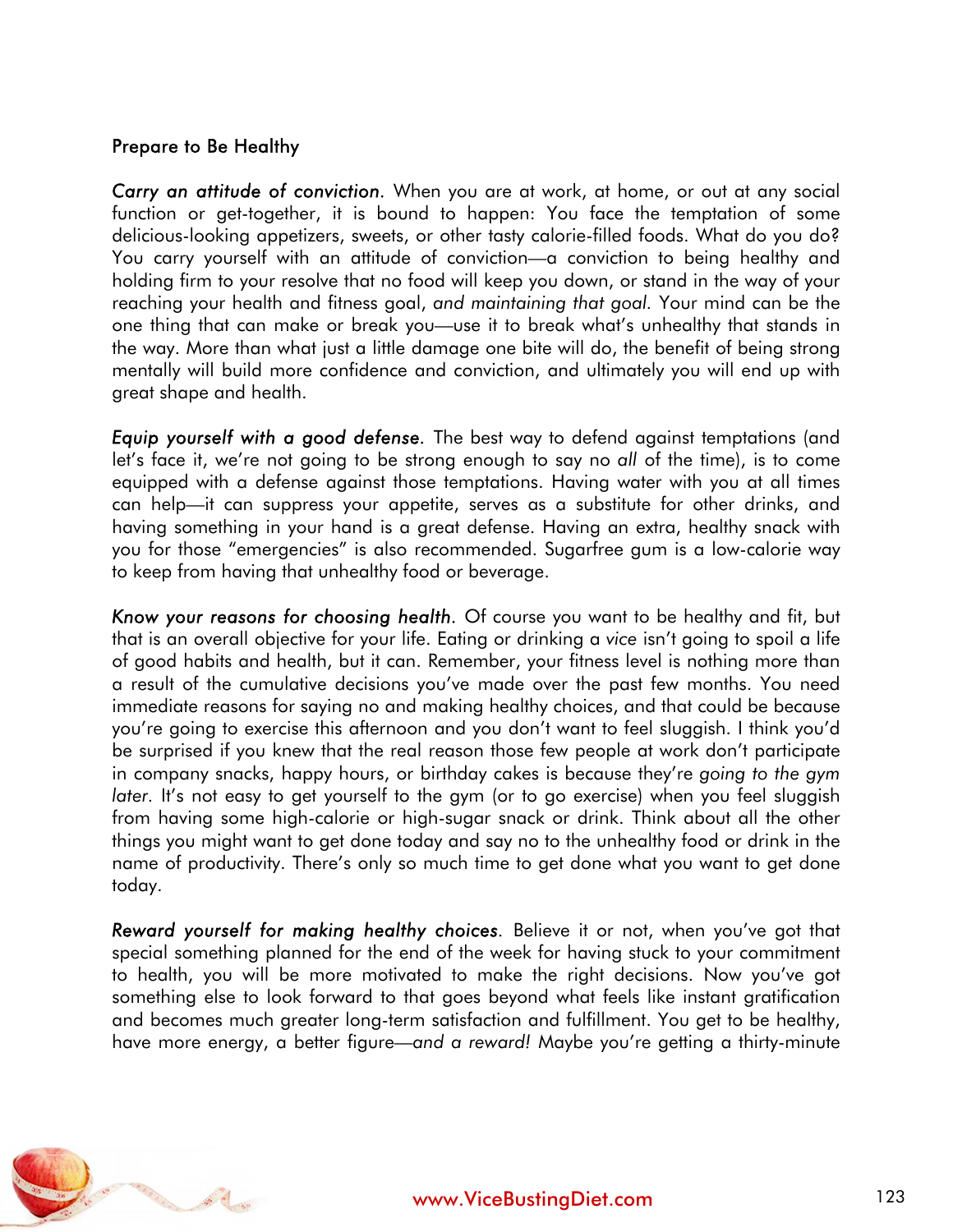Prepare to Be Healthy

*Carry an attitude of conviction*. When you are at work, at home, or out at any social function or get-together, it is bound to happen: You face the temptation of some delicious-looking appetizers, sweets, or other tasty calorie-filled foods. What do you do? You carry yourself with an attitude of conviction—a conviction to being healthy and holding firm to your resolve that no food will keep you down, or stand in the way of your reaching your health and fitness goal, *and maintaining that goal*. Your mind can be the one thing that can make or break you—use it to break what's unhealthy that stands in the way. More than what just a little damage one bite will do, the benefit of being strong mentally will build more confidence and conviction, and ultimately you will end up with great shape and health.

*Equip yourself with a good defense*. The best way to defend against temptations (and let's face it, we're not going to be strong enough to say no *all* of the time), is to come equipped with a defense against those temptations. Having water with you at all times can help—it can suppress your appetite, serves as a substitute for other drinks, and having something in your hand is a great defense. Having an extra, healthy snack with you for those "emergencies" is also recommended. Sugarfree gum is a low-calorie way to keep from having that unhealthy food or beverage.

*Know your reasons for choosing health*. Of course you want to be healthy and fit, but that is an overall objective for your life. Eating or drinking a *vice* isn't going to spoil a life of good habits and health, but it can. Remember, your fitness level is nothing more than a result of the cumulative decisions you've made over the past few months. You need immediate reasons for saying no and making healthy choices, and that could be because you're going to exercise this afternoon and you don't want to feel sluggish. I think you'd be surprised if you knew that the real reason those few people at work don't participate in company snacks, happy hours, or birthday cakes is because they're *going to the gym later*. It's not easy to get yourself to the gym (or to go exercise) when you feel sluggish from having some high-calorie or high-sugar snack or drink. Think about all the other things you might want to get done today and say no to the unhealthy food or drink in the name of productivity. There's only so much time to get done what you want to get done today.

*Reward yourself for making healthy choices*. Believe it or not, when you've got that special something planned for the end of the week for having stuck to your commitment to health, you will be more motivated to make the right decisions. Now you've got something else to look forward to that goes beyond what feels like instant gratification and becomes much greater long-term satisfaction and fulfillment. You get to be healthy, have more energy, a better figure—*and a reward!* Maybe you're getting a thirty-minute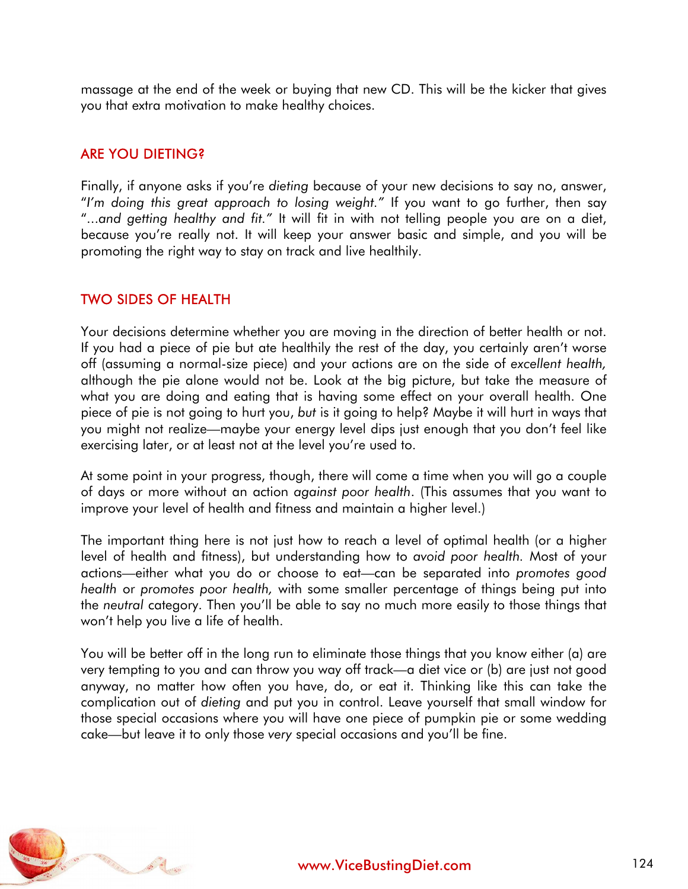massage at the end of the week or buying that new CD. This will be the kicker that gives you that extra motivation to make healthy choices.

## ARE YOU DIETING?

Finally, if anyone asks if you're *dieting* because of your new decisions to say no, answer, "*I'm doing this great approach to losing weight.*" If you want to go further, then say "*...and getting healthy and fit.*" It will fit in with not telling people you are on a diet, because you're really not. It will keep your answer basic and simple, and you will be promoting the right way to stay on track and live healthily.

## TWO SIDES OF HEALTH

Your decisions determine whether you are moving in the direction of better health or not. If you had a piece of pie but ate healthily the rest of the day, you certainly aren't worse off (assuming a normal-size piece) and your actions are on the side of *excellent health,* although the pie alone would not be. Look at the big picture, but take the measure of what you are doing and eating that is having some effect on your overall health. One piece of pie is not going to hurt you, *but* is it going to help? Maybe it will hurt in ways that you might not realize—maybe your energy level dips just enough that you don't feel like exercising later, or at least not at the level you're used to.

At some point in your progress, though, there will come a time when you will go a couple of days or more without an action *against poor health*. (This assumes that you want to improve your level of health and fitness and maintain a higher level.)

The important thing here is not just how to reach a level of optimal health (or a higher level of health and fitness), but understanding how to *avoid poor health*. Most of your actions—either what you do or choose to eat—can be separated into *promotes good health* or *promotes poor health,* with some smaller percentage of things being put into the *neutral* category. Then you'll be able to say no much more easily to those things that won't help you live a life of health.

You will be better off in the long run to eliminate those things that you know either (a) are very tempting to you and can throw you way off track—a diet vice or (b) are just not good anyway, no matter how often you have, do, or eat it. Thinking like this can take the complication out of *dieting* and put you in control. Leave yourself that small window for those special occasions where you will have one piece of pumpkin pie or some wedding cake—but leave it to only those *very* special occasions and you'll be fine.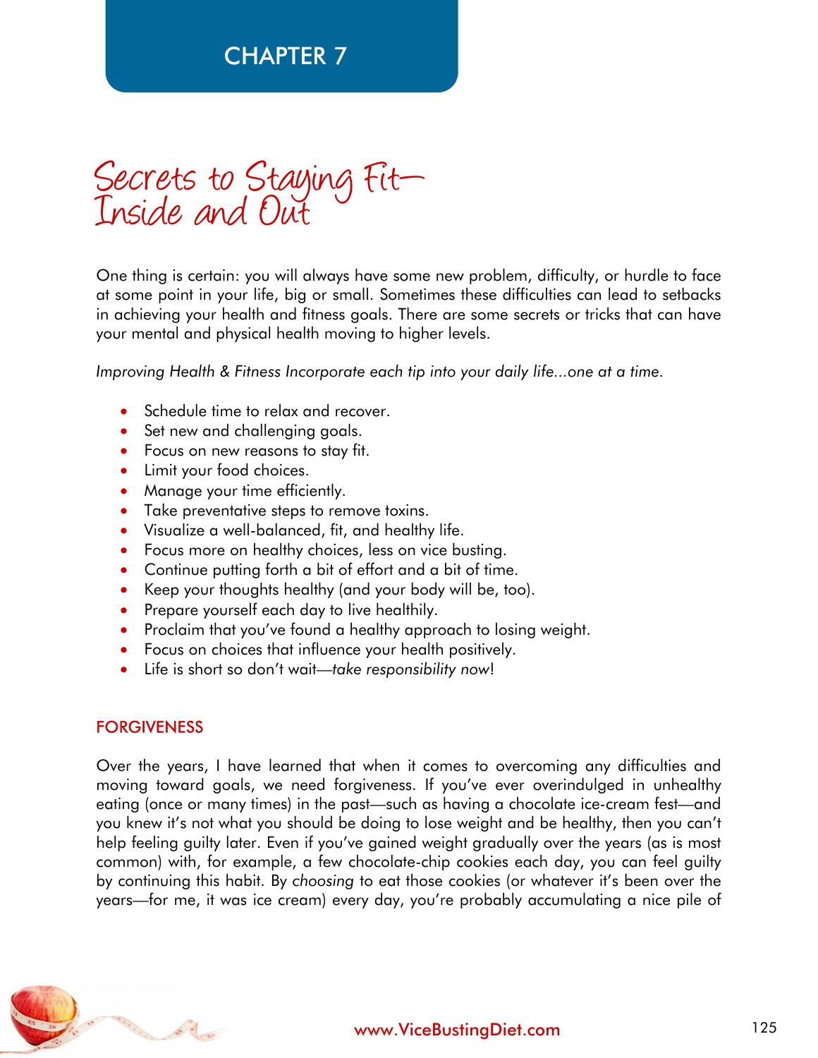## CHAPTER 7

# Secrets to Staying Fit— Inside and Out

One thing is certain: you will always have some new problem, difficulty, or hurdle to face at some point in your life, big or small. Sometimes these difficulties can lead to setbacks in achieving your health and fitness goals. There are some secrets or tricks that can have your mental and physical health moving to higher levels.

*Improving Health & Fitness Incorporate each tip into your daily life...one at a time.*

- Schedule time to relax and recover.
- Set new and challenging goals.
- Focus on new reasons to stay fit.
- Limit your food choices.
- Manage your time efficiently.
- Take preventative steps to remove toxins.
- Visualize a well-balanced, fit, and healthy life.
- Focus more on healthy choices, less on vice busting.
- Continue putting forth a bit of effort and a bit of time.
- Keep your thoughts healthy (and your body will be, too).
- Prepare yourself each day to live healthily.
- Proclaim that you've found a healthy approach to losing weight.
- Focus on choices that influence your health positively.
- Life is short so don't wait—*take responsibility now*!

### FORGIVENESS

Over the years, I have learned that when it comes to overcoming any difficulties and moving toward goals, we need forgiveness. If you've ever overindulged in unhealthy eating (once or many times) in the past—such as having a chocolate ice-cream fest—and you knew it's not what you should be doing to lose weight and be healthy, then you can't help feeling guilty later. Even if you've gained weight gradually over the years (as is most common) with, for example, a few chocolate-chip cookies each day, you can feel guilty by continuing this habit. By *choosing* to eat those cookies (or whatever it's been over the years—for me, it was ice cream) every day, you're probably accumulating a nice pile of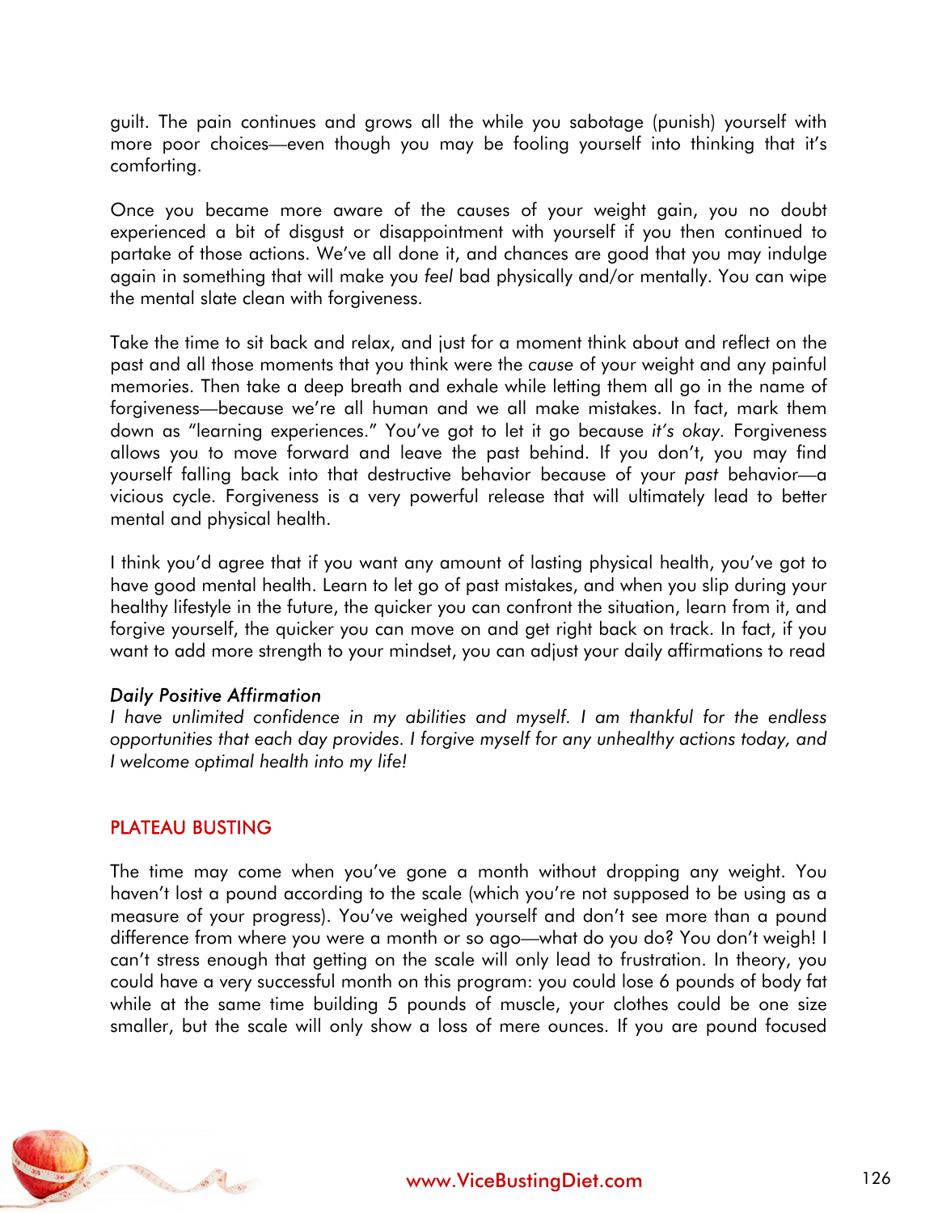guilt. The pain continues and grows all the while you sabotage (punish) yourself with more poor choices—even though you may be fooling yourself into thinking that it's comforting.

Once you became more aware of the causes of your weight gain, you no doubt experienced a bit of disgust or disappointment with yourself if you then continued to partake of those actions. We've all done it, and chances are good that you may indulge again in something that will make you *feel* bad physically and/or mentally. You can wipe the mental slate clean with forgiveness.

Take the time to sit back and relax, and just for a moment think about and reflect on the past and all those moments that you think were the *cause* of your weight and any painful memories. Then take a deep breath and exhale while letting them all go in the name of forgiveness—because we're all human and we all make mistakes. In fact, mark them down as "learning experiences." You've got to let it go because *it's okay.* Forgiveness allows you to move forward and leave the past behind. If you don't, you may find yourself falling back into that destructive behavior because of your *past* behavior—a vicious cycle. Forgiveness is a very powerful release that will ultimately lead to better mental and physical health.

I think you'd agree that if you want any amount of lasting physical health, you've got to have good mental health. Learn to let go of past mistakes, and when you slip during your healthy lifestyle in the future, the quicker you can confront the situation, learn from it, and forgive yourself, the quicker you can move on and get right back on track. In fact, if you want to add more strength to your mindset, you can adjust your daily affirmations to read

*Daily Positive Affirmation*
*I have unlimited confidence in my abilities and myself. I am thankful for the endless opportunities that each day provides. I forgive myself for any unhealthy actions today, and I welcome optimal health into my life!*

## PLATEAU BUSTING

The time may come when you've gone a month without dropping any weight. You haven't lost a pound according to the scale (which you're not supposed to be using as a measure of your progress). You've weighed yourself and don't see more than a pound difference from where you were a month or so ago—what do you do? You don't weigh! I can't stress enough that getting on the scale will only lead to frustration. In theory, you could have a very successful month on this program: you could lose 6 pounds of body fat while at the same time building 5 pounds of muscle, your clothes could be one size smaller, but the scale will only show a loss of mere ounces. If you are pound focused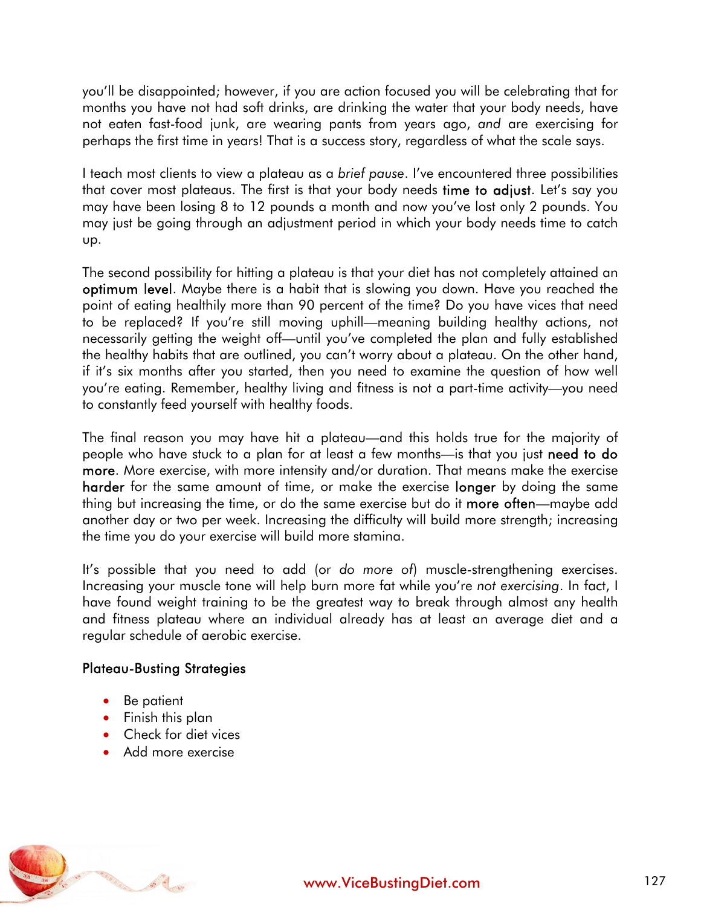you'll be disappointed; however, if you are action focused you will be celebrating that for months you have not had soft drinks, are drinking the water that your body needs, have not eaten fast-food junk, are wearing pants from years ago, *and* are exercising for perhaps the first time in years! That is a success story, regardless of what the scale says.

I teach most clients to view a plateau as a *brief pause*. I've encountered three possibilities that cover most plateaus. The first is that your body needs **time to adjust**. Let's say you may have been losing 8 to 12 pounds a month and now you've lost only 2 pounds. You may just be going through an adjustment period in which your body needs time to catch up.

The second possibility for hitting a plateau is that your diet has not completely attained an **optimum level**. Maybe there is a habit that is slowing you down. Have you reached the point of eating healthily more than 90 percent of the time? Do you have vices that need to be replaced? If you're still moving uphill—meaning building healthy actions, not necessarily getting the weight off—until you've completed the plan and fully established the healthy habits that are outlined, you can't worry about a plateau. On the other hand, if it's six months after you started, then you need to examine the question of how well you're eating. Remember, healthy living and fitness is not a part-time activity—you need to constantly feed yourself with healthy foods.

The final reason you may have hit a plateau—and this holds true for the majority of people who have stuck to a plan for at least a few months—is that you just **need to do more**. More exercise, with more intensity and/or duration. That means make the exercise **harder** for the same amount of time, or make the exercise **longer** by doing the same thing but increasing the time, or do the same exercise but do it **more often**—maybe add another day or two per week. Increasing the difficulty will build more strength; increasing the time you do your exercise will build more stamina.

It's possible that you need to add (or *do more of*) muscle-strengthening exercises. Increasing your muscle tone will help burn more fat while you're *not exercising*. In fact, I have found weight training to be the greatest way to break through almost any health and fitness plateau where an individual already has at least an average diet and a regular schedule of aerobic exercise.

### Plateau-Busting Strategies

- Be patient
- Finish this plan
- Check for diet vices
- Add more exercise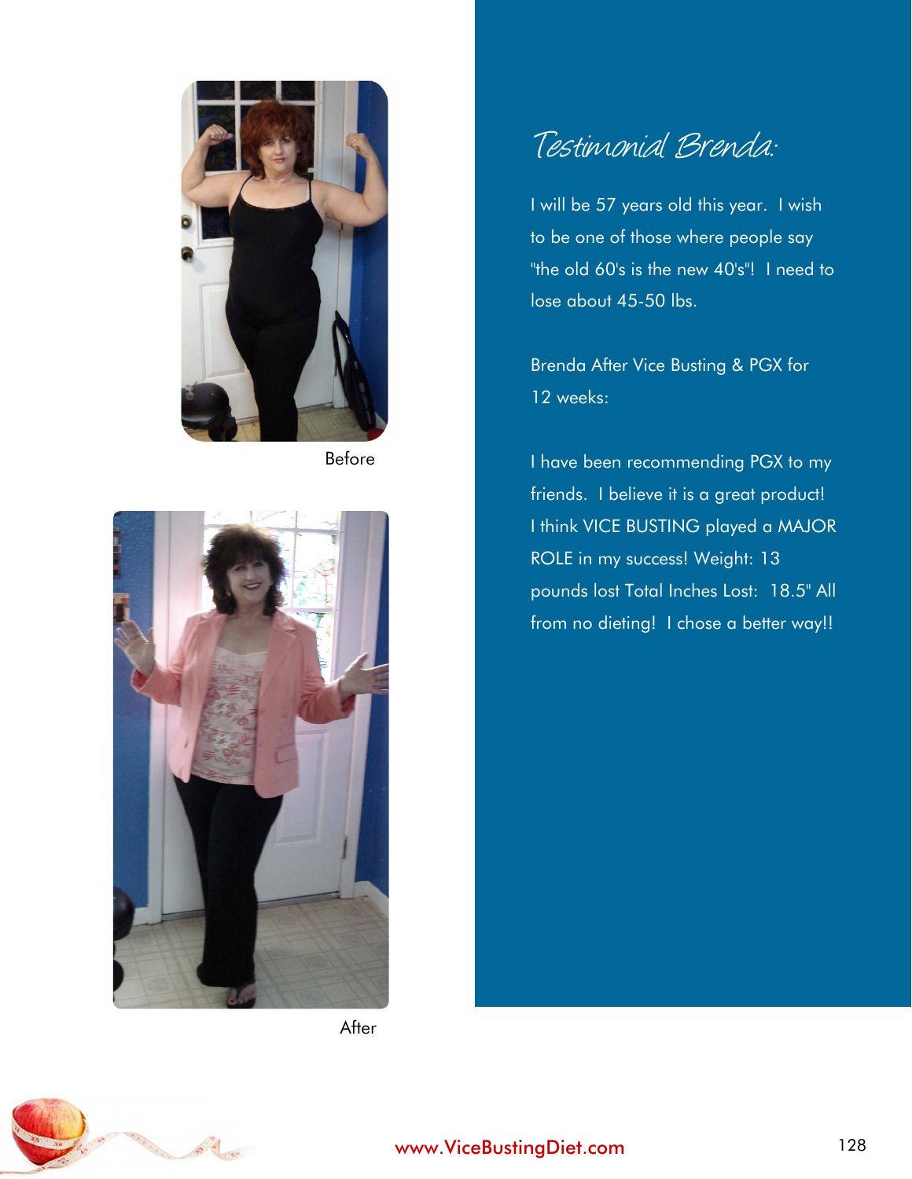Before

After

# Testimonial Brenda:

I will be 57 years old this year. I wish to be one of those where people say "the old 60's is the new 40's"! I need to lose about 45-50 lbs.

Brenda After Vice Busting & PGX for 12 weeks:

I have been recommending PGX to my friends. I believe it is a great product! I think VICE BUSTING played a MAJOR ROLE in my success! Weight: 13 pounds lost Total Inches Lost: 18.5" All from no dieting! I chose a better way!!

www.ViceBustingDiet.com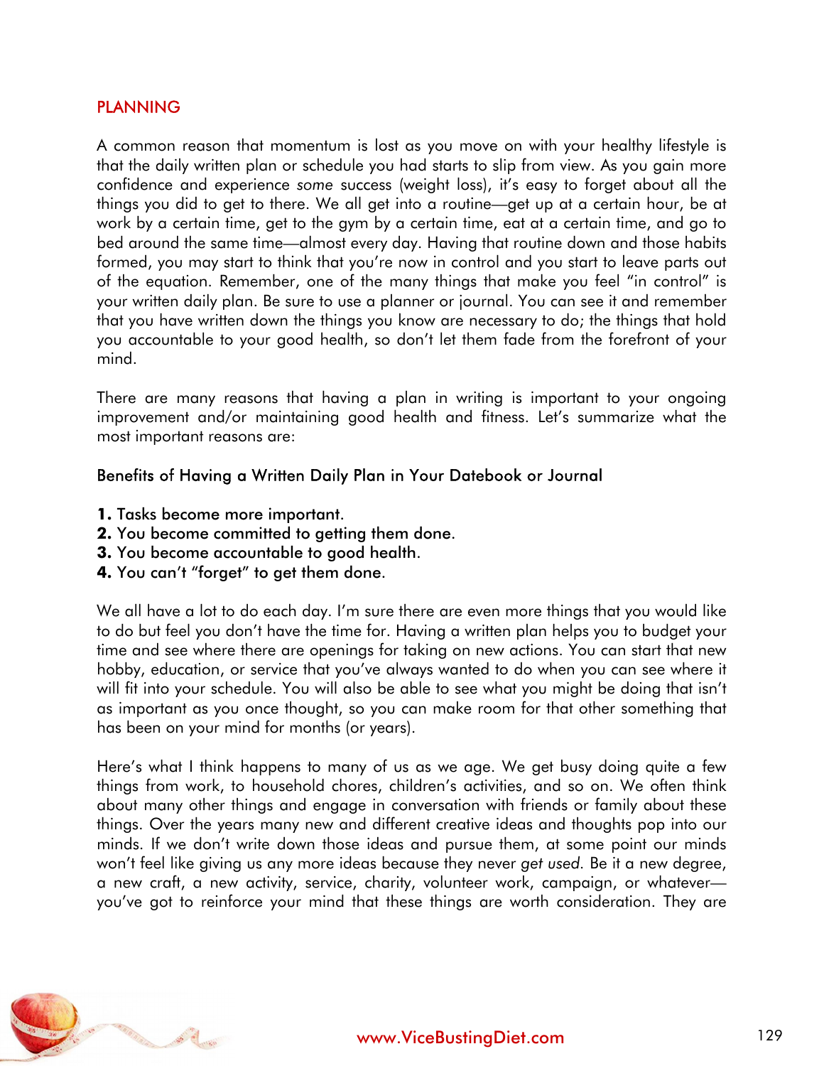## PLANNING

A common reason that momentum is lost as you move on with your healthy lifestyle is that the daily written plan or schedule you had starts to slip from view. As you gain more confidence and experience *some* success (weight loss), it's easy to forget about all the things you did to get to there. We all get into a routine—get up at a certain hour, be at work by a certain time, get to the gym by a certain time, eat at a certain time, and go to bed around the same time—almost every day. Having that routine down and those habits formed, you may start to think that you're now in control and you start to leave parts out of the equation. Remember, one of the many things that make you feel "in control" is your written daily plan. Be sure to use a planner or journal. You can see it and remember that you have written down the things you know are necessary to do; the things that hold you accountable to your good health, so don't let them fade from the forefront of your mind.

There are many reasons that having a plan in writing is important to your ongoing improvement and/or maintaining good health and fitness. Let's summarize what the most important reasons are:

### Benefits of Having a Written Daily Plan in Your Datebook or Journal

1. Tasks become more important.
2. You become committed to getting them done.
3. You become accountable to good health.
4. You can't "forget" to get them done.

We all have a lot to do each day. I'm sure there are even more things that you would like to do but feel you don't have the time for. Having a written plan helps you to budget your time and see where there are openings for taking on new actions. You can start that new hobby, education, or service that you've always wanted to do when you can see where it will fit into your schedule. You will also be able to see what you might be doing that isn't as important as you once thought, so you can make room for that other something that has been on your mind for months (or years).

Here's what I think happens to many of us as we age. We get busy doing quite a few things from work, to household chores, children's activities, and so on. We often think about many other things and engage in conversation with friends or family about these things. Over the years many new and different creative ideas and thoughts pop into our minds. If we don't write down those ideas and pursue them, at some point our minds won't feel like giving us any more ideas because they never *get used*. Be it a new degree, a new craft, a new activity, service, charity, volunteer work, campaign, or whatever—you've got to reinforce your mind that these things are worth consideration. They are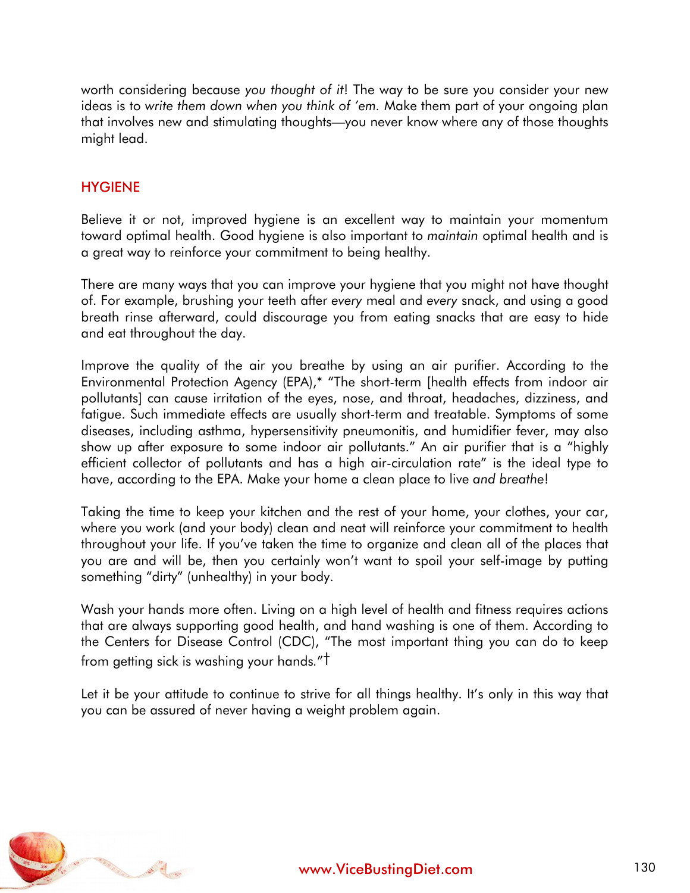worth considering because *you thought of it*! The way to be sure you consider your new ideas is to *write them down when you think of 'em*. Make them part of your ongoing plan that involves new and stimulating thoughts—you never know where any of those thoughts might lead.

## HYGIENE

Believe it or not, improved hygiene is an excellent way to maintain your momentum toward optimal health. Good hygiene is also important to *maintain* optimal health and is a great way to reinforce your commitment to being healthy.

There are many ways that you can improve your hygiene that you might not have thought of. For example, brushing your teeth after *every* meal and *every* snack, and using a good breath rinse afterward, could discourage you from eating snacks that are easy to hide and eat throughout the day.

Improve the quality of the air you breathe by using an air purifier. According to the Environmental Protection Agency (EPA),* "The short-term [health effects from indoor air pollutants] can cause irritation of the eyes, nose, and throat, headaches, dizziness, and fatigue. Such immediate effects are usually short-term and treatable. Symptoms of some diseases, including asthma, hypersensitivity pneumonitis, and humidifier fever, may also show up after exposure to some indoor air pollutants." An air purifier that is a "highly efficient collector of pollutants and has a high air-circulation rate" is the ideal type to have, according to the EPA. Make your home a clean place to live *and breathe*!

Taking the time to keep your kitchen and the rest of your home, your clothes, your car, where you work (and your body) clean and neat will reinforce your commitment to health throughout your life. If you've taken the time to organize and clean all of the places that you are and will be, then you certainly won't want to spoil your self-image by putting something "dirty" (unhealthy) in your body.

Wash your hands more often. Living on a high level of health and fitness requires actions that are always supporting good health, and hand washing is one of them. According to the Centers for Disease Control (CDC), "The most important thing you can do to keep from getting sick is washing your hands."†

Let it be your attitude to continue to strive for all things healthy. It's only in this way that you can be assured of never having a weight problem again.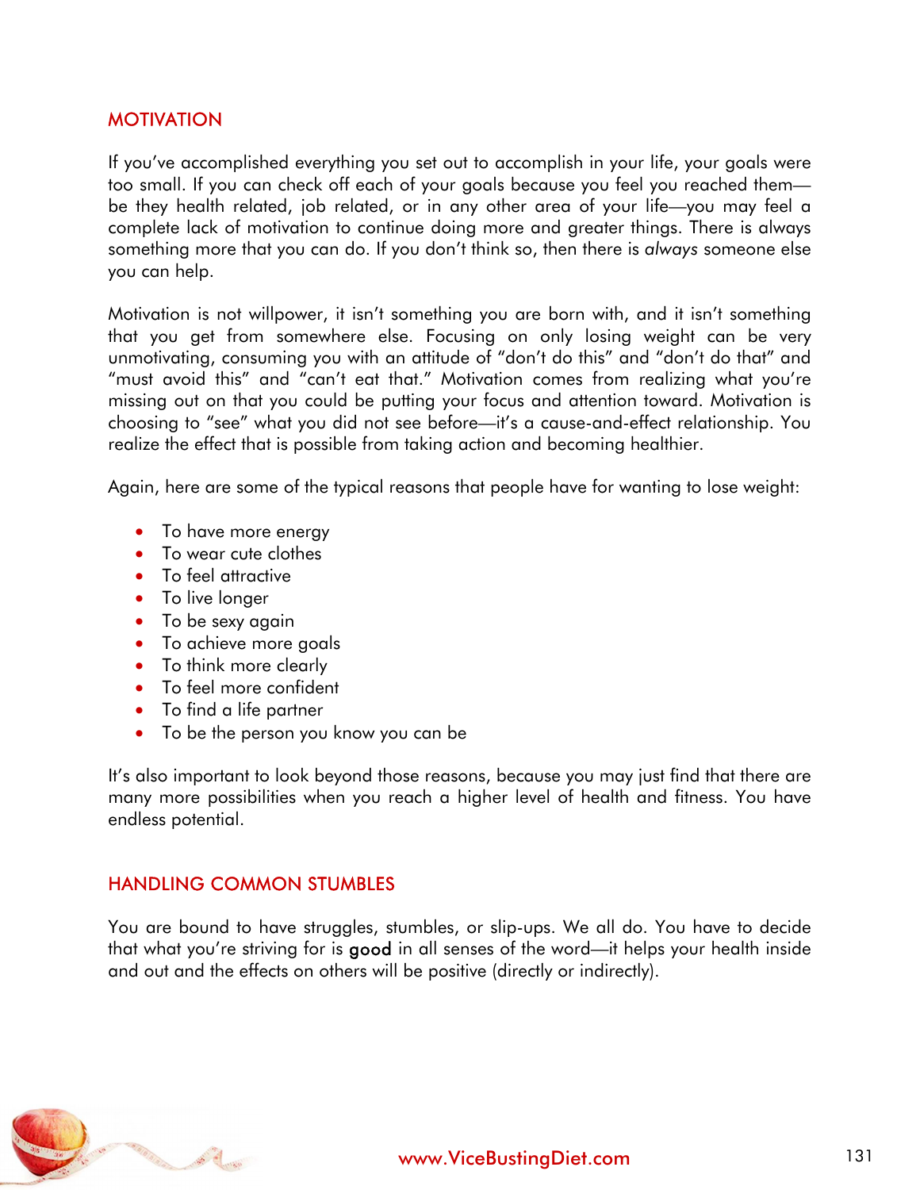## MOTIVATION

If you've accomplished everything you set out to accomplish in your life, your goals were too small. If you can check off each of your goals because you feel you reached them—be they health related, job related, or in any other area of your life—you may feel a complete lack of motivation to continue doing more and greater things. There is always something more that you can do. If you don't think so, then there is *always* someone else you can help.

Motivation is not willpower, it isn't something you are born with, and it isn't something that you get from somewhere else. Focusing on only losing weight can be very unmotivating, consuming you with an attitude of "don't do this" and "don't do that" and "must avoid this" and "can't eat that." Motivation comes from realizing what you're missing out on that you could be putting your focus and attention toward. Motivation is choosing to "see" what you did not see before—it's a cause-and-effect relationship. You realize the effect that is possible from taking action and becoming healthier.

Again, here are some of the typical reasons that people have for wanting to lose weight:

- To have more energy
- To wear cute clothes
- To feel attractive
- To live longer
- To be sexy again
- To achieve more goals
- To think more clearly
- To feel more confident
- To find a life partner
- To be the person you know you can be

It's also important to look beyond those reasons, because you may just find that there are many more possibilities when you reach a higher level of health and fitness. You have endless potential.

## HANDLING COMMON STUMBLES

You are bound to have struggles, stumbles, or slip-ups. We all do. You have to decide that what you're striving for is **good** in all senses of the word—it helps your health inside and out and the effects on others will be positive (directly or indirectly).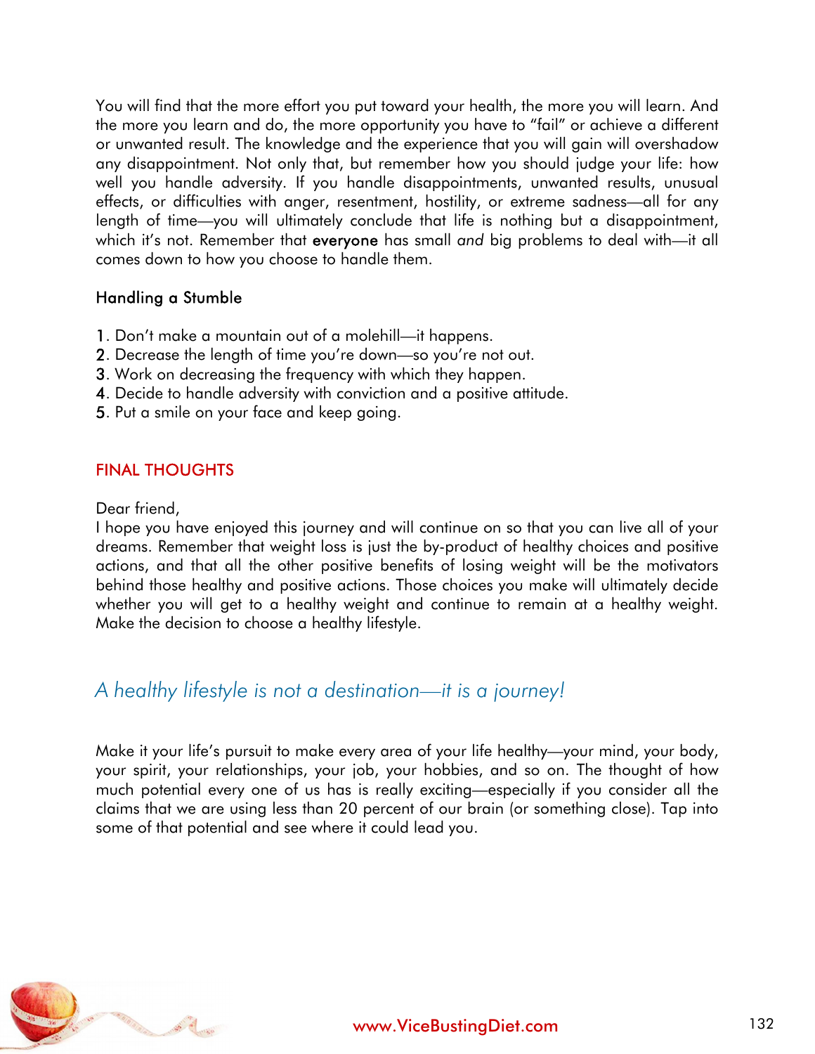You will find that the more effort you put toward your health, the more you will learn. And the more you learn and do, the more opportunity you have to "fail" or achieve a different or unwanted result. The knowledge and the experience that you will gain will overshadow any disappointment. Not only that, but remember how you should judge your life: how well you handle adversity. If you handle disappointments, unwanted results, unusual effects, or difficulties with anger, resentment, hostility, or extreme sadness—all for any length of time—you will ultimately conclude that life is nothing but a disappointment, which it's not. Remember that **everyone** has small *and* big problems to deal with—it all comes down to how you choose to handle them.

### Handling a Stumble

1. Don't make a mountain out of a molehill—it happens.
2. Decrease the length of time you're down—so you're not out.
3. Work on decreasing the frequency with which they happen.
4. Decide to handle adversity with conviction and a positive attitude.
5. Put a smile on your face and keep going.

## FINAL THOUGHTS

Dear friend,
I hope you have enjoyed this journey and will continue on so that you can live all of your dreams. Remember that weight loss is just the by-product of healthy choices and positive actions, and that all the other positive benefits of losing weight will be the motivators behind those healthy and positive actions. Those choices you make will ultimately decide whether you will get to a healthy weight and continue to remain at a healthy weight. Make the decision to choose a healthy lifestyle.

*A healthy lifestyle is not a destination—it is a journey!*

Make it your life's pursuit to make every area of your life healthy—your mind, your body, your spirit, your relationships, your job, your hobbies, and so on. The thought of how much potential every one of us has is really exciting—especially if you consider all the claims that we are using less than 20 percent of our brain (or something close). Tap into some of that potential and see where it could lead you.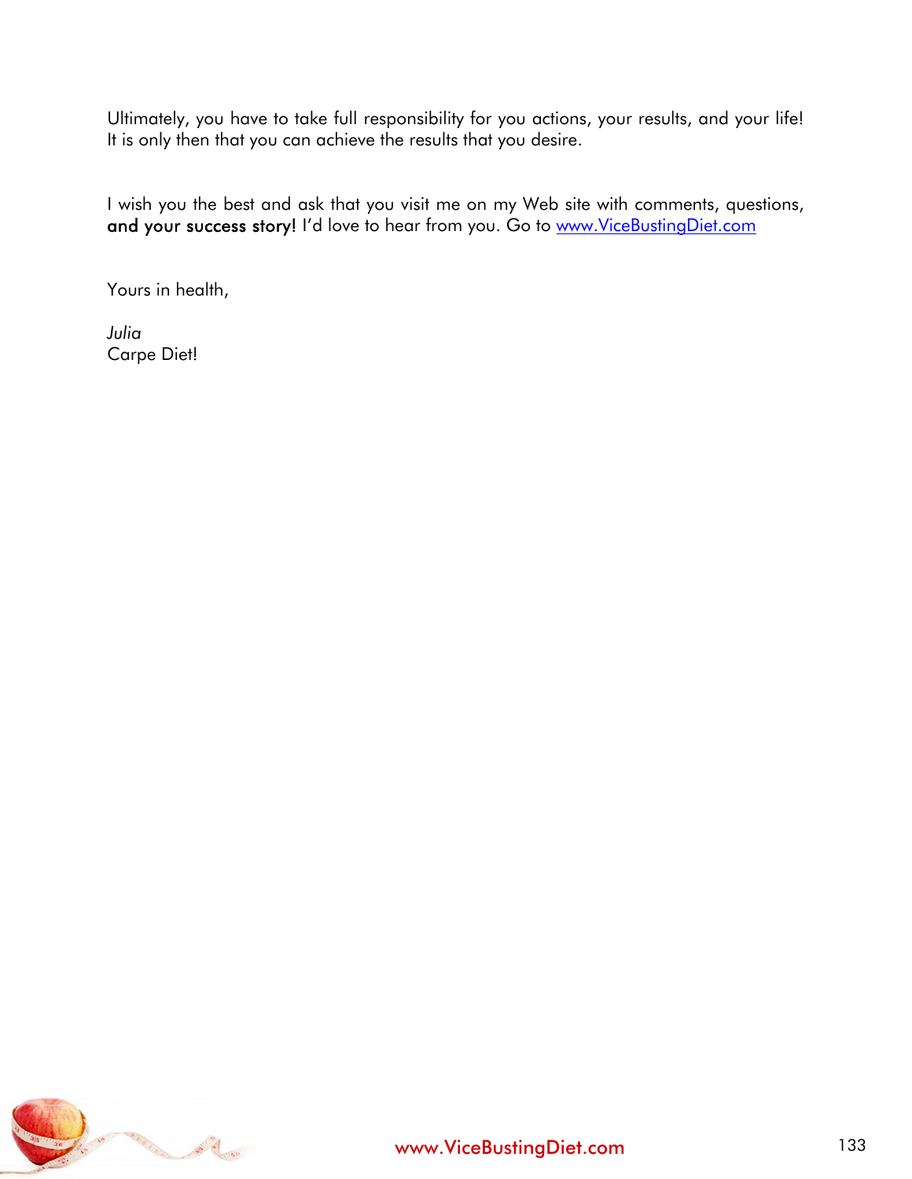Ultimately, you have to take full responsibility for you actions, your results, and your life! It is only then that you can achieve the results that you desire.

I wish you the best and ask that you visit me on my Web site with comments, questions, **and your success story!** I'd love to hear from you. Go to [www.ViceBustingDiet.com](http://www.ViceBustingDiet.com)

Yours in health,

*Julia*
Carpe Diet!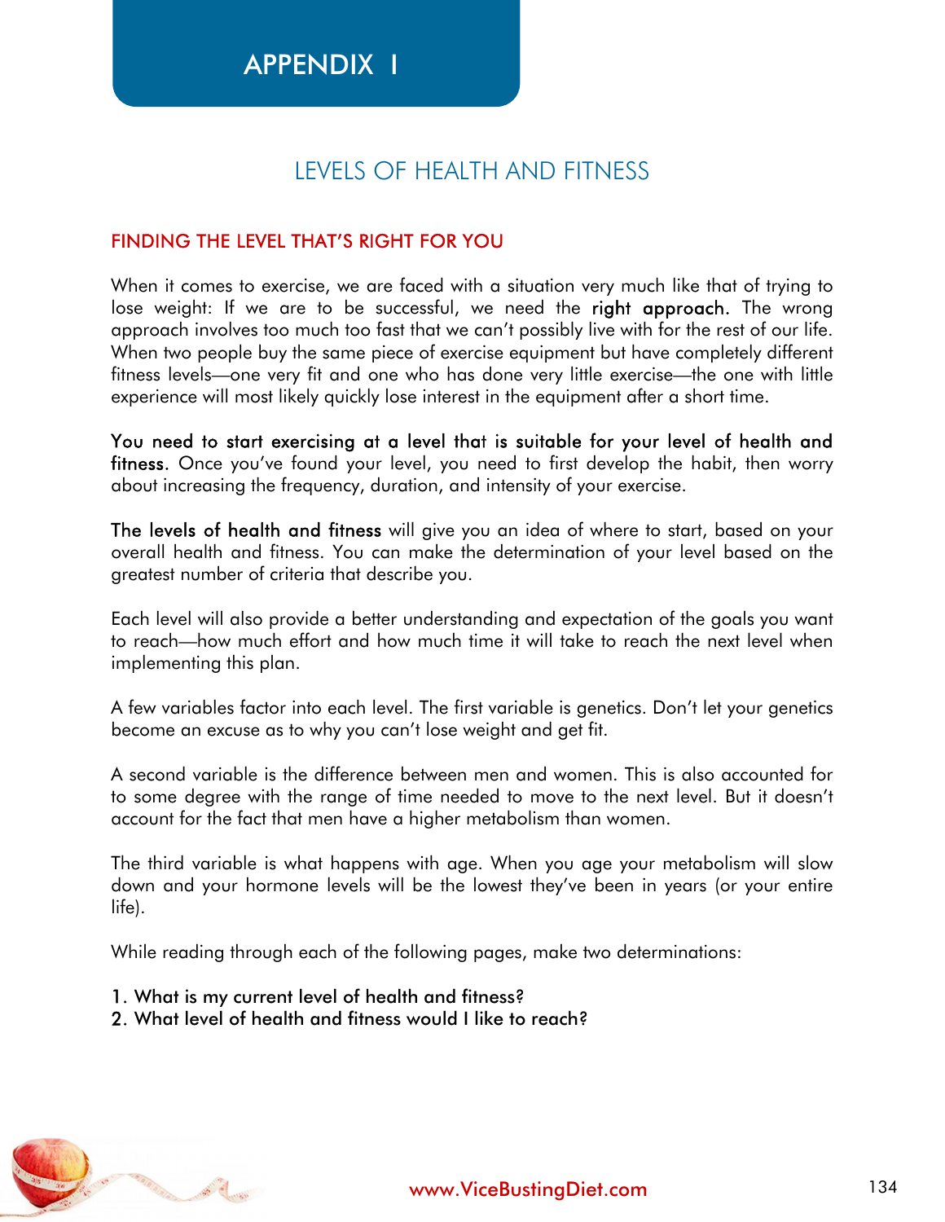# APPENDIX I

## LEVELS OF HEALTH AND FITNESS

### FINDING THE LEVEL THAT'S RIGHT FOR YOU

When it comes to exercise, we are faced with a situation very much like that of trying to lose weight: If we are to be successful, we need the **right approach.** The wrong approach involves too much too fast that we can't possibly live with for the rest of our life. When two people buy the same piece of exercise equipment but have completely different fitness levels—one very fit and one who has done very little exercise—the one with little experience will most likely quickly lose interest in the equipment after a short time.

**You need to start exercising at a level that is suitable for your level of health and fitness.** Once you've found your level, you need to first develop the habit, then worry about increasing the frequency, duration, and intensity of your exercise.

**The levels of health and fitness** will give you an idea of where to start, based on your overall health and fitness. You can make the determination of your level based on the greatest number of criteria that describe you.

Each level will also provide a better understanding and expectation of the goals you want to reach—how much effort and how much time it will take to reach the next level when implementing this plan.

A few variables factor into each level. The first variable is genetics. Don't let your genetics become an excuse as to why you can't lose weight and get fit.

A second variable is the difference between men and women. This is also accounted for to some degree with the range of time needed to move to the next level. But it doesn't account for the fact that men have a higher metabolism than women.

The third variable is what happens with age. When you age your metabolism will slow down and your hormone levels will be the lowest they've been in years (or your entire life).

While reading through each of the following pages, make two determinations:

1. **What is my current level of health and fitness?**
2. **What level of health and fitness would I like to reach?**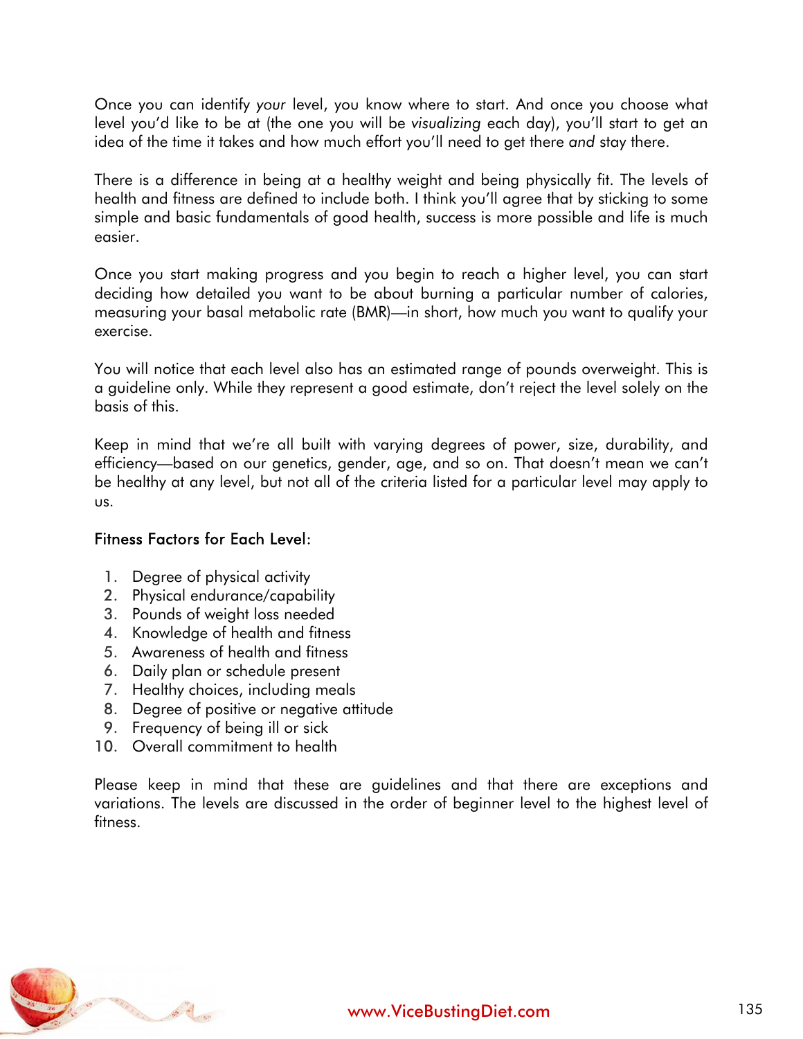Once you can identify *your* level, you know where to start. And once you choose what level you'd like to be at (the one you will be *visualizing* each day), you'll start to get an idea of the time it takes and how much effort you'll need to get there *and* stay there.

There is a difference in being at a healthy weight and being physically fit. The levels of health and fitness are defined to include both. I think you'll agree that by sticking to some simple and basic fundamentals of good health, success is more possible and life is much easier.

Once you start making progress and you begin to reach a higher level, you can start deciding how detailed you want to be about burning a particular number of calories, measuring your basal metabolic rate (BMR)—in short, how much you want to qualify your exercise.

You will notice that each level also has an estimated range of pounds overweight. This is a guideline only. While they represent a good estimate, don't reject the level solely on the basis of this.

Keep in mind that we're all built with varying degrees of power, size, durability, and efficiency—based on our genetics, gender, age, and so on. That doesn't mean we can't be healthy at any level, but not all of the criteria listed for a particular level may apply to us.

Fitness Factors for Each Level:

1. Degree of physical activity
2. Physical endurance/capability
3. Pounds of weight loss needed
4. Knowledge of health and fitness
5. Awareness of health and fitness
6. Daily plan or schedule present
7. Healthy choices, including meals
8. Degree of positive or negative attitude
9. Frequency of being ill or sick
10. Overall commitment to health

Please keep in mind that these are guidelines and that there are exceptions and variations. The levels are discussed in the order of beginner level to the highest level of fitness.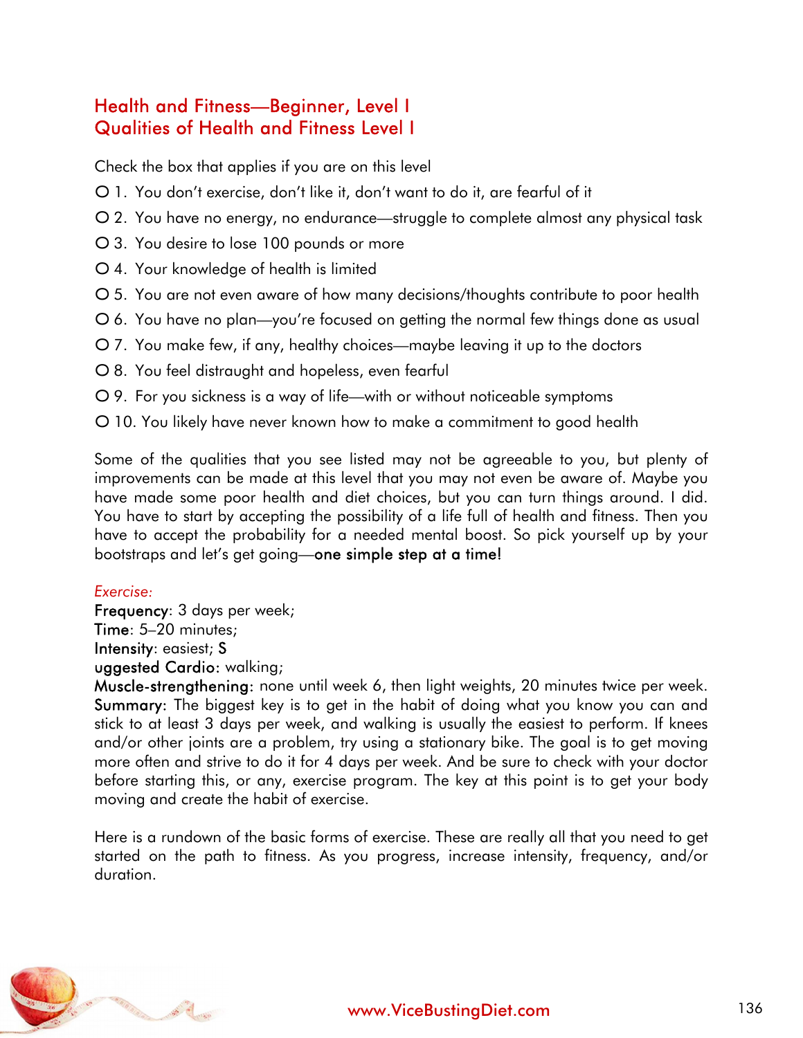## Health and Fitness—Beginner, Level I
## Qualities of Health and Fitness Level I

Check the box that applies if you are on this level

- O 1. You don't exercise, don't like it, don't want to do it, are fearful of it
- O 2. You have no energy, no endurance—struggle to complete almost any physical task
- O 3. You desire to lose 100 pounds or more
- O 4. Your knowledge of health is limited
- O 5. You are not even aware of how many decisions/thoughts contribute to poor health
- O 6. You have no plan—you're focused on getting the normal few things done as usual
- O 7. You make few, if any, healthy choices—maybe leaving it up to the doctors
- O 8. You feel distraught and hopeless, even fearful
- O 9. For you sickness is a way of life—with or without noticeable symptoms
- O 10. You likely have never known how to make a commitment to good health

Some of the qualities that you see listed may not be agreeable to you, but plenty of improvements can be made at this level that you may not even be aware of. Maybe you have made some poor health and diet choices, but you can turn things around. I did. You have to start by accepting the possibility of a life full of health and fitness. Then you have to accept the probability for a needed mental boost. So pick yourself up by your bootstraps and let's get going—**one simple step at a time!**

*Exercise:*

**Frequency**: 3 days per week;
**Time**: 5–20 minutes;
**Intensity**: easiest; **S**
**uggested Cardio:** walking;
**Muscle-strengthening:** none until week 6, then light weights, 20 minutes twice per week.
**Summary:** The biggest key is to get in the habit of doing what you know you can and stick to at least 3 days per week, and walking is usually the easiest to perform. If knees and/or other joints are a problem, try using a stationary bike. The goal is to get moving more often and strive to do it for 4 days per week. And be sure to check with your doctor before starting this, or any, exercise program. The key at this point is to get your body moving and create the habit of exercise.

Here is a rundown of the basic forms of exercise. These are really all that you need to get started on the path to fitness. As you progress, increase intensity, frequency, and/or duration.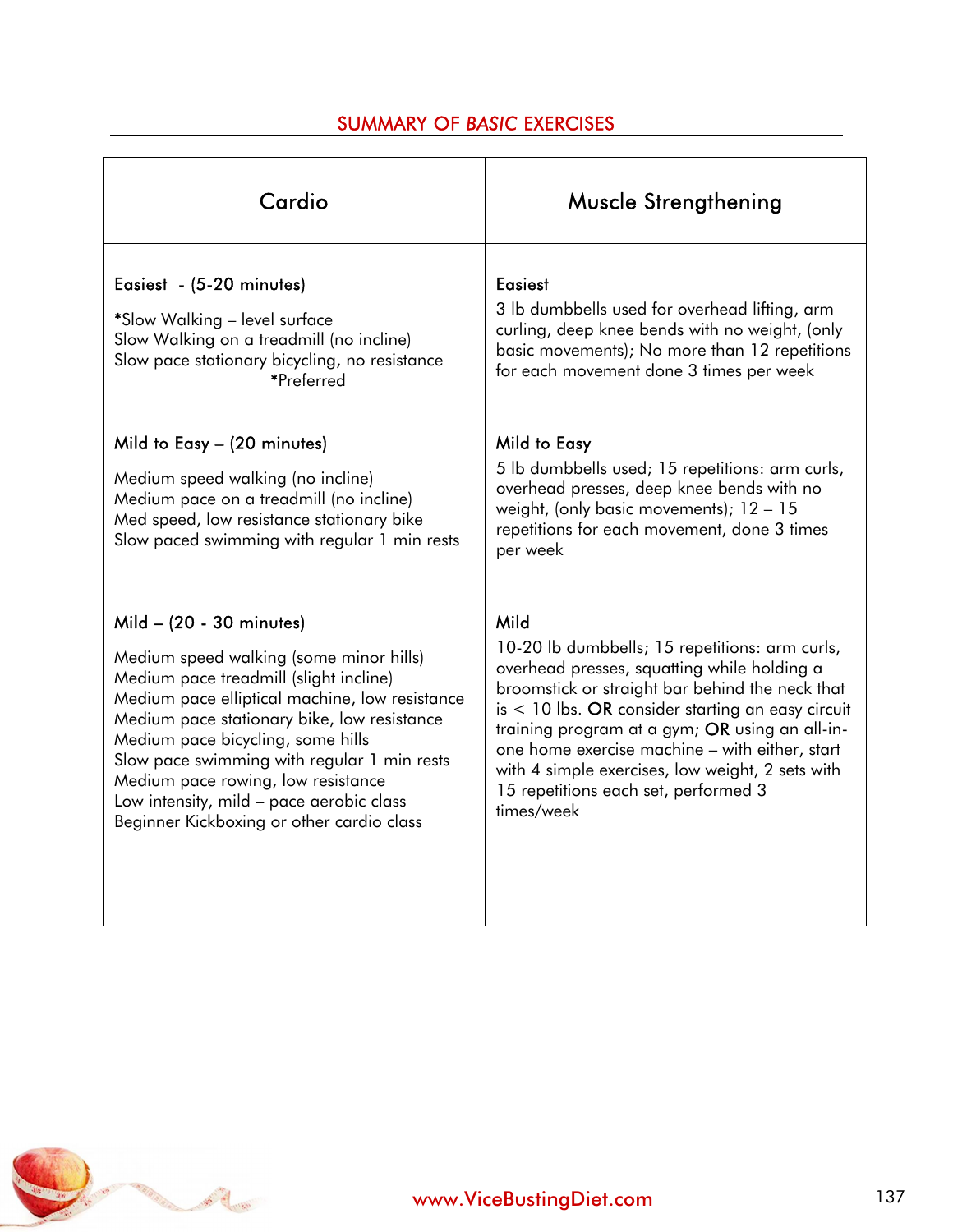## SUMMARY OF *BASIC* EXERCISES

| Cardio | Muscle Strengthening |
|---|---|
| **Easiest - (5-20 minutes)**<br><br>*Slow Walking – level surface<br>Slow Walking on a treadmill (no incline)<br>Slow pace stationary bicycling, no resistance<br>*Preferred | **Easiest**<br>3 lb dumbbells used for overhead lifting, arm curling, deep knee bends with no weight, (only basic movements); No more than 12 repetitions for each movement done 3 times per week |
| **Mild to Easy – (20 minutes)**<br><br>Medium speed walking (no incline)<br>Medium pace on a treadmill (no incline)<br>Med speed, low resistance stationary bike<br>Slow paced swimming with regular 1 min rests | **Mild to Easy**<br>5 lb dumbbells used; 15 repetitions: arm curls, overhead presses, deep knee bends with no weight, (only basic movements); 12 – 15 repetitions for each movement, done 3 times per week |
| **Mild – (20 - 30 minutes)**<br><br>Medium speed walking (some minor hills)<br>Medium pace treadmill (slight incline)<br>Medium pace elliptical machine, low resistance<br>Medium pace stationary bike, low resistance<br>Medium pace bicycling, some hills<br>Slow pace swimming with regular 1 min rests<br>Medium pace rowing, low resistance<br>Low intensity, mild – pace aerobic class<br>Beginner Kickboxing or other cardio class | **Mild**<br>10-20 lb dumbbells; 15 repetitions: arm curls, overhead presses, squatting while holding a broomstick or straight bar behind the neck that is < 10 lbs. OR consider starting an easy circuit training program at a gym; OR using an all-in-one home exercise machine – with either, start with 4 simple exercises, low weight, 2 sets with 15 repetitions each set, performed 3 times/week |

www.ViceBustingDiet.com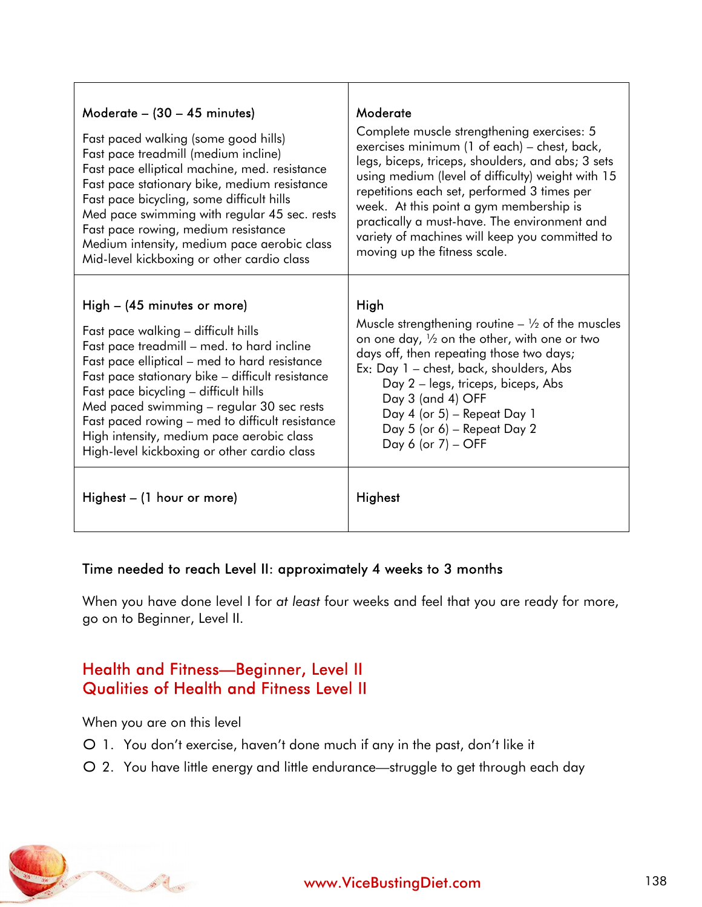| Moderate – (30 – 45 minutes)<br><br>Fast paced walking (some good hills)<br>Fast pace treadmill (medium incline)<br>Fast pace elliptical machine, med. resistance<br>Fast pace stationary bike, medium resistance<br>Fast pace bicycling, some difficult hills<br>Med pace swimming with regular 45 sec. rests<br>Fast pace rowing, medium resistance<br>Medium intensity, medium pace aerobic class<br>Mid-level kickboxing or other cardio class | Moderate<br>Complete muscle strengthening exercises: 5 exercises minimum (1 of each) – chest, back, legs, biceps, triceps, shoulders, and abs; 3 sets using medium (level of difficulty) weight with 15 repetitions each set, performed 3 times per week. At this point a gym membership is practically a must-have. The environment and variety of machines will keep you committed to moving up the fitness scale. |
|---|---|
| High – (45 minutes or more)<br><br>Fast pace walking – difficult hills<br>Fast pace treadmill – med. to hard incline<br>Fast pace elliptical – med to hard resistance<br>Fast pace stationary bike – difficult resistance<br>Fast pace bicycling – difficult hills<br>Med paced swimming – regular 30 sec rests<br>Fast paced rowing – med to difficult resistance<br>High intensity, medium pace aerobic class<br>High-level kickboxing or other cardio class | High<br>Muscle strengthening routine – ½ of the muscles on one day, ½ on the other, with one or two days off, then repeating those two days;<br>Ex: Day 1 – chest, back, shoulders, Abs<br>Day 2 – legs, triceps, biceps, Abs<br>Day 3 (and 4) OFF<br>Day 4 (or 5) – Repeat Day 1<br>Day 5 (or 6) – Repeat Day 2<br>Day 6 (or 7) – OFF |
| Highest – (1 hour or more) | Highest |

Time needed to reach Level II: approximately 4 weeks to 3 months

When you have done level I for *at least* four weeks and feel that you are ready for more, go on to Beginner, Level II.

## Health and Fitness—Beginner, Level II
## Qualities of Health and Fitness Level II

When you are on this level

- O 1. You don't exercise, haven't done much if any in the past, don't like it
- O 2. You have little energy and little endurance—struggle to get through each day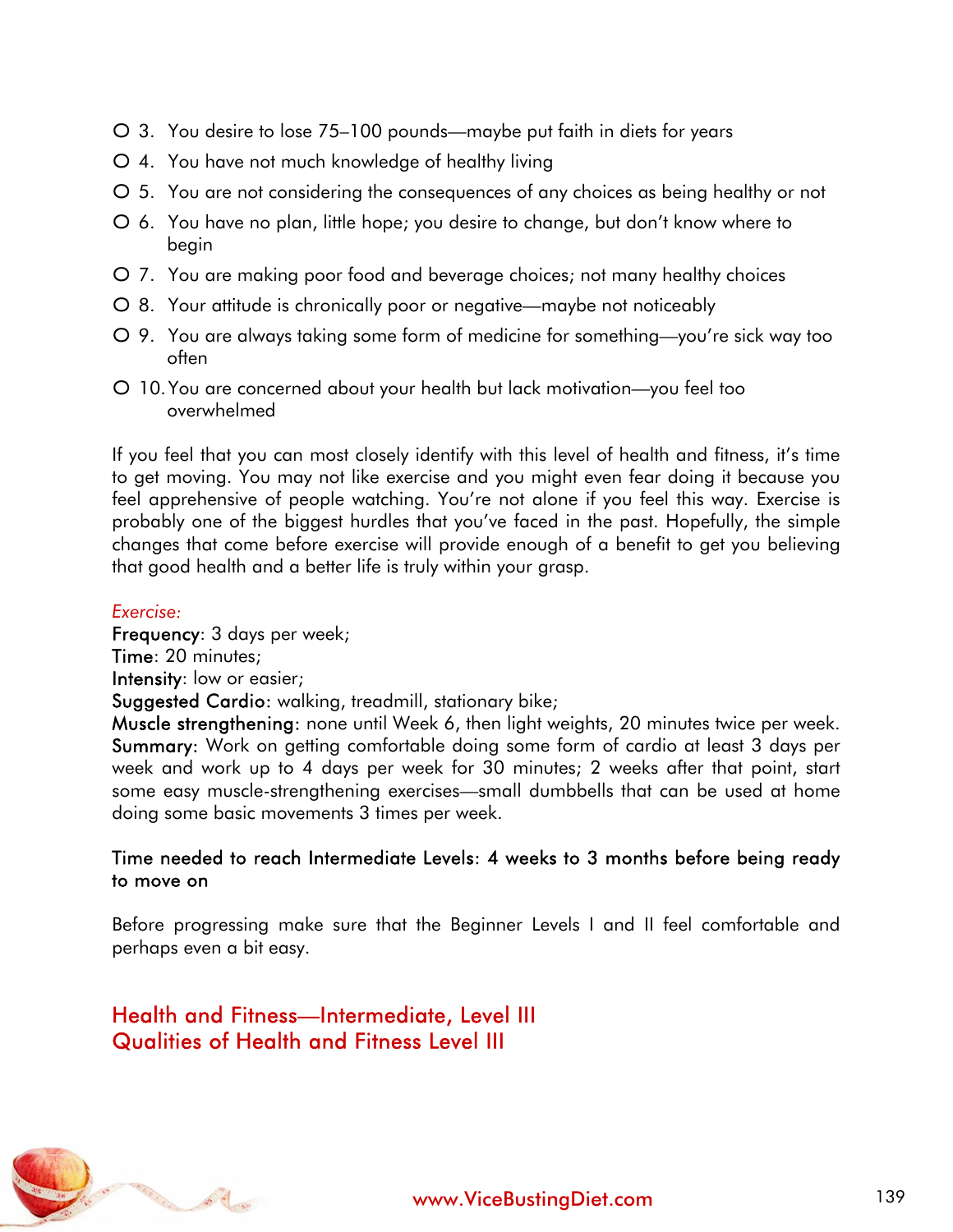- ○ 3. You desire to lose 75–100 pounds—maybe put faith in diets for years
- ○ 4. You have not much knowledge of healthy living
- ○ 5. You are not considering the consequences of any choices as being healthy or not
- ○ 6. You have no plan, little hope; you desire to change, but don't know where to begin
- ○ 7. You are making poor food and beverage choices; not many healthy choices
- ○ 8. Your attitude is chronically poor or negative—maybe not noticeably
- ○ 9. You are always taking some form of medicine for something—you're sick way too often
- ○ 10. You are concerned about your health but lack motivation—you feel too overwhelmed

If you feel that you can most closely identify with this level of health and fitness, it's time to get moving. You may not like exercise and you might even fear doing it because you feel apprehensive of people watching. You're not alone if you feel this way. Exercise is probably one of the biggest hurdles that you've faced in the past. Hopefully, the simple changes that come before exercise will provide enough of a benefit to get you believing that good health and a better life is truly within your grasp.

*Exercise:*
**Frequency**: 3 days per week;
**Time**: 20 minutes;
**Intensity**: low or easier;
**Suggested Cardio**: walking, treadmill, stationary bike;
**Muscle strengthening**: none until Week 6, then light weights, 20 minutes twice per week.
**Summary**: Work on getting comfortable doing some form of cardio at least 3 days per week and work up to 4 days per week for 30 minutes; 2 weeks after that point, start some easy muscle-strengthening exercises—small dumbbells that can be used at home doing some basic movements 3 times per week.

**Time needed to reach Intermediate Levels: 4 weeks to 3 months before being ready to move on**

Before progressing make sure that the Beginner Levels I and II feel comfortable and perhaps even a bit easy.

## Health and Fitness—Intermediate, Level III
## Qualities of Health and Fitness Level III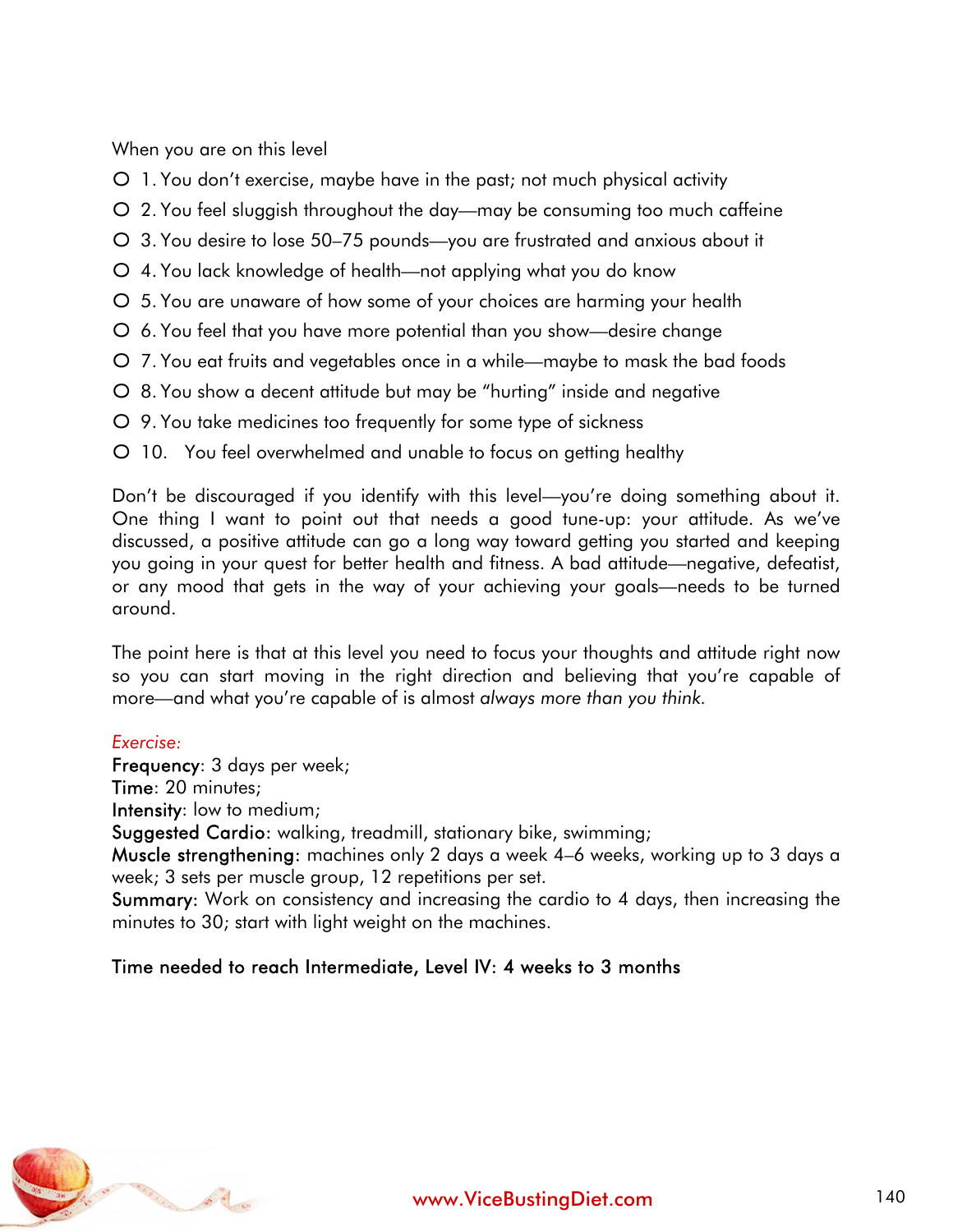When you are on this level

- O 1. You don't exercise, maybe have in the past; not much physical activity
- O 2. You feel sluggish throughout the day—may be consuming too much caffeine
- O 3. You desire to lose 50–75 pounds—you are frustrated and anxious about it
- O 4. You lack knowledge of health—not applying what you do know
- O 5. You are unaware of how some of your choices are harming your health
- O 6. You feel that you have more potential than you show—desire change
- O 7. You eat fruits and vegetables once in a while—maybe to mask the bad foods
- O 8. You show a decent attitude but may be "hurting" inside and negative
- O 9. You take medicines too frequently for some type of sickness
- O 10. You feel overwhelmed and unable to focus on getting healthy

Don't be discouraged if you identify with this level—you're doing something about it. One thing I want to point out that needs a good tune-up: your attitude. As we've discussed, a positive attitude can go a long way toward getting you started and keeping you going in your quest for better health and fitness. A bad attitude—negative, defeatist, or any mood that gets in the way of your achieving your goals—needs to be turned around.

The point here is that at this level you need to focus your thoughts and attitude right now so you can start moving in the right direction and believing that you're capable of more—and what you're capable of is almost *always more than you think.*

*Exercise:*

**Frequency**: 3 days per week;
**Time**: 20 minutes;
**Intensity**: low to medium;
**Suggested Cardio**: walking, treadmill, stationary bike, swimming;
**Muscle strengthening**: machines only 2 days a week 4–6 weeks, working up to 3 days a week; 3 sets per muscle group, 12 repetitions per set.
**Summary**: Work on consistency and increasing the cardio to 4 days, then increasing the minutes to 30; start with light weight on the machines.

**Time needed to reach Intermediate, Level IV: 4 weeks to 3 months**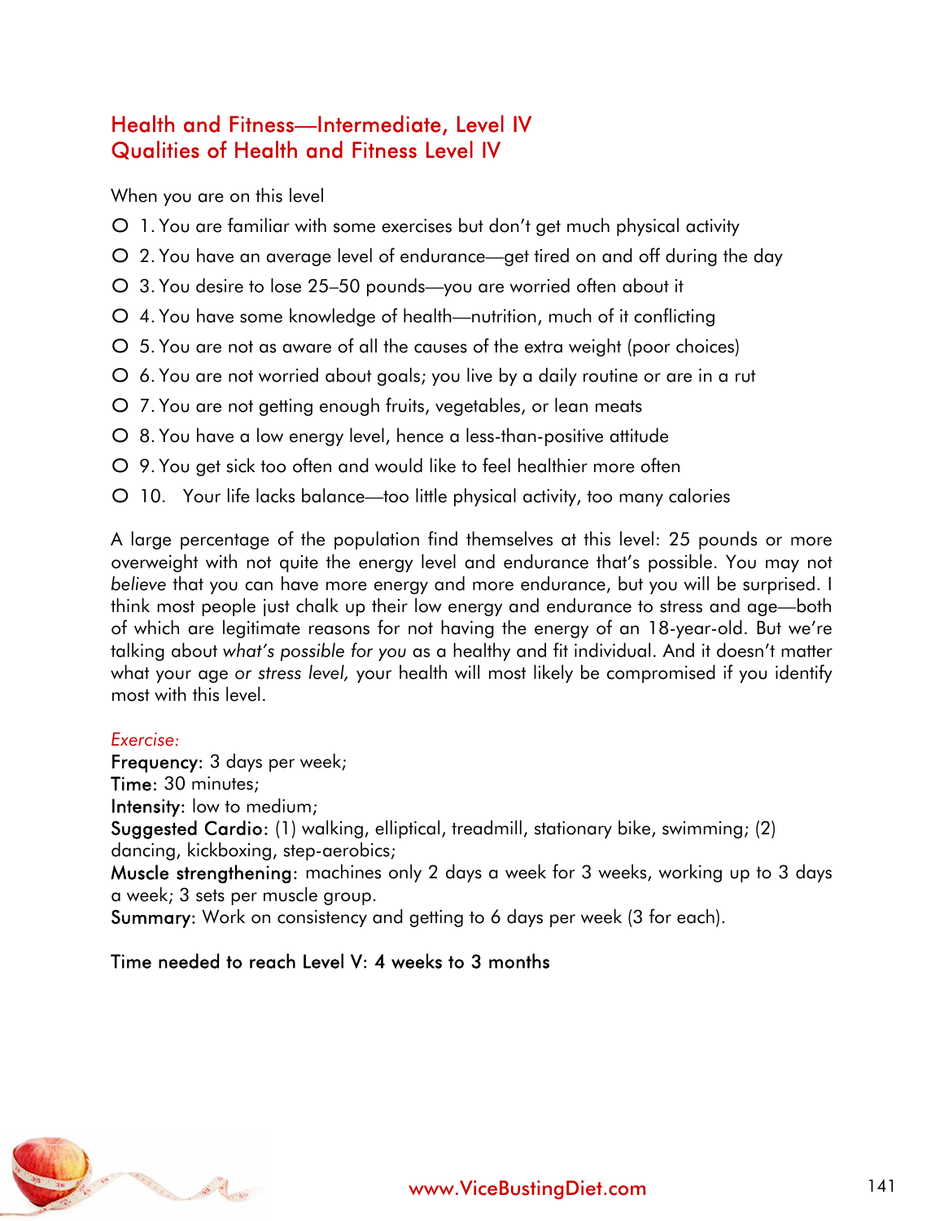## Health and Fitness—Intermediate, Level IV
## Qualities of Health and Fitness Level IV

When you are on this level

- ○ 1. You are familiar with some exercises but don't get much physical activity
- ○ 2. You have an average level of endurance—get tired on and off during the day
- ○ 3. You desire to lose 25–50 pounds—you are worried often about it
- ○ 4. You have some knowledge of health—nutrition, much of it conflicting
- ○ 5. You are not as aware of all the causes of the extra weight (poor choices)
- ○ 6. You are not worried about goals; you live by a daily routine or are in a rut
- ○ 7. You are not getting enough fruits, vegetables, or lean meats
- ○ 8. You have a low energy level, hence a less-than-positive attitude
- ○ 9. You get sick too often and would like to feel healthier more often
- ○ 10. Your life lacks balance—too little physical activity, too many calories

A large percentage of the population find themselves at this level: 25 pounds or more overweight with not quite the energy level and endurance that's possible. You may not *believe* that you can have more energy and more endurance, but you will be surprised. I think most people just chalk up their low energy and endurance to stress and age—both of which are legitimate reasons for not having the energy of an 18-year-old. But we're talking about *what's possible for you* as a healthy and fit individual. And it doesn't matter what your age or *stress level,* your health will most likely be compromised if you identify most with this level.

*Exercise:*
**Frequency:** 3 days per week;
**Time:** 30 minutes;
**Intensity:** low to medium;
**Suggested Cardio:** (1) walking, elliptical, treadmill, stationary bike, swimming; (2) dancing, kickboxing, step-aerobics;
**Muscle strengthening:** machines only 2 days a week for 3 weeks, working up to 3 days a week; 3 sets per muscle group.
**Summary:** Work on consistency and getting to 6 days per week (3 for each).

**Time needed to reach Level V: 4 weeks to 3 months**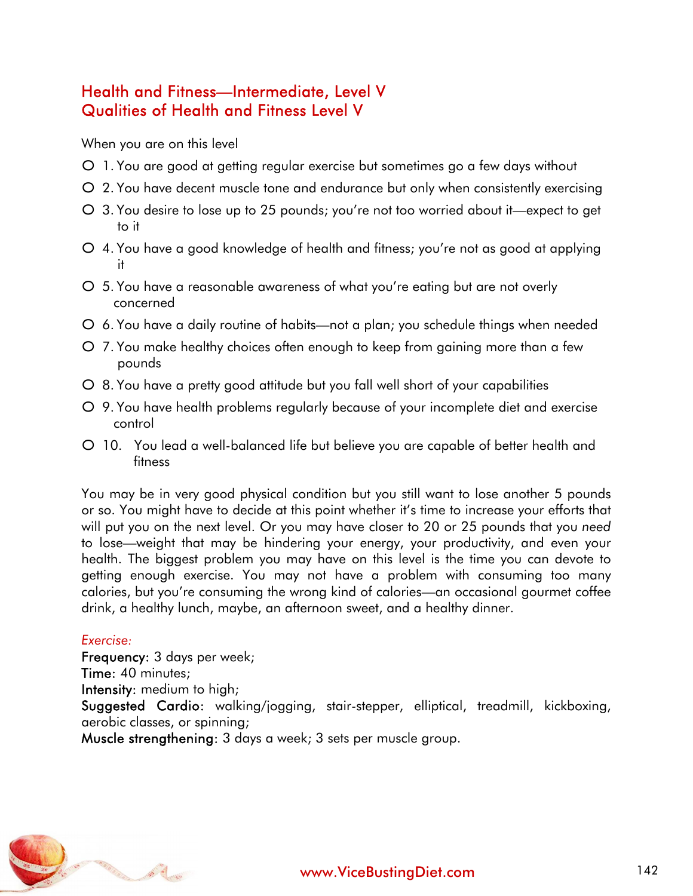## Health and Fitness—Intermediate, Level V
## Qualities of Health and Fitness Level V

When you are on this level

- O 1. You are good at getting regular exercise but sometimes go a few days without
- O 2. You have decent muscle tone and endurance but only when consistently exercising
- O 3. You desire to lose up to 25 pounds; you're not too worried about it—expect to get to it
- O 4. You have a good knowledge of health and fitness; you're not as good at applying it
- O 5. You have a reasonable awareness of what you're eating but are not overly concerned
- O 6. You have a daily routine of habits—not a plan; you schedule things when needed
- O 7. You make healthy choices often enough to keep from gaining more than a few pounds
- O 8. You have a pretty good attitude but you fall well short of your capabilities
- O 9. You have health problems regularly because of your incomplete diet and exercise control
- O 10. You lead a well-balanced life but believe you are capable of better health and fitness

You may be in very good physical condition but you still want to lose another 5 pounds or so. You might have to decide at this point whether it's time to increase your efforts that will put you on the next level. Or you may have closer to 20 or 25 pounds that you *need* to lose—weight that may be hindering your energy, your productivity, and even your health. The biggest problem you may have on this level is the time you can devote to getting enough exercise. You may not have a problem with consuming too many calories, but you're consuming the wrong kind of calories—an occasional gourmet coffee drink, a healthy lunch, maybe, an afternoon sweet, and a healthy dinner.

*Exercise:*

**Frequency**: 3 days per week;
**Time**: 40 minutes;
**Intensity**: medium to high;
**Suggested Cardio**: walking/jogging, stair-stepper, elliptical, treadmill, kickboxing, aerobic classes, or spinning;
**Muscle strengthening**: 3 days a week; 3 sets per muscle group.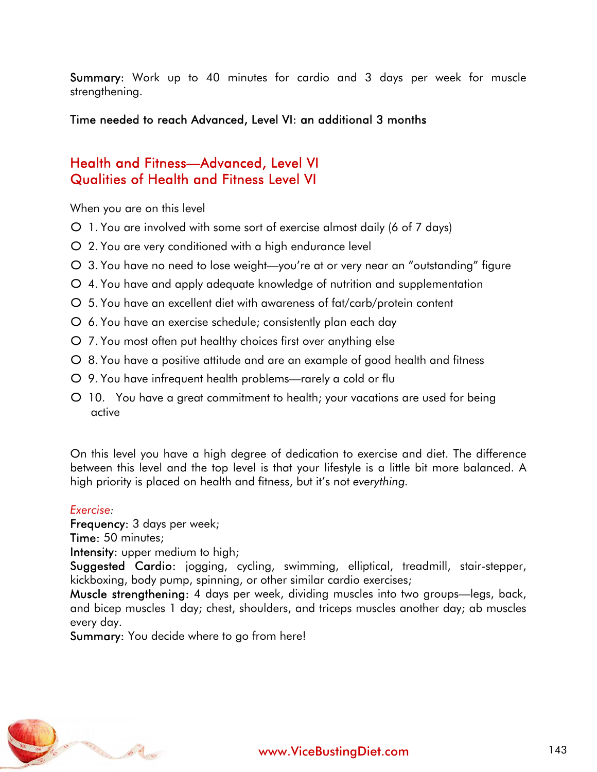**Summary**: Work up to 40 minutes for cardio and 3 days per week for muscle strengthening.

**Time needed to reach Advanced, Level VI: an additional 3 months**

## Health and Fitness—Advanced, Level VI
## Qualities of Health and Fitness Level VI

When you are on this level

- O 1. You are involved with some sort of exercise almost daily (6 of 7 days)
- O 2. You are very conditioned with a high endurance level
- O 3. You have no need to lose weight—you're at or very near an "outstanding" figure
- O 4. You have and apply adequate knowledge of nutrition and supplementation
- O 5. You have an excellent diet with awareness of fat/carb/protein content
- O 6. You have an exercise schedule; consistently plan each day
- O 7. You most often put healthy choices first over anything else
- O 8. You have a positive attitude and are an example of good health and fitness
- O 9. You have infrequent health problems—rarely a cold or flu
- O 10. You have a great commitment to health; your vacations are used for being active

On this level you have a high degree of dedication to exercise and diet. The difference between this level and the top level is that your lifestyle is a little bit more balanced. A high priority is placed on health and fitness, but it's not *everything.*

*Exercise*:
**Frequency**: 3 days per week;
**Time**: 50 minutes;
**Intensity**: upper medium to high;
**Suggested Cardio**: jogging, cycling, swimming, elliptical, treadmill, stair-stepper, kickboxing, body pump, spinning, or other similar cardio exercises;
**Muscle strengthening**: 4 days per week, dividing muscles into two groups—legs, back, and bicep muscles 1 day; chest, shoulders, and triceps muscles another day; ab muscles every day.
**Summary**: You decide where to go from here!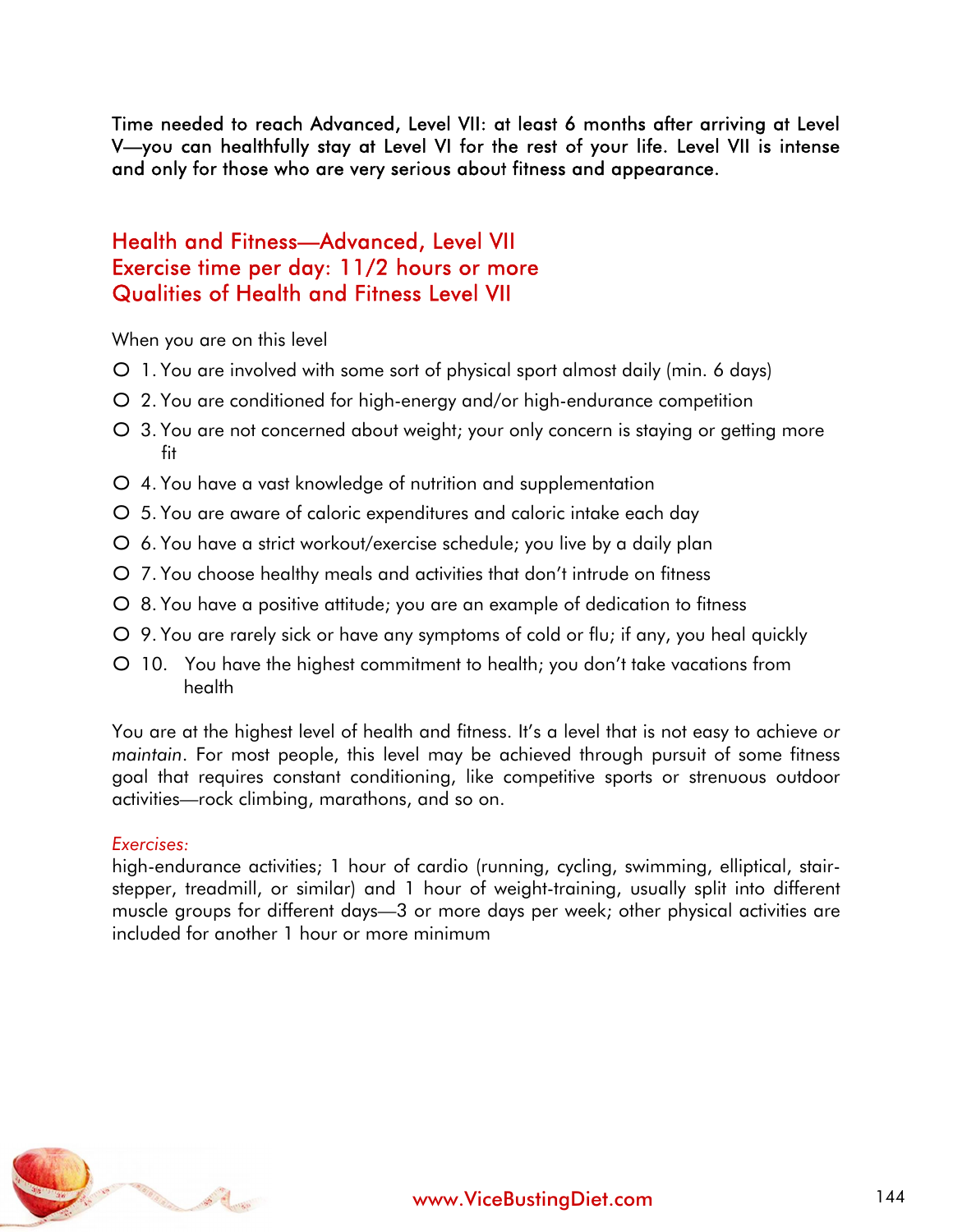**Time needed to reach Advanced, Level VII: at least 6 months after arriving at Level V—you can healthfully stay at Level VI for the rest of your life. Level VII is intense and only for those who are very serious about fitness and appearance.**

## Health and Fitness—Advanced, Level VII
## Exercise time per day: 11/2 hours or more
## Qualities of Health and Fitness Level VII

When you are on this level

- 1. You are involved with some sort of physical sport almost daily (min. 6 days)
- 2. You are conditioned for high-energy and/or high-endurance competition
- 3. You are not concerned about weight; your only concern is staying or getting more fit
- 4. You have a vast knowledge of nutrition and supplementation
- 5. You are aware of caloric expenditures and caloric intake each day
- 6. You have a strict workout/exercise schedule; you live by a daily plan
- 7. You choose healthy meals and activities that don't intrude on fitness
- 8. You have a positive attitude; you are an example of dedication to fitness
- 9. You are rarely sick or have any symptoms of cold or flu; if any, you heal quickly
- 10. You have the highest commitment to health; you don't take vacations from health

You are at the highest level of health and fitness. It's a level that is not easy to achieve *or maintain*. For most people, this level may be achieved through pursuit of some fitness goal that requires constant conditioning, like competitive sports or strenuous outdoor activities—rock climbing, marathons, and so on.

*Exercises:*
high-endurance activities; 1 hour of cardio (running, cycling, swimming, elliptical, stair-stepper, treadmill, or similar) and 1 hour of weight-training, usually split into different muscle groups for different days—3 or more days per week; other physical activities are included for another 1 hour or more minimum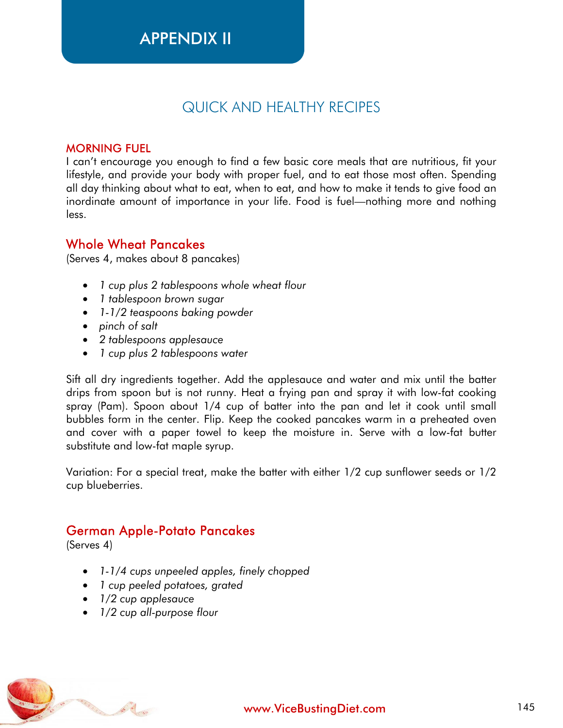# APPENDIX II

## QUICK AND HEALTHY RECIPES

### MORNING FUEL

I can't encourage you enough to find a few basic core meals that are nutritious, fit your lifestyle, and provide your body with proper fuel, and to eat those most often. Spending all day thinking about what to eat, when to eat, and how to make it tends to give food an inordinate amount of importance in your life. Food is fuel—nothing more and nothing less.

### Whole Wheat Pancakes

(Serves 4, makes about 8 pancakes)

- *1 cup plus 2 tablespoons whole wheat flour*
- *1 tablespoon brown sugar*
- *1-1/2 teaspoons baking powder*
- *pinch of salt*
- *2 tablespoons applesauce*
- *1 cup plus 2 tablespoons water*

Sift all dry ingredients together. Add the applesauce and water and mix until the batter drips from spoon but is not runny. Heat a frying pan and spray it with low-fat cooking spray (Pam). Spoon about 1/4 cup of batter into the pan and let it cook until small bubbles form in the center. Flip. Keep the cooked pancakes warm in a preheated oven and cover with a paper towel to keep the moisture in. Serve with a low-fat butter substitute and low-fat maple syrup.

Variation: For a special treat, make the batter with either 1/2 cup sunflower seeds or 1/2 cup blueberries.

### German Apple-Potato Pancakes

(Serves 4)

- *1-1/4 cups unpeeled apples, finely chopped*
- *1 cup peeled potatoes, grated*
- *1/2 cup applesauce*
- *1/2 cup all-purpose flour*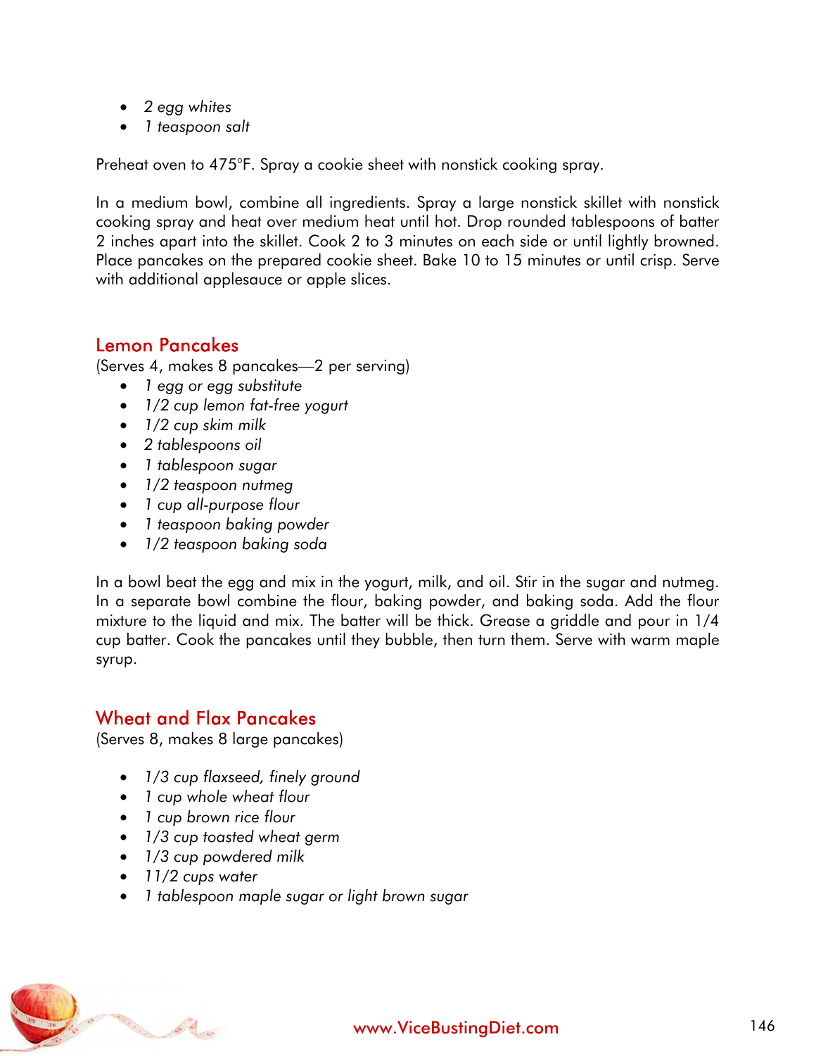- *2 egg whites*
- *1 teaspoon salt*

Preheat oven to 475°F. Spray a cookie sheet with nonstick cooking spray.

In a medium bowl, combine all ingredients. Spray a large nonstick skillet with nonstick cooking spray and heat over medium heat until hot. Drop rounded tablespoons of batter 2 inches apart into the skillet. Cook 2 to 3 minutes on each side or until lightly browned. Place pancakes on the prepared cookie sheet. Bake 10 to 15 minutes or until crisp. Serve with additional applesauce or apple slices.

## Lemon Pancakes

(Serves 4, makes 8 pancakes—2 per serving)

- *1 egg or egg substitute*
- *1/2 cup lemon fat-free yogurt*
- *1/2 cup skim milk*
- *2 tablespoons oil*
- *1 tablespoon sugar*
- *1/2 teaspoon nutmeg*
- *1 cup all-purpose flour*
- *1 teaspoon baking powder*
- *1/2 teaspoon baking soda*

In a bowl beat the egg and mix in the yogurt, milk, and oil. Stir in the sugar and nutmeg. In a separate bowl combine the flour, baking powder, and baking soda. Add the flour mixture to the liquid and mix. The batter will be thick. Grease a griddle and pour in 1/4 cup batter. Cook the pancakes until they bubble, then turn them. Serve with warm maple syrup.

## Wheat and Flax Pancakes

(Serves 8, makes 8 large pancakes)

- *1/3 cup flaxseed, finely ground*
- *1 cup whole wheat flour*
- *1 cup brown rice flour*
- *1/3 cup toasted wheat germ*
- *1/3 cup powdered milk*
- *11/2 cups water*
- *1 tablespoon maple sugar or light brown sugar*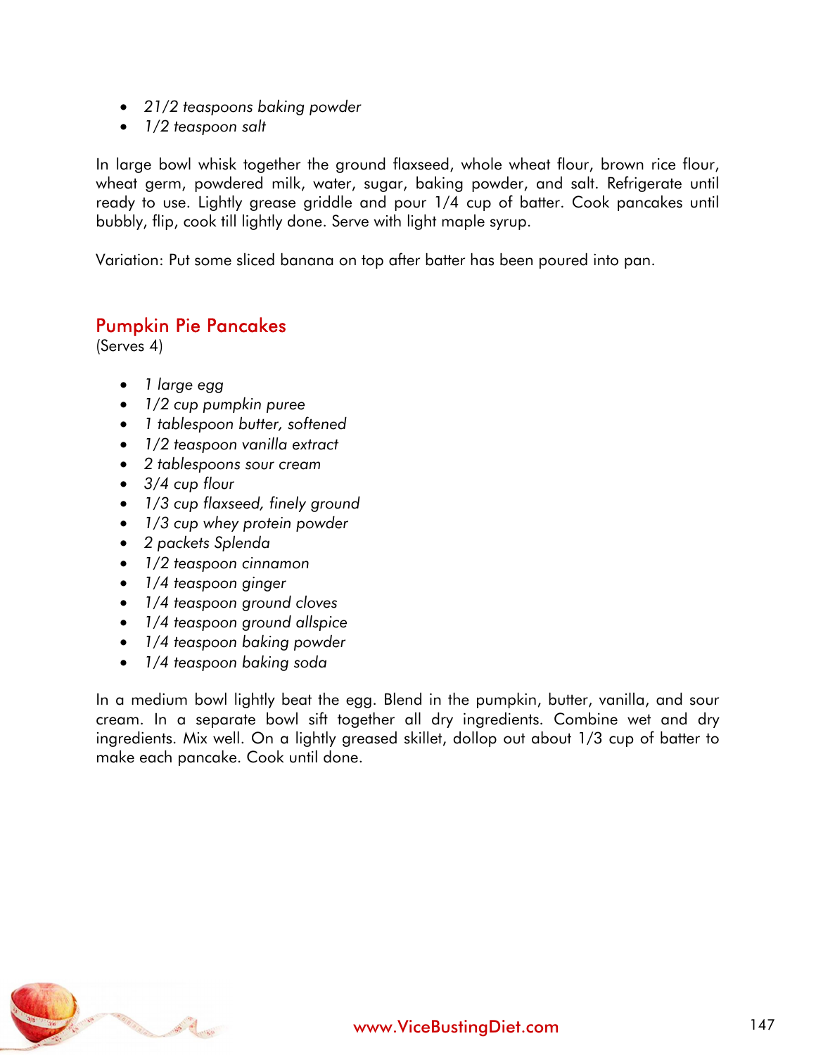- *21/2 teaspoons baking powder*
- *1/2 teaspoon salt*

In large bowl whisk together the ground flaxseed, whole wheat flour, brown rice flour, wheat germ, powdered milk, water, sugar, baking powder, and salt. Refrigerate until ready to use. Lightly grease griddle and pour 1/4 cup of batter. Cook pancakes until bubbly, flip, cook till lightly done. Serve with light maple syrup.

Variation: Put some sliced banana on top after batter has been poured into pan.

## Pumpkin Pie Pancakes

(Serves 4)

- *1 large egg*
- *1/2 cup pumpkin puree*
- *1 tablespoon butter, softened*
- *1/2 teaspoon vanilla extract*
- *2 tablespoons sour cream*
- *3/4 cup flour*
- *1/3 cup flaxseed, finely ground*
- *1/3 cup whey protein powder*
- *2 packets Splenda*
- *1/2 teaspoon cinnamon*
- *1/4 teaspoon ginger*
- *1/4 teaspoon ground cloves*
- *1/4 teaspoon ground allspice*
- *1/4 teaspoon baking powder*
- *1/4 teaspoon baking soda*

In a medium bowl lightly beat the egg. Blend in the pumpkin, butter, vanilla, and sour cream. In a separate bowl sift together all dry ingredients. Combine wet and dry ingredients. Mix well. On a lightly greased skillet, dollop out about 1/3 cup of batter to make each pancake. Cook until done.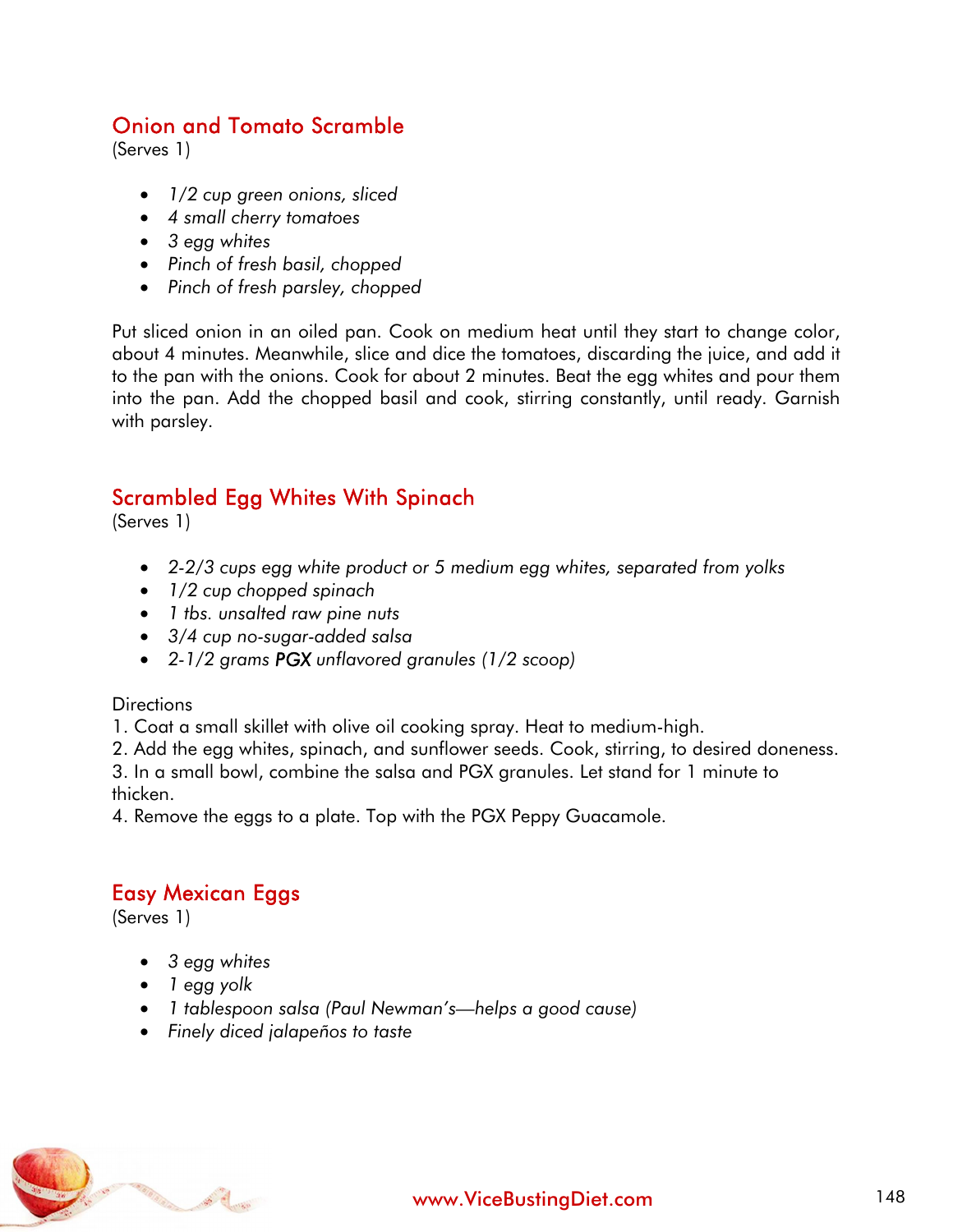## Onion and Tomato Scramble

(Serves 1)

- *1/2 cup green onions, sliced*
- *4 small cherry tomatoes*
- *3 egg whites*
- *Pinch of fresh basil, chopped*
- *Pinch of fresh parsley, chopped*

Put sliced onion in an oiled pan. Cook on medium heat until they start to change color, about 4 minutes. Meanwhile, slice and dice the tomatoes, discarding the juice, and add it to the pan with the onions. Cook for about 2 minutes. Beat the egg whites and pour them into the pan. Add the chopped basil and cook, stirring constantly, until ready. Garnish with parsley.

## Scrambled Egg Whites With Spinach

(Serves 1)

- *2-2/3 cups egg white product or 5 medium egg whites, separated from yolks*
- *1/2 cup chopped spinach*
- *1 tbs. unsalted raw pine nuts*
- *3/4 cup no-sugar-added salsa*
- *2-1/2 grams PGX unflavored granules (1/2 scoop)*

Directions

1. Coat a small skillet with olive oil cooking spray. Heat to medium-high.
2. Add the egg whites, spinach, and sunflower seeds. Cook, stirring, to desired doneness.
3. In a small bowl, combine the salsa and PGX granules. Let stand for 1 minute to thicken.
4. Remove the eggs to a plate. Top with the PGX Peppy Guacamole.

## Easy Mexican Eggs

(Serves 1)

- *3 egg whites*
- *1 egg yolk*
- *1 tablespoon salsa (Paul Newman's—helps a good cause)*
- *Finely diced jalapeños to taste*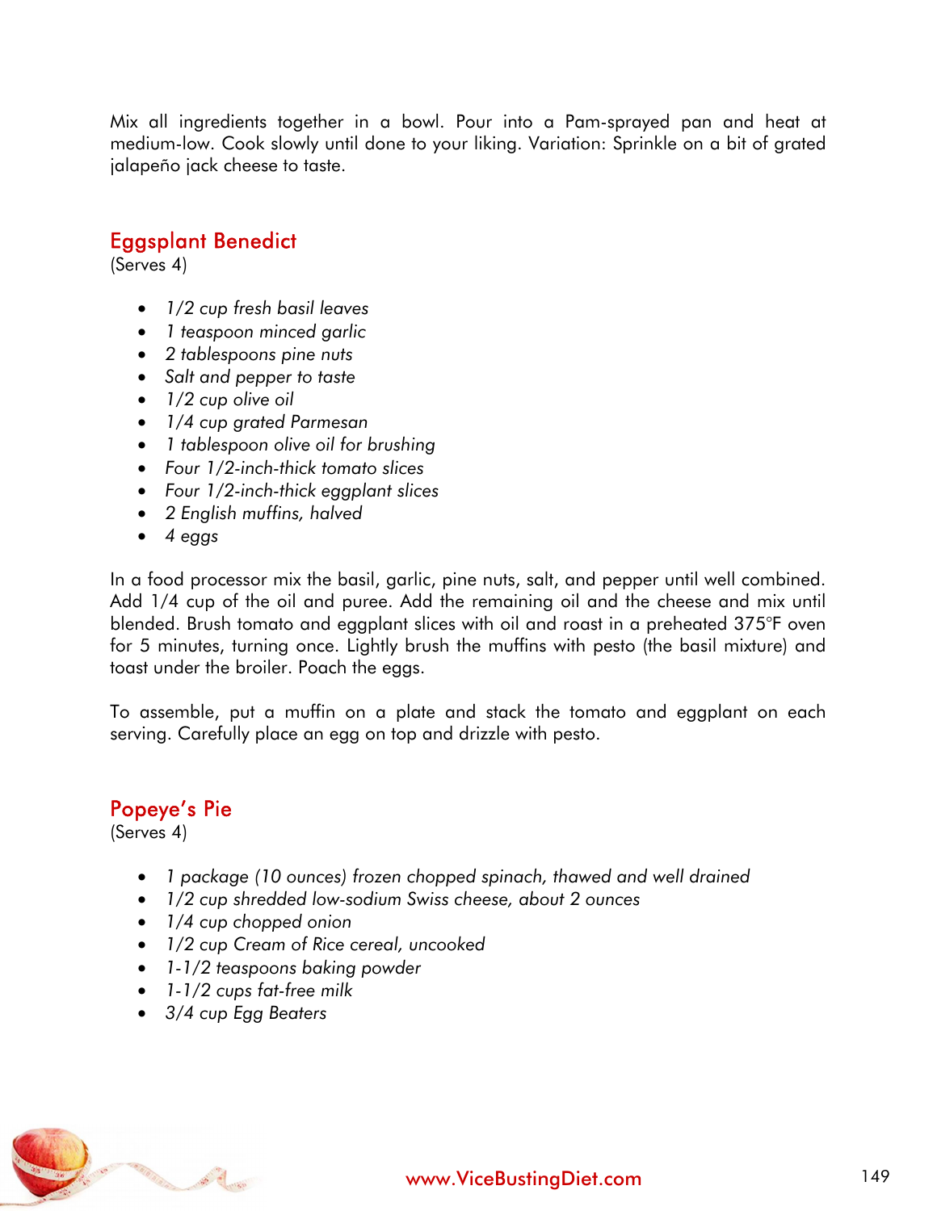Mix all ingredients together in a bowl. Pour into a Pam-sprayed pan and heat at medium-low. Cook slowly until done to your liking. Variation: Sprinkle on a bit of grated jalapeño jack cheese to taste.

## Eggsplant Benedict

(Serves 4)

- *1/2 cup fresh basil leaves*
- *1 teaspoon minced garlic*
- *2 tablespoons pine nuts*
- *Salt and pepper to taste*
- *1/2 cup olive oil*
- *1/4 cup grated Parmesan*
- *1 tablespoon olive oil for brushing*
- *Four 1/2-inch-thick tomato slices*
- *Four 1/2-inch-thick eggplant slices*
- *2 English muffins, halved*
- *4 eggs*

In a food processor mix the basil, garlic, pine nuts, salt, and pepper until well combined. Add 1/4 cup of the oil and puree. Add the remaining oil and the cheese and mix until blended. Brush tomato and eggplant slices with oil and roast in a preheated 375°F oven for 5 minutes, turning once. Lightly brush the muffins with pesto (the basil mixture) and toast under the broiler. Poach the eggs.

To assemble, put a muffin on a plate and stack the tomato and eggplant on each serving. Carefully place an egg on top and drizzle with pesto.

## Popeye's Pie

(Serves 4)

- *1 package (10 ounces) frozen chopped spinach, thawed and well drained*
- *1/2 cup shredded low-sodium Swiss cheese, about 2 ounces*
- *1/4 cup chopped onion*
- *1/2 cup Cream of Rice cereal, uncooked*
- *1-1/2 teaspoons baking powder*
- *1-1/2 cups fat-free milk*
- *3/4 cup Egg Beaters*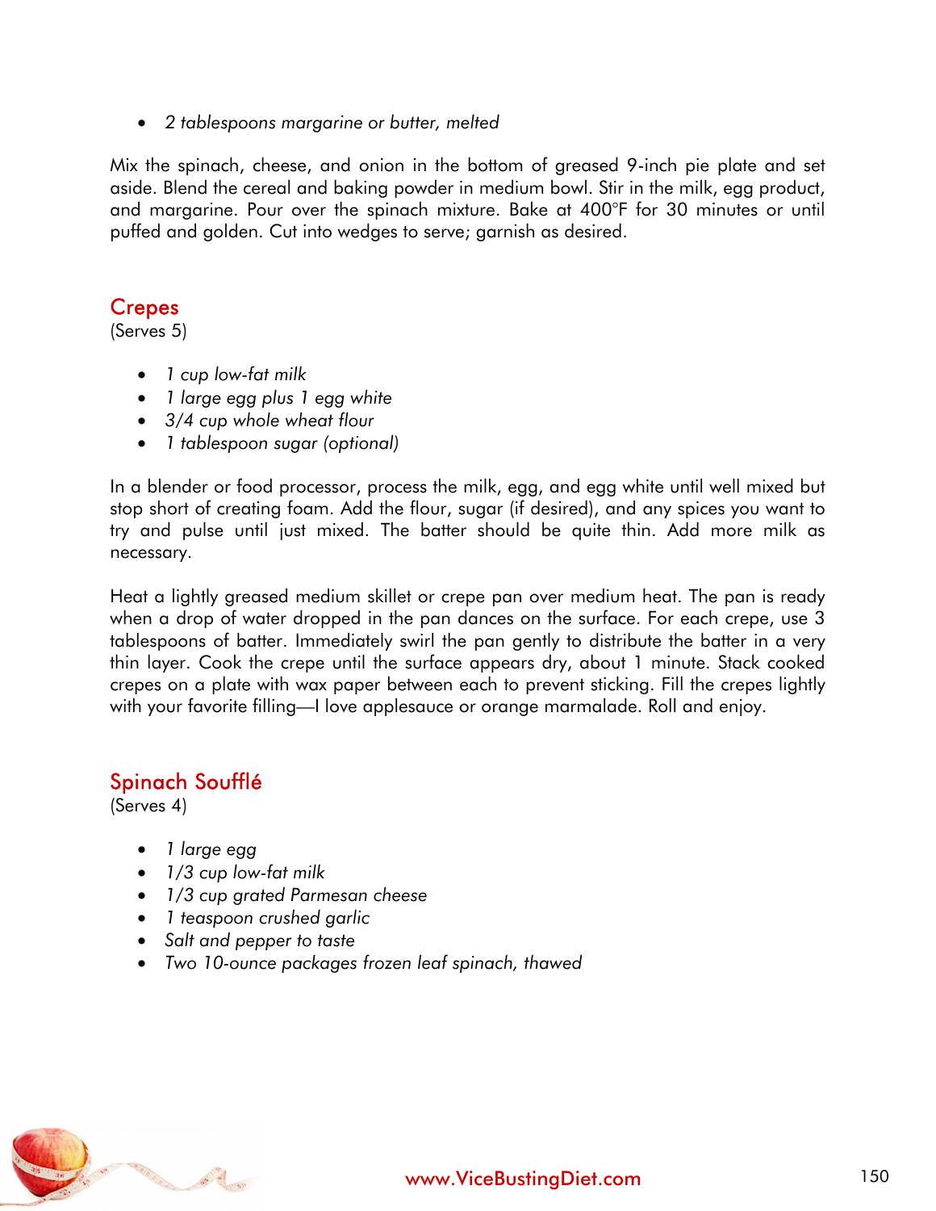- *2 tablespoons margarine or butter, melted*

Mix the spinach, cheese, and onion in the bottom of greased 9-inch pie plate and set aside. Blend the cereal and baking powder in medium bowl. Stir in the milk, egg product, and margarine. Pour over the spinach mixture. Bake at 400°F for 30 minutes or until puffed and golden. Cut into wedges to serve; garnish as desired.

## Crepes

(Serves 5)

- *1 cup low-fat milk*
- *1 large egg plus 1 egg white*
- *3/4 cup whole wheat flour*
- *1 tablespoon sugar (optional)*

In a blender or food processor, process the milk, egg, and egg white until well mixed but stop short of creating foam. Add the flour, sugar (if desired), and any spices you want to try and pulse until just mixed. The batter should be quite thin. Add more milk as necessary.

Heat a lightly greased medium skillet or crepe pan over medium heat. The pan is ready when a drop of water dropped in the pan dances on the surface. For each crepe, use 3 tablespoons of batter. Immediately swirl the pan gently to distribute the batter in a very thin layer. Cook the crepe until the surface appears dry, about 1 minute. Stack cooked crepes on a plate with wax paper between each to prevent sticking. Fill the crepes lightly with your favorite filling—I love applesauce or orange marmalade. Roll and enjoy.

## Spinach Soufflé

(Serves 4)

- *1 large egg*
- *1/3 cup low-fat milk*
- *1/3 cup grated Parmesan cheese*
- *1 teaspoon crushed garlic*
- *Salt and pepper to taste*
- *Two 10-ounce packages frozen leaf spinach, thawed*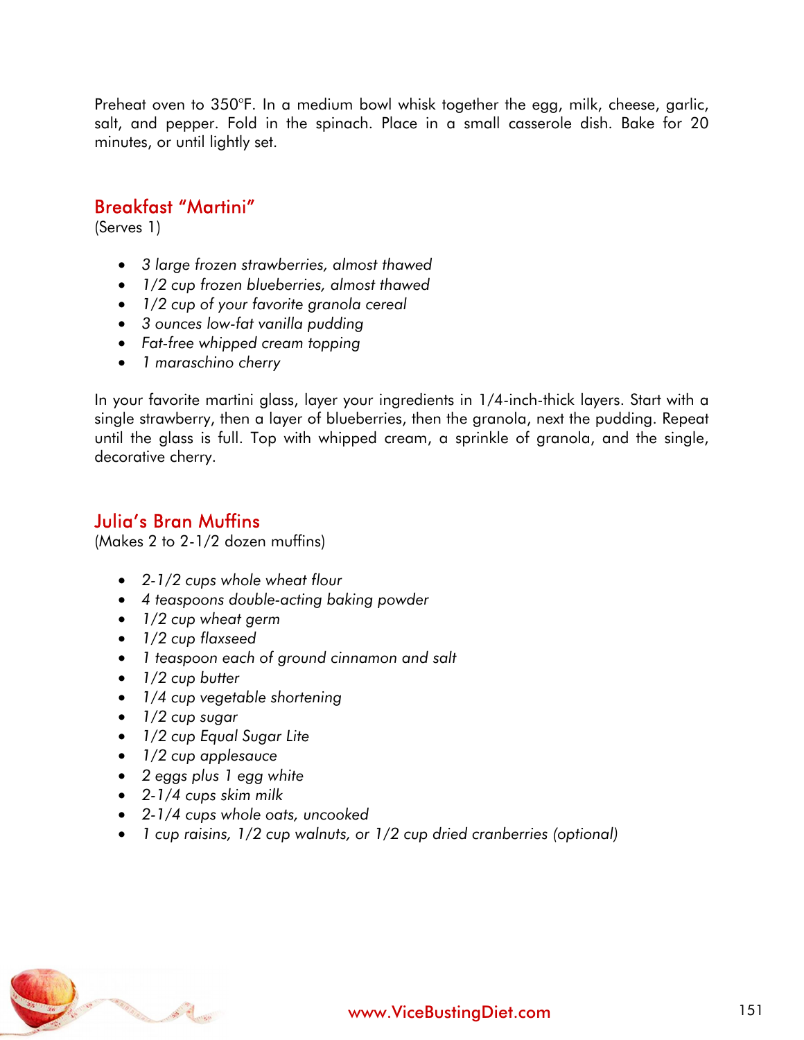Preheat oven to 350°F. In a medium bowl whisk together the egg, milk, cheese, garlic, salt, and pepper. Fold in the spinach. Place in a small casserole dish. Bake for 20 minutes, or until lightly set.

## Breakfast "Martini"

(Serves 1)

- *3 large frozen strawberries, almost thawed*
- *1/2 cup frozen blueberries, almost thawed*
- *1/2 cup of your favorite granola cereal*
- *3 ounces low-fat vanilla pudding*
- *Fat-free whipped cream topping*
- *1 maraschino cherry*

In your favorite martini glass, layer your ingredients in 1/4-inch-thick layers. Start with a single strawberry, then a layer of blueberries, then the granola, next the pudding. Repeat until the glass is full. Top with whipped cream, a sprinkle of granola, and the single, decorative cherry.

## Julia's Bran Muffins

(Makes 2 to 2-1/2 dozen muffins)

- *2-1/2 cups whole wheat flour*
- *4 teaspoons double-acting baking powder*
- *1/2 cup wheat germ*
- *1/2 cup flaxseed*
- *1 teaspoon each of ground cinnamon and salt*
- *1/2 cup butter*
- *1/4 cup vegetable shortening*
- *1/2 cup sugar*
- *1/2 cup Equal Sugar Lite*
- *1/2 cup applesauce*
- *2 eggs plus 1 egg white*
- *2-1/4 cups skim milk*
- *2-1/4 cups whole oats, uncooked*
- *1 cup raisins, 1/2 cup walnuts, or 1/2 cup dried cranberries (optional)*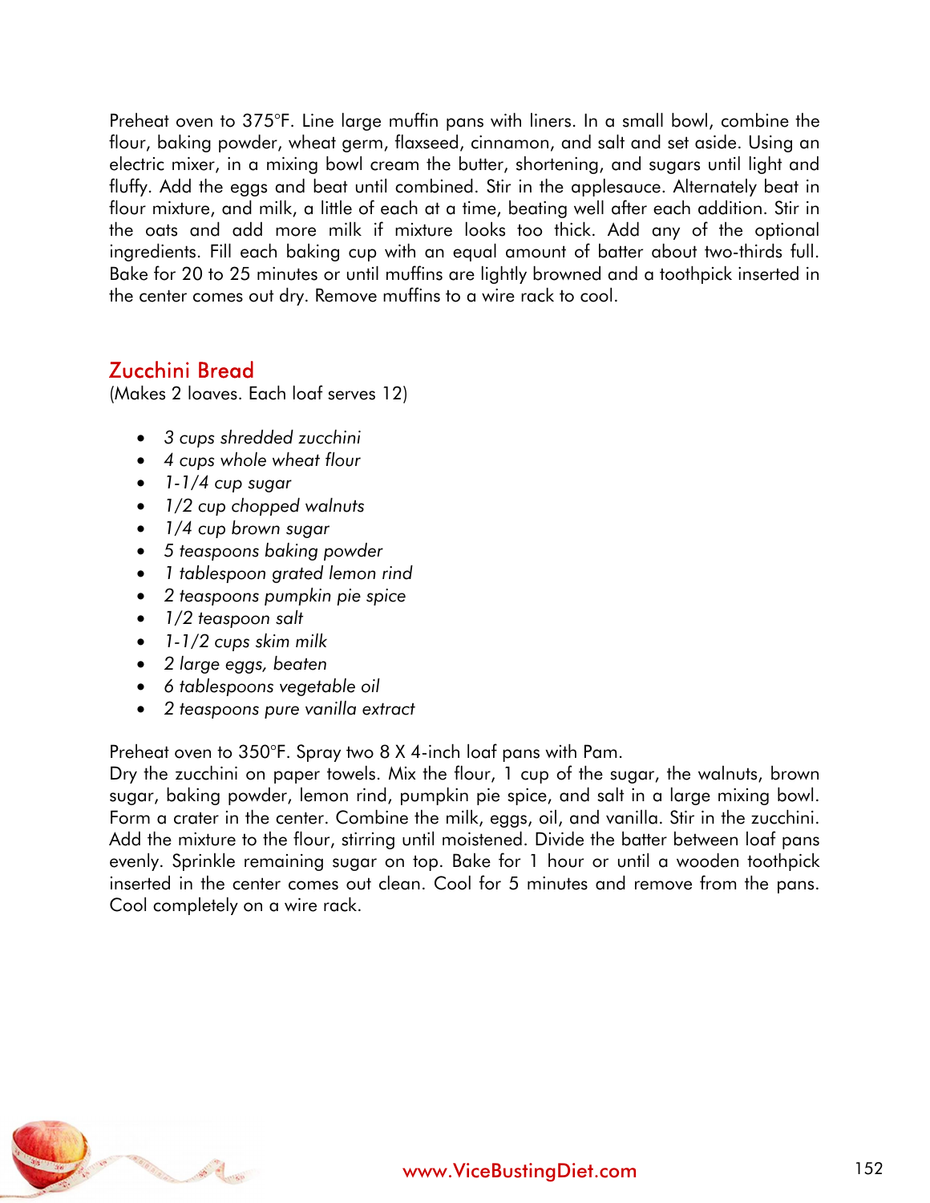Preheat oven to 375°F. Line large muffin pans with liners. In a small bowl, combine the flour, baking powder, wheat germ, flaxseed, cinnamon, and salt and set aside. Using an electric mixer, in a mixing bowl cream the butter, shortening, and sugars until light and fluffy. Add the eggs and beat until combined. Stir in the applesauce. Alternately beat in flour mixture, and milk, a little of each at a time, beating well after each addition. Stir in the oats and add more milk if mixture looks too thick. Add any of the optional ingredients. Fill each baking cup with an equal amount of batter about two-thirds full. Bake for 20 to 25 minutes or until muffins are lightly browned and a toothpick inserted in the center comes out dry. Remove muffins to a wire rack to cool.

## Zucchini Bread

(Makes 2 loaves. Each loaf serves 12)

- *3 cups shredded zucchini*
- *4 cups whole wheat flour*
- *1-1/4 cup sugar*
- *1/2 cup chopped walnuts*
- *1/4 cup brown sugar*
- *5 teaspoons baking powder*
- *1 tablespoon grated lemon rind*
- *2 teaspoons pumpkin pie spice*
- *1/2 teaspoon salt*
- *1-1/2 cups skim milk*
- *2 large eggs, beaten*
- *6 tablespoons vegetable oil*
- *2 teaspoons pure vanilla extract*

Preheat oven to 350°F. Spray two 8 X 4-inch loaf pans with Pam.
Dry the zucchini on paper towels. Mix the flour, 1 cup of the sugar, the walnuts, brown sugar, baking powder, lemon rind, pumpkin pie spice, and salt in a large mixing bowl. Form a crater in the center. Combine the milk, eggs, oil, and vanilla. Stir in the zucchini. Add the mixture to the flour, stirring until moistened. Divide the batter between loaf pans evenly. Sprinkle remaining sugar on top. Bake for 1 hour or until a wooden toothpick inserted in the center comes out clean. Cool for 5 minutes and remove from the pans. Cool completely on a wire rack.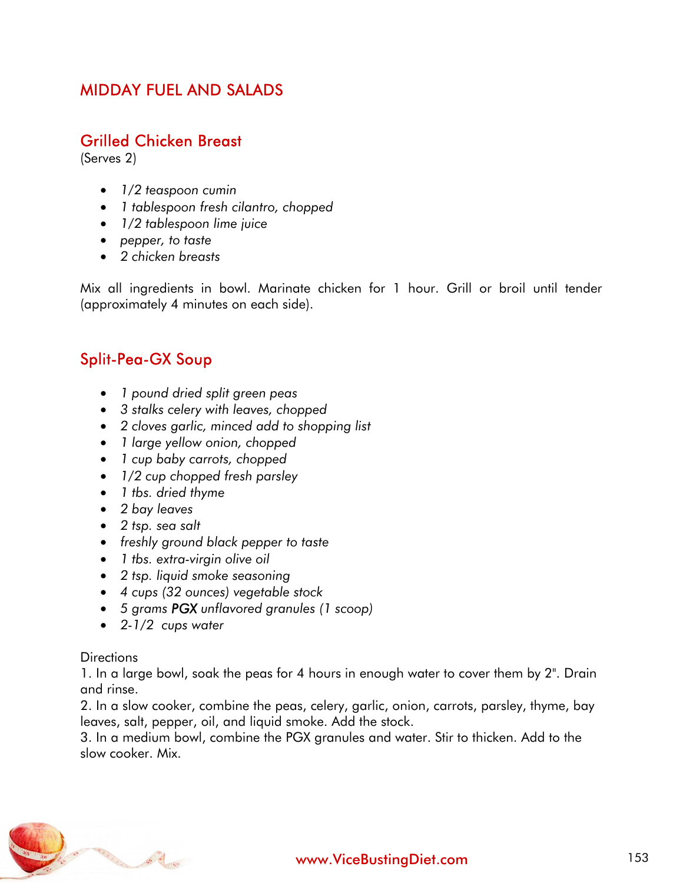## MIDDAY FUEL AND SALADS

### Grilled Chicken Breast

(Serves 2)

- *1/2 teaspoon cumin*
- *1 tablespoon fresh cilantro, chopped*
- *1/2 tablespoon lime juice*
- *pepper, to taste*
- *2 chicken breasts*

Mix all ingredients in bowl. Marinate chicken for 1 hour. Grill or broil until tender (approximately 4 minutes on each side).

### Split-Pea-GX Soup

- *1 pound dried split green peas*
- *3 stalks celery with leaves, chopped*
- *2 cloves garlic, minced add to shopping list*
- *1 large yellow onion, chopped*
- *1 cup baby carrots, chopped*
- *1/2 cup chopped fresh parsley*
- *1 tbs. dried thyme*
- *2 bay leaves*
- *2 tsp. sea salt*
- *freshly ground black pepper to taste*
- *1 tbs. extra-virgin olive oil*
- *2 tsp. liquid smoke seasoning*
- *4 cups (32 ounces) vegetable stock*
- *5 grams PGX unflavored granules (1 scoop)*
- *2-1/2 cups water*

Directions

1. In a large bowl, soak the peas for 4 hours in enough water to cover them by 2". Drain and rinse.
2. In a slow cooker, combine the peas, celery, garlic, onion, carrots, parsley, thyme, bay leaves, salt, pepper, oil, and liquid smoke. Add the stock.
3. In a medium bowl, combine the PGX granules and water. Stir to thicken. Add to the slow cooker. Mix.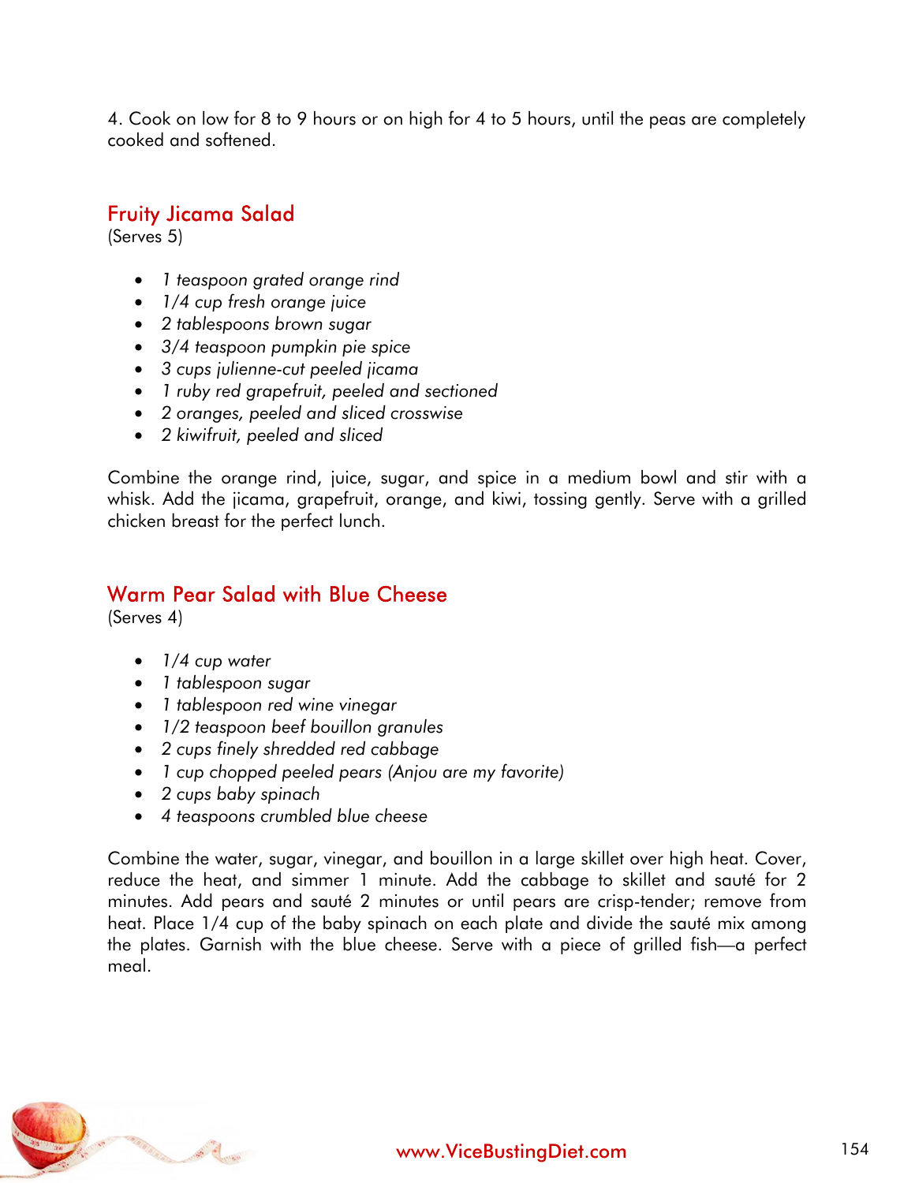4. Cook on low for 8 to 9 hours or on high for 4 to 5 hours, until the peas are completely cooked and softened.

## Fruity Jicama Salad

(Serves 5)

- *1 teaspoon grated orange rind*
- *1/4 cup fresh orange juice*
- *2 tablespoons brown sugar*
- *3/4 teaspoon pumpkin pie spice*
- *3 cups julienne-cut peeled jicama*
- *1 ruby red grapefruit, peeled and sectioned*
- *2 oranges, peeled and sliced crosswise*
- *2 kiwifruit, peeled and sliced*

Combine the orange rind, juice, sugar, and spice in a medium bowl and stir with a whisk. Add the jicama, grapefruit, orange, and kiwi, tossing gently. Serve with a grilled chicken breast for the perfect lunch.

## Warm Pear Salad with Blue Cheese

(Serves 4)

- *1/4 cup water*
- *1 tablespoon sugar*
- *1 tablespoon red wine vinegar*
- *1/2 teaspoon beef bouillon granules*
- *2 cups finely shredded red cabbage*
- *1 cup chopped peeled pears (Anjou are my favorite)*
- *2 cups baby spinach*
- *4 teaspoons crumbled blue cheese*

Combine the water, sugar, vinegar, and bouillon in a large skillet over high heat. Cover, reduce the heat, and simmer 1 minute. Add the cabbage to skillet and sauté for 2 minutes. Add pears and sauté 2 minutes or until pears are crisp-tender; remove from heat. Place 1/4 cup of the baby spinach on each plate and divide the sauté mix among the plates. Garnish with the blue cheese. Serve with a piece of grilled fish—a perfect meal.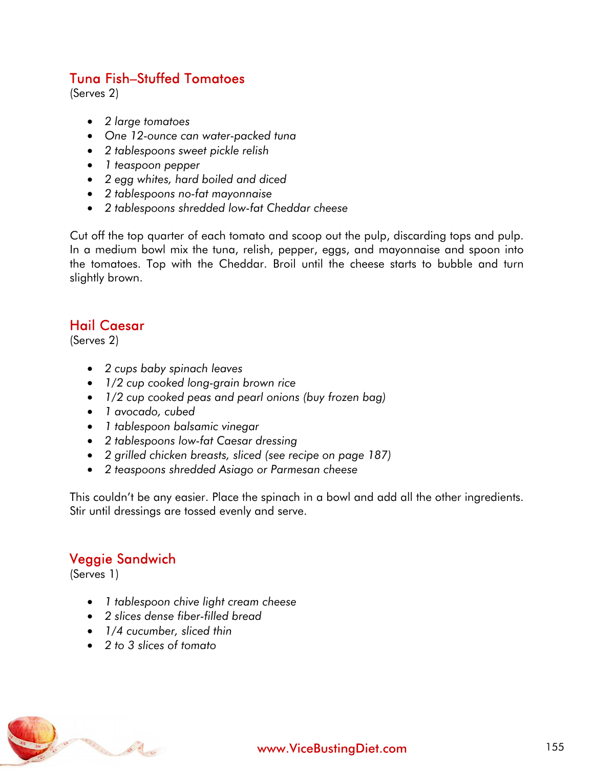## Tuna Fish–Stuffed Tomatoes

(Serves 2)

- *2 large tomatoes*
- *One 12-ounce can water-packed tuna*
- *2 tablespoons sweet pickle relish*
- *1 teaspoon pepper*
- *2 egg whites, hard boiled and diced*
- *2 tablespoons no-fat mayonnaise*
- *2 tablespoons shredded low-fat Cheddar cheese*

Cut off the top quarter of each tomato and scoop out the pulp, discarding tops and pulp. In a medium bowl mix the tuna, relish, pepper, eggs, and mayonnaise and spoon into the tomatoes. Top with the Cheddar. Broil until the cheese starts to bubble and turn slightly brown.

## Hail Caesar

(Serves 2)

- *2 cups baby spinach leaves*
- *1/2 cup cooked long-grain brown rice*
- *1/2 cup cooked peas and pearl onions (buy frozen bag)*
- *1 avocado, cubed*
- *1 tablespoon balsamic vinegar*
- *2 tablespoons low-fat Caesar dressing*
- *2 grilled chicken breasts, sliced (see recipe on page 187)*
- *2 teaspoons shredded Asiago or Parmesan cheese*

This couldn't be any easier. Place the spinach in a bowl and add all the other ingredients. Stir until dressings are tossed evenly and serve.

## Veggie Sandwich

(Serves 1)

- *1 tablespoon chive light cream cheese*
- *2 slices dense fiber-filled bread*
- *1/4 cucumber, sliced thin*
- *2 to 3 slices of tomato*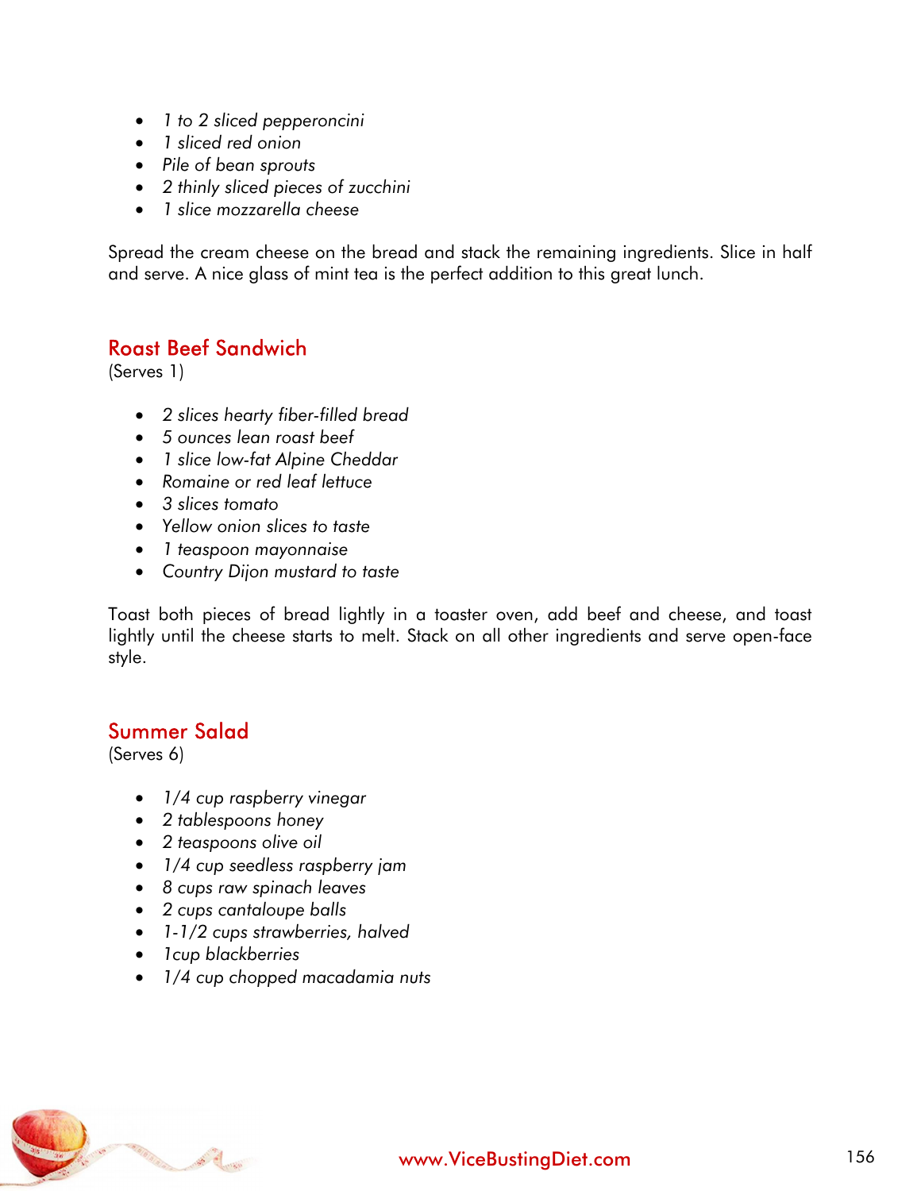- *1 to 2 sliced pepperoncini*
- *1 sliced red onion*
- *Pile of bean sprouts*
- *2 thinly sliced pieces of zucchini*
- *1 slice mozzarella cheese*

Spread the cream cheese on the bread and stack the remaining ingredients. Slice in half and serve. A nice glass of mint tea is the perfect addition to this great lunch.

## Roast Beef Sandwich

(Serves 1)

- *2 slices hearty fiber-filled bread*
- *5 ounces lean roast beef*
- *1 slice low-fat Alpine Cheddar*
- *Romaine or red leaf lettuce*
- *3 slices tomato*
- *Yellow onion slices to taste*
- *1 teaspoon mayonnaise*
- *Country Dijon mustard to taste*

Toast both pieces of bread lightly in a toaster oven, add beef and cheese, and toast lightly until the cheese starts to melt. Stack on all other ingredients and serve open-face style.

## Summer Salad

(Serves 6)

- *1/4 cup raspberry vinegar*
- *2 tablespoons honey*
- *2 teaspoons olive oil*
- *1/4 cup seedless raspberry jam*
- *8 cups raw spinach leaves*
- *2 cups cantaloupe balls*
- *1-1/2 cups strawberries, halved*
- *1cup blackberries*
- *1/4 cup chopped macadamia nuts*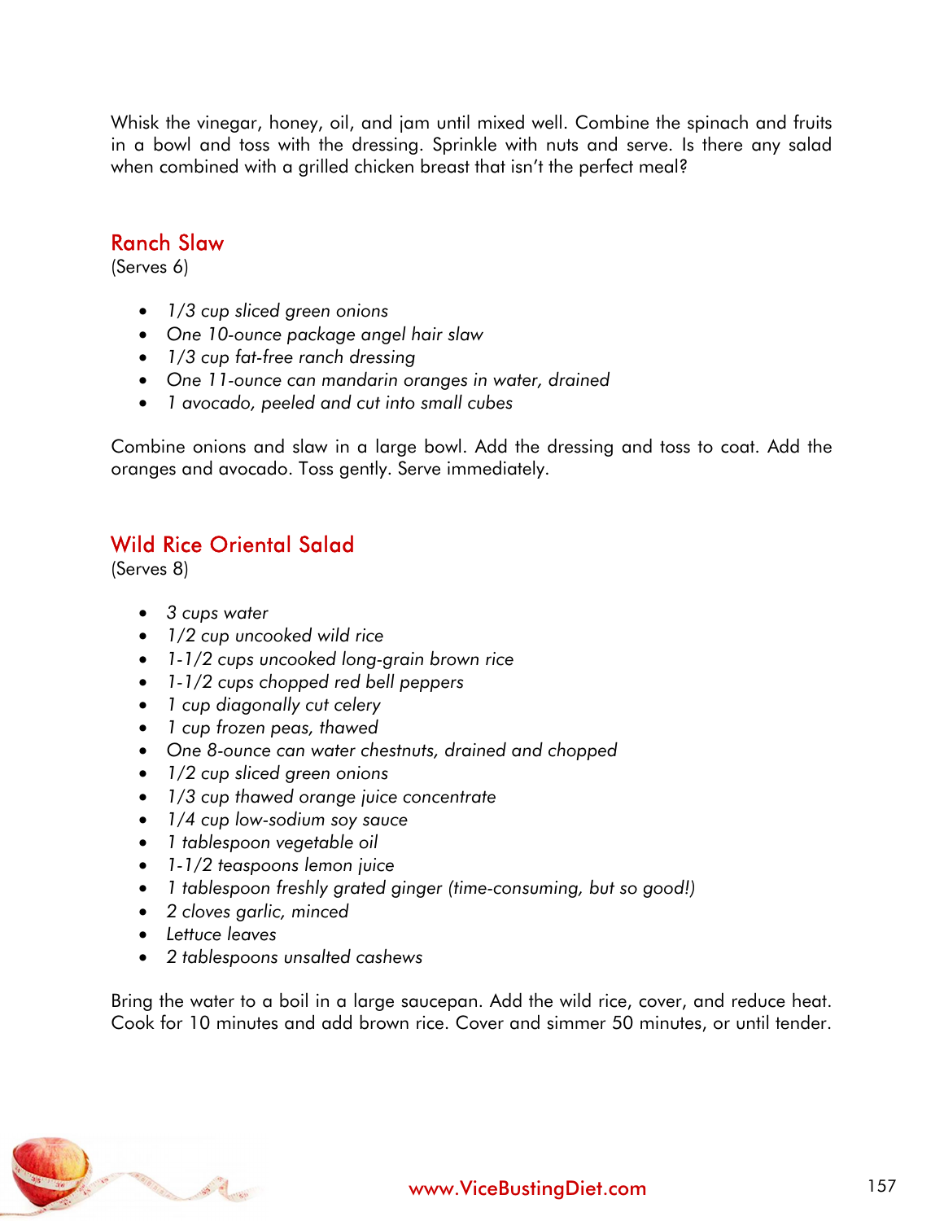Whisk the vinegar, honey, oil, and jam until mixed well. Combine the spinach and fruits in a bowl and toss with the dressing. Sprinkle with nuts and serve. Is there any salad when combined with a grilled chicken breast that isn't the perfect meal?

## Ranch Slaw

(Serves 6)

- *1/3 cup sliced green onions*
- *One 10-ounce package angel hair slaw*
- *1/3 cup fat-free ranch dressing*
- *One 11-ounce can mandarin oranges in water, drained*
- *1 avocado, peeled and cut into small cubes*

Combine onions and slaw in a large bowl. Add the dressing and toss to coat. Add the oranges and avocado. Toss gently. Serve immediately.

## Wild Rice Oriental Salad

(Serves 8)

- *3 cups water*
- *1/2 cup uncooked wild rice*
- *1-1/2 cups uncooked long-grain brown rice*
- *1-1/2 cups chopped red bell peppers*
- *1 cup diagonally cut celery*
- *1 cup frozen peas, thawed*
- *One 8-ounce can water chestnuts, drained and chopped*
- *1/2 cup sliced green onions*
- *1/3 cup thawed orange juice concentrate*
- *1/4 cup low-sodium soy sauce*
- *1 tablespoon vegetable oil*
- *1-1/2 teaspoons lemon juice*
- *1 tablespoon freshly grated ginger (time-consuming, but so good!)*
- *2 cloves garlic, minced*
- *Lettuce leaves*
- *2 tablespoons unsalted cashews*

Bring the water to a boil in a large saucepan. Add the wild rice, cover, and reduce heat. Cook for 10 minutes and add brown rice. Cover and simmer 50 minutes, or until tender.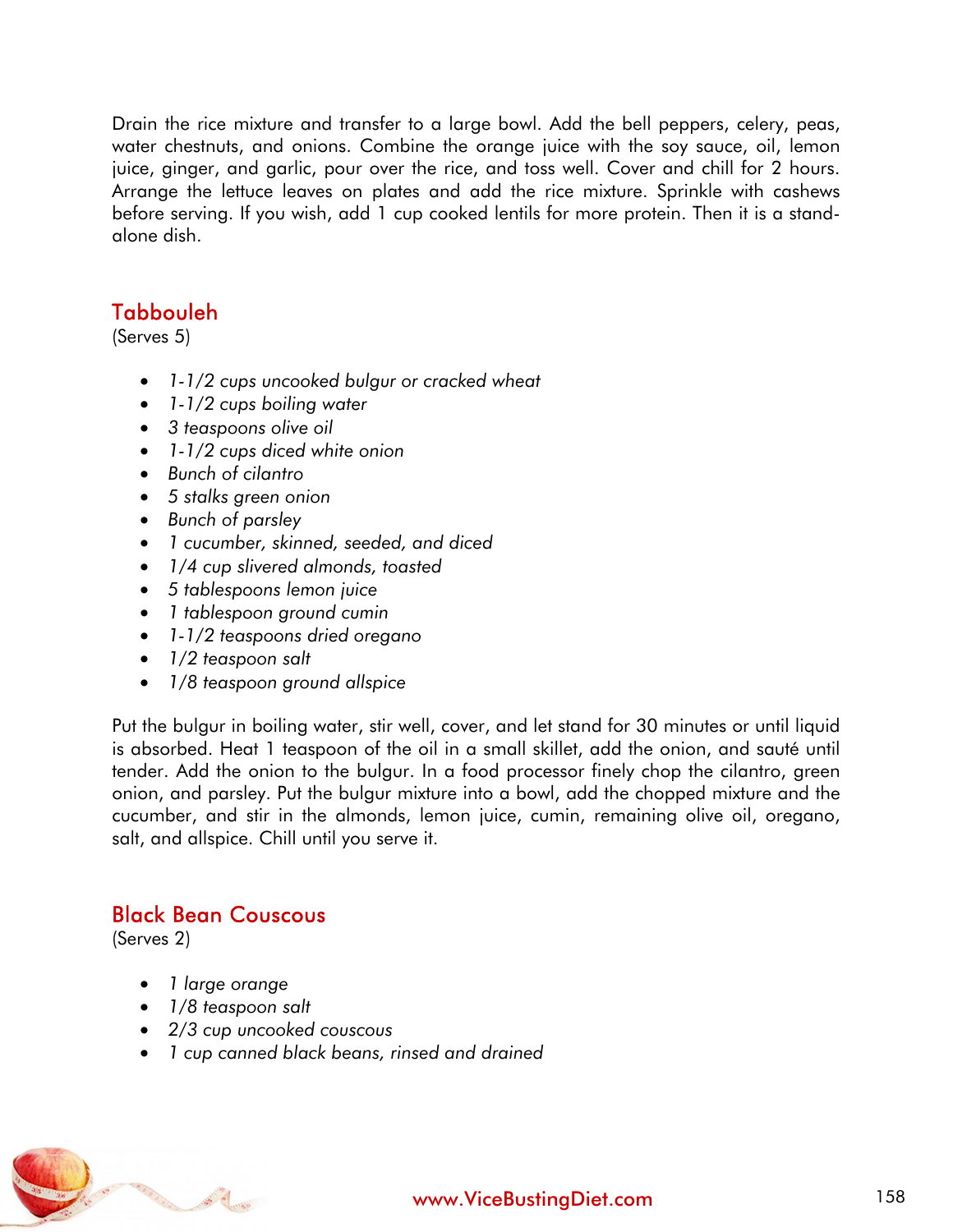Drain the rice mixture and transfer to a large bowl. Add the bell peppers, celery, peas, water chestnuts, and onions. Combine the orange juice with the soy sauce, oil, lemon juice, ginger, and garlic, pour over the rice, and toss well. Cover and chill for 2 hours. Arrange the lettuce leaves on plates and add the rice mixture. Sprinkle with cashews before serving. If you wish, add 1 cup cooked lentils for more protein. Then it is a stand-alone dish.

## Tabbouleh

(Serves 5)

- *1-1/2 cups uncooked bulgur or cracked wheat*
- *1-1/2 cups boiling water*
- *3 teaspoons olive oil*
- *1-1/2 cups diced white onion*
- *Bunch of cilantro*
- *5 stalks green onion*
- *Bunch of parsley*
- *1 cucumber, skinned, seeded, and diced*
- *1/4 cup slivered almonds, toasted*
- *5 tablespoons lemon juice*
- *1 tablespoon ground cumin*
- *1-1/2 teaspoons dried oregano*
- *1/2 teaspoon salt*
- *1/8 teaspoon ground allspice*

Put the bulgur in boiling water, stir well, cover, and let stand for 30 minutes or until liquid is absorbed. Heat 1 teaspoon of the oil in a small skillet, add the onion, and sauté until tender. Add the onion to the bulgur. In a food processor finely chop the cilantro, green onion, and parsley. Put the bulgur mixture into a bowl, add the chopped mixture and the cucumber, and stir in the almonds, lemon juice, cumin, remaining olive oil, oregano, salt, and allspice. Chill until you serve it.

## Black Bean Couscous

(Serves 2)

- *1 large orange*
- *1/8 teaspoon salt*
- *2/3 cup uncooked couscous*
- *1 cup canned black beans, rinsed and drained*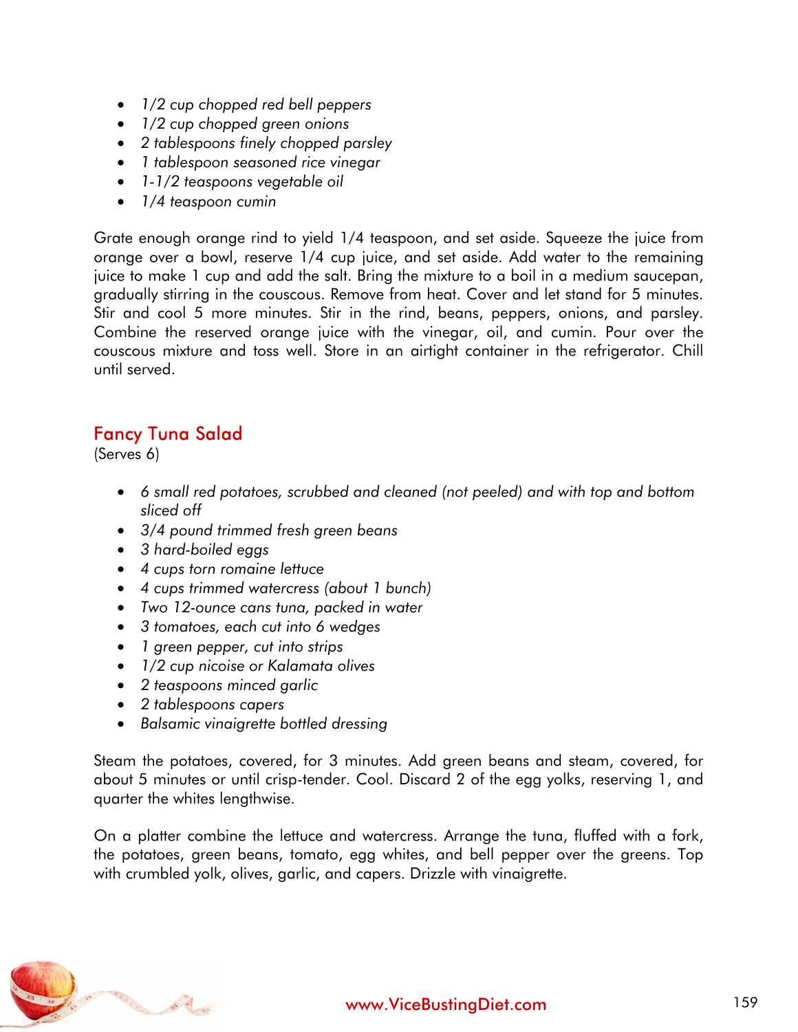- *1/2 cup chopped red bell peppers*
- *1/2 cup chopped green onions*
- *2 tablespoons finely chopped parsley*
- *1 tablespoon seasoned rice vinegar*
- *1-1/2 teaspoons vegetable oil*
- *1/4 teaspoon cumin*

Grate enough orange rind to yield 1/4 teaspoon, and set aside. Squeeze the juice from orange over a bowl, reserve 1/4 cup juice, and set aside. Add water to the remaining juice to make 1 cup and add the salt. Bring the mixture to a boil in a medium saucepan, gradually stirring in the couscous. Remove from heat. Cover and let stand for 5 minutes. Stir and cool 5 more minutes. Stir in the rind, beans, peppers, onions, and parsley. Combine the reserved orange juice with the vinegar, oil, and cumin. Pour over the couscous mixture and toss well. Store in an airtight container in the refrigerator. Chill until served.

## Fancy Tuna Salad

(Serves 6)

- *6 small red potatoes, scrubbed and cleaned (not peeled) and with top and bottom sliced off*
- *3/4 pound trimmed fresh green beans*
- *3 hard-boiled eggs*
- *4 cups torn romaine lettuce*
- *4 cups trimmed watercress (about 1 bunch)*
- *Two 12-ounce cans tuna, packed in water*
- *3 tomatoes, each cut into 6 wedges*
- *1 green pepper, cut into strips*
- *1/2 cup nicoise or Kalamata olives*
- *2 teaspoons minced garlic*
- *2 tablespoons capers*
- *Balsamic vinaigrette bottled dressing*

Steam the potatoes, covered, for 3 minutes. Add green beans and steam, covered, for about 5 minutes or until crisp-tender. Cool. Discard 2 of the egg yolks, reserving 1, and quarter the whites lengthwise.

On a platter combine the lettuce and watercress. Arrange the tuna, fluffed with a fork, the potatoes, green beans, tomato, egg whites, and bell pepper over the greens. Top with crumbled yolk, olives, garlic, and capers. Drizzle with vinaigrette.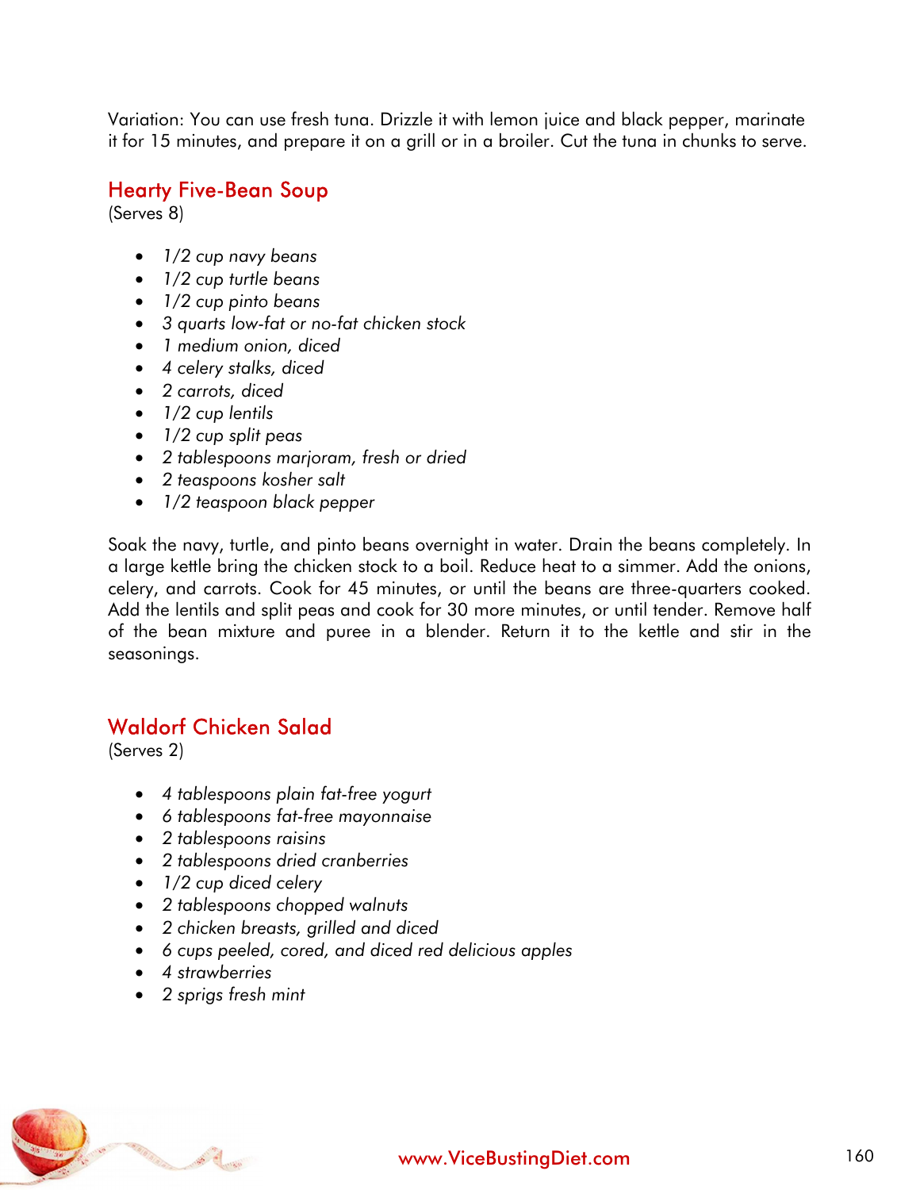Variation: You can use fresh tuna. Drizzle it with lemon juice and black pepper, marinate it for 15 minutes, and prepare it on a grill or in a broiler. Cut the tuna in chunks to serve.

## Hearty Five-Bean Soup

(Serves 8)

- *1/2 cup navy beans*
- *1/2 cup turtle beans*
- *1/2 cup pinto beans*
- *3 quarts low-fat or no-fat chicken stock*
- *1 medium onion, diced*
- *4 celery stalks, diced*
- *2 carrots, diced*
- *1/2 cup lentils*
- *1/2 cup split peas*
- *2 tablespoons marjoram, fresh or dried*
- *2 teaspoons kosher salt*
- *1/2 teaspoon black pepper*

Soak the navy, turtle, and pinto beans overnight in water. Drain the beans completely. In a large kettle bring the chicken stock to a boil. Reduce heat to a simmer. Add the onions, celery, and carrots. Cook for 45 minutes, or until the beans are three-quarters cooked. Add the lentils and split peas and cook for 30 more minutes, or until tender. Remove half of the bean mixture and puree in a blender. Return it to the kettle and stir in the seasonings.

## Waldorf Chicken Salad

(Serves 2)

- *4 tablespoons plain fat-free yogurt*
- *6 tablespoons fat-free mayonnaise*
- *2 tablespoons raisins*
- *2 tablespoons dried cranberries*
- *1/2 cup diced celery*
- *2 tablespoons chopped walnuts*
- *2 chicken breasts, grilled and diced*
- *6 cups peeled, cored, and diced red delicious apples*
- *4 strawberries*
- *2 sprigs fresh mint*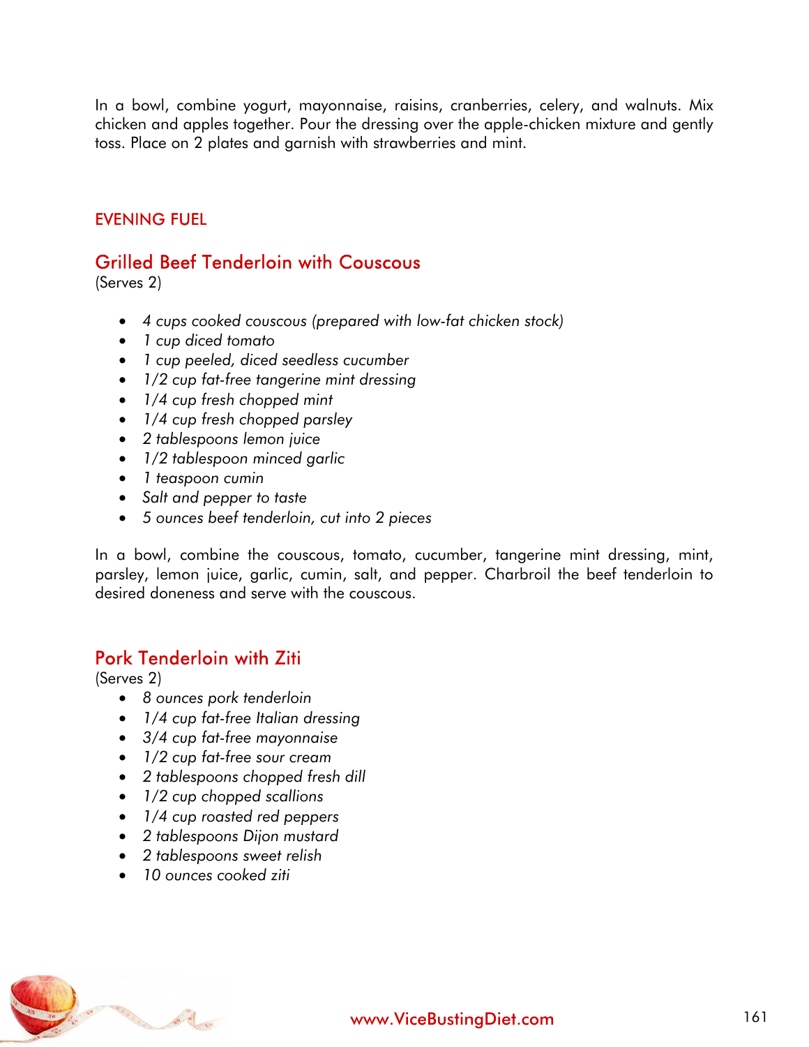In a bowl, combine yogurt, mayonnaise, raisins, cranberries, celery, and walnuts. Mix chicken and apples together. Pour the dressing over the apple-chicken mixture and gently toss. Place on 2 plates and garnish with strawberries and mint.

## EVENING FUEL

### Grilled Beef Tenderloin with Couscous

(Serves 2)

- *4 cups cooked couscous (prepared with low-fat chicken stock)*
- *1 cup diced tomato*
- *1 cup peeled, diced seedless cucumber*
- *1/2 cup fat-free tangerine mint dressing*
- *1/4 cup fresh chopped mint*
- *1/4 cup fresh chopped parsley*
- *2 tablespoons lemon juice*
- *1/2 tablespoon minced garlic*
- *1 teaspoon cumin*
- *Salt and pepper to taste*
- *5 ounces beef tenderloin, cut into 2 pieces*

In a bowl, combine the couscous, tomato, cucumber, tangerine mint dressing, mint, parsley, lemon juice, garlic, cumin, salt, and pepper. Charbroil the beef tenderloin to desired doneness and serve with the couscous.

### Pork Tenderloin with Ziti

(Serves 2)

- *8 ounces pork tenderloin*
- *1/4 cup fat-free Italian dressing*
- *3/4 cup fat-free mayonnaise*
- *1/2 cup fat-free sour cream*
- *2 tablespoons chopped fresh dill*
- *1/2 cup chopped scallions*
- *1/4 cup roasted red peppers*
- *2 tablespoons Dijon mustard*
- *2 tablespoons sweet relish*
- *10 ounces cooked ziti*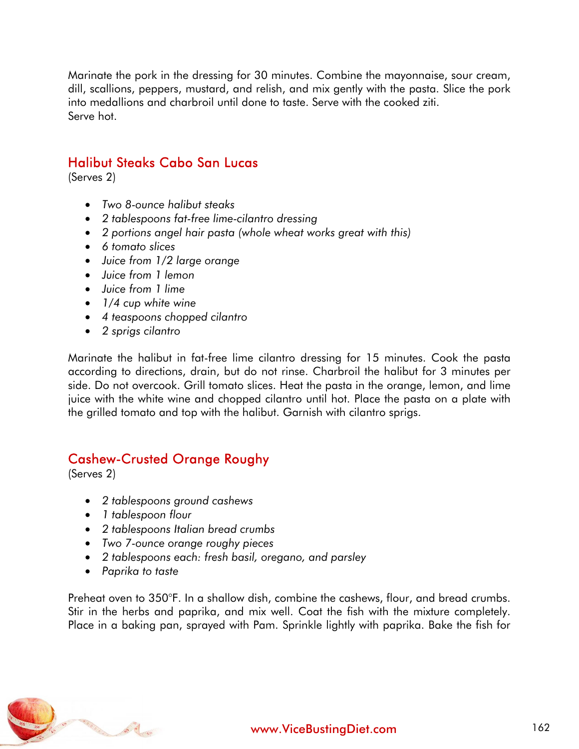Marinate the pork in the dressing for 30 minutes. Combine the mayonnaise, sour cream, dill, scallions, peppers, mustard, and relish, and mix gently with the pasta. Slice the pork into medallions and charbroil until done to taste. Serve with the cooked ziti.
Serve hot.

## Halibut Steaks Cabo San Lucas

(Serves 2)

- *Two 8-ounce halibut steaks*
- *2 tablespoons fat-free lime-cilantro dressing*
- *2 portions angel hair pasta (whole wheat works great with this)*
- *6 tomato slices*
- *Juice from 1/2 large orange*
- *Juice from 1 lemon*
- *Juice from 1 lime*
- *1/4 cup white wine*
- *4 teaspoons chopped cilantro*
- *2 sprigs cilantro*

Marinate the halibut in fat-free lime cilantro dressing for 15 minutes. Cook the pasta according to directions, drain, but do not rinse. Charbroil the halibut for 3 minutes per side. Do not overcook. Grill tomato slices. Heat the pasta in the orange, lemon, and lime juice with the white wine and chopped cilantro until hot. Place the pasta on a plate with the grilled tomato and top with the halibut. Garnish with cilantro sprigs.

## Cashew-Crusted Orange Roughy

(Serves 2)

- *2 tablespoons ground cashews*
- *1 tablespoon flour*
- *2 tablespoons Italian bread crumbs*
- *Two 7-ounce orange roughy pieces*
- *2 tablespoons each: fresh basil, oregano, and parsley*
- *Paprika to taste*

Preheat oven to 350°F. In a shallow dish, combine the cashews, flour, and bread crumbs. Stir in the herbs and paprika, and mix well. Coat the fish with the mixture completely. Place in a baking pan, sprayed with Pam. Sprinkle lightly with paprika. Bake the fish for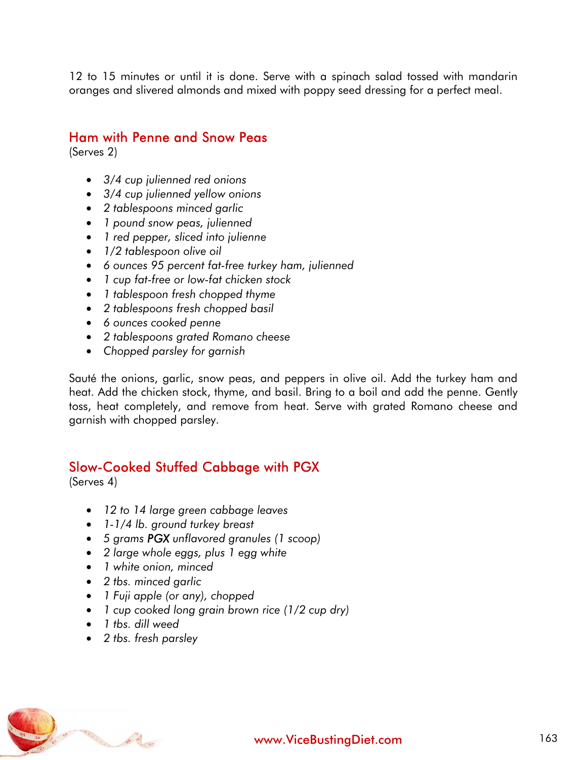12 to 15 minutes or until it is done. Serve with a spinach salad tossed with mandarin oranges and slivered almonds and mixed with poppy seed dressing for a perfect meal.

## Ham with Penne and Snow Peas

(Serves 2)

- *3/4 cup julienned red onions*
- *3/4 cup julienned yellow onions*
- *2 tablespoons minced garlic*
- *1 pound snow peas, julienned*
- *1 red pepper, sliced into julienne*
- *1/2 tablespoon olive oil*
- *6 ounces 95 percent fat-free turkey ham, julienned*
- *1 cup fat-free or low-fat chicken stock*
- *1 tablespoon fresh chopped thyme*
- *2 tablespoons fresh chopped basil*
- *6 ounces cooked penne*
- *2 tablespoons grated Romano cheese*
- *Chopped parsley for garnish*

Sauté the onions, garlic, snow peas, and peppers in olive oil. Add the turkey ham and heat. Add the chicken stock, thyme, and basil. Bring to a boil and add the penne. Gently toss, heat completely, and remove from heat. Serve with grated Romano cheese and garnish with chopped parsley.

## Slow-Cooked Stuffed Cabbage with PGX

(Serves 4)

- *12 to 14 large green cabbage leaves*
- *1-1/4 lb. ground turkey breast*
- *5 grams **PGX** unflavored granules (1 scoop)*
- *2 large whole eggs, plus 1 egg white*
- *1 white onion, minced*
- *2 tbs. minced garlic*
- *1 Fuji apple (or any), chopped*
- *1 cup cooked long grain brown rice (1/2 cup dry)*
- *1 tbs. dill weed*
- *2 tbs. fresh parsley*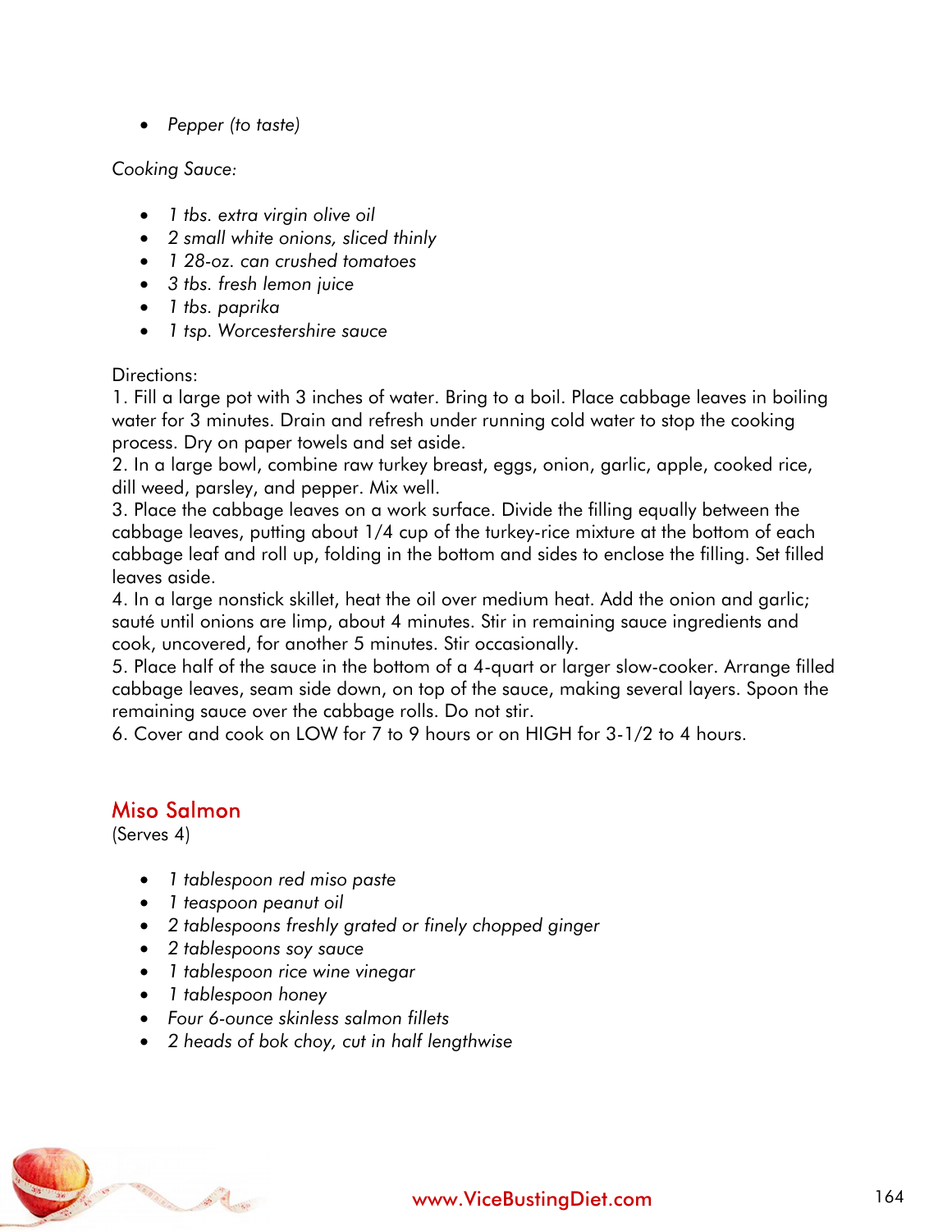- *Pepper (to taste)*

*Cooking Sauce:*

- *1 tbs. extra virgin olive oil*
- *2 small white onions, sliced thinly*
- *1 28-oz. can crushed tomatoes*
- *3 tbs. fresh lemon juice*
- *1 tbs. paprika*
- *1 tsp. Worcestershire sauce*

Directions:
1. Fill a large pot with 3 inches of water. Bring to a boil. Place cabbage leaves in boiling water for 3 minutes. Drain and refresh under running cold water to stop the cooking process. Dry on paper towels and set aside.
2. In a large bowl, combine raw turkey breast, eggs, onion, garlic, apple, cooked rice, dill weed, parsley, and pepper. Mix well.
3. Place the cabbage leaves on a work surface. Divide the filling equally between the cabbage leaves, putting about 1/4 cup of the turkey-rice mixture at the bottom of each cabbage leaf and roll up, folding in the bottom and sides to enclose the filling. Set filled leaves aside.
4. In a large nonstick skillet, heat the oil over medium heat. Add the onion and garlic; sauté until onions are limp, about 4 minutes. Stir in remaining sauce ingredients and cook, uncovered, for another 5 minutes. Stir occasionally.
5. Place half of the sauce in the bottom of a 4-quart or larger slow-cooker. Arrange filled cabbage leaves, seam side down, on top of the sauce, making several layers. Spoon the remaining sauce over the cabbage rolls. Do not stir.
6. Cover and cook on LOW for 7 to 9 hours or on HIGH for 3-1/2 to 4 hours.

## Miso Salmon

(Serves 4)

- *1 tablespoon red miso paste*
- *1 teaspoon peanut oil*
- *2 tablespoons freshly grated or finely chopped ginger*
- *2 tablespoons soy sauce*
- *1 tablespoon rice wine vinegar*
- *1 tablespoon honey*
- *Four 6-ounce skinless salmon fillets*
- *2 heads of bok choy, cut in half lengthwise*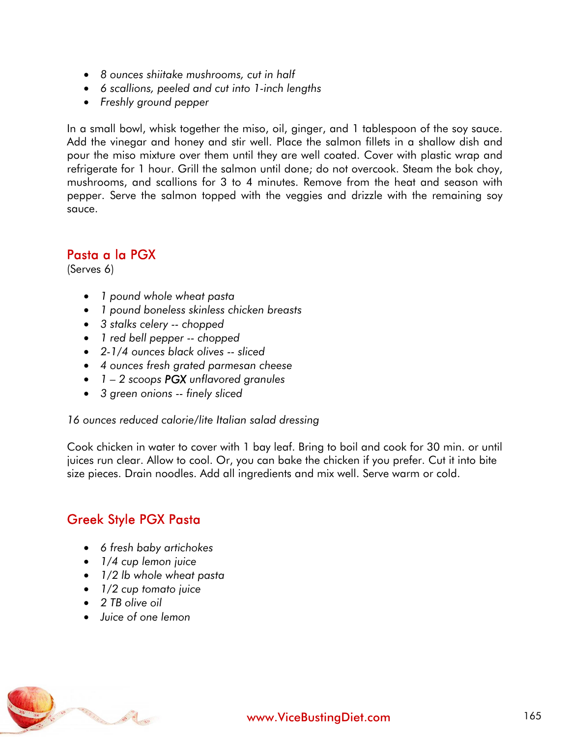- *8 ounces shiitake mushrooms, cut in half*
- *6 scallions, peeled and cut into 1-inch lengths*
- *Freshly ground pepper*

In a small bowl, whisk together the miso, oil, ginger, and 1 tablespoon of the soy sauce. Add the vinegar and honey and stir well. Place the salmon fillets in a shallow dish and pour the miso mixture over them until they are well coated. Cover with plastic wrap and refrigerate for 1 hour. Grill the salmon until done; do not overcook. Steam the bok choy, mushrooms, and scallions for 3 to 4 minutes. Remove from the heat and season with pepper. Serve the salmon topped with the veggies and drizzle with the remaining soy sauce.

## Pasta a la PGX

(Serves 6)

- *1 pound whole wheat pasta*
- *1 pound boneless skinless chicken breasts*
- *3 stalks celery -- chopped*
- *1 red bell pepper -- chopped*
- *2-1/4 ounces black olives -- sliced*
- *4 ounces fresh grated parmesan cheese*
- *1 – 2 scoops PGX unflavored granules*
- *3 green onions -- finely sliced*

*16 ounces reduced calorie/lite Italian salad dressing*

Cook chicken in water to cover with 1 bay leaf. Bring to boil and cook for 30 min. or until juices run clear. Allow to cool. Or, you can bake the chicken if you prefer. Cut it into bite size pieces. Drain noodles. Add all ingredients and mix well. Serve warm or cold.

## Greek Style PGX Pasta

- *6 fresh baby artichokes*
- *1/4 cup lemon juice*
- *1/2 lb whole wheat pasta*
- *1/2 cup tomato juice*
- *2 TB olive oil*
- *Juice of one lemon*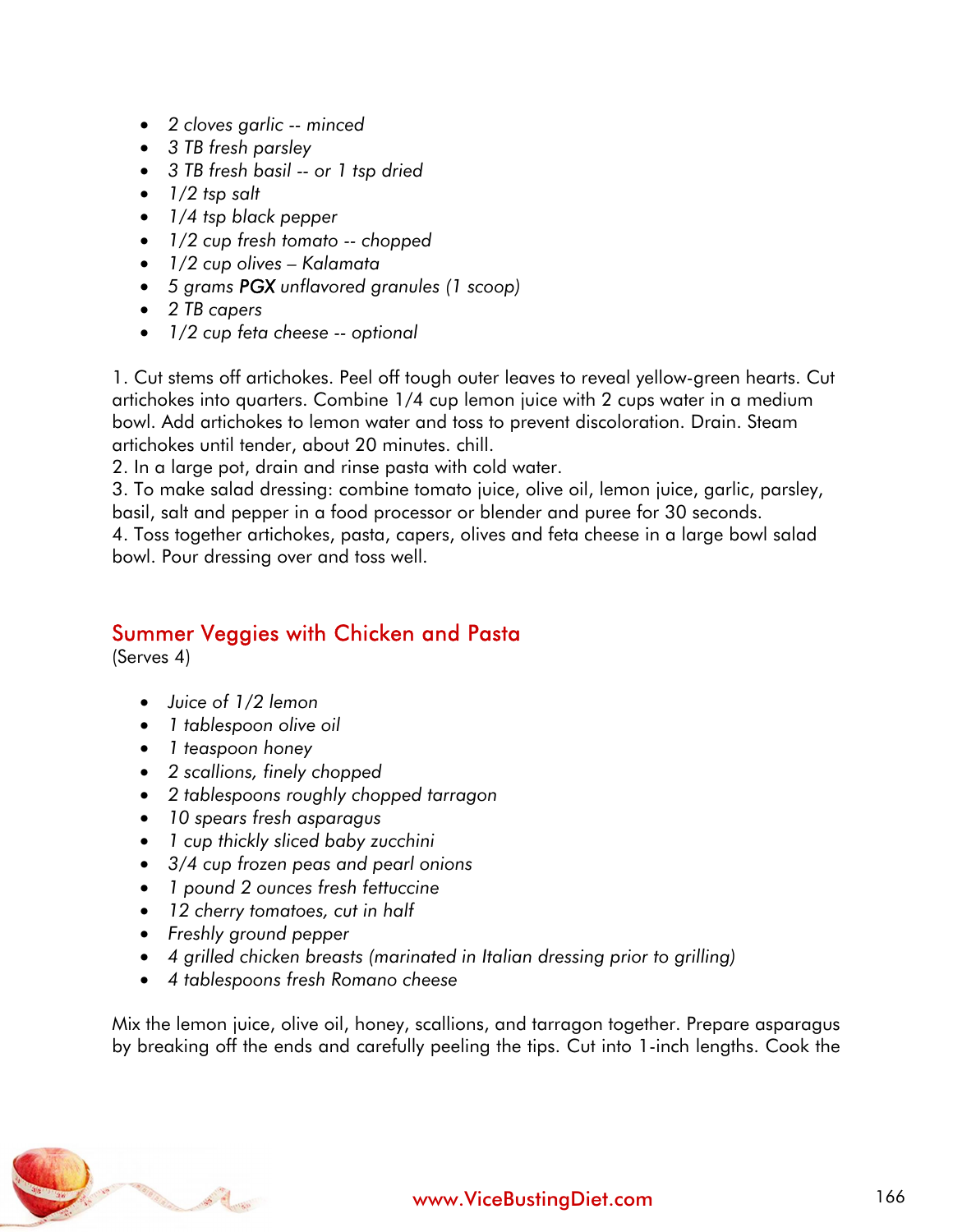- *2 cloves garlic -- minced*
- *3 TB fresh parsley*
- *3 TB fresh basil -- or 1 tsp dried*
- *1/2 tsp salt*
- *1/4 tsp black pepper*
- *1/2 cup fresh tomato -- chopped*
- *1/2 cup olives – Kalamata*
- *5 grams **PGX** unflavored granules (1 scoop)*
- *2 TB capers*
- *1/2 cup feta cheese -- optional*

1. Cut stems off artichokes. Peel off tough outer leaves to reveal yellow-green hearts. Cut artichokes into quarters. Combine 1/4 cup lemon juice with 2 cups water in a medium bowl. Add artichokes to lemon water and toss to prevent discoloration. Drain. Steam artichokes until tender, about 20 minutes. chill.
2. In a large pot, drain and rinse pasta with cold water.
3. To make salad dressing: combine tomato juice, olive oil, lemon juice, garlic, parsley, basil, salt and pepper in a food processor or blender and puree for 30 seconds.
4. Toss together artichokes, pasta, capers, olives and feta cheese in a large bowl salad bowl. Pour dressing over and toss well.

## Summer Veggies with Chicken and Pasta

(Serves 4)

- *Juice of 1/2 lemon*
- *1 tablespoon olive oil*
- *1 teaspoon honey*
- *2 scallions, finely chopped*
- *2 tablespoons roughly chopped tarragon*
- *10 spears fresh asparagus*
- *1 cup thickly sliced baby zucchini*
- *3/4 cup frozen peas and pearl onions*
- *1 pound 2 ounces fresh fettuccine*
- *12 cherry tomatoes, cut in half*
- *Freshly ground pepper*
- *4 grilled chicken breasts (marinated in Italian dressing prior to grilling)*
- *4 tablespoons fresh Romano cheese*

Mix the lemon juice, olive oil, honey, scallions, and tarragon together. Prepare asparagus by breaking off the ends and carefully peeling the tips. Cut into 1-inch lengths. Cook the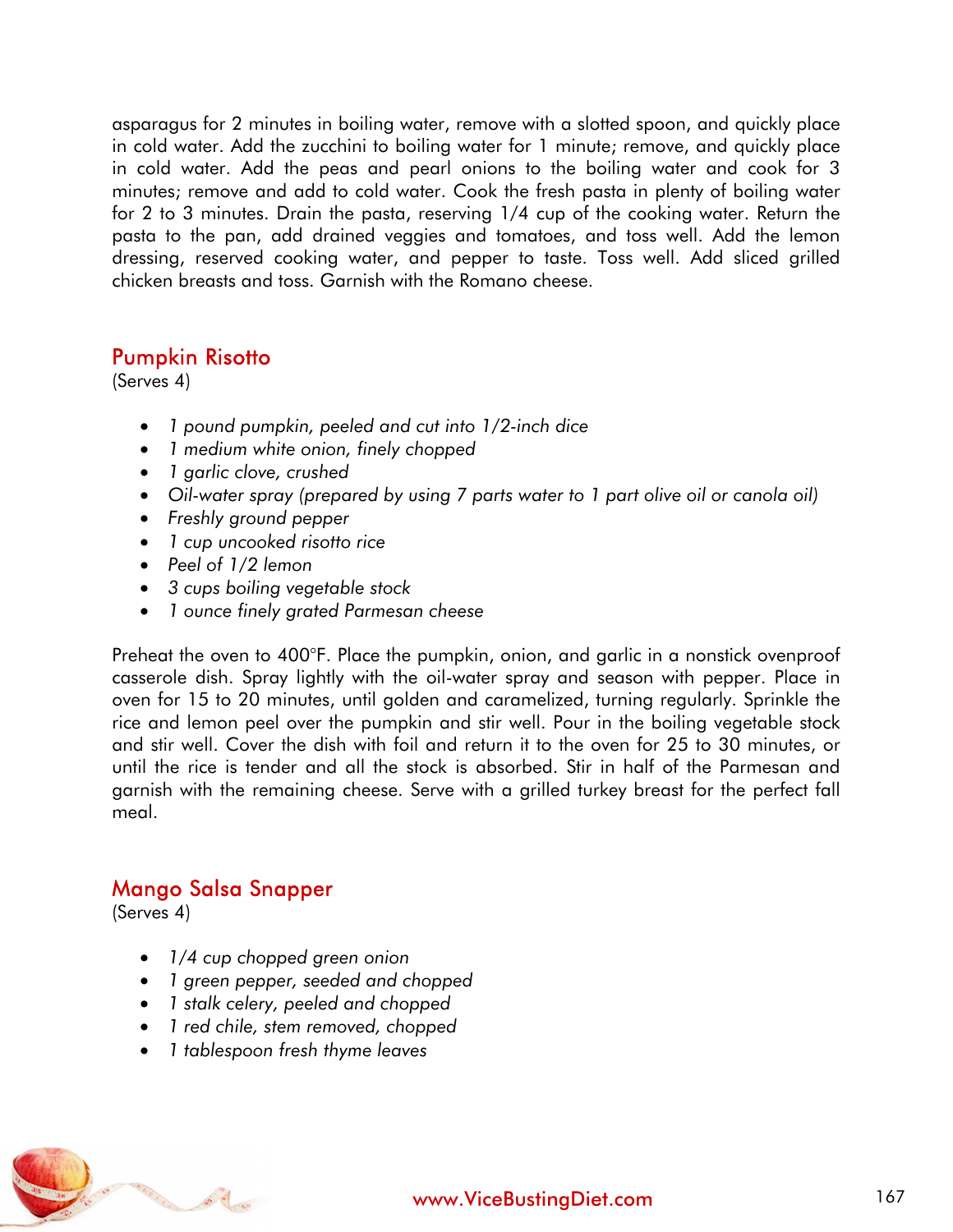asparagus for 2 minutes in boiling water, remove with a slotted spoon, and quickly place in cold water. Add the zucchini to boiling water for 1 minute; remove, and quickly place in cold water. Add the peas and pearl onions to the boiling water and cook for 3 minutes; remove and add to cold water. Cook the fresh pasta in plenty of boiling water for 2 to 3 minutes. Drain the pasta, reserving 1/4 cup of the cooking water. Return the pasta to the pan, add drained veggies and tomatoes, and toss well. Add the lemon dressing, reserved cooking water, and pepper to taste. Toss well. Add sliced grilled chicken breasts and toss. Garnish with the Romano cheese.

## Pumpkin Risotto

(Serves 4)

- *1 pound pumpkin, peeled and cut into 1/2-inch dice*
- *1 medium white onion, finely chopped*
- *1 garlic clove, crushed*
- *Oil-water spray (prepared by using 7 parts water to 1 part olive oil or canola oil)*
- *Freshly ground pepper*
- *1 cup uncooked risotto rice*
- *Peel of 1/2 lemon*
- *3 cups boiling vegetable stock*
- *1 ounce finely grated Parmesan cheese*

Preheat the oven to 400°F. Place the pumpkin, onion, and garlic in a nonstick ovenproof casserole dish. Spray lightly with the oil-water spray and season with pepper. Place in oven for 15 to 20 minutes, until golden and caramelized, turning regularly. Sprinkle the rice and lemon peel over the pumpkin and stir well. Pour in the boiling vegetable stock and stir well. Cover the dish with foil and return it to the oven for 25 to 30 minutes, or until the rice is tender and all the stock is absorbed. Stir in half of the Parmesan and garnish with the remaining cheese. Serve with a grilled turkey breast for the perfect fall meal.

## Mango Salsa Snapper

(Serves 4)

- *1/4 cup chopped green onion*
- *1 green pepper, seeded and chopped*
- *1 stalk celery, peeled and chopped*
- *1 red chile, stem removed, chopped*
- *1 tablespoon fresh thyme leaves*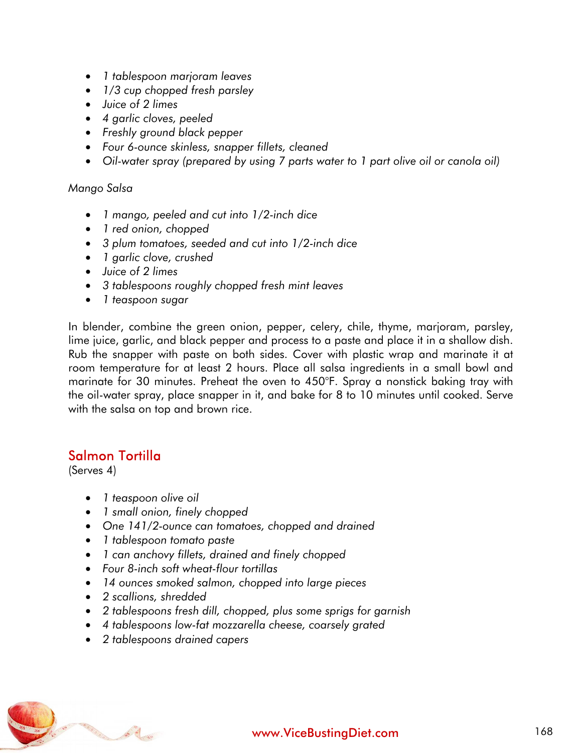- *1 tablespoon marjoram leaves*
- *1/3 cup chopped fresh parsley*
- *Juice of 2 limes*
- *4 garlic cloves, peeled*
- *Freshly ground black pepper*
- *Four 6-ounce skinless, snapper fillets, cleaned*
- *Oil-water spray (prepared by using 7 parts water to 1 part olive oil or canola oil)*

*Mango Salsa*

- *1 mango, peeled and cut into 1/2-inch dice*
- *1 red onion, chopped*
- *3 plum tomatoes, seeded and cut into 1/2-inch dice*
- *1 garlic clove, crushed*
- *Juice of 2 limes*
- *3 tablespoons roughly chopped fresh mint leaves*
- *1 teaspoon sugar*

In blender, combine the green onion, pepper, celery, chile, thyme, marjoram, parsley, lime juice, garlic, and black pepper and process to a paste and place it in a shallow dish. Rub the snapper with paste on both sides. Cover with plastic wrap and marinate it at room temperature for at least 2 hours. Place all salsa ingredients in a small bowl and marinate for 30 minutes. Preheat the oven to 450°F. Spray a nonstick baking tray with the oil-water spray, place snapper in it, and bake for 8 to 10 minutes until cooked. Serve with the salsa on top and brown rice.

## Salmon Tortilla

(Serves 4)

- *1 teaspoon olive oil*
- *1 small onion, finely chopped*
- *One 141/2-ounce can tomatoes, chopped and drained*
- *1 tablespoon tomato paste*
- *1 can anchovy fillets, drained and finely chopped*
- *Four 8-inch soft wheat-flour tortillas*
- *14 ounces smoked salmon, chopped into large pieces*
- *2 scallions, shredded*
- *2 tablespoons fresh dill, chopped, plus some sprigs for garnish*
- *4 tablespoons low-fat mozzarella cheese, coarsely grated*
- *2 tablespoons drained capers*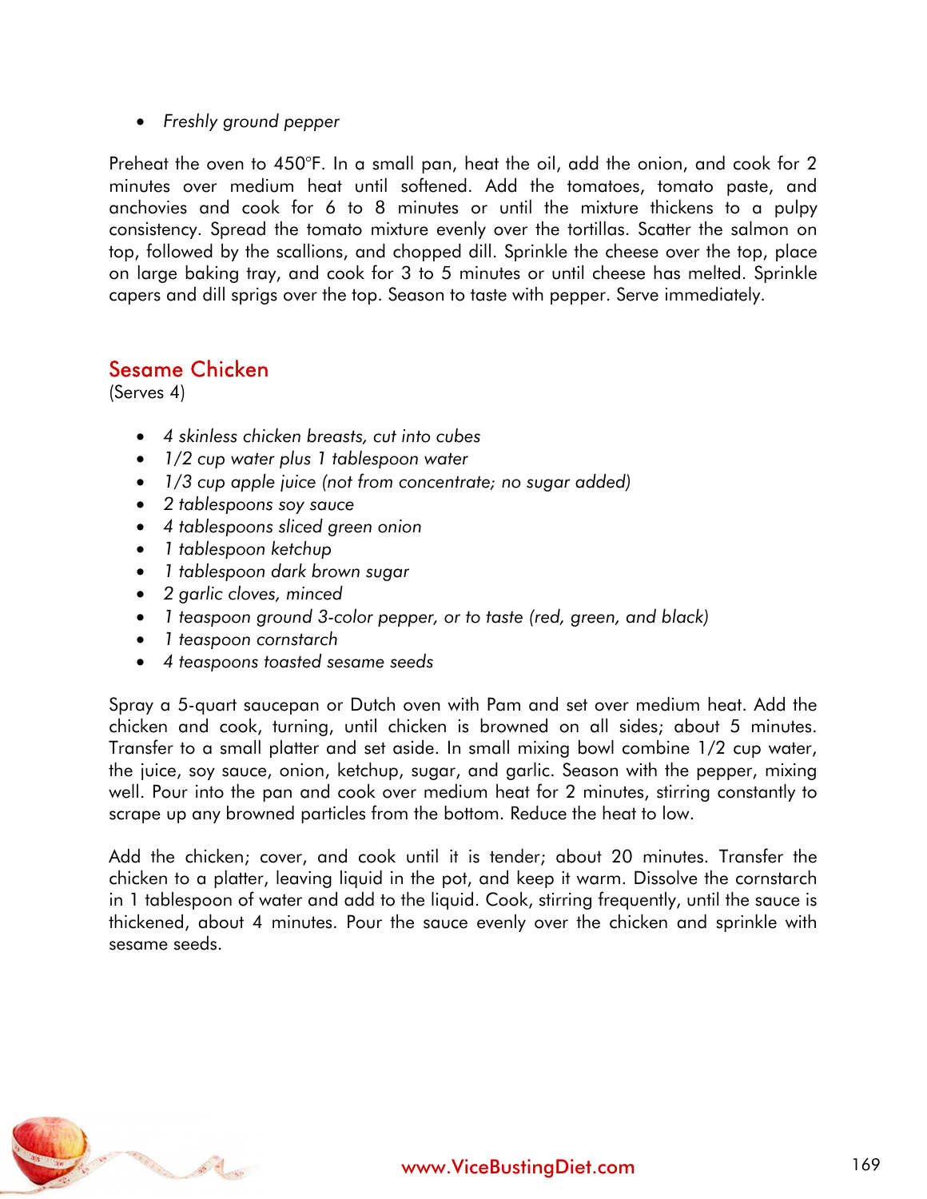- *Freshly ground pepper*

Preheat the oven to 450°F. In a small pan, heat the oil, add the onion, and cook for 2 minutes over medium heat until softened. Add the tomatoes, tomato paste, and anchovies and cook for 6 to 8 minutes or until the mixture thickens to a pulpy consistency. Spread the tomato mixture evenly over the tortillas. Scatter the salmon on top, followed by the scallions, and chopped dill. Sprinkle the cheese over the top, place on large baking tray, and cook for 3 to 5 minutes or until cheese has melted. Sprinkle capers and dill sprigs over the top. Season to taste with pepper. Serve immediately.

## Sesame Chicken

(Serves 4)

- *4 skinless chicken breasts, cut into cubes*
- *1/2 cup water plus 1 tablespoon water*
- *1/3 cup apple juice (not from concentrate; no sugar added)*
- *2 tablespoons soy sauce*
- *4 tablespoons sliced green onion*
- *1 tablespoon ketchup*
- *1 tablespoon dark brown sugar*
- *2 garlic cloves, minced*
- *1 teaspoon ground 3-color pepper, or to taste (red, green, and black)*
- *1 teaspoon cornstarch*
- *4 teaspoons toasted sesame seeds*

Spray a 5-quart saucepan or Dutch oven with Pam and set over medium heat. Add the chicken and cook, turning, until chicken is browned on all sides; about 5 minutes. Transfer to a small platter and set aside. In small mixing bowl combine 1/2 cup water, the juice, soy sauce, onion, ketchup, sugar, and garlic. Season with the pepper, mixing well. Pour into the pan and cook over medium heat for 2 minutes, stirring constantly to scrape up any browned particles from the bottom. Reduce the heat to low.

Add the chicken; cover, and cook until it is tender; about 20 minutes. Transfer the chicken to a platter, leaving liquid in the pot, and keep it warm. Dissolve the cornstarch in 1 tablespoon of water and add to the liquid. Cook, stirring frequently, until the sauce is thickened, about 4 minutes. Pour the sauce evenly over the chicken and sprinkle with sesame seeds.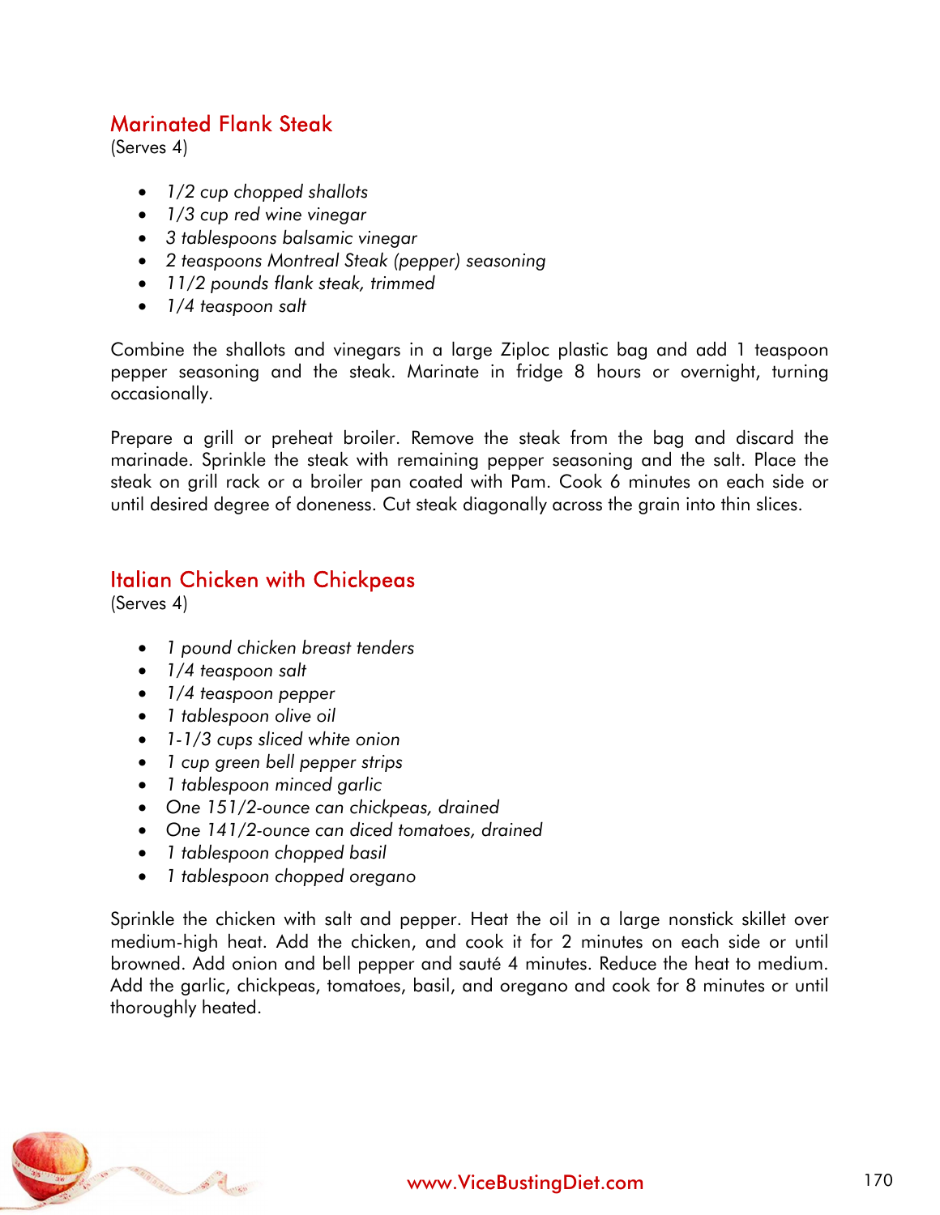## Marinated Flank Steak

(Serves 4)

- *1/2 cup chopped shallots*
- *1/3 cup red wine vinegar*
- *3 tablespoons balsamic vinegar*
- *2 teaspoons Montreal Steak (pepper) seasoning*
- *11/2 pounds flank steak, trimmed*
- *1/4 teaspoon salt*

Combine the shallots and vinegars in a large Ziploc plastic bag and add 1 teaspoon pepper seasoning and the steak. Marinate in fridge 8 hours or overnight, turning occasionally.

Prepare a grill or preheat broiler. Remove the steak from the bag and discard the marinade. Sprinkle the steak with remaining pepper seasoning and the salt. Place the steak on grill rack or a broiler pan coated with Pam. Cook 6 minutes on each side or until desired degree of doneness. Cut steak diagonally across the grain into thin slices.

## Italian Chicken with Chickpeas

(Serves 4)

- *1 pound chicken breast tenders*
- *1/4 teaspoon salt*
- *1/4 teaspoon pepper*
- *1 tablespoon olive oil*
- *1-1/3 cups sliced white onion*
- *1 cup green bell pepper strips*
- *1 tablespoon minced garlic*
- *One 151/2-ounce can chickpeas, drained*
- *One 141/2-ounce can diced tomatoes, drained*
- *1 tablespoon chopped basil*
- *1 tablespoon chopped oregano*

Sprinkle the chicken with salt and pepper. Heat the oil in a large nonstick skillet over medium-high heat. Add the chicken, and cook it for 2 minutes on each side or until browned. Add onion and bell pepper and sauté 4 minutes. Reduce the heat to medium. Add the garlic, chickpeas, tomatoes, basil, and oregano and cook for 8 minutes or until thoroughly heated.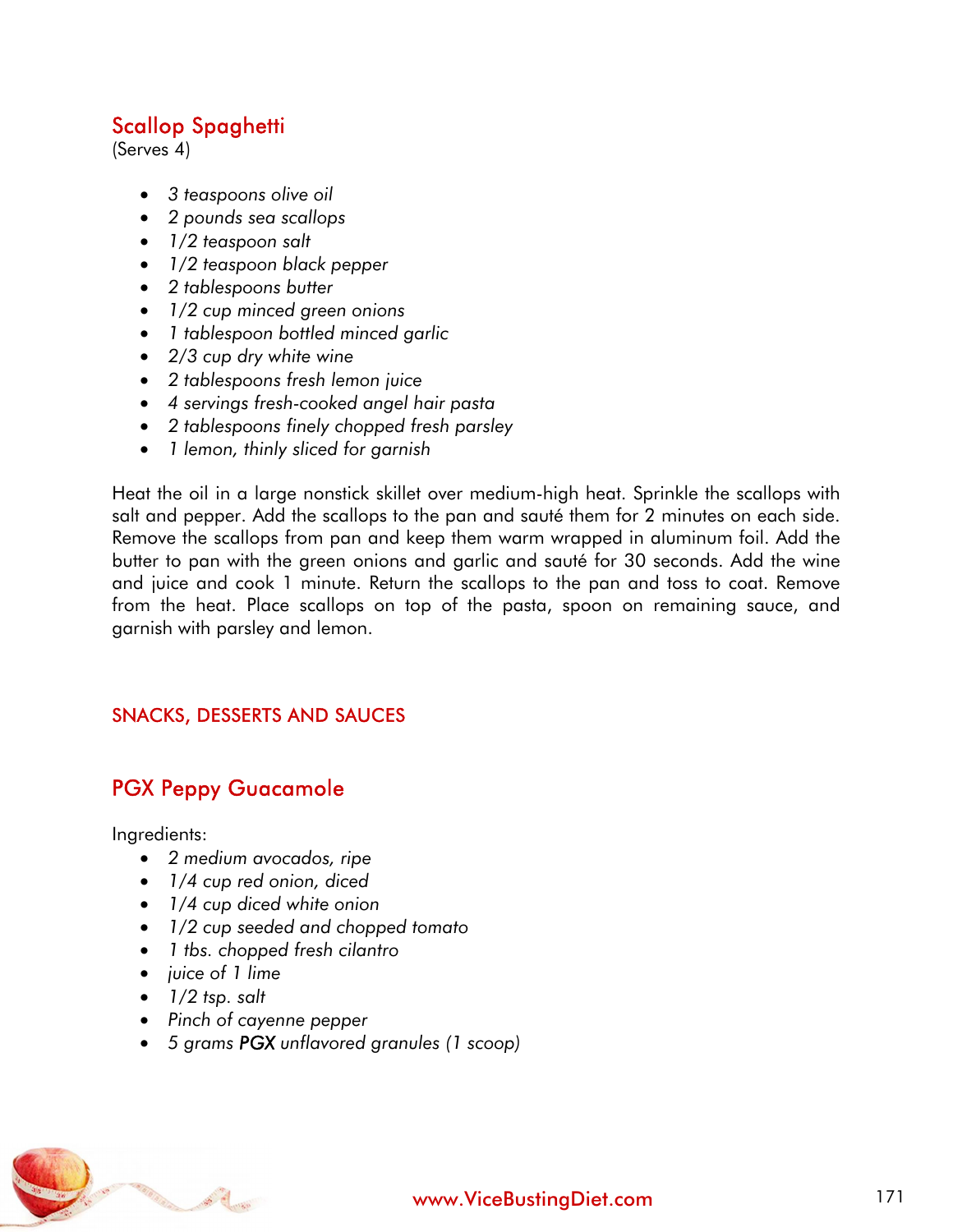## Scallop Spaghetti

(Serves 4)

- *3 teaspoons olive oil*
- *2 pounds sea scallops*
- *1/2 teaspoon salt*
- *1/2 teaspoon black pepper*
- *2 tablespoons butter*
- *1/2 cup minced green onions*
- *1 tablespoon bottled minced garlic*
- *2/3 cup dry white wine*
- *2 tablespoons fresh lemon juice*
- *4 servings fresh-cooked angel hair pasta*
- *2 tablespoons finely chopped fresh parsley*
- *1 lemon, thinly sliced for garnish*

Heat the oil in a large nonstick skillet over medium-high heat. Sprinkle the scallops with salt and pepper. Add the scallops to the pan and sauté them for 2 minutes on each side. Remove the scallops from pan and keep them warm wrapped in aluminum foil. Add the butter to pan with the green onions and garlic and sauté for 30 seconds. Add the wine and juice and cook 1 minute. Return the scallops to the pan and toss to coat. Remove from the heat. Place scallops on top of the pasta, spoon on remaining sauce, and garnish with parsley and lemon.

# SNACKS, DESSERTS AND SAUCES

## PGX Peppy Guacamole

Ingredients:

- *2 medium avocados, ripe*
- *1/4 cup red onion, diced*
- *1/4 cup diced white onion*
- *1/2 cup seeded and chopped tomato*
- *1 tbs. chopped fresh cilantro*
- *juice of 1 lime*
- *1/2 tsp. salt*
- *Pinch of cayenne pepper*
- *5 grams **PGX** unflavored granules (1 scoop)*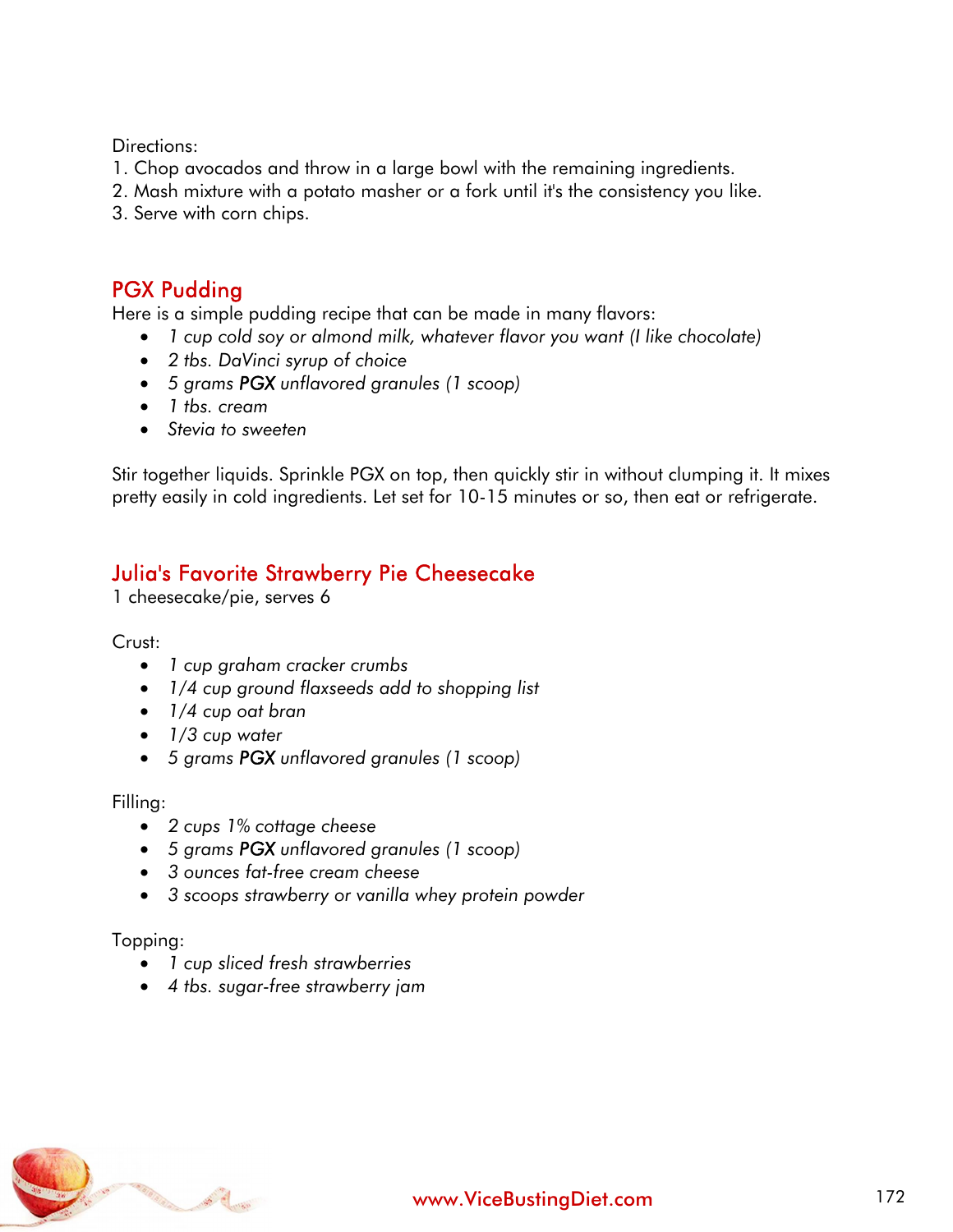Directions:
1. Chop avocados and throw in a large bowl with the remaining ingredients.
2. Mash mixture with a potato masher or a fork until it's the consistency you like.
3. Serve with corn chips.

## PGX Pudding

Here is a simple pudding recipe that can be made in many flavors:

- *1 cup cold soy or almond milk, whatever flavor you want (I like chocolate)*
- *2 tbs. DaVinci syrup of choice*
- *5 grams **PGX** unflavored granules (1 scoop)*
- *1 tbs. cream*
- *Stevia to sweeten*

Stir together liquids. Sprinkle PGX on top, then quickly stir in without clumping it. It mixes pretty easily in cold ingredients. Let set for 10-15 minutes or so, then eat or refrigerate.

## Julia's Favorite Strawberry Pie Cheesecake

1 cheesecake/pie, serves 6

Crust:

- *1 cup graham cracker crumbs*
- *1/4 cup ground flaxseeds add to shopping list*
- *1/4 cup oat bran*
- *1/3 cup water*
- *5 grams **PGX** unflavored granules (1 scoop)*

Filling:

- *2 cups 1% cottage cheese*
- *5 grams **PGX** unflavored granules (1 scoop)*
- *3 ounces fat-free cream cheese*
- *3 scoops strawberry or vanilla whey protein powder*

Topping:

- *1 cup sliced fresh strawberries*
- *4 tbs. sugar-free strawberry jam*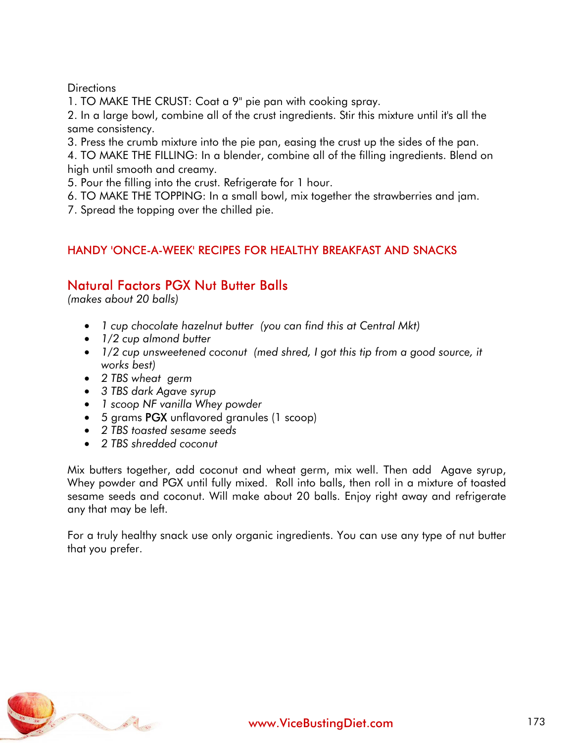Directions

1. TO MAKE THE CRUST: Coat a 9" pie pan with cooking spray.
2. In a large bowl, combine all of the crust ingredients. Stir this mixture until it's all the same consistency.
3. Press the crumb mixture into the pie pan, easing the crust up the sides of the pan.
4. TO MAKE THE FILLING: In a blender, combine all of the filling ingredients. Blend on high until smooth and creamy.
5. Pour the filling into the crust. Refrigerate for 1 hour.
6. TO MAKE THE TOPPING: In a small bowl, mix together the strawberries and jam.
7. Spread the topping over the chilled pie.

## HANDY 'ONCE-A-WEEK' RECIPES FOR HEALTHY BREAKFAST AND SNACKS

### Natural Factors PGX Nut Butter Balls

*(makes about 20 balls)*

- *1 cup chocolate hazelnut butter (you can find this at Central Mkt)*
- *1/2 cup almond butter*
- *1/2 cup unsweetened coconut (med shred, I got this tip from a good source, it works best)*
- *2 TBS wheat germ*
- *3 TBS dark Agave syrup*
- *1 scoop NF vanilla Whey powder*
- 5 grams PGX unflavored granules (1 scoop)
- *2 TBS toasted sesame seeds*
- *2 TBS shredded coconut*

Mix butters together, add coconut and wheat germ, mix well. Then add Agave syrup, Whey powder and PGX until fully mixed. Roll into balls, then roll in a mixture of toasted sesame seeds and coconut. Will make about 20 balls. Enjoy right away and refrigerate any that may be left.

For a truly healthy snack use only organic ingredients. You can use any type of nut butter that you prefer.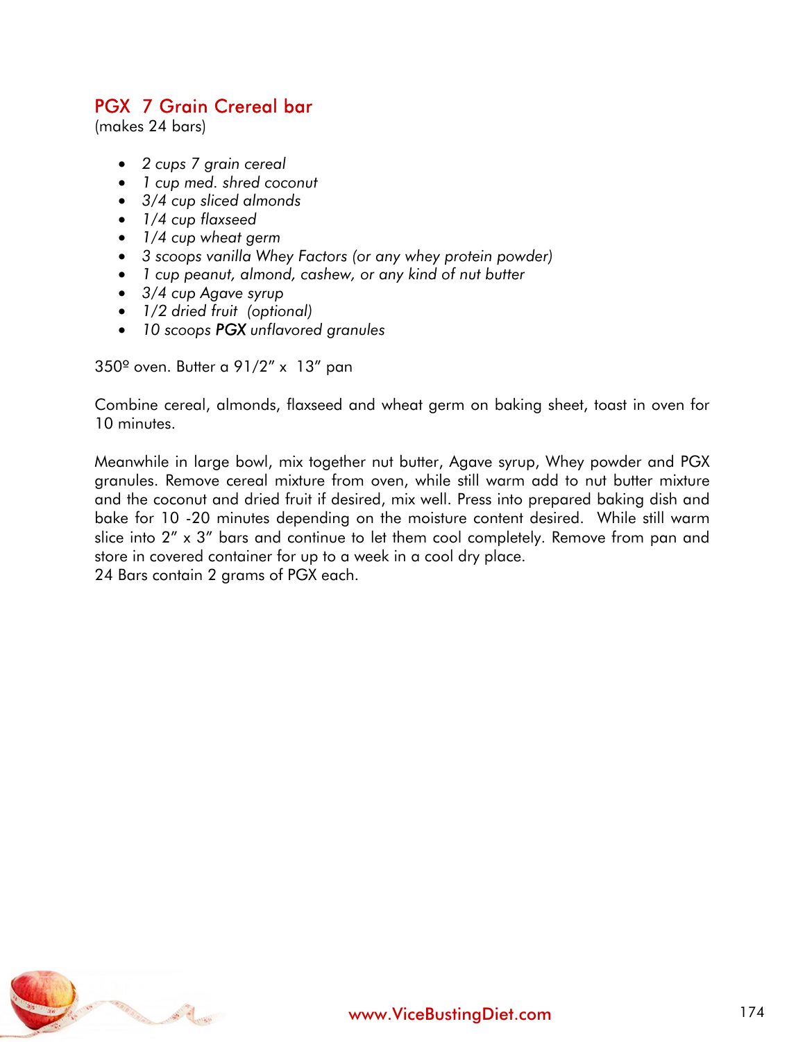## PGX 7 Grain Crereal bar

(makes 24 bars)

- *2 cups 7 grain cereal*
- *1 cup med. shred coconut*
- *3/4 cup sliced almonds*
- *1/4 cup flaxseed*
- *1/4 cup wheat germ*
- *3 scoops vanilla Whey Factors (or any whey protein powder)*
- *1 cup peanut, almond, cashew, or any kind of nut butter*
- *3/4 cup Agave syrup*
- *1/2 dried fruit (optional)*
- *10 scoops **PGX** unflavored granules*

350º oven. Butter a 91/2" x 13" pan

Combine cereal, almonds, flaxseed and wheat germ on baking sheet, toast in oven for 10 minutes.

Meanwhile in large bowl, mix together nut butter, Agave syrup, Whey powder and PGX granules. Remove cereal mixture from oven, while still warm add to nut butter mixture and the coconut and dried fruit if desired, mix well. Press into prepared baking dish and bake for 10 -20 minutes depending on the moisture content desired. While still warm slice into 2" x 3" bars and continue to let them cool completely. Remove from pan and store in covered container for up to a week in a cool dry place.
24 Bars contain 2 grams of PGX each.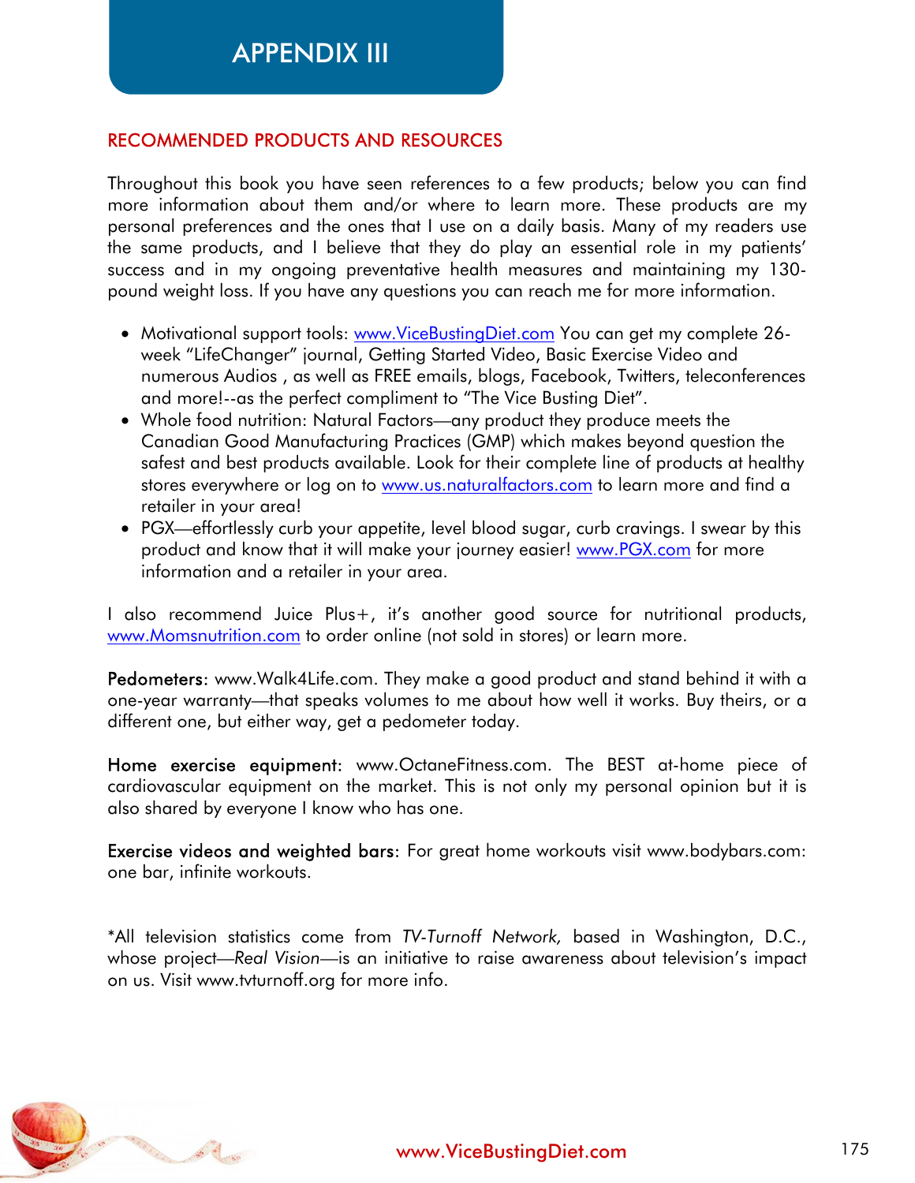# APPENDIX III

## RECOMMENDED PRODUCTS AND RESOURCES

Throughout this book you have seen references to a few products; below you can find more information about them and/or where to learn more. These products are my personal preferences and the ones that I use on a daily basis. Many of my readers use the same products, and I believe that they do play an essential role in my patients' success and in my ongoing preventative health measures and maintaining my 130-pound weight loss. If you have any questions you can reach me for more information.

- Motivational support tools: www.ViceBustingDiet.com You can get my complete 26-week "LifeChanger" journal, Getting Started Video, Basic Exercise Video and numerous Audios , as well as FREE emails, blogs, Facebook, Twitters, teleconferences and more!--as the perfect compliment to "The Vice Busting Diet".
- Whole food nutrition: Natural Factors—any product they produce meets the Canadian Good Manufacturing Practices (GMP) which makes beyond question the safest and best products available. Look for their complete line of products at healthy stores everywhere or log on to www.us.naturalfactors.com to learn more and find a retailer in your area!
- PGX—effortlessly curb your appetite, level blood sugar, curb cravings. I swear by this product and know that it will make your journey easier! www.PGX.com for more information and a retailer in your area.

I also recommend Juice Plus+, it's another good source for nutritional products, www.Momsnutrition.com to order online (not sold in stores) or learn more.

**Pedometers**: www.Walk4Life.com. They make a good product and stand behind it with a one-year warranty—that speaks volumes to me about how well it works. Buy theirs, or a different one, but either way, get a pedometer today.

**Home exercise equipment**: www.OctaneFitness.com. The BEST at-home piece of cardiovascular equipment on the market. This is not only my personal opinion but it is also shared by everyone I know who has one.

**Exercise videos and weighted bars**: For great home workouts visit www.bodybars.com: one bar, infinite workouts.

*All television statistics come from *TV-Turnoff Network,* based in Washington, D.C., whose project—*Real Vision*—is an initiative to raise awareness about television's impact on us. Visit www.tvturnoff.org for more info.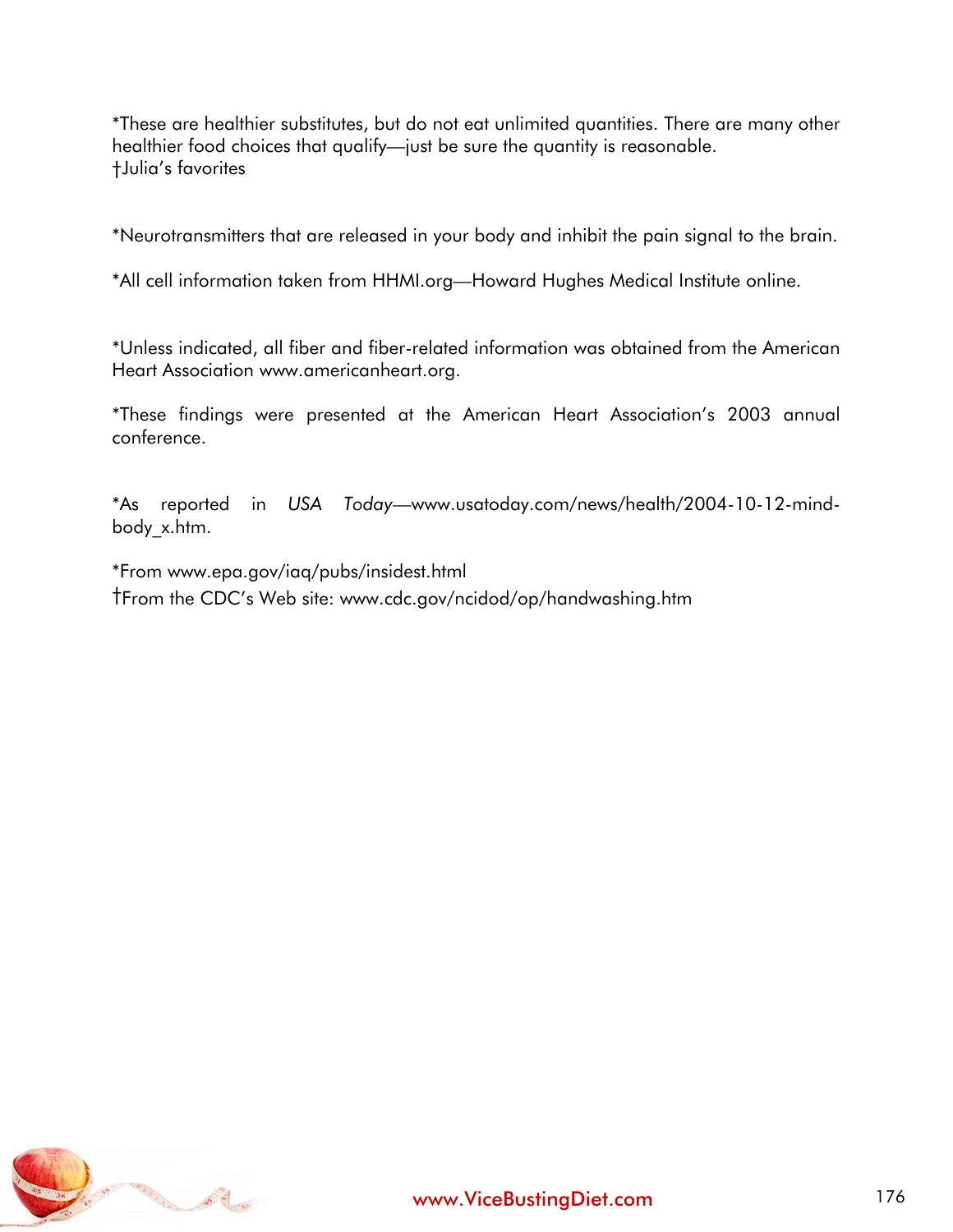*These are healthier substitutes, but do not eat unlimited quantities. There are many other healthier food choices that qualify—just be sure the quantity is reasonable.
†Julia's favorites

*Neurotransmitters that are released in your body and inhibit the pain signal to the brain.

*All cell information taken from HHMI.org—Howard Hughes Medical Institute online.

*Unless indicated, all fiber and fiber-related information was obtained from the American Heart Association www.americanheart.org.

*These findings were presented at the American Heart Association's 2003 annual conference.

*As reported in *USA Today*—www.usatoday.com/news/health/2004-10-12-mind-body_x.htm.

*From www.epa.gov/iaq/pubs/insidest.html
†From the CDC's Web site: www.cdc.gov/ncidod/op/handwashing.htm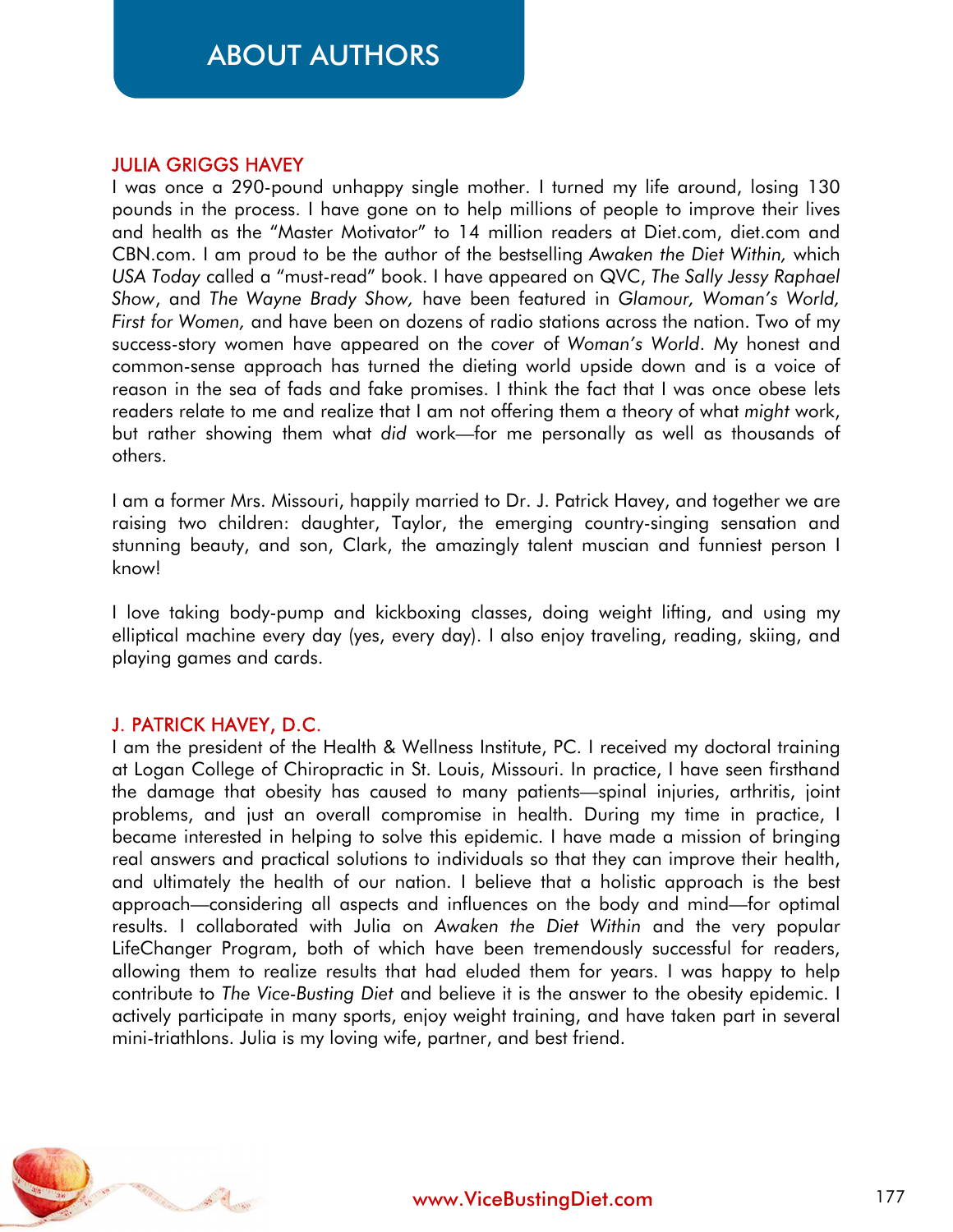# ABOUT AUTHORS

## JULIA GRIGGS HAVEY

I was once a 290-pound unhappy single mother. I turned my life around, losing 130 pounds in the process. I have gone on to help millions of people to improve their lives and health as the "Master Motivator" to 14 million readers at Diet.com, diet.com and CBN.com. I am proud to be the author of the bestselling *Awaken the Diet Within,* which *USA Today* called a "must-read" book. I have appeared on QVC, *The Sally Jessy Raphael Show*, and *The Wayne Brady Show,* have been featured in *Glamour, Woman's World, First for Women,* and have been on dozens of radio stations across the nation. Two of my success-story women have appeared on the *cover* of *Woman's World*. My honest and common-sense approach has turned the dieting world upside down and is a voice of reason in the sea of fads and fake promises. I think the fact that I was once obese lets readers relate to me and realize that I am not offering them a theory of what *might* work, but rather showing them what *did* work—for me personally as well as thousands of others.

I am a former Mrs. Missouri, happily married to Dr. J. Patrick Havey, and together we are raising two children: daughter, Taylor, the emerging country-singing sensation and stunning beauty, and son, Clark, the amazingly talent muscian and funniest person I know!

I love taking body-pump and kickboxing classes, doing weight lifting, and using my elliptical machine every day (yes, every day). I also enjoy traveling, reading, skiing, and playing games and cards.

## J. PATRICK HAVEY, D.C.

I am the president of the Health & Wellness Institute, PC. I received my doctoral training at Logan College of Chiropractic in St. Louis, Missouri. In practice, I have seen firsthand the damage that obesity has caused to many patients—spinal injuries, arthritis, joint problems, and just an overall compromise in health. During my time in practice, I became interested in helping to solve this epidemic. I have made a mission of bringing real answers and practical solutions to individuals so that they can improve their health, and ultimately the health of our nation. I believe that a holistic approach is the best approach—considering all aspects and influences on the body and mind—for optimal results. I collaborated with Julia on *Awaken the Diet Within* and the very popular LifeChanger Program, both of which have been tremendously successful for readers, allowing them to realize results that had eluded them for years. I was happy to help contribute to *The Vice-Busting Diet* and believe it is the answer to the obesity epidemic. I actively participate in many sports, enjoy weight training, and have taken part in several mini-triathlons. Julia is my loving wife, partner, and best friend.